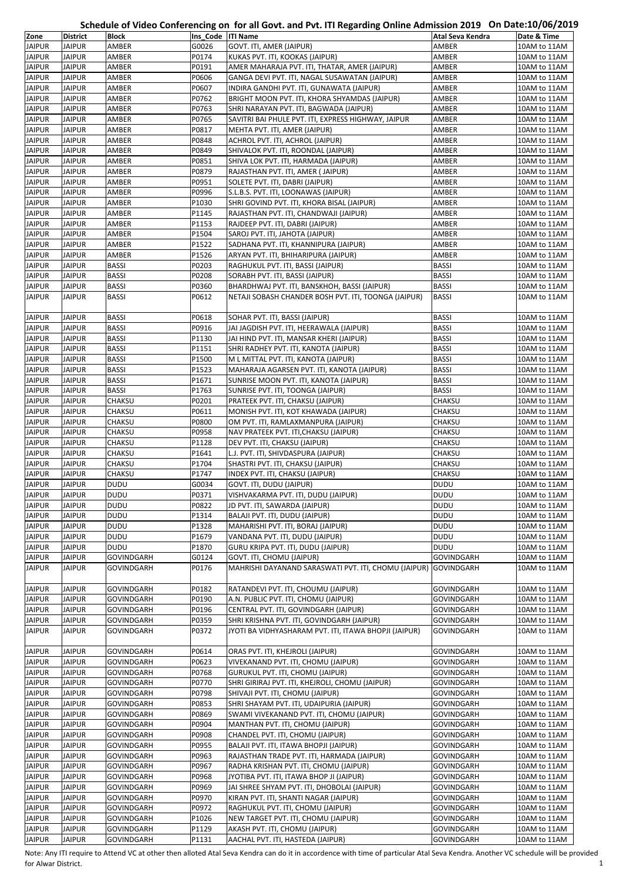# Schedule of Video Conferencing on for all Govt. and Pvt. ITI Regarding Online Admission 2019 On Date:10/06/2019

| Zone | District | Block | Ins_Code | ITI Name | Atal Seva Kendra | Date & Time |
|---|---|---|---|---|---|---|
| JAIPUR | JAIPUR | AMBER | G0026 | GOVT. ITI, AMER (JAIPUR) | AMBER | 10AM to 11AM |
| JAIPUR | JAIPUR | AMBER | P0174 | KUKAS PVT. ITI, KOOKAS (JAIPUR) | AMBER | 10AM to 11AM |
| JAIPUR | JAIPUR | AMBER | P0191 | AMER MAHARAJA PVT. ITI, THATAR, AMER (JAIPUR) | AMBER | 10AM to 11AM |
| JAIPUR | JAIPUR | AMBER | P0606 | GANGA DEVI PVT. ITI, NAGAL SUSAWATAN (JAIPUR) | AMBER | 10AM to 11AM |
| JAIPUR | JAIPUR | AMBER | P0607 | INDIRA GANDHI PVT. ITI, GUNAWATA (JAIPUR) | AMBER | 10AM to 11AM |
| JAIPUR | JAIPUR | AMBER | P0762 | BRIGHT MOON PVT. ITI, KHORA SHYAMDAS (JAIPUR) | AMBER | 10AM to 11AM |
| JAIPUR | JAIPUR | AMBER | P0763 | SHRI NARAYAN PVT. ITI, BAGWADA (JAIPUR) | AMBER | 10AM to 11AM |
| JAIPUR | JAIPUR | AMBER | P0765 | SAVITRI BAI PHULE PVT. ITI, EXPRESS HIGHWAY, JAIPUR | AMBER | 10AM to 11AM |
| JAIPUR | JAIPUR | AMBER | P0817 | MEHTA PVT. ITI, AMER (JAIPUR) | AMBER | 10AM to 11AM |
| JAIPUR | JAIPUR | AMBER | P0848 | ACHROL PVT. ITI, ACHROL (JAIPUR) | AMBER | 10AM to 11AM |
| JAIPUR | JAIPUR | AMBER | P0849 | SHIVALOK PVT. ITI, ROONDAL (JAIPUR) | AMBER | 10AM to 11AM |
| JAIPUR | JAIPUR | AMBER | P0851 | SHIVA LOK PVT. ITI, HARMADA (JAIPUR) | AMBER | 10AM to 11AM |
| JAIPUR | JAIPUR | AMBER | P0879 | RAJASTHAN PVT. ITI, AMER ( JAIPUR) | AMBER | 10AM to 11AM |
| JAIPUR | JAIPUR | AMBER | P0951 | SOLETE PVT. ITI, DABRI (JAIPUR) | AMBER | 10AM to 11AM |
| JAIPUR | JAIPUR | AMBER | P0996 | S.L.B.S. PVT. ITI, LOONAWAS (JAIPUR) | AMBER | 10AM to 11AM |
| JAIPUR | JAIPUR | AMBER | P1030 | SHRI GOVIND PVT. ITI, KHORA BISAL (JAIPUR) | AMBER | 10AM to 11AM |
| JAIPUR | JAIPUR | AMBER | P1145 | RAJASTHAN PVT. ITI, CHANDWAJI (JAIPUR) | AMBER | 10AM to 11AM |
| JAIPUR | JAIPUR | AMBER | P1153 | RAJDEEP PVT. ITI, DABRI (JAIPUR) | AMBER | 10AM to 11AM |
| JAIPUR | JAIPUR | AMBER | P1504 | SAROJ PVT. ITI, JAHOTA (JAIPUR) | AMBER | 10AM to 11AM |
| JAIPUR | JAIPUR | AMBER | P1522 | SADHANA PVT. ITI, KHANNIPURA (JAIPUR) | AMBER | 10AM to 11AM |
| JAIPUR | JAIPUR | AMBER | P1526 | ARYAN PVT. ITI, BHIHARIPURA (JAIPUR) | AMBER | 10AM to 11AM |
| JAIPUR | JAIPUR | BASSI | P0203 | RAGHUKUL PVT. ITI, BASSI (JAIPUR) | BASSI | 10AM to 11AM |
| JAIPUR | JAIPUR | BASSI | P0208 | SORABH PVT. ITI, BASSI (JAIPUR) | BASSI | 10AM to 11AM |
| JAIPUR | JAIPUR | BASSI | P0360 | BHARDHWAJ PVT. ITI, BANSKHOH, BASSI (JAIPUR) | BASSI | 10AM to 11AM |
| JAIPUR | JAIPUR | BASSI | P0612 | NETAJI SOBASH CHANDER BOSH PVT. ITI, TOONGA (JAIPUR) | BASSI | 10AM to 11AM |
| JAIPUR | JAIPUR | BASSI | P0618 | SOHAR PVT. ITI, BASSI (JAIPUR) | BASSI | 10AM to 11AM |
| JAIPUR | JAIPUR | BASSI | P0916 | JAI JAGDISH PVT. ITI, HEERAWALA (JAIPUR) | BASSI | 10AM to 11AM |
| JAIPUR | JAIPUR | BASSI | P1130 | JAI HIND PVT. ITI, MANSAR KHERI (JAIPUR) | BASSI | 10AM to 11AM |
| JAIPUR | JAIPUR | BASSI | P1151 | SHRI RADHEY PVT. ITI, KANOTA (JAIPUR) | BASSI | 10AM to 11AM |
| JAIPUR | JAIPUR | BASSI | P1500 | M L MITTAL PVT. ITI, KANOTA (JAIPUR) | BASSI | 10AM to 11AM |
| JAIPUR | JAIPUR | BASSI | P1523 | MAHARAJA AGARSEN PVT. ITI, KANOTA (JAIPUR) | BASSI | 10AM to 11AM |
| JAIPUR | JAIPUR | BASSI | P1671 | SUNRISE MOON PVT. ITI, KANOTA (JAIPUR) | BASSI | 10AM to 11AM |
| JAIPUR | JAIPUR | BASSI | P1763 | SUNRISE PVT. ITI, TOONGA (JAIPUR) | BASSI | 10AM to 11AM |
| JAIPUR | JAIPUR | CHAKSU | P0201 | PRATEEK PVT. ITI, CHAKSU (JAIPUR) | CHAKSU | 10AM to 11AM |
| JAIPUR | JAIPUR | CHAKSU | P0611 | MONISH PVT. ITI, KOT KHAWADA (JAIPUR) | CHAKSU | 10AM to 11AM |
| JAIPUR | JAIPUR | CHAKSU | P0800 | OM PVT. ITI, RAMLAXMANPURA (JAIPUR) | CHAKSU | 10AM to 11AM |
| JAIPUR | JAIPUR | CHAKSU | P0958 | NAV PRATEEK PVT. ITI,CHAKSU (JAIPUR) | CHAKSU | 10AM to 11AM |
| JAIPUR | JAIPUR | CHAKSU | P1128 | DEV PVT. ITI, CHAKSU (JAIPUR) | CHAKSU | 10AM to 11AM |
| JAIPUR | JAIPUR | CHAKSU | P1641 | L.J. PVT. ITI, SHIVDASPURA (JAIPUR) | CHAKSU | 10AM to 11AM |
| JAIPUR | JAIPUR | CHAKSU | P1704 | SHASTRI PVT. ITI, CHAKSU (JAIPUR) | CHAKSU | 10AM to 11AM |
| JAIPUR | JAIPUR | CHAKSU | P1747 | INDEX PVT. ITI, CHAKSU (JAIPUR) | CHAKSU | 10AM to 11AM |
| JAIPUR | JAIPUR | DUDU | G0034 | GOVT. ITI, DUDU (JAIPUR) | DUDU | 10AM to 11AM |
| JAIPUR | JAIPUR | DUDU | P0371 | VISHVAKARMA PVT. ITI, DUDU (JAIPUR) | DUDU | 10AM to 11AM |
| JAIPUR | JAIPUR | DUDU | P0822 | JD PVT. ITI, SAWARDA (JAIPUR) | DUDU | 10AM to 11AM |
| JAIPUR | JAIPUR | DUDU | P1314 | BALAJI PVT. ITI, DUDU (JAIPUR) | DUDU | 10AM to 11AM |
| JAIPUR | JAIPUR | DUDU | P1328 | MAHARISHI PVT. ITI, BORAJ (JAIPUR) | DUDU | 10AM to 11AM |
| JAIPUR | JAIPUR | DUDU | P1679 | VANDANA PVT. ITI, DUDU (JAIPUR) | DUDU | 10AM to 11AM |
| JAIPUR | JAIPUR | DUDU | P1870 | GURU KRIPA PVT. ITI, DUDU (JAIPUR) | DUDU | 10AM to 11AM |
| JAIPUR | JAIPUR | GOVINDGARH | G0124 | GOVT. ITI, CHOMU (JAIPUR) | GOVINDGARH | 10AM to 11AM |
| JAIPUR | JAIPUR | GOVINDGARH | P0176 | MAHRISHI DAYANAND SARASWATI PVT. ITI, CHOMU (JAIPUR) | GOVINDGARH | 10AM to 11AM |
| JAIPUR | JAIPUR | GOVINDGARH | P0182 | RATANDEVI PVT. ITI, CHOUMU (JAIPUR) | GOVINDGARH | 10AM to 11AM |
| JAIPUR | JAIPUR | GOVINDGARH | P0190 | A.N. PUBLIC PVT. ITI, CHOMU (JAIPUR) | GOVINDGARH | 10AM to 11AM |
| JAIPUR | JAIPUR | GOVINDGARH | P0196 | CENTRAL PVT. ITI, GOVINDGARH (JAIPUR) | GOVINDGARH | 10AM to 11AM |
| JAIPUR | JAIPUR | GOVINDGARH | P0359 | SHRI KRISHNA PVT. ITI, GOVINDGARH (JAIPUR) | GOVINDGARH | 10AM to 11AM |
| JAIPUR | JAIPUR | GOVINDGARH | P0372 | JYOTI BA VIDHYASHARAM PVT. ITI, ITAWA BHOPJI (JAIPUR) | GOVINDGARH | 10AM to 11AM |
| JAIPUR | JAIPUR | GOVINDGARH | P0614 | ORAS PVT. ITI, KHEJROLI (JAIPUR) | GOVINDGARH | 10AM to 11AM |
| JAIPUR | JAIPUR | GOVINDGARH | P0623 | VIVEKANAND PVT. ITI, CHOMU (JAIPUR) | GOVINDGARH | 10AM to 11AM |
| JAIPUR | JAIPUR | GOVINDGARH | P0768 | GURUKUL PVT. ITI, CHOMU (JAIPUR) | GOVINDGARH | 10AM to 11AM |
| JAIPUR | JAIPUR | GOVINDGARH | P0770 | SHRI GIRIRAJ PVT. ITI, KHEJROLI, CHOMU (JAIPUR) | GOVINDGARH | 10AM to 11AM |
| JAIPUR | JAIPUR | GOVINDGARH | P0798 | SHIVAJI PVT. ITI, CHOMU (JAIPUR) | GOVINDGARH | 10AM to 11AM |
| JAIPUR | JAIPUR | GOVINDGARH | P0853 | SHRI SHAYAM PVT. ITI, UDAIPURIA (JAIPUR) | GOVINDGARH | 10AM to 11AM |
| JAIPUR | JAIPUR | GOVINDGARH | P0869 | SWAMI VIVEKANAND PVT. ITI, CHOMU (JAIPUR) | GOVINDGARH | 10AM to 11AM |
| JAIPUR | JAIPUR | GOVINDGARH | P0904 | MANTHAN PVT. ITI, CHOMU (JAIPUR) | GOVINDGARH | 10AM to 11AM |
| JAIPUR | JAIPUR | GOVINDGARH | P0908 | CHANDEL PVT. ITI, CHOMU (JAIPUR) | GOVINDGARH | 10AM to 11AM |
| JAIPUR | JAIPUR | GOVINDGARH | P0955 | BALAJI PVT. ITI, ITAWA BHOPJI (JAIPUR) | GOVINDGARH | 10AM to 11AM |
| JAIPUR | JAIPUR | GOVINDGARH | P0963 | RAJASTHAN TRADE PVT. ITI, HARMADA (JAIPUR) | GOVINDGARH | 10AM to 11AM |
| JAIPUR | JAIPUR | GOVINDGARH | P0967 | RADHA KRISHAN PVT. ITI, CHOMU (JAIPUR) | GOVINDGARH | 10AM to 11AM |
| JAIPUR | JAIPUR | GOVINDGARH | P0968 | JYOTIBA PVT. ITI, ITAWA BHOP JI (JAIPUR) | GOVINDGARH | 10AM to 11AM |
| JAIPUR | JAIPUR | GOVINDGARH | P0969 | JAI SHREE SHYAM PVT. ITI, DHOBOLAI (JAIPUR) | GOVINDGARH | 10AM to 11AM |
| JAIPUR | JAIPUR | GOVINDGARH | P0970 | KIRAN PVT. ITI, SHANTI NAGAR (JAIPUR) | GOVINDGARH | 10AM to 11AM |
| JAIPUR | JAIPUR | GOVINDGARH | P0972 | RAGHUKUL PVT. ITI, CHOMU (JAIPUR) | GOVINDGARH | 10AM to 11AM |
| JAIPUR | JAIPUR | GOVINDGARH | P1026 | NEW TARGET PVT. ITI, CHOMU (JAIPUR) | GOVINDGARH | 10AM to 11AM |
| JAIPUR | JAIPUR | GOVINDGARH | P1129 | AKASH PVT. ITI, CHOMU (JAIPUR) | GOVINDGARH | 10AM to 11AM |
| JAIPUR | JAIPUR | GOVINDGARH | P1131 | AACHAL PVT. ITI, HASTEDA (JAIPUR) | GOVINDGARH | 10AM to 11AM |

Note: Any ITI require to Attend VC at other then alloted Atal Seva Kendra can do it in accordance with time of particular Atal Seva Kendra. Another VC schedule will be provided for Alwar District.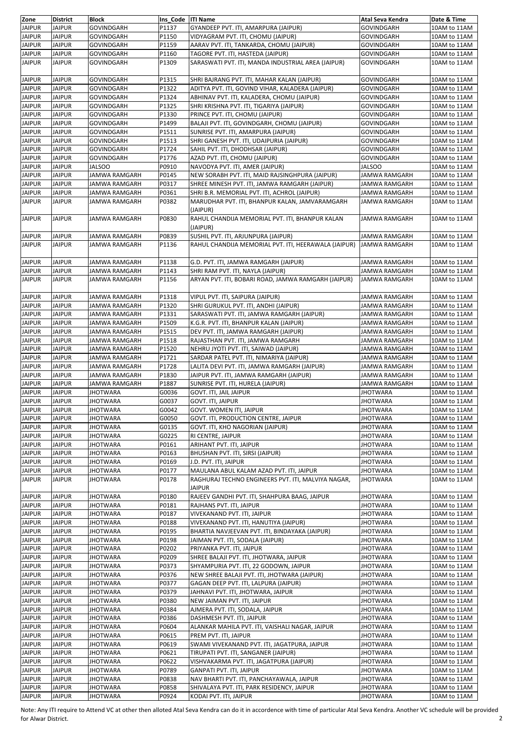| Zone | District | Block | Ins_Code | ITI Name | Atal Seva Kendra | Date & Time |
|---|---|---|---|---|---|---|
| JAIPUR | JAIPUR | GOVINDGARH | P1137 | GYANDEEP PVT. ITI, AMARPURA (JAIPUR) | GOVINDGARH | 10AM to 11AM |
| JAIPUR | JAIPUR | GOVINDGARH | P1150 | VIDYAGRAM PVT. ITI, CHOMU (JAIPUR) | GOVINDGARH | 10AM to 11AM |
| JAIPUR | JAIPUR | GOVINDGARH | P1159 | AARAV PVT. ITI, TANKARDA, CHOMU (JAIPUR) | GOVINDGARH | 10AM to 11AM |
| JAIPUR | JAIPUR | GOVINDGARH | P1160 | TAGORE PVT. ITI, HASTEDA (JAIPUR) | GOVINDGARH | 10AM to 11AM |
| JAIPUR | JAIPUR | GOVINDGARH | P1309 | SARASWATI PVT. ITI, MANDA INDUSTRIAL AREA (JAIPUR) | GOVINDGARH | 10AM to 11AM |
| JAIPUR | JAIPUR | GOVINDGARH | P1315 | SHRI BAJRANG PVT. ITI, MAHAR KALAN (JAIPUR) | GOVINDGARH | 10AM to 11AM |
| JAIPUR | JAIPUR | GOVINDGARH | P1322 | ADITYA PVT. ITI, GOVIND VIHAR, KALADERA (JAIPUR) | GOVINDGARH | 10AM to 11AM |
| JAIPUR | JAIPUR | GOVINDGARH | P1324 | ABHINAV PVT. ITI, KALADERA, CHOMU (JAIPUR) | GOVINDGARH | 10AM to 11AM |
| JAIPUR | JAIPUR | GOVINDGARH | P1325 | SHRI KRISHNA PVT. ITI, TIGARIYA (JAIPUR) | GOVINDGARH | 10AM to 11AM |
| JAIPUR | JAIPUR | GOVINDGARH | P1330 | PRINCE PVT. ITI, CHOMU (JAIPUR) | GOVINDGARH | 10AM to 11AM |
| JAIPUR | JAIPUR | GOVINDGARH | P1499 | BALAJI PVT. ITI, GOVINDGARH, CHOMU (JAIPUR) | GOVINDGARH | 10AM to 11AM |
| JAIPUR | JAIPUR | GOVINDGARH | P1511 | SUNRISE PVT. ITI, AMARPURA (JAIPUR) | GOVINDGARH | 10AM to 11AM |
| JAIPUR | JAIPUR | GOVINDGARH | P1513 | SHRI GANESH PVT. ITI, UDAIPURIA (JAIPUR) | GOVINDGARH | 10AM to 11AM |
| JAIPUR | JAIPUR | GOVINDGARH | P1724 | SAHIL PVT. ITI, DHODHSAR (JAIPUR) | GOVINDGARH | 10AM to 11AM |
| JAIPUR | JAIPUR | GOVINDGARH | P1776 | AZAD PVT. ITI, CHOMU (JAIPUR) | GOVINDGARH | 10AM to 11AM |
| JAIPUR | JAIPUR | JALSOO | P0910 | NAVODYA PVT. ITI, AMER (JAIPUR) | JALSOO | 10AM to 11AM |
| JAIPUR | JAIPUR | JAMWA RAMGARH | P0145 | NEW SORABH PVT. ITI, MAID RAJSINGHPURA (JAIPUR) | JAMWA RAMGARH | 10AM to 11AM |
| JAIPUR | JAIPUR | JAMWA RAMGARH | P0317 | SHREE MINESH PVT. ITI, JAMWA RAMGARH (JAIPUR) | JAMWA RAMGARH | 10AM to 11AM |
| JAIPUR | JAIPUR | JAMWA RAMGARH | P0361 | SHRI B.R. MEMORIAL PVT. ITI, ACHROL (JAIPUR) | JAMWA RAMGARH | 10AM to 11AM |
| JAIPUR | JAIPUR | JAMWA RAMGARH | P0382 | MARUDHAR PVT. ITI, BHANPUR KALAN, JAMVARAMGARH (JAIPUR) | JAMWA RAMGARH | 10AM to 11AM |
| JAIPUR | JAIPUR | JAMWA RAMGARH | P0830 | RAHUL CHANDIJA MEMORIAL PVT. ITI, BHANPUR KALAN (JAIPUR) | JAMWA RAMGARH | 10AM to 11AM |
| JAIPUR | JAIPUR | JAMWA RAMGARH | P0839 | SUSHIL PVT. ITI, ARJUNPURA (JAIPUR) | JAMWA RAMGARH | 10AM to 11AM |
| JAIPUR | JAIPUR | JAMWA RAMGARH | P1136 | RAHUL CHANDIJA MEMORIAL PVT. ITI, HEERAWALA (JAIPUR) | JAMWA RAMGARH | 10AM to 11AM |
| JAIPUR | JAIPUR | JAMWA RAMGARH | P1138 | G.D. PVT. ITI, JAMWA RAMGARH (JAIPUR) | JAMWA RAMGARH | 10AM to 11AM |
| JAIPUR | JAIPUR | JAMWA RAMGARH | P1143 | SHRI RAM PVT. ITI, NAYLA (JAIPUR) | JAMWA RAMGARH | 10AM to 11AM |
| JAIPUR | JAIPUR | JAMWA RAMGARH | P1156 | ARYAN PVT. ITI, BOBARI ROAD, JAMWA RAMGARH (JAIPUR) | JAMWA RAMGARH | 10AM to 11AM |
| JAIPUR | JAIPUR | JAMWA RAMGARH | P1318 | VIPUL PVT. ITI, SAIPURA (JAIPUR) | JAMWA RAMGARH | 10AM to 11AM |
| JAIPUR | JAIPUR | JAMWA RAMGARH | P1320 | SHRI GURUKUL PVT. ITI, ANDHI (JAIPUR) | JAMWA RAMGARH | 10AM to 11AM |
| JAIPUR | JAIPUR | JAMWA RAMGARH | P1331 | SARASWATI PVT. ITI, JAMWA RAMGARH (JAIPUR) | JAMWA RAMGARH | 10AM to 11AM |
| JAIPUR | JAIPUR | JAMWA RAMGARH | P1509 | K.G.R. PVT. ITI, BHANPUR KALAN (JAIPUR) | JAMWA RAMGARH | 10AM to 11AM |
| JAIPUR | JAIPUR | JAMWA RAMGARH | P1515 | DEV PVT. ITI, JAMWA RAMGARH (JAIPUR) | JAMWA RAMGARH | 10AM to 11AM |
| JAIPUR | JAIPUR | JAMWA RAMGARH | P1518 | RAJASTHAN PVT. ITI, JAMWA RAMGARH | JAMWA RAMGARH | 10AM to 11AM |
| JAIPUR | JAIPUR | JAMWA RAMGARH | P1520 | NEHRU JYOTI PVT. ITI, SAIWAD (JAIPUR) | JAMWA RAMGARH | 10AM to 11AM |
| JAIPUR | JAIPUR | JAMWA RAMGARH | P1721 | SARDAR PATEL PVT. ITI, NIMARIYA (JAIPUR) | JAMWA RAMGARH | 10AM to 11AM |
| JAIPUR | JAIPUR | JAMWA RAMGARH | P1728 | LALITA DEVI PVT. ITI, JAMWA RAMGARH (JAIPUR) | JAMWA RAMGARH | 10AM to 11AM |
| JAIPUR | JAIPUR | JAMWA RAMGARH | P1830 | JAIPUR PVT. ITI, JAMWA RAMGARH (JAIPUR) | JAMWA RAMGARH | 10AM to 11AM |
| JAIPUR | JAIPUR | JAMWA RAMGARH | P1887 | SUNRISE PVT. ITI, HURELA (JAIPUR) | JAMWA RAMGARH | 10AM to 11AM |
| JAIPUR | JAIPUR | JHOTWARA | G0036 | GOVT. ITI, JAIL JAIPUR | JHOTWARA | 10AM to 11AM |
| JAIPUR | JAIPUR | JHOTWARA | G0037 | GOVT. ITI, JAIPUR | JHOTWARA | 10AM to 11AM |
| JAIPUR | JAIPUR | JHOTWARA | G0042 | GOVT. WOMEN ITI, JAIPUR | JHOTWARA | 10AM to 11AM |
| JAIPUR | JAIPUR | JHOTWARA | G0050 | GOVT. ITI, PRODUCTION CENTRE, JAIPUR | JHOTWARA | 10AM to 11AM |
| JAIPUR | JAIPUR | JHOTWARA | G0135 | GOVT. ITI, KHO NAGORIAN (JAIPUR) | JHOTWARA | 10AM to 11AM |
| JAIPUR | JAIPUR | JHOTWARA | G0225 | RI CENTRE, JAIPUR | JHOTWARA | 10AM to 11AM |
| JAIPUR | JAIPUR | JHOTWARA | P0161 | ARIHANT PVT. ITI, JAIPUR | JHOTWARA | 10AM to 11AM |
| JAIPUR | JAIPUR | JHOTWARA | P0163 | BHUSHAN PVT. ITI, SIRSI (JAIPUR) | JHOTWARA | 10AM to 11AM |
| JAIPUR | JAIPUR | JHOTWARA | P0169 | J.D. PVT. ITI, JAIPUR | JHOTWARA | 10AM to 11AM |
| JAIPUR | JAIPUR | JHOTWARA | P0177 | MAULANA ABUL KALAM AZAD PVT. ITI, JAIPUR | JHOTWARA | 10AM to 11AM |
| JAIPUR | JAIPUR | JHOTWARA | P0178 | RAGHURAJ TECHNO ENGINEERS PVT. ITI, MALVIYA NAGAR, JAIPUR | JHOTWARA | 10AM to 11AM |
| JAIPUR | JAIPUR | JHOTWARA | P0180 | RAJEEV GANDHI PVT. ITI, SHAHPURA BAAG, JAIPUR | JHOTWARA | 10AM to 11AM |
| JAIPUR | JAIPUR | JHOTWARA | P0181 | RAJHANS PVT. ITI, JAIPUR | JHOTWARA | 10AM to 11AM |
| JAIPUR | JAIPUR | JHOTWARA | P0187 | VIVEKANAND PVT. ITI, JAIPUR | JHOTWARA | 10AM to 11AM |
| JAIPUR | JAIPUR | JHOTWARA | P0188 | VIVEKANAND PVT. ITI, HANUTIYA (JAIPUR) | JHOTWARA | 10AM to 11AM |
| JAIPUR | JAIPUR | JHOTWARA | P0195 | BHARTIA NAVJEEVAN PVT. ITI, BINDAYAKA (JAIPUR) | JHOTWARA | 10AM to 11AM |
| JAIPUR | JAIPUR | JHOTWARA | P0198 | JAIMAN PVT. ITI, SODALA (JAIPUR) | JHOTWARA | 10AM to 11AM |
| JAIPUR | JAIPUR | JHOTWARA | P0202 | PRIYANKA PVT. ITI, JAIPUR | JHOTWARA | 10AM to 11AM |
| JAIPUR | JAIPUR | JHOTWARA | P0209 | SHREE BALAJI PVT. ITI, JHOTWARA, JAIPUR | JHOTWARA | 10AM to 11AM |
| JAIPUR | JAIPUR | JHOTWARA | P0373 | SHYAMPURIA PVT. ITI, 22 GODOWN, JAIPUR | JHOTWARA | 10AM to 11AM |
| JAIPUR | JAIPUR | JHOTWARA | P0376 | NEW SHREE BALAJI PVT. ITI, JHOTWARA (JAIPUR) | JHOTWARA | 10AM to 11AM |
| JAIPUR | JAIPUR | JHOTWARA | P0377 | GAGAN DEEP PVT. ITI, LALPURA (JAIPUR) | JHOTWARA | 10AM to 11AM |
| JAIPUR | JAIPUR | JHOTWARA | P0379 | JAHNAVI PVT. ITI, JHOTWARA, JAIPUR | JHOTWARA | 10AM to 11AM |
| JAIPUR | JAIPUR | JHOTWARA | P0380 | NEW JAIMAN PVT. ITI, JAIPUR | JHOTWARA | 10AM to 11AM |
| JAIPUR | JAIPUR | JHOTWARA | P0384 | AJMERA PVT. ITI, SODALA, JAIPUR | JHOTWARA | 10AM to 11AM |
| JAIPUR | JAIPUR | JHOTWARA | P0386 | DASHMESH PVT. ITI, JAIPUR | JHOTWARA | 10AM to 11AM |
| JAIPUR | JAIPUR | JHOTWARA | P0604 | ALANKAR MAHILA PVT. ITI, VAISHALI NAGAR, JAIPUR | JHOTWARA | 10AM to 11AM |
| JAIPUR | JAIPUR | JHOTWARA | P0615 | PREM PVT. ITI, JAIPUR | JHOTWARA | 10AM to 11AM |
| JAIPUR | JAIPUR | JHOTWARA | P0619 | SWAMI VIVEKANAND PVT. ITI, JAGATPURA, JAIPUR | JHOTWARA | 10AM to 11AM |
| JAIPUR | JAIPUR | JHOTWARA | P0621 | TIRUPATI PVT. ITI, SANGANER (JAIPUR) | JHOTWARA | 10AM to 11AM |
| JAIPUR | JAIPUR | JHOTWARA | P0622 | VISHVAKARMA PVT. ITI, JAGATPURA (JAIPUR) | JHOTWARA | 10AM to 11AM |
| JAIPUR | JAIPUR | JHOTWARA | P0789 | GANPATI PVT. ITI, JAIPUR | JHOTWARA | 10AM to 11AM |
| JAIPUR | JAIPUR | JHOTWARA | P0838 | NAV BHARTI PVT. ITI, PANCHAYAWALA, JAIPUR | JHOTWARA | 10AM to 11AM |
| JAIPUR | JAIPUR | JHOTWARA | P0858 | SHIVALAYA PVT. ITI, PARK RESIDENCY, JAIPUR | JHOTWARA | 10AM to 11AM |
| JAIPUR | JAIPUR | JHOTWARA | P0924 | KODAI PVT. ITI, JAIPUR | JHOTWARA | 10AM to 11AM |

Note: Any ITI require to Attend VC at other then alloted Atal Seva Kendra can do it in accordence with time of particular Atal Seva Kendra. Another VC schedule will be provided for Alwar District.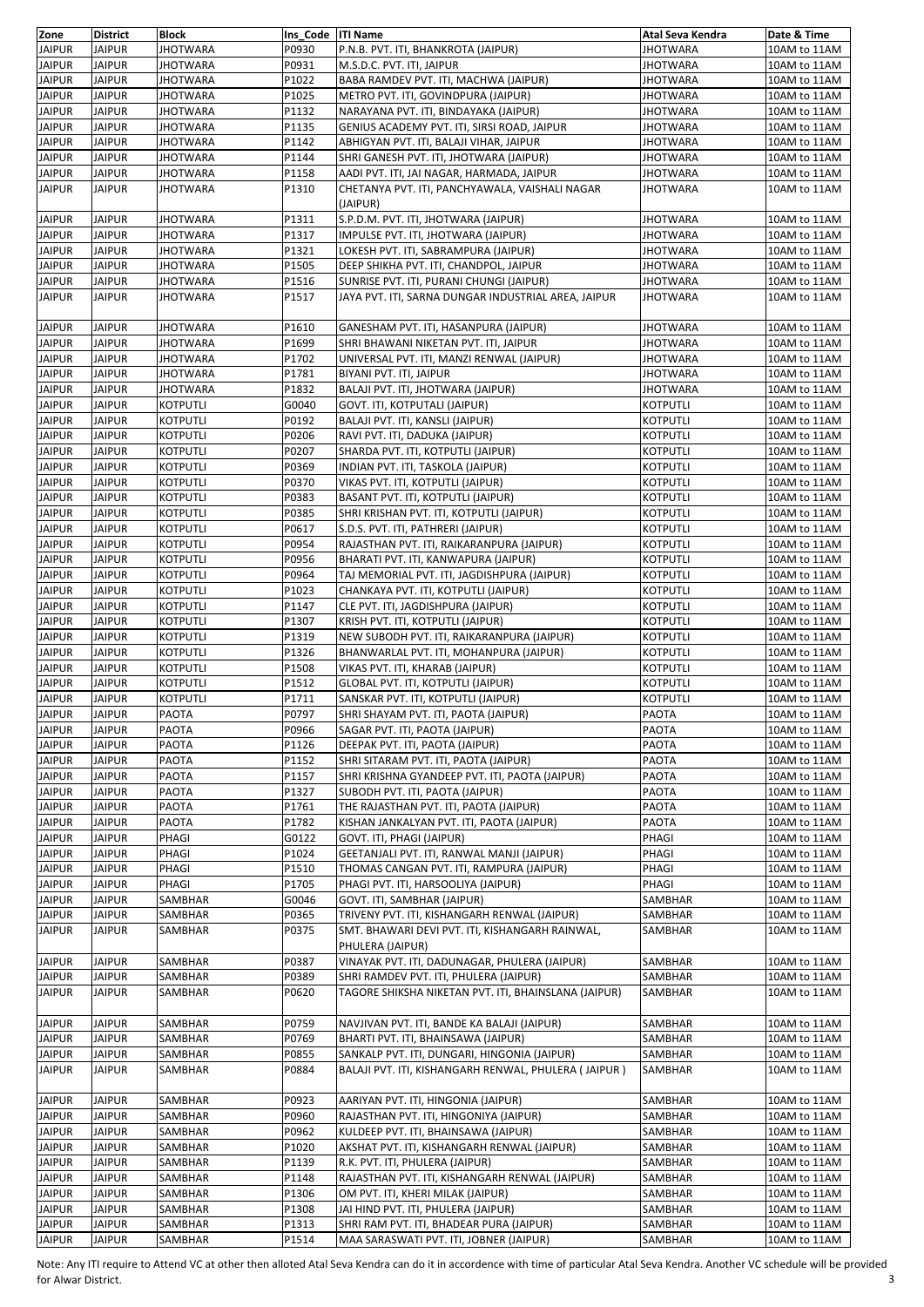| Zone | District | Block | Ins_Code | ITI Name | Atal Seva Kendra | Date & Time |
|---|---|---|---|---|---|---|
| JAIPUR | JAIPUR | JHOTWARA | P0930 | P.N.B. PVT. ITI, BHANKROTA (JAIPUR) | JHOTWARA | 10AM to 11AM |
| JAIPUR | JAIPUR | JHOTWARA | P0931 | M.S.D.C. PVT. ITI, JAIPUR | JHOTWARA | 10AM to 11AM |
| JAIPUR | JAIPUR | JHOTWARA | P1022 | BABA RAMDEV PVT. ITI, MACHWA (JAIPUR) | JHOTWARA | 10AM to 11AM |
| JAIPUR | JAIPUR | JHOTWARA | P1025 | METRO PVT. ITI, GOVINDPURA (JAIPUR) | JHOTWARA | 10AM to 11AM |
| JAIPUR | JAIPUR | JHOTWARA | P1132 | NARAYANA PVT. ITI, BINDAYAKA (JAIPUR) | JHOTWARA | 10AM to 11AM |
| JAIPUR | JAIPUR | JHOTWARA | P1135 | GENIUS ACADEMY PVT. ITI, SIRSI ROAD, JAIPUR | JHOTWARA | 10AM to 11AM |
| JAIPUR | JAIPUR | JHOTWARA | P1142 | ABHIGYAN PVT. ITI, BALAJI VIHAR, JAIPUR | JHOTWARA | 10AM to 11AM |
| JAIPUR | JAIPUR | JHOTWARA | P1144 | SHRI GANESH PVT. ITI, JHOTWARA (JAIPUR) | JHOTWARA | 10AM to 11AM |
| JAIPUR | JAIPUR | JHOTWARA | P1158 | AADI PVT. ITI, JAI NAGAR, HARMADA, JAIPUR | JHOTWARA | 10AM to 11AM |
| JAIPUR | JAIPUR | JHOTWARA | P1310 | CHETANYA PVT. ITI, PANCHYAWALA, VAISHALI NAGAR (JAIPUR) | JHOTWARA | 10AM to 11AM |
| JAIPUR | JAIPUR | JHOTWARA | P1311 | S.P.D.M. PVT. ITI, JHOTWARA (JAIPUR) | JHOTWARA | 10AM to 11AM |
| JAIPUR | JAIPUR | JHOTWARA | P1317 | IMPULSE PVT. ITI, JHOTWARA (JAIPUR) | JHOTWARA | 10AM to 11AM |
| JAIPUR | JAIPUR | JHOTWARA | P1321 | LOKESH PVT. ITI, SABRAMPURA (JAIPUR) | JHOTWARA | 10AM to 11AM |
| JAIPUR | JAIPUR | JHOTWARA | P1505 | DEEP SHIKHA PVT. ITI, CHANDPOL, JAIPUR | JHOTWARA | 10AM to 11AM |
| JAIPUR | JAIPUR | JHOTWARA | P1516 | SUNRISE PVT. ITI, PURANI CHUNGI (JAIPUR) | JHOTWARA | 10AM to 11AM |
| JAIPUR | JAIPUR | JHOTWARA | P1517 | JAYA PVT. ITI, SARNA DUNGAR INDUSTRIAL AREA, JAIPUR | JHOTWARA | 10AM to 11AM |
| JAIPUR | JAIPUR | JHOTWARA | P1610 | GANESHAM PVT. ITI, HASANPURA (JAIPUR) | JHOTWARA | 10AM to 11AM |
| JAIPUR | JAIPUR | JHOTWARA | P1699 | SHRI BHAWANI NIKETAN PVT. ITI, JAIPUR | JHOTWARA | 10AM to 11AM |
| JAIPUR | JAIPUR | JHOTWARA | P1702 | UNIVERSAL PVT. ITI, MANZI RENWAL (JAIPUR) | JHOTWARA | 10AM to 11AM |
| JAIPUR | JAIPUR | JHOTWARA | P1781 | BIYANI PVT. ITI, JAIPUR | JHOTWARA | 10AM to 11AM |
| JAIPUR | JAIPUR | JHOTWARA | P1832 | BALAJI PVT. ITI, JHOTWARA (JAIPUR) | JHOTWARA | 10AM to 11AM |
| JAIPUR | JAIPUR | KOTPUTLI | G0040 | GOVT. ITI, KOTPUTALI (JAIPUR) | KOTPUTLI | 10AM to 11AM |
| JAIPUR | JAIPUR | KOTPUTLI | P0192 | BALAJI PVT. ITI, KANSLI (JAIPUR) | KOTPUTLI | 10AM to 11AM |
| JAIPUR | JAIPUR | KOTPUTLI | P0206 | RAVI PVT. ITI, DADUKA (JAIPUR) | KOTPUTLI | 10AM to 11AM |
| JAIPUR | JAIPUR | KOTPUTLI | P0207 | SHARDA PVT. ITI, KOTPUTLI (JAIPUR) | KOTPUTLI | 10AM to 11AM |
| JAIPUR | JAIPUR | KOTPUTLI | P0369 | INDIAN PVT. ITI, TASKOLA (JAIPUR) | KOTPUTLI | 10AM to 11AM |
| JAIPUR | JAIPUR | KOTPUTLI | P0370 | VIKAS PVT. ITI, KOTPUTLI (JAIPUR) | KOTPUTLI | 10AM to 11AM |
| JAIPUR | JAIPUR | KOTPUTLI | P0383 | BASANT PVT. ITI, KOTPUTLI (JAIPUR) | KOTPUTLI | 10AM to 11AM |
| JAIPUR | JAIPUR | KOTPUTLI | P0385 | SHRI KRISHAN PVT. ITI, KOTPUTLI (JAIPUR) | KOTPUTLI | 10AM to 11AM |
| JAIPUR | JAIPUR | KOTPUTLI | P0617 | S.D.S. PVT. ITI, PATHRERI (JAIPUR) | KOTPUTLI | 10AM to 11AM |
| JAIPUR | JAIPUR | KOTPUTLI | P0954 | RAJASTHAN PVT. ITI, RAIKARANPURA (JAIPUR) | KOTPUTLI | 10AM to 11AM |
| JAIPUR | JAIPUR | KOTPUTLI | P0956 | BHARATI PVT. ITI, KANWAPURA (JAIPUR) | KOTPUTLI | 10AM to 11AM |
| JAIPUR | JAIPUR | KOTPUTLI | P0964 | TAJ MEMORIAL PVT. ITI, JAGDISHPURA (JAIPUR) | KOTPUTLI | 10AM to 11AM |
| JAIPUR | JAIPUR | KOTPUTLI | P1023 | CHANKAYA PVT. ITI, KOTPUTLI (JAIPUR) | KOTPUTLI | 10AM to 11AM |
| JAIPUR | JAIPUR | KOTPUTLI | P1147 | CLE PVT. ITI, JAGDISHPURA (JAIPUR) | KOTPUTLI | 10AM to 11AM |
| JAIPUR | JAIPUR | KOTPUTLI | P1307 | KRISH PVT. ITI, KOTPUTLI (JAIPUR) | KOTPUTLI | 10AM to 11AM |
| JAIPUR | JAIPUR | KOTPUTLI | P1319 | NEW SUBODH PVT. ITI, RAIKARANPURA (JAIPUR) | KOTPUTLI | 10AM to 11AM |
| JAIPUR | JAIPUR | KOTPUTLI | P1326 | BHANWARLAL PVT. ITI, MOHANPURA (JAIPUR) | KOTPUTLI | 10AM to 11AM |
| JAIPUR | JAIPUR | KOTPUTLI | P1508 | VIKAS PVT. ITI, KHARAB (JAIPUR) | KOTPUTLI | 10AM to 11AM |
| JAIPUR | JAIPUR | KOTPUTLI | P1512 | GLOBAL PVT. ITI, KOTPUTLI (JAIPUR) | KOTPUTLI | 10AM to 11AM |
| JAIPUR | JAIPUR | KOTPUTLI | P1711 | SANSKAR PVT. ITI, KOTPUTLI (JAIPUR) | KOTPUTLI | 10AM to 11AM |
| JAIPUR | JAIPUR | PAOTA | P0797 | SHRI SHAYAM PVT. ITI, PAOTA (JAIPUR) | PAOTA | 10AM to 11AM |
| JAIPUR | JAIPUR | PAOTA | P0966 | SAGAR PVT. ITI, PAOTA (JAIPUR) | PAOTA | 10AM to 11AM |
| JAIPUR | JAIPUR | PAOTA | P1126 | DEEPAK PVT. ITI, PAOTA (JAIPUR) | PAOTA | 10AM to 11AM |
| JAIPUR | JAIPUR | PAOTA | P1152 | SHRI SITARAM PVT. ITI, PAOTA (JAIPUR) | PAOTA | 10AM to 11AM |
| JAIPUR | JAIPUR | PAOTA | P1157 | SHRI KRISHNA GYANDEEP PVT. ITI, PAOTA (JAIPUR) | PAOTA | 10AM to 11AM |
| JAIPUR | JAIPUR | PAOTA | P1327 | SUBODH PVT. ITI, PAOTA (JAIPUR) | PAOTA | 10AM to 11AM |
| JAIPUR | JAIPUR | PAOTA | P1761 | THE RAJASTHAN PVT. ITI, PAOTA (JAIPUR) | PAOTA | 10AM to 11AM |
| JAIPUR | JAIPUR | PAOTA | P1782 | KISHAN JANKALYAN PVT. ITI, PAOTA (JAIPUR) | PAOTA | 10AM to 11AM |
| JAIPUR | JAIPUR | PHAGI | G0122 | GOVT. ITI, PHAGI (JAIPUR) | PHAGI | 10AM to 11AM |
| JAIPUR | JAIPUR | PHAGI | P1024 | GEETANJALI PVT. ITI, RANWAL MANJI (JAIPUR) | PHAGI | 10AM to 11AM |
| JAIPUR | JAIPUR | PHAGI | P1510 | THOMAS CANGAN PVT. ITI, RAMPURA (JAIPUR) | PHAGI | 10AM to 11AM |
| JAIPUR | JAIPUR | PHAGI | P1705 | PHAGI PVT. ITI, HARSOOLIYA (JAIPUR) | PHAGI | 10AM to 11AM |
| JAIPUR | JAIPUR | SAMBHAR | G0046 | GOVT. ITI, SAMBHAR (JAIPUR) | SAMBHAR | 10AM to 11AM |
| JAIPUR | JAIPUR | SAMBHAR | P0365 | TRIVENY PVT. ITI, KISHANGARH RENWAL (JAIPUR) | SAMBHAR | 10AM to 11AM |
| JAIPUR | JAIPUR | SAMBHAR | P0375 | SMT. BHAWARI DEVI PVT. ITI, KISHANGARH RAINWAL, PHULERA (JAIPUR) | SAMBHAR | 10AM to 11AM |
| JAIPUR | JAIPUR | SAMBHAR | P0387 | VINAYAK PVT. ITI, DADUNAGAR, PHULERA (JAIPUR) | SAMBHAR | 10AM to 11AM |
| JAIPUR | JAIPUR | SAMBHAR | P0389 | SHRI RAMDEV PVT. ITI, PHULERA (JAIPUR) | SAMBHAR | 10AM to 11AM |
| JAIPUR | JAIPUR | SAMBHAR | P0620 | TAGORE SHIKSHA NIKETAN PVT. ITI, BHAINSLANA (JAIPUR) | SAMBHAR | 10AM to 11AM |
| JAIPUR | JAIPUR | SAMBHAR | P0759 | NAVJIVAN PVT. ITI, BANDE KA BALAJI (JAIPUR) | SAMBHAR | 10AM to 11AM |
| JAIPUR | JAIPUR | SAMBHAR | P0769 | BHARTI PVT. ITI, BHAINSAWA (JAIPUR) | SAMBHAR | 10AM to 11AM |
| JAIPUR | JAIPUR | SAMBHAR | P0855 | SANKALP PVT. ITI, DUNGARI, HINGONIA (JAIPUR) | SAMBHAR | 10AM to 11AM |
| JAIPUR | JAIPUR | SAMBHAR | P0884 | BALAJI PVT. ITI, KISHANGARH RENWAL, PHULERA ( JAIPUR ) | SAMBHAR | 10AM to 11AM |
| JAIPUR | JAIPUR | SAMBHAR | P0923 | AARIYAN PVT. ITI, HINGONIA (JAIPUR) | SAMBHAR | 10AM to 11AM |
| JAIPUR | JAIPUR | SAMBHAR | P0960 | RAJASTHAN PVT. ITI, HINGONIYA (JAIPUR) | SAMBHAR | 10AM to 11AM |
| JAIPUR | JAIPUR | SAMBHAR | P0962 | KULDEEP PVT. ITI, BHAINSAWA (JAIPUR) | SAMBHAR | 10AM to 11AM |
| JAIPUR | JAIPUR | SAMBHAR | P1020 | AKSHAT PVT. ITI, KISHANGARH RENWAL (JAIPUR) | SAMBHAR | 10AM to 11AM |
| JAIPUR | JAIPUR | SAMBHAR | P1139 | R.K. PVT. ITI, PHULERA (JAIPUR) | SAMBHAR | 10AM to 11AM |
| JAIPUR | JAIPUR | SAMBHAR | P1148 | RAJASTHAN PVT. ITI, KISHANGARH RENWAL (JAIPUR) | SAMBHAR | 10AM to 11AM |
| JAIPUR | JAIPUR | SAMBHAR | P1306 | OM PVT. ITI, KHERI MILAK (JAIPUR) | SAMBHAR | 10AM to 11AM |
| JAIPUR | JAIPUR | SAMBHAR | P1308 | JAI HIND PVT. ITI, PHULERA (JAIPUR) | SAMBHAR | 10AM to 11AM |
| JAIPUR | JAIPUR | SAMBHAR | P1313 | SHRI RAM PVT. ITI, BHADEAR PURA (JAIPUR) | SAMBHAR | 10AM to 11AM |
| JAIPUR | JAIPUR | SAMBHAR | P1514 | MAA SARASWATI PVT. ITI, JOBNER (JAIPUR) | SAMBHAR | 10AM to 11AM |

Note: Any ITI require to Attend VC at other then alloted Atal Seva Kendra can do it in accordence with time of particular Atal Seva Kendra. Another VC schedule will be provided for Alwar District.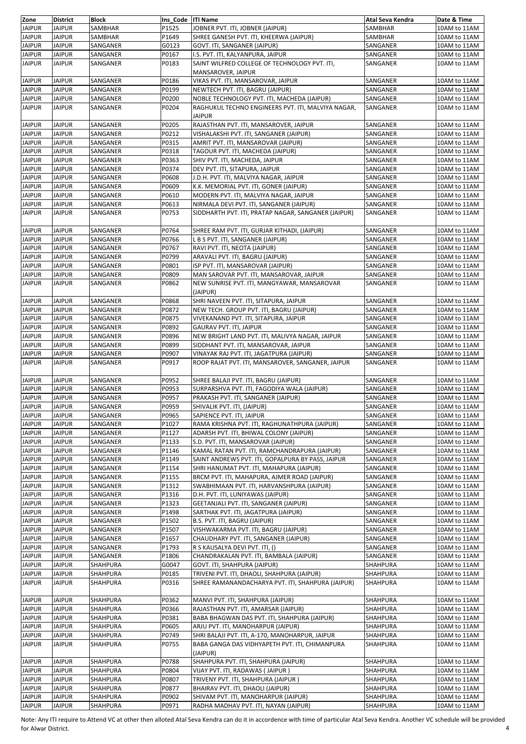| Zone | District | Block | Ins_Code | ITI Name | Atal Seva Kendra | Date & Time |
|---|---|---|---|---|---|---|
| JAIPUR | JAIPUR | SAMBHAR | P1525 | JOBNER PVT. ITI, JOBNER (JAIPUR) | SAMBHAR | 10AM to 11AM |
| JAIPUR | JAIPUR | SAMBHAR | P1649 | SHREE GANESH PVT. ITI, KHEERWA (JAIPUR) | SAMBHAR | 10AM to 11AM |
| JAIPUR | JAIPUR | SANGANER | G0123 | GOVT. ITI, SANGANER (JAIPUR) | SANGANER | 10AM to 11AM |
| JAIPUR | JAIPUR | SANGANER | P0167 | I.S. PVT. ITI, KALYANPURA, JAIPUR | SANGANER | 10AM to 11AM |
| JAIPUR | JAIPUR | SANGANER | P0183 | SAINT WILFRED COLLEGE OF TECHNOLOGY PVT. ITI, MANSAROVER, JAIPUR | SANGANER | 10AM to 11AM |
| JAIPUR | JAIPUR | SANGANER | P0186 | VIKAS PVT. ITI, MANSAROVER, JAIPUR | SANGANER | 10AM to 11AM |
| JAIPUR | JAIPUR | SANGANER | P0199 | NEWTECH PVT. ITI, BAGRU (JAIPUR) | SANGANER | 10AM to 11AM |
| JAIPUR | JAIPUR | SANGANER | P0200 | NOBLE TECHNOLOGY PVT. ITI, MACHEDA (JAIPUR) | SANGANER | 10AM to 11AM |
| JAIPUR | JAIPUR | SANGANER | P0204 | RAGHUKUL TECHNO ENGINEERS PVT. ITI, MALVIYA NAGAR, JAIPUR | SANGANER | 10AM to 11AM |
| JAIPUR | JAIPUR | SANGANER | P0205 | RAJASTHAN PVT. ITI, MANSAROVER, JAIPUR | SANGANER | 10AM to 11AM |
| JAIPUR | JAIPUR | SANGANER | P0212 | VISHALAKSHI PVT. ITI, SANGANER (JAIPUR) | SANGANER | 10AM to 11AM |
| JAIPUR | JAIPUR | SANGANER | P0315 | AMRIT PVT. ITI, MANSAROVAR (JAIPUR) | SANGANER | 10AM to 11AM |
| JAIPUR | JAIPUR | SANGANER | P0318 | TAGOUR PVT. ITI, MACHEDA (JAIPUR) | SANGANER | 10AM to 11AM |
| JAIPUR | JAIPUR | SANGANER | P0363 | SHIV PVT. ITI, MACHEDA, JAIPUR | SANGANER | 10AM to 11AM |
| JAIPUR | JAIPUR | SANGANER | P0374 | DEV PVT. ITI, SITAPURA, JAIPUR | SANGANER | 10AM to 11AM |
| JAIPUR | JAIPUR | SANGANER | P0608 | J.D.H. PVT. ITI, MALVIYA NAGAR, JAIPUR | SANGANER | 10AM to 11AM |
| JAIPUR | JAIPUR | SANGANER | P0609 | K.K. MEMORIAL PVT. ITI, GONER (JAIPUR) | SANGANER | 10AM to 11AM |
| JAIPUR | JAIPUR | SANGANER | P0610 | MODERN PVT. ITI, MALVIYA NAGAR, JAIPUR | SANGANER | 10AM to 11AM |
| JAIPUR | JAIPUR | SANGANER | P0613 | NIRMALA DEVI PVT. ITI, SANGANER (JAIPUR) | SANGANER | 10AM to 11AM |
| JAIPUR | JAIPUR | SANGANER | P0753 | SIDDHARTH PVT. ITI, PRATAP NAGAR, SANGANER (JAIPUR) | SANGANER | 10AM to 11AM |
| JAIPUR | JAIPUR | SANGANER | P0764 | SHREE RAM PVT. ITI, GURJAR KITHADI, (JAIPUR) | SANGANER | 10AM to 11AM |
| JAIPUR | JAIPUR | SANGANER | P0766 | L B S PVT. ITI, SANGANER (JAIPUR) | SANGANER | 10AM to 11AM |
| JAIPUR | JAIPUR | SANGANER | P0767 | RAVI PVT. ITI, NEOTA (JAIPUR) | SANGANER | 10AM to 11AM |
| JAIPUR | JAIPUR | SANGANER | P0799 | ARAVALI PVT. ITI, BAGRU (JAIPUR) | SANGANER | 10AM to 11AM |
| JAIPUR | JAIPUR | SANGANER | P0801 | ISP PVT. ITI, MANSAROVAR (JAIPUR) | SANGANER | 10AM to 11AM |
| JAIPUR | JAIPUR | SANGANER | P0809 | MAN SAROVAR PVT. ITI, MANSAROVAR, JAIPUR | SANGANER | 10AM to 11AM |
| JAIPUR | JAIPUR | SANGANER | P0862 | NEW SUNRISE PVT. ITI, MANGYAWAR, MANSAROVAR (JAIPUR) | SANGANER | 10AM to 11AM |
| JAIPUR | JAIPUR | SANGANER | P0868 | SHRI NAVEEN PVT. ITI, SITAPURA, JAIPUR | SANGANER | 10AM to 11AM |
| JAIPUR | JAIPUR | SANGANER | P0872 | NEW TECH. GROUP PVT. ITI, BAGRU (JAIPUR) | SANGANER | 10AM to 11AM |
| JAIPUR | JAIPUR | SANGANER | P0875 | VIVEKANAND PVT. ITI, SITAPURA, JAIPUR | SANGANER | 10AM to 11AM |
| JAIPUR | JAIPUR | SANGANER | P0892 | GAURAV PVT. ITI, JAIPUR | SANGANER | 10AM to 11AM |
| JAIPUR | JAIPUR | SANGANER | P0896 | NEW BRIGHT LAND PVT. ITI, MALIVYA NAGAR, JAIPUR | SANGANER | 10AM to 11AM |
| JAIPUR | JAIPUR | SANGANER | P0899 | SIDDHANT PVT. ITI, MANSAROVAR, JAIPUR | SANGANER | 10AM to 11AM |
| JAIPUR | JAIPUR | SANGANER | P0907 | VINAYAK RAJ PVT. ITI, JAGATPURA (JAIPUR) | SANGANER | 10AM to 11AM |
| JAIPUR | JAIPUR | SANGANER | P0917 | ROOP RAJAT PVT. ITI, MANSAROVER, SANGANER, JAIPUR | SANGANER | 10AM to 11AM |
| JAIPUR | JAIPUR | SANGANER | P0952 | SHREE BALAJI PVT. ITI, BAGRU (JAIPUR) | SANGANER | 10AM to 11AM |
| JAIPUR | JAIPUR | SANGANER | P0953 | SURPARSHVA PVT. ITI, FAGODIYA WALA (JAIPUR) | SANGANER | 10AM to 11AM |
| JAIPUR | JAIPUR | SANGANER | P0957 | PRAKASH PVT. ITI, SANGANER (JAIPUR) | SANGANER | 10AM to 11AM |
| JAIPUR | JAIPUR | SANGANER | P0959 | SHIVALIK PVT. ITI, (JAIPUR) | SANGANER | 10AM to 11AM |
| JAIPUR | JAIPUR | SANGANER | P0965 | SAPIENCE PVT. ITI, JAIPUR | SANGANER | 10AM to 11AM |
| JAIPUR | JAIPUR | SANGANER | P1027 | RAMA KRISHNA PVT. ITI, RAGHUNATHPURA (JAIPUR) | SANGANER | 10AM to 11AM |
| JAIPUR | JAIPUR | SANGANER | P1127 | ADARSH PVT. ITI, BHIWAL COLONY (JAIPUR) | SANGANER | 10AM to 11AM |
| JAIPUR | JAIPUR | SANGANER | P1133 | S.D. PVT. ITI, MANSAROVAR (JAIPUR) | SANGANER | 10AM to 11AM |
| JAIPUR | JAIPUR | SANGANER | P1146 | KAMAL RATAN PVT. ITI, RAMCHANDRAPURA (JAIPUR) | SANGANER | 10AM to 11AM |
| JAIPUR | JAIPUR | SANGANER | P1149 | SAINT ANDREWS PVT. ITI, GOPALPURA BY PASS, JAIPUR | SANGANER | 10AM to 11AM |
| JAIPUR | JAIPUR | SANGANER | P1154 | SHRI HANUMAT PVT. ITI, MAHAPURA (JAIPUR) | SANGANER | 10AM to 11AM |
| JAIPUR | JAIPUR | SANGANER | P1155 | BRCM PVT. ITI, MAHAPURA, AJMER ROAD (JAIPUR) | SANGANER | 10AM to 11AM |
| JAIPUR | JAIPUR | SANGANER | P1312 | SWABHIMAAN PVT. ITI, HARVANSHPURA (JAIPUR) | SANGANER | 10AM to 11AM |
| JAIPUR | JAIPUR | SANGANER | P1316 | D.H. PVT. ITI, LUNIYAWAS (JAIPUR) | SANGANER | 10AM to 11AM |
| JAIPUR | JAIPUR | SANGANER | P1323 | GEETANJALI PVT. ITI, SANGANER (JAIPUR) | SANGANER | 10AM to 11AM |
| JAIPUR | JAIPUR | SANGANER | P1498 | SARTHAK PVT. ITI, JAGATPURA (JAIPUR) | SANGANER | 10AM to 11AM |
| JAIPUR | JAIPUR | SANGANER | P1502 | B.S. PVT. ITI, BAGRU (JAIPUR) | SANGANER | 10AM to 11AM |
| JAIPUR | JAIPUR | SANGANER | P1507 | VISHWAKARMA PVT. ITI, BAGRU (JAIPUR) | SANGANER | 10AM to 11AM |
| JAIPUR | JAIPUR | SANGANER | P1657 | CHAUDHARY PVT. ITI, SANGANER (JAIPUR) | SANGANER | 10AM to 11AM |
| JAIPUR | JAIPUR | SANGANER | P1793 | R S KAUSALYA DEVI PVT. ITI, () | SANGANER | 10AM to 11AM |
| JAIPUR | JAIPUR | SANGANER | P1806 | CHANDRAKALAN PVT. ITI, BAMBALA (JAIPUR) | SANGANER | 10AM to 11AM |
| JAIPUR | JAIPUR | SHAHPURA | G0047 | GOVT. ITI, SHAHPURA (JAIPUR) | SHAHPURA | 10AM to 11AM |
| JAIPUR | JAIPUR | SHAHPURA | P0185 | TRIVENI PVT. ITI, DHAOLI, SHAHPURA (JAIPUR) | SHAHPURA | 10AM to 11AM |
| JAIPUR | JAIPUR | SHAHPURA | P0316 | SHREE RAMANANDACHARYA PVT. ITI, SHAHPURA (JAIPUR) | SHAHPURA | 10AM to 11AM |
| JAIPUR | JAIPUR | SHAHPURA | P0362 | MANVI PVT. ITI, SHAHPURA (JAIPUR) | SHAHPURA | 10AM to 11AM |
| JAIPUR | JAIPUR | SHAHPURA | P0366 | RAJASTHAN PVT. ITI, AMARSAR (JAIPUR) | SHAHPURA | 10AM to 11AM |
| JAIPUR | JAIPUR | SHAHPURA | P0381 | BABA BHAGWAN DAS PVT. ITI, SHAHPURA (JAIPUR) | SHAHPURA | 10AM to 11AM |
| JAIPUR | JAIPUR | SHAHPURA | P0605 | ARJU PVT. ITI, MANOHARPUR (JAIPUR) | SHAHPURA | 10AM to 11AM |
| JAIPUR | JAIPUR | SHAHPURA | P0749 | SHRI BALAJI PVT. ITI, A-170, MANOHARPUR, JAIPUR | SHAHPURA | 10AM to 11AM |
| JAIPUR | JAIPUR | SHAHPURA | P0755 | BABA GANGA DAS VIDHYAPETH PVT. ITI, CHIMANPURA (JAIPUR) | SHAHPURA | 10AM to 11AM |
| JAIPUR | JAIPUR | SHAHPURA | P0788 | SHAHPURA PVT. ITI, SHAHPURA (JAIPUR) | SHAHPURA | 10AM to 11AM |
| JAIPUR | JAIPUR | SHAHPURA | P0804 | VIJAY PVT. ITI, RADAWAS ( JAIPUR ) | SHAHPURA | 10AM to 11AM |
| JAIPUR | JAIPUR | SHAHPURA | P0807 | TRIVENY PVT. ITI, SHAHPURA (JAIPUR ) | SHAHPURA | 10AM to 11AM |
| JAIPUR | JAIPUR | SHAHPURA | P0877 | BHAIRAV PVT. ITI, DHAOLI (JAIPUR) | SHAHPURA | 10AM to 11AM |
| JAIPUR | JAIPUR | SHAHPURA | P0902 | SHIVAM PVT. ITI, MANOHARPUR (JAIPUR) | SHAHPURA | 10AM to 11AM |
| JAIPUR | JAIPUR | SHAHPURA | P0971 | RADHA MADHAV PVT. ITI, NAYAN (JAIPUR) | SHAHPURA | 10AM to 11AM |

Note: Any ITI require to Attend VC at other then alloted Atal Seva Kendra can do it in accordance with time of particular Atal Seva Kendra. Another VC schedule will be provided for Alwar District.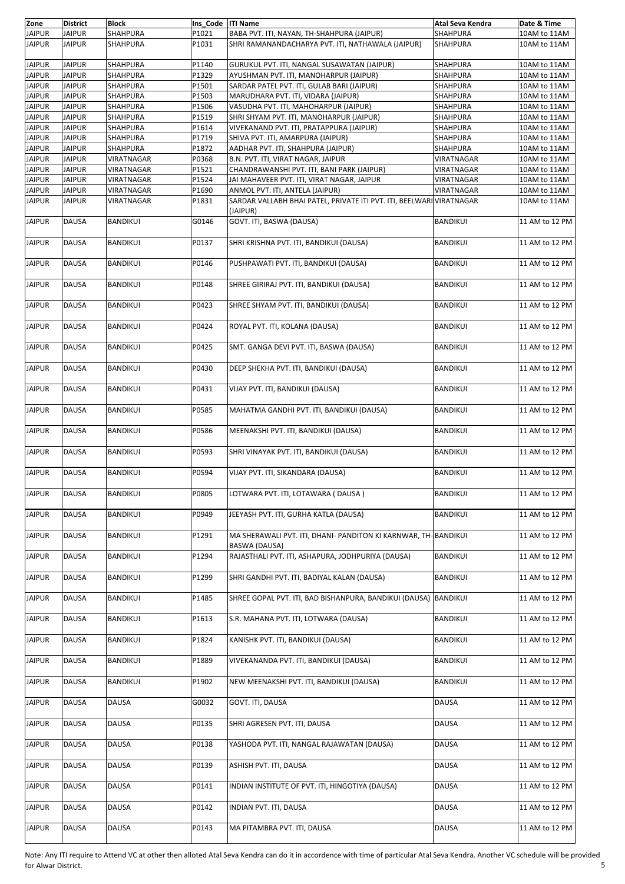| Zone | District | Block | Ins_Code | ITI Name | Atal Seva Kendra | Date & Time |
|---|---|---|---|---|---|---|
| JAIPUR | JAIPUR | SHAHPURA | P1021 | BABA PVT. ITI, NAYAN, TH-SHAHPURA (JAIPUR) | SHAHPURA | 10AM to 11AM |
| JAIPUR | JAIPUR | SHAHPURA | P1031 | SHRI RAMANANDACHARYA PVT. ITI, NATHAWALA (JAIPUR) | SHAHPURA | 10AM to 11AM |
| JAIPUR | JAIPUR | SHAHPURA | P1140 | GURUKUL PVT. ITI, NANGAL SUSAWATAN (JAIPUR) | SHAHPURA | 10AM to 11AM |
| JAIPUR | JAIPUR | SHAHPURA | P1329 | AYUSHMAN PVT. ITI, MANOHARPUR (JAIPUR) | SHAHPURA | 10AM to 11AM |
| JAIPUR | JAIPUR | SHAHPURA | P1501 | SARDAR PATEL PVT. ITI, GULAB BARI (JAIPUR) | SHAHPURA | 10AM to 11AM |
| JAIPUR | JAIPUR | SHAHPURA | P1503 | MARUDHARA PVT. ITI, VIDARA (JAIPUR) | SHAHPURA | 10AM to 11AM |
| JAIPUR | JAIPUR | SHAHPURA | P1506 | VASUDHA PVT. ITI, MAHOHARPUR (JAIPUR) | SHAHPURA | 10AM to 11AM |
| JAIPUR | JAIPUR | SHAHPURA | P1519 | SHRI SHYAM PVT. ITI, MANOHARPUR (JAIPUR) | SHAHPURA | 10AM to 11AM |
| JAIPUR | JAIPUR | SHAHPURA | P1614 | VIVEKANAND PVT. ITI, PRATAPPURA (JAIPUR) | SHAHPURA | 10AM to 11AM |
| JAIPUR | JAIPUR | SHAHPURA | P1719 | SHIVA PVT. ITI, AMARPURA (JAIPUR) | SHAHPURA | 10AM to 11AM |
| JAIPUR | JAIPUR | SHAHPURA | P1872 | AADHAR PVT. ITI, SHAHPURA (JAIPUR) | SHAHPURA | 10AM to 11AM |
| JAIPUR | JAIPUR | VIRATNAGAR | P0368 | B.N. PVT. ITI, VIRAT NAGAR, JAIPUR | VIRATNAGAR | 10AM to 11AM |
| JAIPUR | JAIPUR | VIRATNAGAR | P1521 | CHANDRAWANSHI PVT. ITI, BANI PARK (JAIPUR) | VIRATNAGAR | 10AM to 11AM |
| JAIPUR | JAIPUR | VIRATNAGAR | P1524 | JAI MAHAVEER PVT. ITI, VIRAT NAGAR, JAIPUR | VIRATNAGAR | 10AM to 11AM |
| JAIPUR | JAIPUR | VIRATNAGAR | P1690 | ANMOL PVT. ITI, ANTELA (JAIPUR) | VIRATNAGAR | 10AM to 11AM |
| JAIPUR | JAIPUR | VIRATNAGAR | P1831 | SARDAR VALLABH BHAI PATEL, PRIVATE ITI PVT. ITI, BEELWARI (JAIPUR) | VIRATNAGAR | 10AM to 11AM |
| JAIPUR | DAUSA | BANDIKUI | G0146 | GOVT. ITI, BASWA (DAUSA) | BANDIKUI | 11 AM to 12 PM |
| JAIPUR | DAUSA | BANDIKUI | P0137 | SHRI KRISHNA PVT. ITI, BANDIKUI (DAUSA) | BANDIKUI | 11 AM to 12 PM |
| JAIPUR | DAUSA | BANDIKUI | P0146 | PUSHPAWATI PVT. ITI, BANDIKUI (DAUSA) | BANDIKUI | 11 AM to 12 PM |
| JAIPUR | DAUSA | BANDIKUI | P0148 | SHREE GIRIRAJ PVT. ITI, BANDIKUI (DAUSA) | BANDIKUI | 11 AM to 12 PM |
| JAIPUR | DAUSA | BANDIKUI | P0423 | SHREE SHYAM PVT. ITI, BANDIKUI (DAUSA) | BANDIKUI | 11 AM to 12 PM |
| JAIPUR | DAUSA | BANDIKUI | P0424 | ROYAL PVT. ITI, KOLANA (DAUSA) | BANDIKUI | 11 AM to 12 PM |
| JAIPUR | DAUSA | BANDIKUI | P0425 | SMT. GANGA DEVI PVT. ITI, BASWA (DAUSA) | BANDIKUI | 11 AM to 12 PM |
| JAIPUR | DAUSA | BANDIKUI | P0430 | DEEP SHEKHA PVT. ITI, BANDIKUI (DAUSA) | BANDIKUI | 11 AM to 12 PM |
| JAIPUR | DAUSA | BANDIKUI | P0431 | VIJAY PVT. ITI, BANDIKUI (DAUSA) | BANDIKUI | 11 AM to 12 PM |
| JAIPUR | DAUSA | BANDIKUI | P0585 | MAHATMA GANDHI PVT. ITI, BANDIKUI (DAUSA) | BANDIKUI | 11 AM to 12 PM |
| JAIPUR | DAUSA | BANDIKUI | P0586 | MEENAKSHI PVT. ITI, BANDIKUI (DAUSA) | BANDIKUI | 11 AM to 12 PM |
| JAIPUR | DAUSA | BANDIKUI | P0593 | SHRI VINAYAK PVT. ITI, BANDIKUI (DAUSA) | BANDIKUI | 11 AM to 12 PM |
| JAIPUR | DAUSA | BANDIKUI | P0594 | VIJAY PVT. ITI, SIKANDARA (DAUSA) | BANDIKUI | 11 AM to 12 PM |
| JAIPUR | DAUSA | BANDIKUI | P0805 | LOTWARA PVT. ITI, LOTAWARA ( DAUSA ) | BANDIKUI | 11 AM to 12 PM |
| JAIPUR | DAUSA | BANDIKUI | P0949 | JEEYASH PVT. ITI, GURHA KATLA (DAUSA) | BANDIKUI | 11 AM to 12 PM |
| JAIPUR | DAUSA | BANDIKUI | P1291 | MA SHERAWALI PVT. ITI, DHANI- PANDITON KI KARNWAR, TH-BASWA (DAUSA) | BANDIKUI | 11 AM to 12 PM |
| JAIPUR | DAUSA | BANDIKUI | P1294 | RAJASTHALI PVT. ITI, ASHAPURA, JODHPURIYA (DAUSA) | BANDIKUI | 11 AM to 12 PM |
| JAIPUR | DAUSA | BANDIKUI | P1299 | SHRI GANDHI PVT. ITI, BADIYAL KALAN (DAUSA) | BANDIKUI | 11 AM to 12 PM |
| JAIPUR | DAUSA | BANDIKUI | P1485 | SHREE GOPAL PVT. ITI, BAD BISHANPURA, BANDIKUI (DAUSA) | BANDIKUI | 11 AM to 12 PM |
| JAIPUR | DAUSA | BANDIKUI | P1613 | S.R. MAHANA PVT. ITI, LOTWARA (DAUSA) | BANDIKUI | 11 AM to 12 PM |
| JAIPUR | DAUSA | BANDIKUI | P1824 | KANISHK PVT. ITI, BANDIKUI (DAUSA) | BANDIKUI | 11 AM to 12 PM |
| JAIPUR | DAUSA | BANDIKUI | P1889 | VIVEKANANDA PVT. ITI, BANDIKUI (DAUSA) | BANDIKUI | 11 AM to 12 PM |
| JAIPUR | DAUSA | BANDIKUI | P1902 | NEW MEENAKSHI PVT. ITI, BANDIKUI (DAUSA) | BANDIKUI | 11 AM to 12 PM |
| JAIPUR | DAUSA | DAUSA | G0032 | GOVT. ITI, DAUSA | DAUSA | 11 AM to 12 PM |
| JAIPUR | DAUSA | DAUSA | P0135 | SHRI AGRESEN PVT. ITI, DAUSA | DAUSA | 11 AM to 12 PM |
| JAIPUR | DAUSA | DAUSA | P0138 | YASHODA PVT. ITI, NANGAL RAJAWATAN (DAUSA) | DAUSA | 11 AM to 12 PM |
| JAIPUR | DAUSA | DAUSA | P0139 | ASHISH PVT. ITI, DAUSA | DAUSA | 11 AM to 12 PM |
| JAIPUR | DAUSA | DAUSA | P0141 | INDIAN INSTITUTE OF PVT. ITI, HINGOTIYA (DAUSA) | DAUSA | 11 AM to 12 PM |
| JAIPUR | DAUSA | DAUSA | P0142 | INDIAN PVT. ITI, DAUSA | DAUSA | 11 AM to 12 PM |
| JAIPUR | DAUSA | DAUSA | P0143 | MA PITAMBRA PVT. ITI, DAUSA | DAUSA | 11 AM to 12 PM |

Note: Any ITI require to Attend VC at other then alloted Atal Seva Kendra can do it in accordance with time of particular Atal Seva Kendra. Another VC schedule will be provided for Alwar District.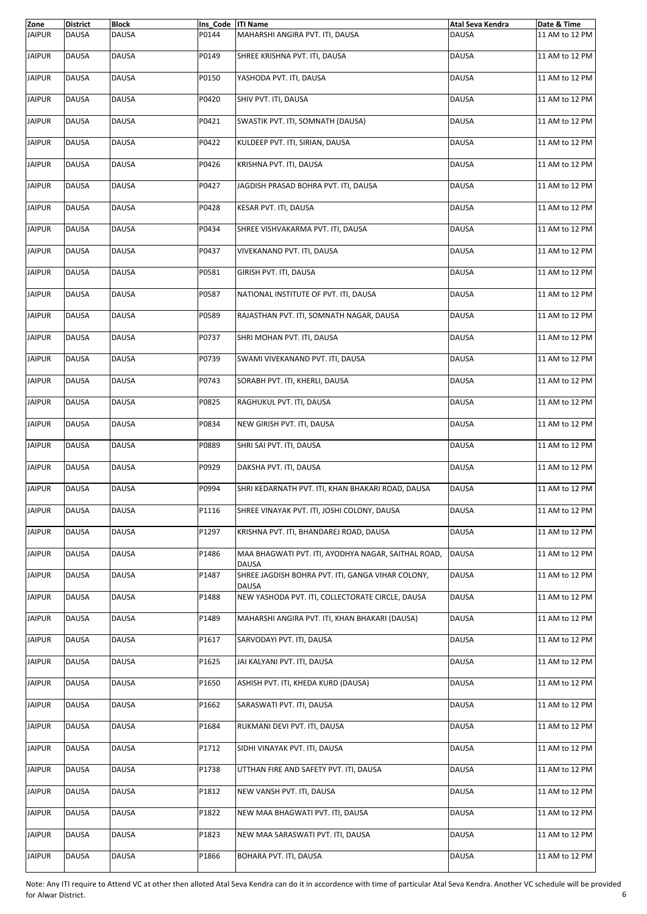| Zone | District | Block | Ins_Code | ITI Name | Atal Seva Kendra | Date & Time |
|---|---|---|---|---|---|---|
| JAIPUR | DAUSA | DAUSA | P0144 | MAHARSHI ANGIRA PVT. ITI, DAUSA | DAUSA | 11 AM to 12 PM |
| JAIPUR | DAUSA | DAUSA | P0149 | SHREE KRISHNA PVT. ITI, DAUSA | DAUSA | 11 AM to 12 PM |
| JAIPUR | DAUSA | DAUSA | P0150 | YASHODA PVT. ITI, DAUSA | DAUSA | 11 AM to 12 PM |
| JAIPUR | DAUSA | DAUSA | P0420 | SHIV PVT. ITI, DAUSA | DAUSA | 11 AM to 12 PM |
| JAIPUR | DAUSA | DAUSA | P0421 | SWASTIK PVT. ITI, SOMNATH (DAUSA) | DAUSA | 11 AM to 12 PM |
| JAIPUR | DAUSA | DAUSA | P0422 | KULDEEP PVT. ITI, SIRIAN, DAUSA | DAUSA | 11 AM to 12 PM |
| JAIPUR | DAUSA | DAUSA | P0426 | KRISHNA PVT. ITI, DAUSA | DAUSA | 11 AM to 12 PM |
| JAIPUR | DAUSA | DAUSA | P0427 | JAGDISH PRASAD BOHRA PVT. ITI, DAUSA | DAUSA | 11 AM to 12 PM |
| JAIPUR | DAUSA | DAUSA | P0428 | KESAR PVT. ITI, DAUSA | DAUSA | 11 AM to 12 PM |
| JAIPUR | DAUSA | DAUSA | P0434 | SHREE VISHVAKARMA PVT. ITI, DAUSA | DAUSA | 11 AM to 12 PM |
| JAIPUR | DAUSA | DAUSA | P0437 | VIVEKANAND PVT. ITI, DAUSA | DAUSA | 11 AM to 12 PM |
| JAIPUR | DAUSA | DAUSA | P0581 | GIRISH PVT. ITI, DAUSA | DAUSA | 11 AM to 12 PM |
| JAIPUR | DAUSA | DAUSA | P0587 | NATIONAL INSTITUTE OF PVT. ITI, DAUSA | DAUSA | 11 AM to 12 PM |
| JAIPUR | DAUSA | DAUSA | P0589 | RAJASTHAN PVT. ITI, SOMNATH NAGAR, DAUSA | DAUSA | 11 AM to 12 PM |
| JAIPUR | DAUSA | DAUSA | P0737 | SHRI MOHAN PVT. ITI, DAUSA | DAUSA | 11 AM to 12 PM |
| JAIPUR | DAUSA | DAUSA | P0739 | SWAMI VIVEKANAND PVT. ITI, DAUSA | DAUSA | 11 AM to 12 PM |
| JAIPUR | DAUSA | DAUSA | P0743 | SORABH PVT. ITI, KHERLI, DAUSA | DAUSA | 11 AM to 12 PM |
| JAIPUR | DAUSA | DAUSA | P0825 | RAGHUKUL PVT. ITI, DAUSA | DAUSA | 11 AM to 12 PM |
| JAIPUR | DAUSA | DAUSA | P0834 | NEW GIRISH PVT. ITI, DAUSA | DAUSA | 11 AM to 12 PM |
| JAIPUR | DAUSA | DAUSA | P0889 | SHRI SAI PVT. ITI, DAUSA | DAUSA | 11 AM to 12 PM |
| JAIPUR | DAUSA | DAUSA | P0929 | DAKSHA PVT. ITI, DAUSA | DAUSA | 11 AM to 12 PM |
| JAIPUR | DAUSA | DAUSA | P0994 | SHRI KEDARNATH PVT. ITI, KHAN BHAKARI ROAD, DAUSA | DAUSA | 11 AM to 12 PM |
| JAIPUR | DAUSA | DAUSA | P1116 | SHREE VINAYAK PVT. ITI, JOSHI COLONY, DAUSA | DAUSA | 11 AM to 12 PM |
| JAIPUR | DAUSA | DAUSA | P1297 | KRISHNA PVT. ITI, BHANDAREJ ROAD, DAUSA | DAUSA | 11 AM to 12 PM |
| JAIPUR | DAUSA | DAUSA | P1486 | MAA BHAGWATI PVT. ITI, AYODHYA NAGAR, SAITHAL ROAD, DAUSA | DAUSA | 11 AM to 12 PM |
| JAIPUR | DAUSA | DAUSA | P1487 | SHREE JAGDISH BOHRA PVT. ITI, GANGA VIHAR COLONY, DAUSA | DAUSA | 11 AM to 12 PM |
| JAIPUR | DAUSA | DAUSA | P1488 | NEW YASHODA PVT. ITI, COLLECTORATE CIRCLE, DAUSA | DAUSA | 11 AM to 12 PM |
| JAIPUR | DAUSA | DAUSA | P1489 | MAHARSHI ANGIRA PVT. ITI, KHAN BHAKARI (DAUSA) | DAUSA | 11 AM to 12 PM |
| JAIPUR | DAUSA | DAUSA | P1617 | SARVODAYI PVT. ITI, DAUSA | DAUSA | 11 AM to 12 PM |
| JAIPUR | DAUSA | DAUSA | P1625 | JAI KALYANI PVT. ITI, DAUSA | DAUSA | 11 AM to 12 PM |
| JAIPUR | DAUSA | DAUSA | P1650 | ASHISH PVT. ITI, KHEDA KURD (DAUSA) | DAUSA | 11 AM to 12 PM |
| JAIPUR | DAUSA | DAUSA | P1662 | SARASWATI PVT. ITI, DAUSA | DAUSA | 11 AM to 12 PM |
| JAIPUR | DAUSA | DAUSA | P1684 | RUKMANI DEVI PVT. ITI, DAUSA | DAUSA | 11 AM to 12 PM |
| JAIPUR | DAUSA | DAUSA | P1712 | SIDHI VINAYAK PVT. ITI, DAUSA | DAUSA | 11 AM to 12 PM |
| JAIPUR | DAUSA | DAUSA | P1738 | UTTHAN FIRE AND SAFETY PVT. ITI, DAUSA | DAUSA | 11 AM to 12 PM |
| JAIPUR | DAUSA | DAUSA | P1812 | NEW VANSH PVT. ITI, DAUSA | DAUSA | 11 AM to 12 PM |
| JAIPUR | DAUSA | DAUSA | P1822 | NEW MAA BHAGWATI PVT. ITI, DAUSA | DAUSA | 11 AM to 12 PM |
| JAIPUR | DAUSA | DAUSA | P1823 | NEW MAA SARASWATI PVT. ITI, DAUSA | DAUSA | 11 AM to 12 PM |
| JAIPUR | DAUSA | DAUSA | P1866 | BOHARA PVT. ITI, DAUSA | DAUSA | 11 AM to 12 PM |

Note: Any ITI require to Attend VC at other then alloted Atal Seva Kendra can do it in accordance with time of particular Atal Seva Kendra. Another VC schedule will be provided for Alwar District.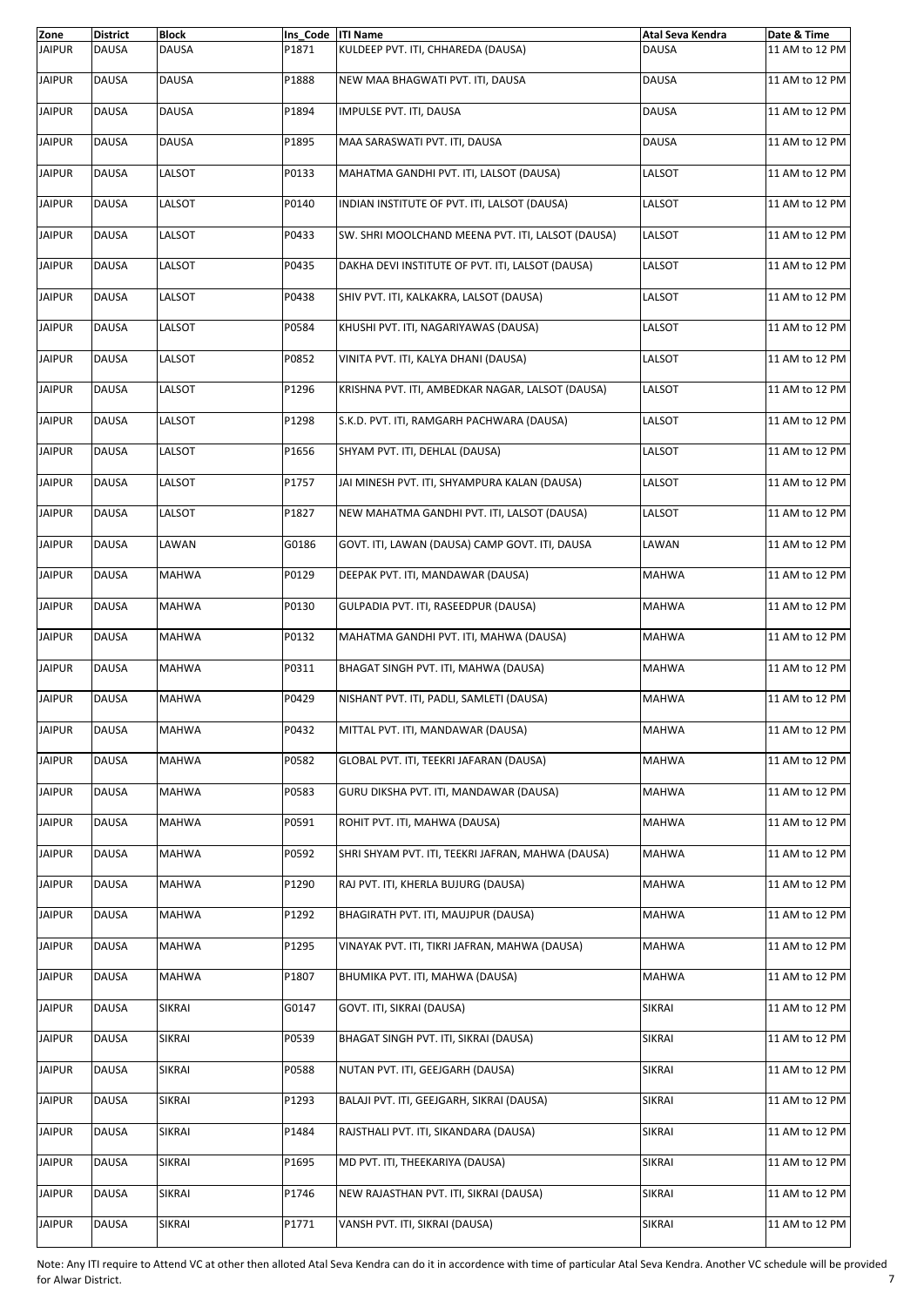| Zone | District | Block | Ins_Code | ITI Name | Atal Seva Kendra | Date & Time |
|---|---|---|---|---|---|---|
| JAIPUR | DAUSA | DAUSA | P1871 | KULDEEP PVT. ITI, CHHAREDA (DAUSA) | DAUSA | 11 AM to 12 PM |
| JAIPUR | DAUSA | DAUSA | P1888 | NEW MAA BHAGWATI PVT. ITI, DAUSA | DAUSA | 11 AM to 12 PM |
| JAIPUR | DAUSA | DAUSA | P1894 | IMPULSE PVT. ITI, DAUSA | DAUSA | 11 AM to 12 PM |
| JAIPUR | DAUSA | DAUSA | P1895 | MAA SARASWATI PVT. ITI, DAUSA | DAUSA | 11 AM to 12 PM |
| JAIPUR | DAUSA | LALSOT | P0133 | MAHATMA GANDHI PVT. ITI, LALSOT (DAUSA) | LALSOT | 11 AM to 12 PM |
| JAIPUR | DAUSA | LALSOT | P0140 | INDIAN INSTITUTE OF PVT. ITI, LALSOT (DAUSA) | LALSOT | 11 AM to 12 PM |
| JAIPUR | DAUSA | LALSOT | P0433 | SW. SHRI MOOLCHAND MEENA PVT. ITI, LALSOT (DAUSA) | LALSOT | 11 AM to 12 PM |
| JAIPUR | DAUSA | LALSOT | P0435 | DAKHA DEVI INSTITUTE OF PVT. ITI, LALSOT (DAUSA) | LALSOT | 11 AM to 12 PM |
| JAIPUR | DAUSA | LALSOT | P0438 | SHIV PVT. ITI, KALKAKRA, LALSOT (DAUSA) | LALSOT | 11 AM to 12 PM |
| JAIPUR | DAUSA | LALSOT | P0584 | KHUSHI PVT. ITI, NAGARIYAWAS (DAUSA) | LALSOT | 11 AM to 12 PM |
| JAIPUR | DAUSA | LALSOT | P0852 | VINITA PVT. ITI, KALYA DHANI (DAUSA) | LALSOT | 11 AM to 12 PM |
| JAIPUR | DAUSA | LALSOT | P1296 | KRISHNA PVT. ITI, AMBEDKAR NAGAR, LALSOT (DAUSA) | LALSOT | 11 AM to 12 PM |
| JAIPUR | DAUSA | LALSOT | P1298 | S.K.D. PVT. ITI, RAMGARH PACHWARA (DAUSA) | LALSOT | 11 AM to 12 PM |
| JAIPUR | DAUSA | LALSOT | P1656 | SHYAM PVT. ITI, DEHLAL (DAUSA) | LALSOT | 11 AM to 12 PM |
| JAIPUR | DAUSA | LALSOT | P1757 | JAI MINESH PVT. ITI, SHYAMPURA KALAN (DAUSA) | LALSOT | 11 AM to 12 PM |
| JAIPUR | DAUSA | LALSOT | P1827 | NEW MAHATMA GANDHI PVT. ITI, LALSOT (DAUSA) | LALSOT | 11 AM to 12 PM |
| JAIPUR | DAUSA | LAWAN | G0186 | GOVT. ITI, LAWAN (DAUSA) CAMP GOVT. ITI, DAUSA | LAWAN | 11 AM to 12 PM |
| JAIPUR | DAUSA | MAHWA | P0129 | DEEPAK PVT. ITI, MANDAWAR (DAUSA) | MAHWA | 11 AM to 12 PM |
| JAIPUR | DAUSA | MAHWA | P0130 | GULPADIA PVT. ITI, RASEEDPUR (DAUSA) | MAHWA | 11 AM to 12 PM |
| JAIPUR | DAUSA | MAHWA | P0132 | MAHATMA GANDHI PVT. ITI, MAHWA (DAUSA) | MAHWA | 11 AM to 12 PM |
| JAIPUR | DAUSA | MAHWA | P0311 | BHAGAT SINGH PVT. ITI, MAHWA (DAUSA) | MAHWA | 11 AM to 12 PM |
| JAIPUR | DAUSA | MAHWA | P0429 | NISHANT PVT. ITI, PADLI, SAMLETI (DAUSA) | MAHWA | 11 AM to 12 PM |
| JAIPUR | DAUSA | MAHWA | P0432 | MITTAL PVT. ITI, MANDAWAR (DAUSA) | MAHWA | 11 AM to 12 PM |
| JAIPUR | DAUSA | MAHWA | P0582 | GLOBAL PVT. ITI, TEEKRI JAFARAN (DAUSA) | MAHWA | 11 AM to 12 PM |
| JAIPUR | DAUSA | MAHWA | P0583 | GURU DIKSHA PVT. ITI, MANDAWAR (DAUSA) | MAHWA | 11 AM to 12 PM |
| JAIPUR | DAUSA | MAHWA | P0591 | ROHIT PVT. ITI, MAHWA (DAUSA) | MAHWA | 11 AM to 12 PM |
| JAIPUR | DAUSA | MAHWA | P0592 | SHRI SHYAM PVT. ITI, TEEKRI JAFRAN, MAHWA (DAUSA) | MAHWA | 11 AM to 12 PM |
| JAIPUR | DAUSA | MAHWA | P1290 | RAJ PVT. ITI, KHERLA BUJURG (DAUSA) | MAHWA | 11 AM to 12 PM |
| JAIPUR | DAUSA | MAHWA | P1292 | BHAGIRATH PVT. ITI, MAUJPUR (DAUSA) | MAHWA | 11 AM to 12 PM |
| JAIPUR | DAUSA | MAHWA | P1295 | VINAYAK PVT. ITI, TIKRI JAFRAN, MAHWA (DAUSA) | MAHWA | 11 AM to 12 PM |
| JAIPUR | DAUSA | MAHWA | P1807 | BHUMIKA PVT. ITI, MAHWA (DAUSA) | MAHWA | 11 AM to 12 PM |
| JAIPUR | DAUSA | SIKRAI | G0147 | GOVT. ITI, SIKRAI (DAUSA) | SIKRAI | 11 AM to 12 PM |
| JAIPUR | DAUSA | SIKRAI | P0539 | BHAGAT SINGH PVT. ITI, SIKRAI (DAUSA) | SIKRAI | 11 AM to 12 PM |
| JAIPUR | DAUSA | SIKRAI | P0588 | NUTAN PVT. ITI, GEEJGARH (DAUSA) | SIKRAI | 11 AM to 12 PM |
| JAIPUR | DAUSA | SIKRAI | P1293 | BALAJI PVT. ITI, GEEJGARH, SIKRAI (DAUSA) | SIKRAI | 11 AM to 12 PM |
| JAIPUR | DAUSA | SIKRAI | P1484 | RAJSTHALI PVT. ITI, SIKANDARA (DAUSA) | SIKRAI | 11 AM to 12 PM |
| JAIPUR | DAUSA | SIKRAI | P1695 | MD PVT. ITI, THEEKARIYA (DAUSA) | SIKRAI | 11 AM to 12 PM |
| JAIPUR | DAUSA | SIKRAI | P1746 | NEW RAJASTHAN PVT. ITI, SIKRAI (DAUSA) | SIKRAI | 11 AM to 12 PM |
| JAIPUR | DAUSA | SIKRAI | P1771 | VANSH PVT. ITI, SIKRAI (DAUSA) | SIKRAI | 11 AM to 12 PM |

Note: Any ITI require to Attend VC at other then alloted Atal Seva Kendra can do it in accordence with time of particular Atal Seva Kendra. Another VC schedule will be provided for Alwar District.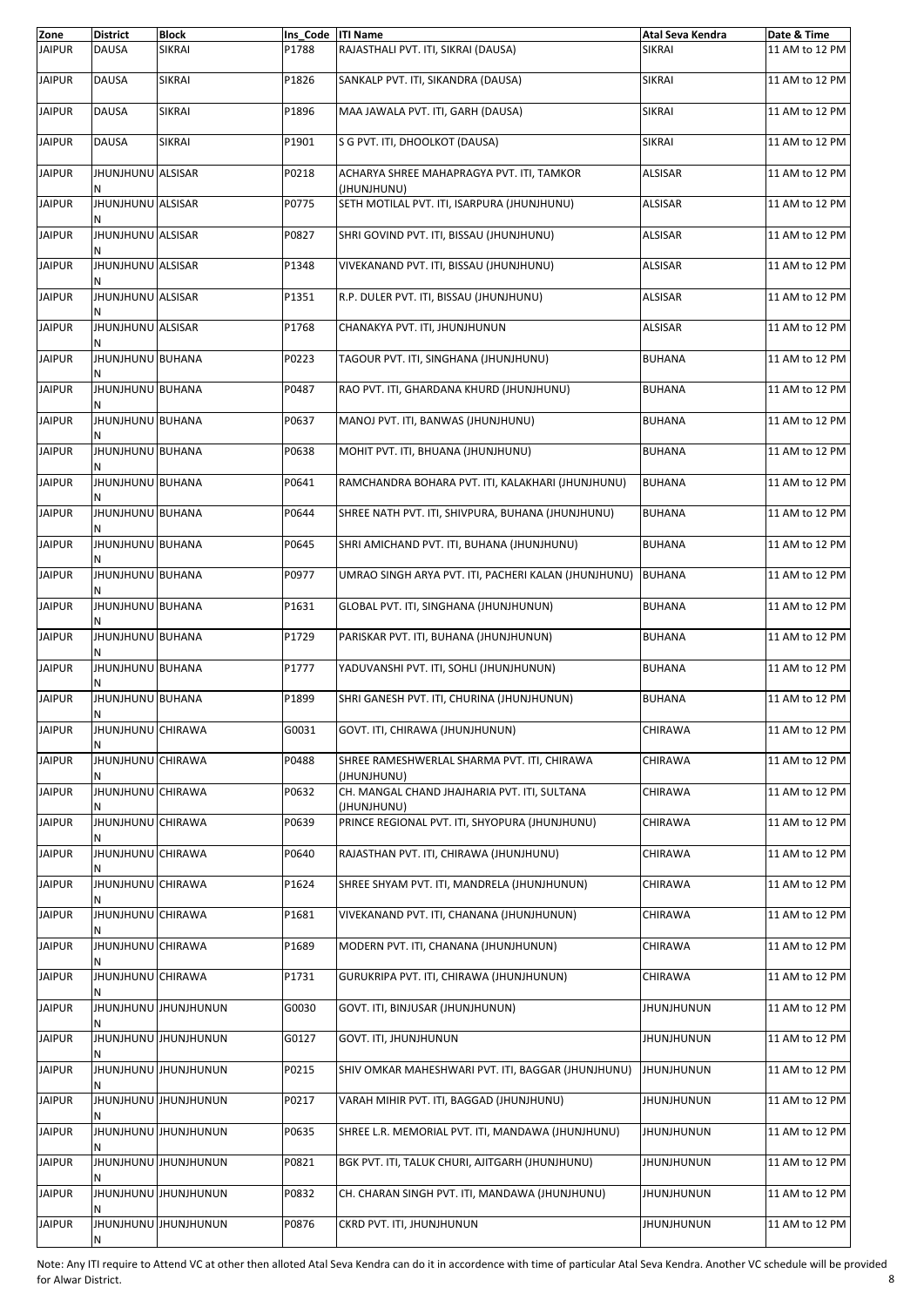| Zone | District | Block | Ins_Code | ITI Name | Atal Seva Kendra | Date & Time |
|---|---|---|---|---|---|---|
| JAIPUR | DAUSA | SIKRAI | P1788 | RAJASTHALI PVT. ITI, SIKRAI (DAUSA) | SIKRAI | 11 AM to 12 PM |
| JAIPUR | DAUSA | SIKRAI | P1826 | SANKALP PVT. ITI, SIKANDRA (DAUSA) | SIKRAI | 11 AM to 12 PM |
| JAIPUR | DAUSA | SIKRAI | P1896 | MAA JAWALA PVT. ITI, GARH (DAUSA) | SIKRAI | 11 AM to 12 PM |
| JAIPUR | DAUSA | SIKRAI | P1901 | S G PVT. ITI, DHOOLKOT (DAUSA) | SIKRAI | 11 AM to 12 PM |
| JAIPUR | JHUNJHUNUN | ALSISAR | P0218 | ACHARYA SHREE MAHAPRAGYA PVT. ITI, TAMKOR (JHUNJHUNU) | ALSISAR | 11 AM to 12 PM |
| JAIPUR | JHUNJHUNUN | ALSISAR | P0775 | SETH MOTILAL PVT. ITI, ISARPURA (JHUNJHUNU) | ALSISAR | 11 AM to 12 PM |
| JAIPUR | JHUNJHUNUN | ALSISAR | P0827 | SHRI GOVIND PVT. ITI, BISSAU (JHUNJHUNU) | ALSISAR | 11 AM to 12 PM |
| JAIPUR | JHUNJHUNUN | ALSISAR | P1348 | VIVEKANAND PVT. ITI, BISSAU (JHUNJHUNU) | ALSISAR | 11 AM to 12 PM |
| JAIPUR | JHUNJHUNUN | ALSISAR | P1351 | R.P. DULER PVT. ITI, BISSAU (JHUNJHUNU) | ALSISAR | 11 AM to 12 PM |
| JAIPUR | JHUNJHUNUN | ALSISAR | P1768 | CHANAKYA PVT. ITI, JHUNJHUNUN | ALSISAR | 11 AM to 12 PM |
| JAIPUR | JHUNJHUNUN | BUHANA | P0223 | TAGOUR PVT. ITI, SINGHANA (JHUNJHUNU) | BUHANA | 11 AM to 12 PM |
| JAIPUR | JHUNJHUNUN | BUHANA | P0487 | RAO PVT. ITI, GHARDANA KHURD (JHUNJHUNU) | BUHANA | 11 AM to 12 PM |
| JAIPUR | JHUNJHUNUN | BUHANA | P0637 | MANOJ PVT. ITI, BANWAS (JHUNJHUNU) | BUHANA | 11 AM to 12 PM |
| JAIPUR | JHUNJHUNUN | BUHANA | P0638 | MOHIT PVT. ITI, BHUANA (JHUNJHUNU) | BUHANA | 11 AM to 12 PM |
| JAIPUR | JHUNJHUNUN | BUHANA | P0641 | RAMCHANDRA BOHARA PVT. ITI, KALAKHARI (JHUNJHUNU) | BUHANA | 11 AM to 12 PM |
| JAIPUR | JHUNJHUNUN | BUHANA | P0644 | SHREE NATH PVT. ITI, SHIVPURA, BUHANA (JHUNJHUNU) | BUHANA | 11 AM to 12 PM |
| JAIPUR | JHUNJHUNUN | BUHANA | P0645 | SHRI AMICHAND PVT. ITI, BUHANA (JHUNJHUNU) | BUHANA | 11 AM to 12 PM |
| JAIPUR | JHUNJHUNUN | BUHANA | P0977 | UMRAO SINGH ARYA PVT. ITI, PACHERI KALAN (JHUNJHUNU) | BUHANA | 11 AM to 12 PM |
| JAIPUR | JHUNJHUNUN | BUHANA | P1631 | GLOBAL PVT. ITI, SINGHANA (JHUNJHUNUN) | BUHANA | 11 AM to 12 PM |
| JAIPUR | JHUNJHUNUN | BUHANA | P1729 | PARISKAR PVT. ITI, BUHANA (JHUNJHUNUN) | BUHANA | 11 AM to 12 PM |
| JAIPUR | JHUNJHUNUN | BUHANA | P1777 | YADUVANSHI PVT. ITI, SOHLI (JHUNJHUNUN) | BUHANA | 11 AM to 12 PM |
| JAIPUR | JHUNJHUNUN | BUHANA | P1899 | SHRI GANESH PVT. ITI, CHURINA (JHUNJHUNUN) | BUHANA | 11 AM to 12 PM |
| JAIPUR | JHUNJHUNUN | CHIRAWA | G0031 | GOVT. ITI, CHIRAWA (JHUNJHUNUN) | CHIRAWA | 11 AM to 12 PM |
| JAIPUR | JHUNJHUNUN | CHIRAWA | P0488 | SHREE RAMESHWERLAL SHARMA PVT. ITI, CHIRAWA (JHUNJHUNU) | CHIRAWA | 11 AM to 12 PM |
| JAIPUR | JHUNJHUNUN | CHIRAWA | P0632 | CH. MANGAL CHAND JHAJHARIA PVT. ITI, SULTANA (JHUNJHUNU) | CHIRAWA | 11 AM to 12 PM |
| JAIPUR | JHUNJHUNUN | CHIRAWA | P0639 | PRINCE REGIONAL PVT. ITI, SHYOPURA (JHUNJHUNU) | CHIRAWA | 11 AM to 12 PM |
| JAIPUR | JHUNJHUNUN | CHIRAWA | P0640 | RAJASTHAN PVT. ITI, CHIRAWA (JHUNJHUNU) | CHIRAWA | 11 AM to 12 PM |
| JAIPUR | JHUNJHUNUN | CHIRAWA | P1624 | SHREE SHYAM PVT. ITI, MANDRELA (JHUNJHUNUN) | CHIRAWA | 11 AM to 12 PM |
| JAIPUR | JHUNJHUNUN | CHIRAWA | P1681 | VIVEKANAND PVT. ITI, CHANANA (JHUNJHUNUN) | CHIRAWA | 11 AM to 12 PM |
| JAIPUR | JHUNJHUNUN | CHIRAWA | P1689 | MODERN PVT. ITI, CHANANA (JHUNJHUNUN) | CHIRAWA | 11 AM to 12 PM |
| JAIPUR | JHUNJHUNUN | CHIRAWA | P1731 | GURUKRIPA PVT. ITI, CHIRAWA (JHUNJHUNUN) | CHIRAWA | 11 AM to 12 PM |
| JAIPUR | JHUNJHUNUN | JHUNJHUNUN | G0030 | GOVT. ITI, BINJUSAR (JHUNJHUNUN) | JHUNJHUNUN | 11 AM to 12 PM |
| JAIPUR | JHUNJHUNUN | JHUNJHUNUN | G0127 | GOVT. ITI, JHUNJHUNUN | JHUNJHUNUN | 11 AM to 12 PM |
| JAIPUR | JHUNJHUNUN | JHUNJHUNUN | P0215 | SHIV OMKAR MAHESHWARI PVT. ITI, BAGGAR (JHUNJHUNU) | JHUNJHUNUN | 11 AM to 12 PM |
| JAIPUR | JHUNJHUNUN | JHUNJHUNUN | P0217 | VARAH MIHIR PVT. ITI, BAGGAD (JHUNJHUNU) | JHUNJHUNUN | 11 AM to 12 PM |
| JAIPUR | JHUNJHUNUN | JHUNJHUNUN | P0635 | SHREE L.R. MEMORIAL PVT. ITI, MANDAWA (JHUNJHUNU) | JHUNJHUNUN | 11 AM to 12 PM |
| JAIPUR | JHUNJHUNUN | JHUNJHUNUN | P0821 | BGK PVT. ITI, TALUK CHURI, AJITGARH (JHUNJHUNU) | JHUNJHUNUN | 11 AM to 12 PM |
| JAIPUR | JHUNJHUNUN | JHUNJHUNUN | P0832 | CH. CHARAN SINGH PVT. ITI, MANDAWA (JHUNJHUNU) | JHUNJHUNUN | 11 AM to 12 PM |
| JAIPUR | JHUNJHUNUN | JHUNJHUNUN | P0876 | CKRD PVT. ITI, JHUNJHUNUN | JHUNJHUNUN | 11 AM to 12 PM |

Note: Any ITI require to Attend VC at other then alloted Atal Seva Kendra can do it in accordence with time of particular Atal Seva Kendra. Another VC schedule will be provided for Alwar District.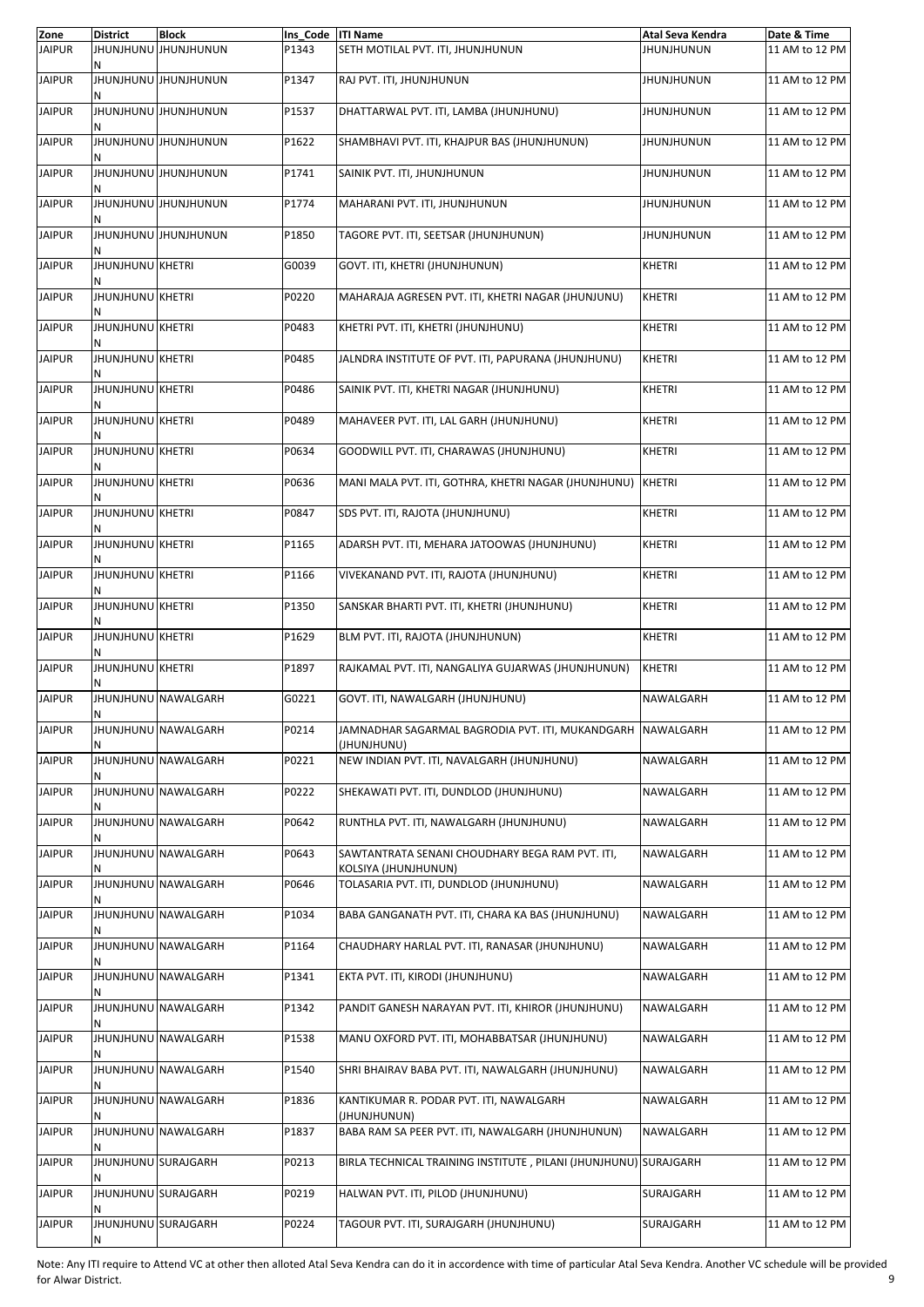| Zone | District | Block | Ins_Code | ITI Name | Atal Seva Kendra | Date & Time |
|---|---|---|---|---|---|---|
| JAIPUR | JHUNJHUNUN | JHUNJHUNUN | P1343 | SETH MOTILAL PVT. ITI, JHUNJHUNUN | JHUNJHUNUN | 11 AM to 12 PM |
| JAIPUR | JHUNJHUNUN | JHUNJHUNUN | P1347 | RAJ PVT. ITI, JHUNJHUNUN | JHUNJHUNUN | 11 AM to 12 PM |
| JAIPUR | JHUNJHUNUN | JHUNJHUNUN | P1537 | DHATTARWAL PVT. ITI, LAMBA (JHUNJHUNU) | JHUNJHUNUN | 11 AM to 12 PM |
| JAIPUR | JHUNJHUNUN | JHUNJHUNUN | P1622 | SHAMBHAVI PVT. ITI, KHAJPUR BAS (JHUNJHUNUN) | JHUNJHUNUN | 11 AM to 12 PM |
| JAIPUR | JHUNJHUNUN | JHUNJHUNUN | P1741 | SAINIK PVT. ITI, JHUNJHUNUN | JHUNJHUNUN | 11 AM to 12 PM |
| JAIPUR | JHUNJHUNUN | JHUNJHUNUN | P1774 | MAHARANI PVT. ITI, JHUNJHUNUN | JHUNJHUNUN | 11 AM to 12 PM |
| JAIPUR | JHUNJHUNUN | JHUNJHUNUN | P1850 | TAGORE PVT. ITI, SEETSAR (JHUNJHUNUN) | JHUNJHUNUN | 11 AM to 12 PM |
| JAIPUR | JHUNJHUNUN | KHETRI | G0039 | GOVT. ITI, KHETRI (JHUNJHUNUN) | KHETRI | 11 AM to 12 PM |
| JAIPUR | JHUNJHUNUN | KHETRI | P0220 | MAHARAJA AGRESEN PVT. ITI, KHETRI NAGAR (JHUNJUNU) | KHETRI | 11 AM to 12 PM |
| JAIPUR | JHUNJHUNUN | KHETRI | P0483 | KHETRI PVT. ITI, KHETRI (JHUNJHUNU) | KHETRI | 11 AM to 12 PM |
| JAIPUR | JHUNJHUNUN | KHETRI | P0485 | JALNDRA INSTITUTE OF PVT. ITI, PAPURANA (JHUNJHUNU) | KHETRI | 11 AM to 12 PM |
| JAIPUR | JHUNJHUNUN | KHETRI | P0486 | SAINIK PVT. ITI, KHETRI NAGAR (JHUNJHUNU) | KHETRI | 11 AM to 12 PM |
| JAIPUR | JHUNJHUNUN | KHETRI | P0489 | MAHAVEER PVT. ITI, LAL GARH (JHUNJHUNU) | KHETRI | 11 AM to 12 PM |
| JAIPUR | JHUNJHUNUN | KHETRI | P0634 | GOODWILL PVT. ITI, CHARAWAS (JHUNJHUNU) | KHETRI | 11 AM to 12 PM |
| JAIPUR | JHUNJHUNUN | KHETRI | P0636 | MANI MALA PVT. ITI, GOTHRA, KHETRI NAGAR (JHUNJHUNU) | KHETRI | 11 AM to 12 PM |
| JAIPUR | JHUNJHUNUN | KHETRI | P0847 | SDS PVT. ITI, RAJOTA (JHUNJHUNU) | KHETRI | 11 AM to 12 PM |
| JAIPUR | JHUNJHUNUN | KHETRI | P1165 | ADARSH PVT. ITI, MEHARA JATOOWAS (JHUNJHUNU) | KHETRI | 11 AM to 12 PM |
| JAIPUR | JHUNJHUNUN | KHETRI | P1166 | VIVEKANAND PVT. ITI, RAJOTA (JHUNJHUNU) | KHETRI | 11 AM to 12 PM |
| JAIPUR | JHUNJHUNUN | KHETRI | P1350 | SANSKAR BHARTI PVT. ITI, KHETRI (JHUNJHUNU) | KHETRI | 11 AM to 12 PM |
| JAIPUR | JHUNJHUNUN | KHETRI | P1629 | BLM PVT. ITI, RAJOTA (JHUNJHUNUN) | KHETRI | 11 AM to 12 PM |
| JAIPUR | JHUNJHUNUN | KHETRI | P1897 | RAJKAMAL PVT. ITI, NANGALIYA GUJARWAS (JHUNJHUNUN) | KHETRI | 11 AM to 12 PM |
| JAIPUR | JHUNJHUNUN | NAWALGARH | G0221 | GOVT. ITI, NAWALGARH (JHUNJHUNU) | NAWALGARH | 11 AM to 12 PM |
| JAIPUR | JHUNJHUNUN | NAWALGARH | P0214 | JAMNADHAR SAGARMAL BAGRODIA PVT. ITI, MUKANDGARH (JHUNJHUNU) | NAWALGARH | 11 AM to 12 PM |
| JAIPUR | JHUNJHUNUN | NAWALGARH | P0221 | NEW INDIAN PVT. ITI, NAVALGARH (JHUNJHUNU) | NAWALGARH | 11 AM to 12 PM |
| JAIPUR | JHUNJHUNUN | NAWALGARH | P0222 | SHEKAWATI PVT. ITI, DUNDLOD (JHUNJHUNU) | NAWALGARH | 11 AM to 12 PM |
| JAIPUR | JHUNJHUNUN | NAWALGARH | P0642 | RUNTHLA PVT. ITI, NAWALGARH (JHUNJHUNU) | NAWALGARH | 11 AM to 12 PM |
| JAIPUR | JHUNJHUNUN | NAWALGARH | P0643 | SAWTANTRATA SENANI CHOUDHARY BEGA RAM PVT. ITI, KOLSIYA (JHUNJHUNUN) | NAWALGARH | 11 AM to 12 PM |
| JAIPUR | JHUNJHUNUN | NAWALGARH | P0646 | TOLASARIA PVT. ITI, DUNDLOD (JHUNJHUNU) | NAWALGARH | 11 AM to 12 PM |
| JAIPUR | JHUNJHUNUN | NAWALGARH | P1034 | BABA GANGANATH PVT. ITI, CHARA KA BAS (JHUNJHUNU) | NAWALGARH | 11 AM to 12 PM |
| JAIPUR | JHUNJHUNUN | NAWALGARH | P1164 | CHAUDHARY HARLAL PVT. ITI, RANASAR (JHUNJHUNU) | NAWALGARH | 11 AM to 12 PM |
| JAIPUR | JHUNJHUNUN | NAWALGARH | P1341 | EKTA PVT. ITI, KIRODI (JHUNJHUNU) | NAWALGARH | 11 AM to 12 PM |
| JAIPUR | JHUNJHUNUN | NAWALGARH | P1342 | PANDIT GANESH NARAYAN PVT. ITI, KHIROR (JHUNJHUNU) | NAWALGARH | 11 AM to 12 PM |
| JAIPUR | JHUNJHUNUN | NAWALGARH | P1538 | MANU OXFORD PVT. ITI, MOHABBATSAR (JHUNJHUNU) | NAWALGARH | 11 AM to 12 PM |
| JAIPUR | JHUNJHUNUN | NAWALGARH | P1540 | SHRI BHAIRAV BABA PVT. ITI, NAWALGARH (JHUNJHUNU) | NAWALGARH | 11 AM to 12 PM |
| JAIPUR | JHUNJHUNUN | NAWALGARH | P1836 | KANTIKUMAR R. PODAR PVT. ITI, NAWALGARH (JHUNJHUNUN) | NAWALGARH | 11 AM to 12 PM |
| JAIPUR | JHUNJHUNUN | NAWALGARH | P1837 | BABA RAM SA PEER PVT. ITI, NAWALGARH (JHUNJHUNUN) | NAWALGARH | 11 AM to 12 PM |
| JAIPUR | JHUNJHUNUN | SURAJGARH | P0213 | BIRLA TECHNICAL TRAINING INSTITUTE , PILANI (JHUNJHUNU) | SURAJGARH | 11 AM to 12 PM |
| JAIPUR | JHUNJHUNUN | SURAJGARH | P0219 | HALWAN PVT. ITI, PILOD (JHUNJHUNU) | SURAJGARH | 11 AM to 12 PM |
| JAIPUR | JHUNJHUNUN | SURAJGARH | P0224 | TAGOUR PVT. ITI, SURAJGARH (JHUNJHUNU) | SURAJGARH | 11 AM to 12 PM |

Note: Any ITI require to Attend VC at other then alloted Atal Seva Kendra can do it in accordence with time of particular Atal Seva Kendra. Another VC schedule will be provided for Alwar District.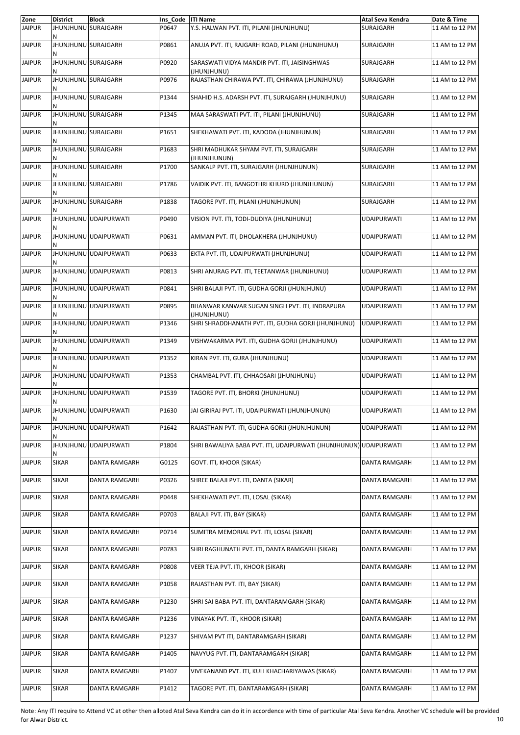| Zone | District | Block | Ins_Code | ITI Name | Atal Seva Kendra | Date & Time |
|---|---|---|---|---|---|---|
| JAIPUR | JHUNJHUNUN | SURAJGARH | P0647 | Y.S. HALWAN PVT. ITI, PILANI (JHUNJHUNU) | SURAJGARH | 11 AM to 12 PM |
| JAIPUR | JHUNJHUNUN | SURAJGARH | P0861 | ANUJA PVT. ITI, RAJGARH ROAD, PILANI (JHUNJHUNU) | SURAJGARH | 11 AM to 12 PM |
| JAIPUR | JHUNJHUNUN | SURAJGARH | P0920 | SARASWATI VIDYA MANDIR PVT. ITI, JAISINGHWAS (JHUNJHUNU) | SURAJGARH | 11 AM to 12 PM |
| JAIPUR | JHUNJHUNUN | SURAJGARH | P0976 | RAJASTHAN CHIRAWA PVT. ITI, CHIRAWA (JHUNJHUNU) | SURAJGARH | 11 AM to 12 PM |
| JAIPUR | JHUNJHUNUN | SURAJGARH | P1344 | SHAHID H.S. ADARSH PVT. ITI, SURAJGARH (JHUNJHUNU) | SURAJGARH | 11 AM to 12 PM |
| JAIPUR | JHUNJHUNUN | SURAJGARH | P1345 | MAA SARASWATI PVT. ITI, PILANI (JHUNJHUNU) | SURAJGARH | 11 AM to 12 PM |
| JAIPUR | JHUNJHUNUN | SURAJGARH | P1651 | SHEKHAWATI PVT. ITI, KADODA (JHUNJHUNUN) | SURAJGARH | 11 AM to 12 PM |
| JAIPUR | JHUNJHUNUN | SURAJGARH | P1683 | SHRI MADHUKAR SHYAM PVT. ITI, SURAJGARH (JHUNJHUNUN) | SURAJGARH | 11 AM to 12 PM |
| JAIPUR | JHUNJHUNUN | SURAJGARH | P1700 | SANKALP PVT. ITI, SURAJGARH (JHUNJHUNUN) | SURAJGARH | 11 AM to 12 PM |
| JAIPUR | JHUNJHUNUN | SURAJGARH | P1786 | VAIDIK PVT. ITI, BANGOTHRI KHURD (JHUNJHUNUN) | SURAJGARH | 11 AM to 12 PM |
| JAIPUR | JHUNJHUNUN | SURAJGARH | P1838 | TAGORE PVT. ITI, PILANI (JHUNJHUNUN) | SURAJGARH | 11 AM to 12 PM |
| JAIPUR | JHUNJHUNUN | UDAIPURWATI | P0490 | VISION PVT. ITI, TODI-DUDIYA (JHUNJHUNU) | UDAIPURWATI | 11 AM to 12 PM |
| JAIPUR | JHUNJHUNUN | UDAIPURWATI | P0631 | AMMAN PVT. ITI, DHOLAKHERA (JHUNJHUNU) | UDAIPURWATI | 11 AM to 12 PM |
| JAIPUR | JHUNJHUNUN | UDAIPURWATI | P0633 | EKTA PVT. ITI, UDAIPURWATI (JHUNJHUNU) | UDAIPURWATI | 11 AM to 12 PM |
| JAIPUR | JHUNJHUNUN | UDAIPURWATI | P0813 | SHRI ANURAG PVT. ITI, TEETANWAR (JHUNJHUNU) | UDAIPURWATI | 11 AM to 12 PM |
| JAIPUR | JHUNJHUNUN | UDAIPURWATI | P0841 | SHRI BALAJI PVT. ITI, GUDHA GORJI (JHUNJHUNU) | UDAIPURWATI | 11 AM to 12 PM |
| JAIPUR | JHUNJHUNUN | UDAIPURWATI | P0895 | BHANWAR KANWAR SUGAN SINGH PVT. ITI, INDRAPURA (JHUNJHUNU) | UDAIPURWATI | 11 AM to 12 PM |
| JAIPUR | JHUNJHUNUN | UDAIPURWATI | P1346 | SHRI SHRADDHANATH PVT. ITI, GUDHA GORJI (JHUNJHUNU) | UDAIPURWATI | 11 AM to 12 PM |
| JAIPUR | JHUNJHUNUN | UDAIPURWATI | P1349 | VISHWAKARMA PVT. ITI, GUDHA GORJI (JHUNJHUNU) | UDAIPURWATI | 11 AM to 12 PM |
| JAIPUR | JHUNJHUNUN | UDAIPURWATI | P1352 | KIRAN PVT. ITI, GURA (JHUNJHUNU) | UDAIPURWATI | 11 AM to 12 PM |
| JAIPUR | JHUNJHUNUN | UDAIPURWATI | P1353 | CHAMBAL PVT. ITI, CHHAOSARI (JHUNJHUNU) | UDAIPURWATI | 11 AM to 12 PM |
| JAIPUR | JHUNJHUNUN | UDAIPURWATI | P1539 | TAGORE PVT. ITI, BHORKI (JHUNJHUNU) | UDAIPURWATI | 11 AM to 12 PM |
| JAIPUR | JHUNJHUNUN | UDAIPURWATI | P1630 | JAI GIRIRAJ PVT. ITI, UDAIPURWATI (JHUNJHUNUN) | UDAIPURWATI | 11 AM to 12 PM |
| JAIPUR | JHUNJHUNUN | UDAIPURWATI | P1642 | RAJASTHAN PVT. ITI, GUDHA GORJI (JHUNJHUNUN) | UDAIPURWATI | 11 AM to 12 PM |
| JAIPUR | JHUNJHUNUN | UDAIPURWATI | P1804 | SHRI BAWALIYA BABA PVT. ITI, UDAIPURWATI (JHUNJHUNUN) | UDAIPURWATI | 11 AM to 12 PM |
| JAIPUR | SIKAR | DANTA RAMGARH | G0125 | GOVT. ITI, KHOOR (SIKAR) | DANTA RAMGARH | 11 AM to 12 PM |
| JAIPUR | SIKAR | DANTA RAMGARH | P0326 | SHREE BALAJI PVT. ITI, DANTA (SIKAR) | DANTA RAMGARH | 11 AM to 12 PM |
| JAIPUR | SIKAR | DANTA RAMGARH | P0448 | SHEKHAWATI PVT. ITI, LOSAL (SIKAR) | DANTA RAMGARH | 11 AM to 12 PM |
| JAIPUR | SIKAR | DANTA RAMGARH | P0703 | BALAJI PVT. ITI, BAY (SIKAR) | DANTA RAMGARH | 11 AM to 12 PM |
| JAIPUR | SIKAR | DANTA RAMGARH | P0714 | SUMITRA MEMORIAL PVT. ITI, LOSAL (SIKAR) | DANTA RAMGARH | 11 AM to 12 PM |
| JAIPUR | SIKAR | DANTA RAMGARH | P0783 | SHRI RAGHUNATH PVT. ITI, DANTA RAMGARH (SIKAR) | DANTA RAMGARH | 11 AM to 12 PM |
| JAIPUR | SIKAR | DANTA RAMGARH | P0808 | VEER TEJA PVT. ITI, KHOOR (SIKAR) | DANTA RAMGARH | 11 AM to 12 PM |
| JAIPUR | SIKAR | DANTA RAMGARH | P1058 | RAJASTHAN PVT. ITI, BAY (SIKAR) | DANTA RAMGARH | 11 AM to 12 PM |
| JAIPUR | SIKAR | DANTA RAMGARH | P1230 | SHRI SAI BABA PVT. ITI, DANTARAMGARH (SIKAR) | DANTA RAMGARH | 11 AM to 12 PM |
| JAIPUR | SIKAR | DANTA RAMGARH | P1236 | VINAYAK PVT. ITI, KHOOR (SIKAR) | DANTA RAMGARH | 11 AM to 12 PM |
| JAIPUR | SIKAR | DANTA RAMGARH | P1237 | SHIVAM PVT ITI, DANTARAMGARH (SIKAR) | DANTA RAMGARH | 11 AM to 12 PM |
| JAIPUR | SIKAR | DANTA RAMGARH | P1405 | NAVYUG PVT. ITI, DANTARAMGARH (SIKAR) | DANTA RAMGARH | 11 AM to 12 PM |
| JAIPUR | SIKAR | DANTA RAMGARH | P1407 | VIVEKANAND PVT. ITI, KULI KHACHARIYAWAS (SIKAR) | DANTA RAMGARH | 11 AM to 12 PM |
| JAIPUR | SIKAR | DANTA RAMGARH | P1412 | TAGORE PVT. ITI, DANTARAMGARH (SIKAR) | DANTA RAMGARH | 11 AM to 12 PM |

Note: Any ITI require to Attend VC at other then alloted Atal Seva Kendra can do it in accordence with time of particular Atal Seva Kendra. Another VC schedule will be provided for Alwar District.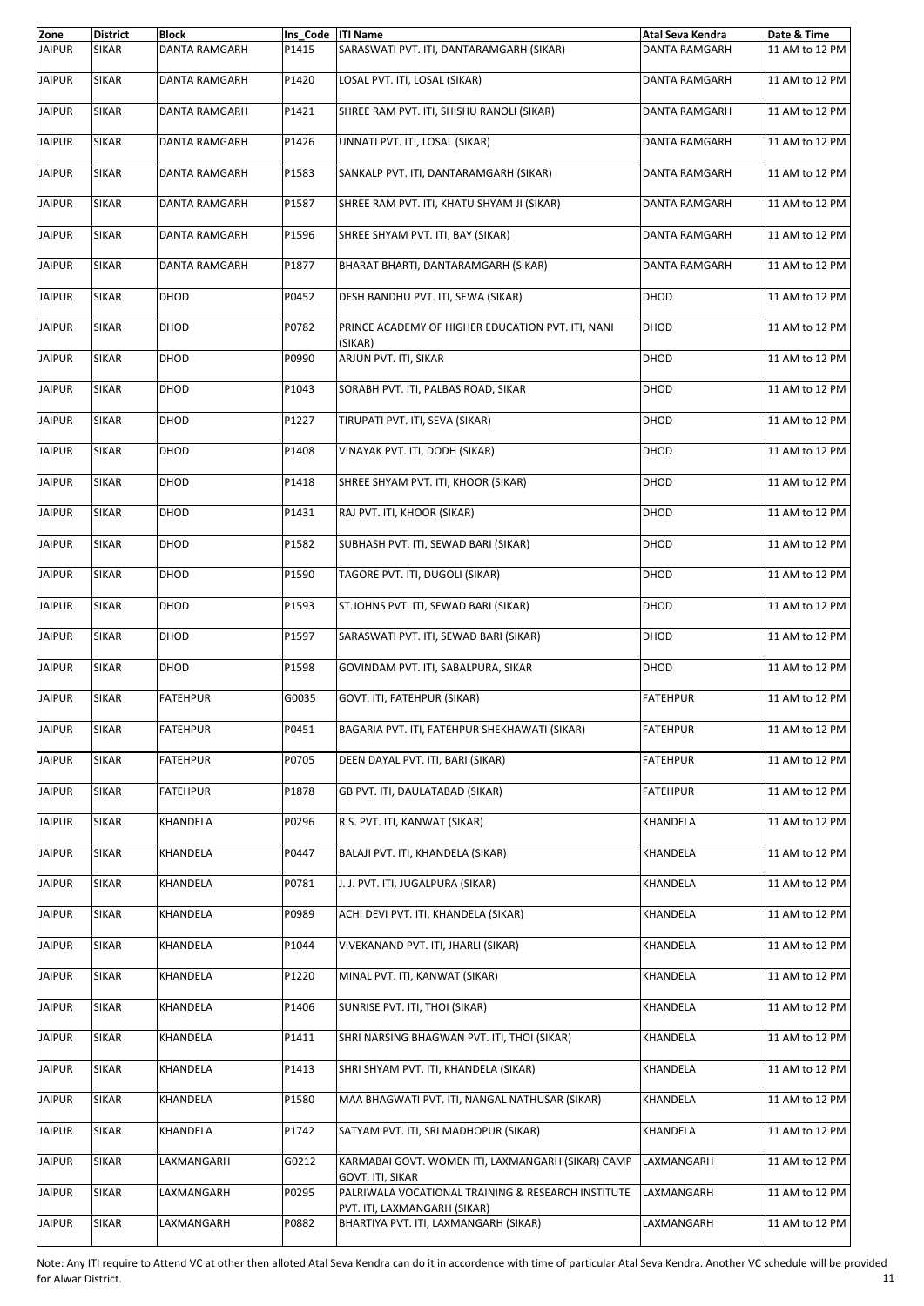| Zone | District | Block | Ins_Code | ITI Name | Atal Seva Kendra | Date & Time |
|---|---|---|---|---|---|---|
| JAIPUR | SIKAR | DANTA RAMGARH | P1415 | SARASWATI PVT. ITI, DANTARAMGARH (SIKAR) | DANTA RAMGARH | 11 AM to 12 PM |
| JAIPUR | SIKAR | DANTA RAMGARH | P1420 | LOSAL PVT. ITI, LOSAL (SIKAR) | DANTA RAMGARH | 11 AM to 12 PM |
| JAIPUR | SIKAR | DANTA RAMGARH | P1421 | SHREE RAM PVT. ITI, SHISHU RANOLI (SIKAR) | DANTA RAMGARH | 11 AM to 12 PM |
| JAIPUR | SIKAR | DANTA RAMGARH | P1426 | UNNATI PVT. ITI, LOSAL (SIKAR) | DANTA RAMGARH | 11 AM to 12 PM |
| JAIPUR | SIKAR | DANTA RAMGARH | P1583 | SANKALP PVT. ITI, DANTARAMGARH (SIKAR) | DANTA RAMGARH | 11 AM to 12 PM |
| JAIPUR | SIKAR | DANTA RAMGARH | P1587 | SHREE RAM PVT. ITI, KHATU SHYAM JI (SIKAR) | DANTA RAMGARH | 11 AM to 12 PM |
| JAIPUR | SIKAR | DANTA RAMGARH | P1596 | SHREE SHYAM PVT. ITI, BAY (SIKAR) | DANTA RAMGARH | 11 AM to 12 PM |
| JAIPUR | SIKAR | DANTA RAMGARH | P1877 | BHARAT BHARTI, DANTARAMGARH (SIKAR) | DANTA RAMGARH | 11 AM to 12 PM |
| JAIPUR | SIKAR | DHOD | P0452 | DESH BANDHU PVT. ITI, SEWA (SIKAR) | DHOD | 11 AM to 12 PM |
| JAIPUR | SIKAR | DHOD | P0782 | PRINCE ACADEMY OF HIGHER EDUCATION PVT. ITI, NANI (SIKAR) | DHOD | 11 AM to 12 PM |
| JAIPUR | SIKAR | DHOD | P0990 | ARJUN PVT. ITI, SIKAR | DHOD | 11 AM to 12 PM |
| JAIPUR | SIKAR | DHOD | P1043 | SORABH PVT. ITI, PALBAS ROAD, SIKAR | DHOD | 11 AM to 12 PM |
| JAIPUR | SIKAR | DHOD | P1227 | TIRUPATI PVT. ITI, SEVA (SIKAR) | DHOD | 11 AM to 12 PM |
| JAIPUR | SIKAR | DHOD | P1408 | VINAYAK PVT. ITI, DODH (SIKAR) | DHOD | 11 AM to 12 PM |
| JAIPUR | SIKAR | DHOD | P1418 | SHREE SHYAM PVT. ITI, KHOOR (SIKAR) | DHOD | 11 AM to 12 PM |
| JAIPUR | SIKAR | DHOD | P1431 | RAJ PVT. ITI, KHOOR (SIKAR) | DHOD | 11 AM to 12 PM |
| JAIPUR | SIKAR | DHOD | P1582 | SUBHASH PVT. ITI, SEWAD BARI (SIKAR) | DHOD | 11 AM to 12 PM |
| JAIPUR | SIKAR | DHOD | P1590 | TAGORE PVT. ITI, DUGOLI (SIKAR) | DHOD | 11 AM to 12 PM |
| JAIPUR | SIKAR | DHOD | P1593 | ST.JOHNS PVT. ITI, SEWAD BARI (SIKAR) | DHOD | 11 AM to 12 PM |
| JAIPUR | SIKAR | DHOD | P1597 | SARASWATI PVT. ITI, SEWAD BARI (SIKAR) | DHOD | 11 AM to 12 PM |
| JAIPUR | SIKAR | DHOD | P1598 | GOVINDAM PVT. ITI, SABALPURA, SIKAR | DHOD | 11 AM to 12 PM |
| JAIPUR | SIKAR | FATEHPUR | G0035 | GOVT. ITI, FATEHPUR (SIKAR) | FATEHPUR | 11 AM to 12 PM |
| JAIPUR | SIKAR | FATEHPUR | P0451 | BAGARIA PVT. ITI, FATEHPUR SHEKHAWATI (SIKAR) | FATEHPUR | 11 AM to 12 PM |
| JAIPUR | SIKAR | FATEHPUR | P0705 | DEEN DAYAL PVT. ITI, BARI (SIKAR) | FATEHPUR | 11 AM to 12 PM |
| JAIPUR | SIKAR | FATEHPUR | P1878 | GB PVT. ITI, DAULATABAD (SIKAR) | FATEHPUR | 11 AM to 12 PM |
| JAIPUR | SIKAR | KHANDELA | P0296 | R.S. PVT. ITI, KANWAT (SIKAR) | KHANDELA | 11 AM to 12 PM |
| JAIPUR | SIKAR | KHANDELA | P0447 | BALAJI PVT. ITI, KHANDELA (SIKAR) | KHANDELA | 11 AM to 12 PM |
| JAIPUR | SIKAR | KHANDELA | P0781 | J. J. PVT. ITI, JUGALPURA (SIKAR) | KHANDELA | 11 AM to 12 PM |
| JAIPUR | SIKAR | KHANDELA | P0989 | ACHI DEVI PVT. ITI, KHANDELA (SIKAR) | KHANDELA | 11 AM to 12 PM |
| JAIPUR | SIKAR | KHANDELA | P1044 | VIVEKANAND PVT. ITI, JHARLI (SIKAR) | KHANDELA | 11 AM to 12 PM |
| JAIPUR | SIKAR | KHANDELA | P1220 | MINAL PVT. ITI, KANWAT (SIKAR) | KHANDELA | 11 AM to 12 PM |
| JAIPUR | SIKAR | KHANDELA | P1406 | SUNRISE PVT. ITI, THOI (SIKAR) | KHANDELA | 11 AM to 12 PM |
| JAIPUR | SIKAR | KHANDELA | P1411 | SHRI NARSING BHAGWAN PVT. ITI, THOI (SIKAR) | KHANDELA | 11 AM to 12 PM |
| JAIPUR | SIKAR | KHANDELA | P1413 | SHRI SHYAM PVT. ITI, KHANDELA (SIKAR) | KHANDELA | 11 AM to 12 PM |
| JAIPUR | SIKAR | KHANDELA | P1580 | MAA BHAGWATI PVT. ITI, NANGAL NATHUSAR (SIKAR) | KHANDELA | 11 AM to 12 PM |
| JAIPUR | SIKAR | KHANDELA | P1742 | SATYAM PVT. ITI, SRI MADHOPUR (SIKAR) | KHANDELA | 11 AM to 12 PM |
| JAIPUR | SIKAR | LAXMANGARH | G0212 | KARMABAI GOVT. WOMEN ITI, LAXMANGARH (SIKAR) CAMP GOVT. ITI, SIKAR | LAXMANGARH | 11 AM to 12 PM |
| JAIPUR | SIKAR | LAXMANGARH | P0295 | PALRIWALA VOCATIONAL TRAINING & RESEARCH INSTITUTE PVT. ITI, LAXMANGARH (SIKAR) | LAXMANGARH | 11 AM to 12 PM |
| JAIPUR | SIKAR | LAXMANGARH | P0882 | BHARTIYA PVT. ITI, LAXMANGARH (SIKAR) | LAXMANGARH | 11 AM to 12 PM |

Note: Any ITI require to Attend VC at other then alloted Atal Seva Kendra can do it in accordance with time of particular Atal Seva Kendra. Another VC schedule will be provided for Alwar District.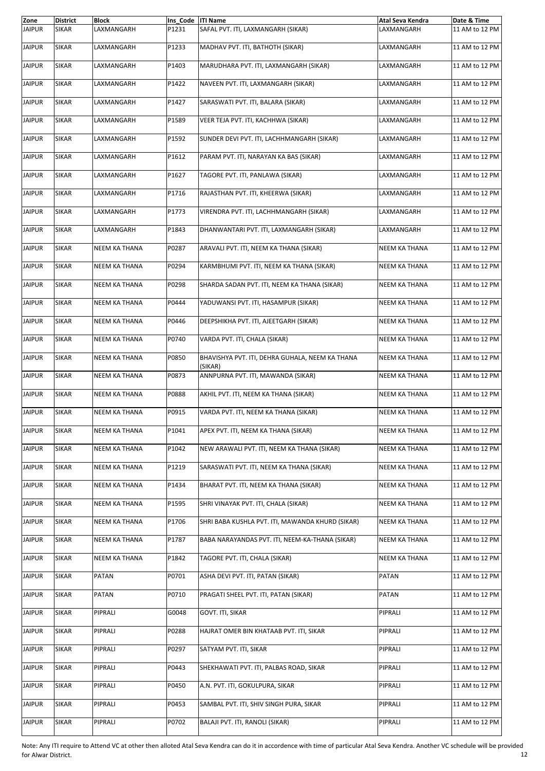| Zone | District | Block | Ins_Code | ITI Name | Atal Seva Kendra | Date & Time |
|---|---|---|---|---|---|---|
| JAIPUR | SIKAR | LAXMANGARH | P1231 | SAFAL PVT. ITI, LAXMANGARH (SIKAR) | LAXMANGARH | 11 AM to 12 PM |
| JAIPUR | SIKAR | LAXMANGARH | P1233 | MADHAV PVT. ITI, BATHOTH (SIKAR) | LAXMANGARH | 11 AM to 12 PM |
| JAIPUR | SIKAR | LAXMANGARH | P1403 | MARUDHARA PVT. ITI, LAXMANGARH (SIKAR) | LAXMANGARH | 11 AM to 12 PM |
| JAIPUR | SIKAR | LAXMANGARH | P1422 | NAVEEN PVT. ITI, LAXMANGARH (SIKAR) | LAXMANGARH | 11 AM to 12 PM |
| JAIPUR | SIKAR | LAXMANGARH | P1427 | SARASWATI PVT. ITI, BALARA (SIKAR) | LAXMANGARH | 11 AM to 12 PM |
| JAIPUR | SIKAR | LAXMANGARH | P1589 | VEER TEJA PVT. ITI, KACHHWA (SIKAR) | LAXMANGARH | 11 AM to 12 PM |
| JAIPUR | SIKAR | LAXMANGARH | P1592 | SUNDER DEVI PVT. ITI, LACHHMANGARH (SIKAR) | LAXMANGARH | 11 AM to 12 PM |
| JAIPUR | SIKAR | LAXMANGARH | P1612 | PARAM PVT. ITI, NARAYAN KA BAS (SIKAR) | LAXMANGARH | 11 AM to 12 PM |
| JAIPUR | SIKAR | LAXMANGARH | P1627 | TAGORE PVT. ITI, PANLAWA (SIKAR) | LAXMANGARH | 11 AM to 12 PM |
| JAIPUR | SIKAR | LAXMANGARH | P1716 | RAJASTHAN PVT. ITI, KHEERWA (SIKAR) | LAXMANGARH | 11 AM to 12 PM |
| JAIPUR | SIKAR | LAXMANGARH | P1773 | VIRENDRA PVT. ITI, LACHHMANGARH (SIKAR) | LAXMANGARH | 11 AM to 12 PM |
| JAIPUR | SIKAR | LAXMANGARH | P1843 | DHANWANTARI PVT. ITI, LAXMANGARH (SIKAR) | LAXMANGARH | 11 AM to 12 PM |
| JAIPUR | SIKAR | NEEM KA THANA | P0287 | ARAVALI PVT. ITI, NEEM KA THANA (SIKAR) | NEEM KA THANA | 11 AM to 12 PM |
| JAIPUR | SIKAR | NEEM KA THANA | P0294 | KARMBHUMI PVT. ITI, NEEM KA THANA (SIKAR) | NEEM KA THANA | 11 AM to 12 PM |
| JAIPUR | SIKAR | NEEM KA THANA | P0298 | SHARDA SADAN PVT. ITI, NEEM KA THANA (SIKAR) | NEEM KA THANA | 11 AM to 12 PM |
| JAIPUR | SIKAR | NEEM KA THANA | P0444 | YADUWANSI PVT. ITI, HASAMPUR (SIKAR) | NEEM KA THANA | 11 AM to 12 PM |
| JAIPUR | SIKAR | NEEM KA THANA | P0446 | DEEPSHIKHA PVT. ITI, AJEETGARH (SIKAR) | NEEM KA THANA | 11 AM to 12 PM |
| JAIPUR | SIKAR | NEEM KA THANA | P0740 | VARDA PVT. ITI, CHALA (SIKAR) | NEEM KA THANA | 11 AM to 12 PM |
| JAIPUR | SIKAR | NEEM KA THANA | P0850 | BHAVISHYA PVT. ITI, DEHRA GUHALA, NEEM KA THANA (SIKAR) | NEEM KA THANA | 11 AM to 12 PM |
| JAIPUR | SIKAR | NEEM KA THANA | P0873 | ANNPURNA PVT. ITI, MAWANDA (SIKAR) | NEEM KA THANA | 11 AM to 12 PM |
| JAIPUR | SIKAR | NEEM KA THANA | P0888 | AKHIL PVT. ITI, NEEM KA THANA (SIKAR) | NEEM KA THANA | 11 AM to 12 PM |
| JAIPUR | SIKAR | NEEM KA THANA | P0915 | VARDA PVT. ITI, NEEM KA THANA (SIKAR) | NEEM KA THANA | 11 AM to 12 PM |
| JAIPUR | SIKAR | NEEM KA THANA | P1041 | APEX PVT. ITI, NEEM KA THANA (SIKAR) | NEEM KA THANA | 11 AM to 12 PM |
| JAIPUR | SIKAR | NEEM KA THANA | P1042 | NEW ARAWALI PVT. ITI, NEEM KA THANA (SIKAR) | NEEM KA THANA | 11 AM to 12 PM |
| JAIPUR | SIKAR | NEEM KA THANA | P1219 | SARASWATI PVT. ITI, NEEM KA THANA (SIKAR) | NEEM KA THANA | 11 AM to 12 PM |
| JAIPUR | SIKAR | NEEM KA THANA | P1434 | BHARAT PVT. ITI, NEEM KA THANA (SIKAR) | NEEM KA THANA | 11 AM to 12 PM |
| JAIPUR | SIKAR | NEEM KA THANA | P1595 | SHRI VINAYAK PVT. ITI, CHALA (SIKAR) | NEEM KA THANA | 11 AM to 12 PM |
| JAIPUR | SIKAR | NEEM KA THANA | P1706 | SHRI BABA KUSHLA PVT. ITI, MAWANDA KHURD (SIKAR) | NEEM KA THANA | 11 AM to 12 PM |
| JAIPUR | SIKAR | NEEM KA THANA | P1787 | BABA NARAYANDAS PVT. ITI, NEEM-KA-THANA (SIKAR) | NEEM KA THANA | 11 AM to 12 PM |
| JAIPUR | SIKAR | NEEM KA THANA | P1842 | TAGORE PVT. ITI, CHALA (SIKAR) | NEEM KA THANA | 11 AM to 12 PM |
| JAIPUR | SIKAR | PATAN | P0701 | ASHA DEVI PVT. ITI, PATAN (SIKAR) | PATAN | 11 AM to 12 PM |
| JAIPUR | SIKAR | PATAN | P0710 | PRAGATI SHEEL PVT. ITI, PATAN (SIKAR) | PATAN | 11 AM to 12 PM |
| JAIPUR | SIKAR | PIPRALI | G0048 | GOVT. ITI, SIKAR | PIPRALI | 11 AM to 12 PM |
| JAIPUR | SIKAR | PIPRALI | P0288 | HAJRAT OMER BIN KHATAAB PVT. ITI, SIKAR | PIPRALI | 11 AM to 12 PM |
| JAIPUR | SIKAR | PIPRALI | P0297 | SATYAM PVT. ITI, SIKAR | PIPRALI | 11 AM to 12 PM |
| JAIPUR | SIKAR | PIPRALI | P0443 | SHEKHAWATI PVT. ITI, PALBAS ROAD, SIKAR | PIPRALI | 11 AM to 12 PM |
| JAIPUR | SIKAR | PIPRALI | P0450 | A.N. PVT. ITI, GOKULPURA, SIKAR | PIPRALI | 11 AM to 12 PM |
| JAIPUR | SIKAR | PIPRALI | P0453 | SAMBAL PVT. ITI, SHIV SINGH PURA, SIKAR | PIPRALI | 11 AM to 12 PM |
| JAIPUR | SIKAR | PIPRALI | P0702 | BALAJI PVT. ITI, RANOLI (SIKAR) | PIPRALI | 11 AM to 12 PM |

Note: Any ITI require to Attend VC at other then alloted Atal Seva Kendra can do it in accordance with time of particular Atal Seva Kendra. Another VC schedule will be provided for Alwar District.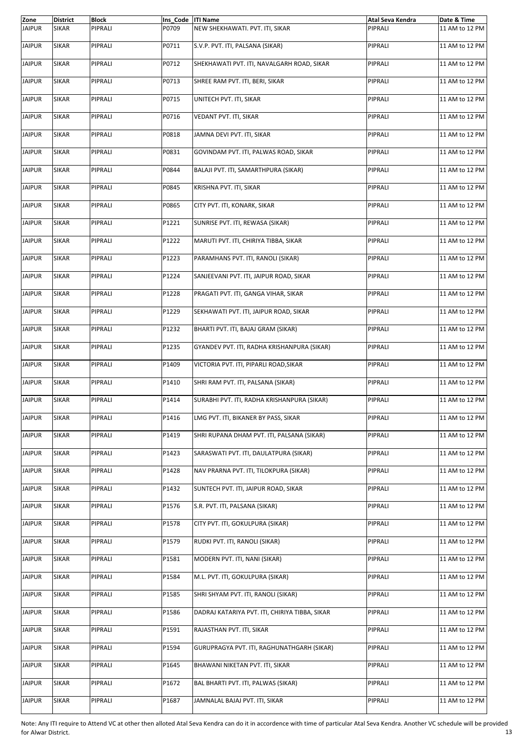| Zone | District | Block | Ins_Code | ITI Name | Atal Seva Kendra | Date & Time |
|---|---|---|---|---|---|---|
| JAIPUR | SIKAR | PIPRALI | P0709 | NEW SHEKHAWATI. PVT. ITI, SIKAR | PIPRALI | 11 AM to 12 PM |
| JAIPUR | SIKAR | PIPRALI | P0711 | S.V.P. PVT. ITI, PALSANA (SIKAR) | PIPRALI | 11 AM to 12 PM |
| JAIPUR | SIKAR | PIPRALI | P0712 | SHEKHAWATI PVT. ITI, NAVALGARH ROAD, SIKAR | PIPRALI | 11 AM to 12 PM |
| JAIPUR | SIKAR | PIPRALI | P0713 | SHREE RAM PVT. ITI, BERI, SIKAR | PIPRALI | 11 AM to 12 PM |
| JAIPUR | SIKAR | PIPRALI | P0715 | UNITECH PVT. ITI, SIKAR | PIPRALI | 11 AM to 12 PM |
| JAIPUR | SIKAR | PIPRALI | P0716 | VEDANT PVT. ITI, SIKAR | PIPRALI | 11 AM to 12 PM |
| JAIPUR | SIKAR | PIPRALI | P0818 | JAMNA DEVI PVT. ITI, SIKAR | PIPRALI | 11 AM to 12 PM |
| JAIPUR | SIKAR | PIPRALI | P0831 | GOVINDAM PVT. ITI, PALWAS ROAD, SIKAR | PIPRALI | 11 AM to 12 PM |
| JAIPUR | SIKAR | PIPRALI | P0844 | BALAJI PVT. ITI, SAMARTHPURA (SIKAR) | PIPRALI | 11 AM to 12 PM |
| JAIPUR | SIKAR | PIPRALI | P0845 | KRISHNA PVT. ITI, SIKAR | PIPRALI | 11 AM to 12 PM |
| JAIPUR | SIKAR | PIPRALI | P0865 | CITY PVT. ITI, KONARK, SIKAR | PIPRALI | 11 AM to 12 PM |
| JAIPUR | SIKAR | PIPRALI | P1221 | SUNRISE PVT. ITI, REWASA (SIKAR) | PIPRALI | 11 AM to 12 PM |
| JAIPUR | SIKAR | PIPRALI | P1222 | MARUTI PVT. ITI, CHIRIYA TIBBA, SIKAR | PIPRALI | 11 AM to 12 PM |
| JAIPUR | SIKAR | PIPRALI | P1223 | PARAMHANS PVT. ITI, RANOLI (SIKAR) | PIPRALI | 11 AM to 12 PM |
| JAIPUR | SIKAR | PIPRALI | P1224 | SANJEEVANI PVT. ITI, JAIPUR ROAD, SIKAR | PIPRALI | 11 AM to 12 PM |
| JAIPUR | SIKAR | PIPRALI | P1228 | PRAGATI PVT. ITI, GANGA VIHAR, SIKAR | PIPRALI | 11 AM to 12 PM |
| JAIPUR | SIKAR | PIPRALI | P1229 | SEKHAWATI PVT. ITI, JAIPUR ROAD, SIKAR | PIPRALI | 11 AM to 12 PM |
| JAIPUR | SIKAR | PIPRALI | P1232 | BHARTI PVT. ITI, BAJAJ GRAM (SIKAR) | PIPRALI | 11 AM to 12 PM |
| JAIPUR | SIKAR | PIPRALI | P1235 | GYANDEV PVT. ITI, RADHA KRISHANPURA (SIKAR) | PIPRALI | 11 AM to 12 PM |
| JAIPUR | SIKAR | PIPRALI | P1409 | VICTORIA PVT. ITI, PIPARLI ROAD,SIKAR | PIPRALI | 11 AM to 12 PM |
| JAIPUR | SIKAR | PIPRALI | P1410 | SHRI RAM PVT. ITI, PALSANA (SIKAR) | PIPRALI | 11 AM to 12 PM |
| JAIPUR | SIKAR | PIPRALI | P1414 | SURABHI PVT. ITI, RADHA KRISHANPURA (SIKAR) | PIPRALI | 11 AM to 12 PM |
| JAIPUR | SIKAR | PIPRALI | P1416 | LMG PVT. ITI, BIKANER BY PASS, SIKAR | PIPRALI | 11 AM to 12 PM |
| JAIPUR | SIKAR | PIPRALI | P1419 | SHRI RUPANA DHAM PVT. ITI, PALSANA (SIKAR) | PIPRALI | 11 AM to 12 PM |
| JAIPUR | SIKAR | PIPRALI | P1423 | SARASWATI PVT. ITI, DAULATPURA (SIKAR) | PIPRALI | 11 AM to 12 PM |
| JAIPUR | SIKAR | PIPRALI | P1428 | NAV PRARNA PVT. ITI, TILOKPURA (SIKAR) | PIPRALI | 11 AM to 12 PM |
| JAIPUR | SIKAR | PIPRALI | P1432 | SUNTECH PVT. ITI, JAIPUR ROAD, SIKAR | PIPRALI | 11 AM to 12 PM |
| JAIPUR | SIKAR | PIPRALI | P1576 | S.R. PVT. ITI, PALSANA (SIKAR) | PIPRALI | 11 AM to 12 PM |
| JAIPUR | SIKAR | PIPRALI | P1578 | CITY PVT. ITI, GOKULPURA (SIKAR) | PIPRALI | 11 AM to 12 PM |
| JAIPUR | SIKAR | PIPRALI | P1579 | RUDKI PVT. ITI, RANOLI (SIKAR) | PIPRALI | 11 AM to 12 PM |
| JAIPUR | SIKAR | PIPRALI | P1581 | MODERN PVT. ITI, NANI (SIKAR) | PIPRALI | 11 AM to 12 PM |
| JAIPUR | SIKAR | PIPRALI | P1584 | M.L. PVT. ITI, GOKULPURA (SIKAR) | PIPRALI | 11 AM to 12 PM |
| JAIPUR | SIKAR | PIPRALI | P1585 | SHRI SHYAM PVT. ITI, RANOLI (SIKAR) | PIPRALI | 11 AM to 12 PM |
| JAIPUR | SIKAR | PIPRALI | P1586 | DADRAJ KATARIYA PVT. ITI, CHIRIYA TIBBA, SIKAR | PIPRALI | 11 AM to 12 PM |
| JAIPUR | SIKAR | PIPRALI | P1591 | RAJASTHAN PVT. ITI, SIKAR | PIPRALI | 11 AM to 12 PM |
| JAIPUR | SIKAR | PIPRALI | P1594 | GURUPRAGYA PVT. ITI, RAGHUNATHGARH (SIKAR) | PIPRALI | 11 AM to 12 PM |
| JAIPUR | SIKAR | PIPRALI | P1645 | BHAWANI NIKETAN PVT. ITI, SIKAR | PIPRALI | 11 AM to 12 PM |
| JAIPUR | SIKAR | PIPRALI | P1672 | BAL BHARTI PVT. ITI, PALWAS (SIKAR) | PIPRALI | 11 AM to 12 PM |
| JAIPUR | SIKAR | PIPRALI | P1687 | JAMNALAL BAJAJ PVT. ITI, SIKAR | PIPRALI | 11 AM to 12 PM |

Note: Any ITI require to Attend VC at other then alloted Atal Seva Kendra can do it in accordance with time of particular Atal Seva Kendra. Another VC schedule will be provided for Alwar District.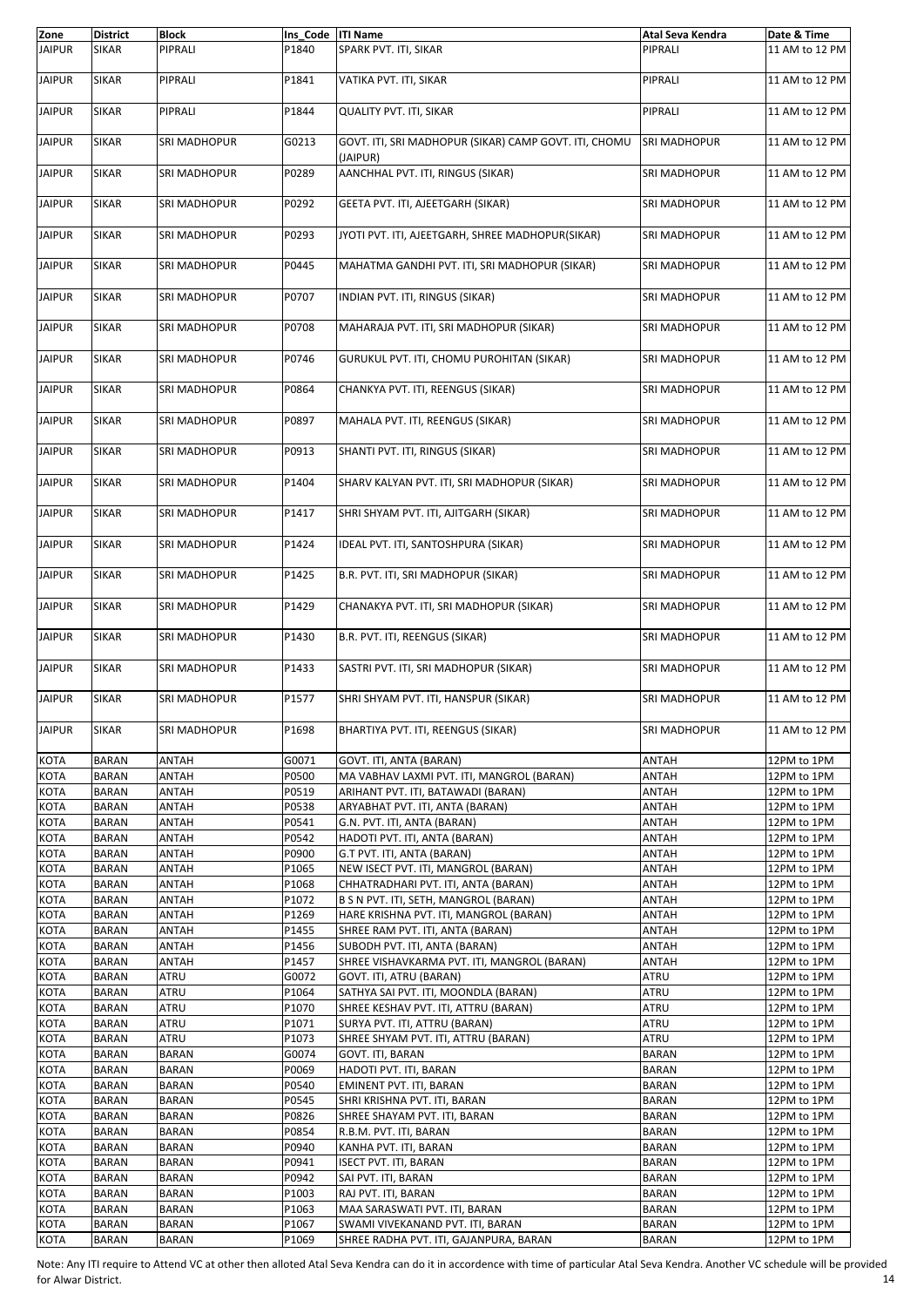| Zone | District | Block | Ins_Code | ITI Name | Atal Seva Kendra | Date & Time |
|---|---|---|---|---|---|---|
| JAIPUR | SIKAR | PIPRALI | P1840 | SPARK PVT. ITI, SIKAR | PIPRALI | 11 AM to 12 PM |
| JAIPUR | SIKAR | PIPRALI | P1841 | VATIKA PVT. ITI, SIKAR | PIPRALI | 11 AM to 12 PM |
| JAIPUR | SIKAR | PIPRALI | P1844 | QUALITY PVT. ITI, SIKAR | PIPRALI | 11 AM to 12 PM |
| JAIPUR | SIKAR | SRI MADHOPUR | G0213 | GOVT. ITI, SRI MADHOPUR (SIKAR) CAMP GOVT. ITI, CHOMU (JAIPUR) | SRI MADHOPUR | 11 AM to 12 PM |
| JAIPUR | SIKAR | SRI MADHOPUR | P0289 | AANCHHAL PVT. ITI, RINGUS (SIKAR) | SRI MADHOPUR | 11 AM to 12 PM |
| JAIPUR | SIKAR | SRI MADHOPUR | P0292 | GEETA PVT. ITI, AJEETGARH (SIKAR) | SRI MADHOPUR | 11 AM to 12 PM |
| JAIPUR | SIKAR | SRI MADHOPUR | P0293 | JYOTI PVT. ITI, AJEETGARH, SHREE MADHOPUR(SIKAR) | SRI MADHOPUR | 11 AM to 12 PM |
| JAIPUR | SIKAR | SRI MADHOPUR | P0445 | MAHATMA GANDHI PVT. ITI, SRI MADHOPUR (SIKAR) | SRI MADHOPUR | 11 AM to 12 PM |
| JAIPUR | SIKAR | SRI MADHOPUR | P0707 | INDIAN PVT. ITI, RINGUS (SIKAR) | SRI MADHOPUR | 11 AM to 12 PM |
| JAIPUR | SIKAR | SRI MADHOPUR | P0708 | MAHARAJA PVT. ITI, SRI MADHOPUR (SIKAR) | SRI MADHOPUR | 11 AM to 12 PM |
| JAIPUR | SIKAR | SRI MADHOPUR | P0746 | GURUKUL PVT. ITI, CHOMU PUROHITAN (SIKAR) | SRI MADHOPUR | 11 AM to 12 PM |
| JAIPUR | SIKAR | SRI MADHOPUR | P0864 | CHANKYA PVT. ITI, REENGUS (SIKAR) | SRI MADHOPUR | 11 AM to 12 PM |
| JAIPUR | SIKAR | SRI MADHOPUR | P0897 | MAHALA PVT. ITI, REENGUS (SIKAR) | SRI MADHOPUR | 11 AM to 12 PM |
| JAIPUR | SIKAR | SRI MADHOPUR | P0913 | SHANTI PVT. ITI, RINGUS (SIKAR) | SRI MADHOPUR | 11 AM to 12 PM |
| JAIPUR | SIKAR | SRI MADHOPUR | P1404 | SHARV KALYAN PVT. ITI, SRI MADHOPUR (SIKAR) | SRI MADHOPUR | 11 AM to 12 PM |
| JAIPUR | SIKAR | SRI MADHOPUR | P1417 | SHRI SHYAM PVT. ITI, AJITGARH (SIKAR) | SRI MADHOPUR | 11 AM to 12 PM |
| JAIPUR | SIKAR | SRI MADHOPUR | P1424 | IDEAL PVT. ITI, SANTOSHPURA (SIKAR) | SRI MADHOPUR | 11 AM to 12 PM |
| JAIPUR | SIKAR | SRI MADHOPUR | P1425 | B.R. PVT. ITI, SRI MADHOPUR (SIKAR) | SRI MADHOPUR | 11 AM to 12 PM |
| JAIPUR | SIKAR | SRI MADHOPUR | P1429 | CHANAKYA PVT. ITI, SRI MADHOPUR (SIKAR) | SRI MADHOPUR | 11 AM to 12 PM |
| JAIPUR | SIKAR | SRI MADHOPUR | P1430 | B.R. PVT. ITI, REENGUS (SIKAR) | SRI MADHOPUR | 11 AM to 12 PM |
| JAIPUR | SIKAR | SRI MADHOPUR | P1433 | SASTRI PVT. ITI, SRI MADHOPUR (SIKAR) | SRI MADHOPUR | 11 AM to 12 PM |
| JAIPUR | SIKAR | SRI MADHOPUR | P1577 | SHRI SHYAM PVT. ITI, HANSPUR (SIKAR) | SRI MADHOPUR | 11 AM to 12 PM |
| JAIPUR | SIKAR | SRI MADHOPUR | P1698 | BHARTIYA PVT. ITI, REENGUS (SIKAR) | SRI MADHOPUR | 11 AM to 12 PM |
| KOTA | BARAN | ANTAH | G0071 | GOVT. ITI, ANTA (BARAN) | ANTAH | 12PM to 1PM |
| KOTA | BARAN | ANTAH | P0500 | MA VABHAV LAXMI PVT. ITI, MANGROL (BARAN) | ANTAH | 12PM to 1PM |
| KOTA | BARAN | ANTAH | P0519 | ARIHANT PVT. ITI, BATAWADI (BARAN) | ANTAH | 12PM to 1PM |
| KOTA | BARAN | ANTAH | P0538 | ARYABHAT PVT. ITI, ANTA (BARAN) | ANTAH | 12PM to 1PM |
| KOTA | BARAN | ANTAH | P0541 | G.N. PVT. ITI, ANTA (BARAN) | ANTAH | 12PM to 1PM |
| KOTA | BARAN | ANTAH | P0542 | HADOTI PVT. ITI, ANTA (BARAN) | ANTAH | 12PM to 1PM |
| KOTA | BARAN | ANTAH | P0900 | G.T PVT. ITI, ANTA (BARAN) | ANTAH | 12PM to 1PM |
| KOTA | BARAN | ANTAH | P1065 | NEW ISECT PVT. ITI, MANGROL (BARAN) | ANTAH | 12PM to 1PM |
| KOTA | BARAN | ANTAH | P1068 | CHHATRADHARI PVT. ITI, ANTA (BARAN) | ANTAH | 12PM to 1PM |
| KOTA | BARAN | ANTAH | P1072 | B S N PVT. ITI, SETH, MANGROL (BARAN) | ANTAH | 12PM to 1PM |
| KOTA | BARAN | ANTAH | P1269 | HARE KRISHNA PVT. ITI, MANGROL (BARAN) | ANTAH | 12PM to 1PM |
| KOTA | BARAN | ANTAH | P1455 | SHREE RAM PVT. ITI, ANTA (BARAN) | ANTAH | 12PM to 1PM |
| KOTA | BARAN | ANTAH | P1456 | SUBODH PVT. ITI, ANTA (BARAN) | ANTAH | 12PM to 1PM |
| KOTA | BARAN | ANTAH | P1457 | SHREE VISHAVKARMA PVT. ITI, MANGROL (BARAN) | ANTAH | 12PM to 1PM |
| KOTA | BARAN | ATRU | G0072 | GOVT. ITI, ATRU (BARAN) | ATRU | 12PM to 1PM |
| KOTA | BARAN | ATRU | P1064 | SATHYA SAI PVT. ITI, MOONDLA (BARAN) | ATRU | 12PM to 1PM |
| KOTA | BARAN | ATRU | P1070 | SHREE KESHAV PVT. ITI, ATTRU (BARAN) | ATRU | 12PM to 1PM |
| KOTA | BARAN | ATRU | P1071 | SURYA PVT. ITI, ATTRU (BARAN) | ATRU | 12PM to 1PM |
| KOTA | BARAN | ATRU | P1073 | SHREE SHYAM PVT. ITI, ATTRU (BARAN) | ATRU | 12PM to 1PM |
| KOTA | BARAN | BARAN | G0074 | GOVT. ITI, BARAN | BARAN | 12PM to 1PM |
| KOTA | BARAN | BARAN | P0069 | HADOTI PVT. ITI, BARAN | BARAN | 12PM to 1PM |
| KOTA | BARAN | BARAN | P0540 | EMINENT PVT. ITI, BARAN | BARAN | 12PM to 1PM |
| KOTA | BARAN | BARAN | P0545 | SHRI KRISHNA PVT. ITI, BARAN | BARAN | 12PM to 1PM |
| KOTA | BARAN | BARAN | P0826 | SHREE SHAYAM PVT. ITI, BARAN | BARAN | 12PM to 1PM |
| KOTA | BARAN | BARAN | P0854 | R.B.M. PVT. ITI, BARAN | BARAN | 12PM to 1PM |
| KOTA | BARAN | BARAN | P0940 | KANHA PVT. ITI, BARAN | BARAN | 12PM to 1PM |
| KOTA | BARAN | BARAN | P0941 | ISECT PVT. ITI, BARAN | BARAN | 12PM to 1PM |
| KOTA | BARAN | BARAN | P0942 | SAI PVT. ITI, BARAN | BARAN | 12PM to 1PM |
| KOTA | BARAN | BARAN | P1003 | RAJ PVT. ITI, BARAN | BARAN | 12PM to 1PM |
| KOTA | BARAN | BARAN | P1063 | MAA SARASWATI PVT. ITI, BARAN | BARAN | 12PM to 1PM |
| KOTA | BARAN | BARAN | P1067 | SWAMI VIVEKANAND PVT. ITI, BARAN | BARAN | 12PM to 1PM |
| KOTA | BARAN | BARAN | P1069 | SHREE RADHA PVT. ITI, GAJANPURA, BARAN | BARAN | 12PM to 1PM |

Note: Any ITI require to Attend VC at other then alloted Atal Seva Kendra can do it in accordence with time of particular Atal Seva Kendra. Another VC schedule will be provided for Alwar District.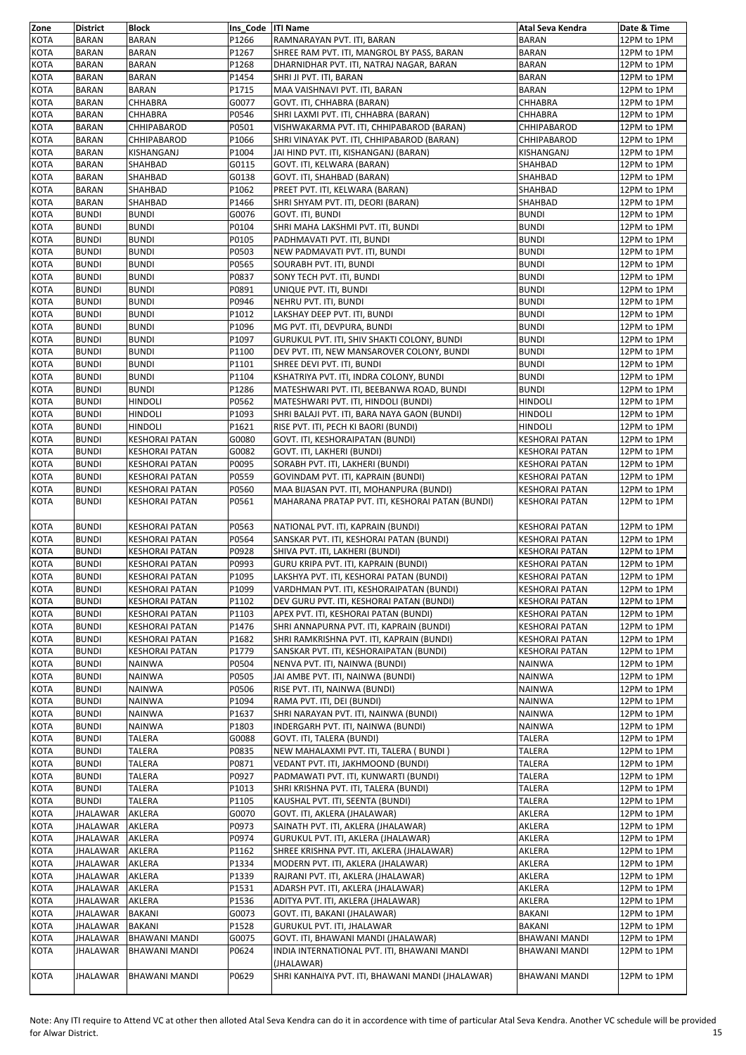| Zone | District | Block | Ins_Code | ITI Name | Atal Seva Kendra | Date & Time |
|---|---|---|---|---|---|---|
| KOTA | BARAN | BARAN | P1266 | RAMNARAYAN PVT. ITI, BARAN | BARAN | 12PM to 1PM |
| KOTA | BARAN | BARAN | P1267 | SHREE RAM PVT. ITI, MANGROL BY PASS, BARAN | BARAN | 12PM to 1PM |
| KOTA | BARAN | BARAN | P1268 | DHARNIDHAR PVT. ITI, NATRAJ NAGAR, BARAN | BARAN | 12PM to 1PM |
| KOTA | BARAN | BARAN | P1454 | SHRI JI PVT. ITI, BARAN | BARAN | 12PM to 1PM |
| KOTA | BARAN | BARAN | P1715 | MAA VAISHNAVI PVT. ITI, BARAN | BARAN | 12PM to 1PM |
| KOTA | BARAN | CHHABRA | G0077 | GOVT. ITI, CHHABRA (BARAN) | CHHABRA | 12PM to 1PM |
| KOTA | BARAN | CHHABRA | P0546 | SHRI LAXMI PVT. ITI, CHHABRA (BARAN) | CHHABRA | 12PM to 1PM |
| KOTA | BARAN | CHHIPABAROD | P0501 | VISHWAKARMA PVT. ITI, CHHIPABAROD (BARAN) | CHHIPABAROD | 12PM to 1PM |
| KOTA | BARAN | CHHIPABAROD | P1066 | SHRI VINAYAK PVT. ITI, CHHIPABAROD (BARAN) | CHHIPABAROD | 12PM to 1PM |
| KOTA | BARAN | KISHANGANJ | P1004 | JAI HIND PVT. ITI, KISHANGANJ (BARAN) | KISHANGANJ | 12PM to 1PM |
| KOTA | BARAN | SHAHBAD | G0115 | GOVT. ITI, KELWARA (BARAN) | SHAHBAD | 12PM to 1PM |
| KOTA | BARAN | SHAHBAD | G0138 | GOVT. ITI, SHAHBAD (BARAN) | SHAHBAD | 12PM to 1PM |
| KOTA | BARAN | SHAHBAD | P1062 | PREET PVT. ITI, KELWARA (BARAN) | SHAHBAD | 12PM to 1PM |
| KOTA | BARAN | SHAHBAD | P1466 | SHRI SHYAM PVT. ITI, DEORI (BARAN) | SHAHBAD | 12PM to 1PM |
| KOTA | BUNDI | BUNDI | G0076 | GOVT. ITI, BUNDI | BUNDI | 12PM to 1PM |
| KOTA | BUNDI | BUNDI | P0104 | SHRI MAHA LAKSHMI PVT. ITI, BUNDI | BUNDI | 12PM to 1PM |
| KOTA | BUNDI | BUNDI | P0105 | PADHMAVATI PVT. ITI, BUNDI | BUNDI | 12PM to 1PM |
| KOTA | BUNDI | BUNDI | P0503 | NEW PADMAVATI PVT. ITI, BUNDI | BUNDI | 12PM to 1PM |
| KOTA | BUNDI | BUNDI | P0565 | SOURABH PVT. ITI, BUNDI | BUNDI | 12PM to 1PM |
| KOTA | BUNDI | BUNDI | P0837 | SONY TECH PVT. ITI, BUNDI | BUNDI | 12PM to 1PM |
| KOTA | BUNDI | BUNDI | P0891 | UNIQUE PVT. ITI, BUNDI | BUNDI | 12PM to 1PM |
| KOTA | BUNDI | BUNDI | P0946 | NEHRU PVT. ITI, BUNDI | BUNDI | 12PM to 1PM |
| KOTA | BUNDI | BUNDI | P1012 | LAKSHAY DEEP PVT. ITI, BUNDI | BUNDI | 12PM to 1PM |
| KOTA | BUNDI | BUNDI | P1096 | MG PVT. ITI, DEVPURA, BUNDI | BUNDI | 12PM to 1PM |
| KOTA | BUNDI | BUNDI | P1097 | GURUKUL PVT. ITI, SHIV SHAKTI COLONY, BUNDI | BUNDI | 12PM to 1PM |
| KOTA | BUNDI | BUNDI | P1100 | DEV PVT. ITI, NEW MANSAROVER COLONY, BUNDI | BUNDI | 12PM to 1PM |
| KOTA | BUNDI | BUNDI | P1101 | SHREE DEVI PVT. ITI, BUNDI | BUNDI | 12PM to 1PM |
| KOTA | BUNDI | BUNDI | P1104 | KSHATRIYA PVT. ITI, INDRA COLONY, BUNDI | BUNDI | 12PM to 1PM |
| KOTA | BUNDI | BUNDI | P1286 | MATESHWARI PVT. ITI, BEEBANWA ROAD, BUNDI | BUNDI | 12PM to 1PM |
| KOTA | BUNDI | HINDOLI | P0562 | MATESHWARI PVT. ITI, HINDOLI (BUNDI) | HINDOLI | 12PM to 1PM |
| KOTA | BUNDI | HINDOLI | P1093 | SHRI BALAJI PVT. ITI, BARA NAYA GAON (BUNDI) | HINDOLI | 12PM to 1PM |
| KOTA | BUNDI | HINDOLI | P1621 | RISE PVT. ITI, PECH KI BAORI (BUNDI) | HINDOLI | 12PM to 1PM |
| KOTA | BUNDI | KESHORAI PATAN | G0080 | GOVT. ITI, KESHORAIPATAN (BUNDI) | KESHORAI PATAN | 12PM to 1PM |
| KOTA | BUNDI | KESHORAI PATAN | G0082 | GOVT. ITI, LAKHERI (BUNDI) | KESHORAI PATAN | 12PM to 1PM |
| KOTA | BUNDI | KESHORAI PATAN | P0095 | SORABH PVT. ITI, LAKHERI (BUNDI) | KESHORAI PATAN | 12PM to 1PM |
| KOTA | BUNDI | KESHORAI PATAN | P0559 | GOVINDAM PVT. ITI, KAPRAIN (BUNDI) | KESHORAI PATAN | 12PM to 1PM |
| KOTA | BUNDI | KESHORAI PATAN | P0560 | MAA BIJASAN PVT. ITI, MOHANPURA (BUNDI) | KESHORAI PATAN | 12PM to 1PM |
| KOTA | BUNDI | KESHORAI PATAN | P0561 | MAHARANA PRATAP PVT. ITI, KESHORAI PATAN (BUNDI) | KESHORAI PATAN | 12PM to 1PM |
| KOTA | BUNDI | KESHORAI PATAN | P0563 | NATIONAL PVT. ITI, KAPRAIN (BUNDI) | KESHORAI PATAN | 12PM to 1PM |
| KOTA | BUNDI | KESHORAI PATAN | P0564 | SANSKAR PVT. ITI, KESHORAI PATAN (BUNDI) | KESHORAI PATAN | 12PM to 1PM |
| KOTA | BUNDI | KESHORAI PATAN | P0928 | SHIVA PVT. ITI, LAKHERI (BUNDI) | KESHORAI PATAN | 12PM to 1PM |
| KOTA | BUNDI | KESHORAI PATAN | P0993 | GURU KRIPA PVT. ITI, KAPRAIN (BUNDI) | KESHORAI PATAN | 12PM to 1PM |
| KOTA | BUNDI | KESHORAI PATAN | P1095 | LAKSHYA PVT. ITI, KESHORAI PATAN (BUNDI) | KESHORAI PATAN | 12PM to 1PM |
| KOTA | BUNDI | KESHORAI PATAN | P1099 | VARDHMAN PVT. ITI, KESHORAIPATAN (BUNDI) | KESHORAI PATAN | 12PM to 1PM |
| KOTA | BUNDI | KESHORAI PATAN | P1102 | DEV GURU PVT. ITI, KESHORAI PATAN (BUNDI) | KESHORAI PATAN | 12PM to 1PM |
| KOTA | BUNDI | KESHORAI PATAN | P1103 | APEX PVT. ITI, KESHORAI PATAN (BUNDI) | KESHORAI PATAN | 12PM to 1PM |
| KOTA | BUNDI | KESHORAI PATAN | P1476 | SHRI ANNAPURNA PVT. ITI, KAPRAIN (BUNDI) | KESHORAI PATAN | 12PM to 1PM |
| KOTA | BUNDI | KESHORAI PATAN | P1682 | SHRI RAMKRISHNA PVT. ITI, KAPRAIN (BUNDI) | KESHORAI PATAN | 12PM to 1PM |
| KOTA | BUNDI | KESHORAI PATAN | P1779 | SANSKAR PVT. ITI, KESHORAIPATAN (BUNDI) | KESHORAI PATAN | 12PM to 1PM |
| KOTA | BUNDI | NAINWA | P0504 | NENVA PVT. ITI, NAINWA (BUNDI) | NAINWA | 12PM to 1PM |
| KOTA | BUNDI | NAINWA | P0505 | JAI AMBE PVT. ITI, NAINWA (BUNDI) | NAINWA | 12PM to 1PM |
| KOTA | BUNDI | NAINWA | P0506 | RISE PVT. ITI, NAINWA (BUNDI) | NAINWA | 12PM to 1PM |
| KOTA | BUNDI | NAINWA | P1094 | RAMA PVT. ITI, DEI (BUNDI) | NAINWA | 12PM to 1PM |
| KOTA | BUNDI | NAINWA | P1637 | SHRI NARAYAN PVT. ITI, NAINWA (BUNDI) | NAINWA | 12PM to 1PM |
| KOTA | BUNDI | NAINWA | P1803 | INDERGARH PVT. ITI, NAINWA (BUNDI) | NAINWA | 12PM to 1PM |
| KOTA | BUNDI | TALERA | G0088 | GOVT. ITI, TALERA (BUNDI) | TALERA | 12PM to 1PM |
| KOTA | BUNDI | TALERA | P0835 | NEW MAHALAXMI PVT. ITI, TALERA ( BUNDI ) | TALERA | 12PM to 1PM |
| KOTA | BUNDI | TALERA | P0871 | VEDANT PVT. ITI, JAKHMOOND (BUNDI) | TALERA | 12PM to 1PM |
| KOTA | BUNDI | TALERA | P0927 | PADMAWATI PVT. ITI, KUNWARTI (BUNDI) | TALERA | 12PM to 1PM |
| KOTA | BUNDI | TALERA | P1013 | SHRI KRISHNA PVT. ITI, TALERA (BUNDI) | TALERA | 12PM to 1PM |
| KOTA | BUNDI | TALERA | P1105 | KAUSHAL PVT. ITI, SEENTA (BUNDI) | TALERA | 12PM to 1PM |
| KOTA | JHALAWAR | AKLERA | G0070 | GOVT. ITI, AKLERA (JHALAWAR) | AKLERA | 12PM to 1PM |
| KOTA | JHALAWAR | AKLERA | P0973 | SAINATH PVT. ITI, AKLERA (JHALAWAR) | AKLERA | 12PM to 1PM |
| KOTA | JHALAWAR | AKLERA | P0974 | GURUKUL PVT. ITI, AKLERA (JHALAWAR) | AKLERA | 12PM to 1PM |
| KOTA | JHALAWAR | AKLERA | P1162 | SHREE KRISHNA PVT. ITI, AKLERA (JHALAWAR) | AKLERA | 12PM to 1PM |
| KOTA | JHALAWAR | AKLERA | P1334 | MODERN PVT. ITI, AKLERA (JHALAWAR) | AKLERA | 12PM to 1PM |
| KOTA | JHALAWAR | AKLERA | P1339 | RAJRANI PVT. ITI, AKLERA (JHALAWAR) | AKLERA | 12PM to 1PM |
| KOTA | JHALAWAR | AKLERA | P1531 | ADARSH PVT. ITI, AKLERA (JHALAWAR) | AKLERA | 12PM to 1PM |
| KOTA | JHALAWAR | AKLERA | P1536 | ADITYA PVT. ITI, AKLERA (JHALAWAR) | AKLERA | 12PM to 1PM |
| KOTA | JHALAWAR | BAKANI | G0073 | GOVT. ITI, BAKANI (JHALAWAR) | BAKANI | 12PM to 1PM |
| KOTA | JHALAWAR | BAKANI | P1528 | GURUKUL PVT. ITI, JHALAWAR | BAKANI | 12PM to 1PM |
| KOTA | JHALAWAR | BHAWANI MANDI | G0075 | GOVT. ITI, BHAWANI MANDI (JHALAWAR) | BHAWANI MANDI | 12PM to 1PM |
| KOTA | JHALAWAR | BHAWANI MANDI | P0624 | INDIA INTERNATIONAL PVT. ITI, BHAWANI MANDI (JHALAWAR) | BHAWANI MANDI | 12PM to 1PM |
| KOTA | JHALAWAR | BHAWANI MANDI | P0629 | SHRI KANHAIYA PVT. ITI, BHAWANI MANDI (JHALAWAR) | BHAWANI MANDI | 12PM to 1PM |

Note: Any ITI require to Attend VC at other then alloted Atal Seva Kendra can do it in accordance with time of particular Atal Seva Kendra. Another VC schedule will be provided for Alwar District.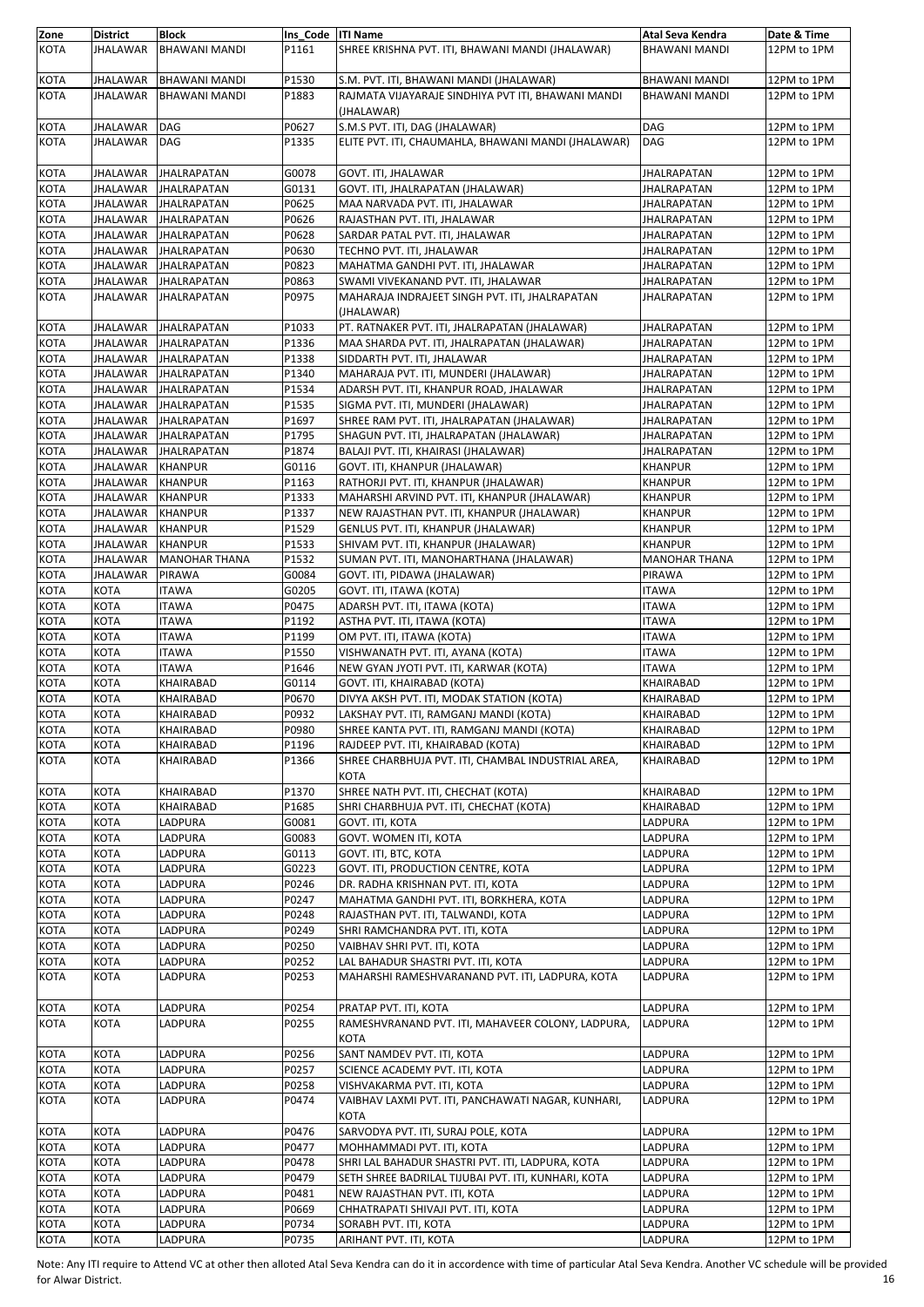| Zone | District | Block | Ins_Code | ITI Name | Atal Seva Kendra | Date & Time |
|---|---|---|---|---|---|---|
| KOTA | JHALAWAR | BHAWANI MANDI | P1161 | SHREE KRISHNA PVT. ITI, BHAWANI MANDI (JHALAWAR) | BHAWANI MANDI | 12PM to 1PM |
| KOTA | JHALAWAR | BHAWANI MANDI | P1530 | S.M. PVT. ITI, BHAWANI MANDI (JHALAWAR) | BHAWANI MANDI | 12PM to 1PM |
| KOTA | JHALAWAR | BHAWANI MANDI | P1883 | RAJMATA VIJAYARAJE SINDHIYA PVT ITI, BHAWANI MANDI (JHALAWAR) | BHAWANI MANDI | 12PM to 1PM |
| KOTA | JHALAWAR | DAG | P0627 | S.M.S PVT. ITI, DAG (JHALAWAR) | DAG | 12PM to 1PM |
| KOTA | JHALAWAR | DAG | P1335 | ELITE PVT. ITI, CHAUMAHLA, BHAWANI MANDI (JHALAWAR) | DAG | 12PM to 1PM |
| KOTA | JHALAWAR | JHALRAPATAN | G0078 | GOVT. ITI, JHALAWAR | JHALRAPATAN | 12PM to 1PM |
| KOTA | JHALAWAR | JHALRAPATAN | G0131 | GOVT. ITI, JHALRAPATAN (JHALAWAR) | JHALRAPATAN | 12PM to 1PM |
| KOTA | JHALAWAR | JHALRAPATAN | P0625 | MAA NARVADA PVT. ITI, JHALAWAR | JHALRAPATAN | 12PM to 1PM |
| KOTA | JHALAWAR | JHALRAPATAN | P0626 | RAJASTHAN PVT. ITI, JHALAWAR | JHALRAPATAN | 12PM to 1PM |
| KOTA | JHALAWAR | JHALRAPATAN | P0628 | SARDAR PATAL PVT. ITI, JHALAWAR | JHALRAPATAN | 12PM to 1PM |
| KOTA | JHALAWAR | JHALRAPATAN | P0630 | TECHNO PVT. ITI, JHALAWAR | JHALRAPATAN | 12PM to 1PM |
| KOTA | JHALAWAR | JHALRAPATAN | P0823 | MAHATMA GANDHI PVT. ITI, JHALAWAR | JHALRAPATAN | 12PM to 1PM |
| KOTA | JHALAWAR | JHALRAPATAN | P0863 | SWAMI VIVEKANAND PVT. ITI, JHALAWAR | JHALRAPATAN | 12PM to 1PM |
| KOTA | JHALAWAR | JHALRAPATAN | P0975 | MAHARAJA INDRAJEET SINGH PVT. ITI, JHALRAPATAN (JHALAWAR) | JHALRAPATAN | 12PM to 1PM |
| KOTA | JHALAWAR | JHALRAPATAN | P1033 | PT. RATNAKER PVT. ITI, JHALRAPATAN (JHALAWAR) | JHALRAPATAN | 12PM to 1PM |
| KOTA | JHALAWAR | JHALRAPATAN | P1336 | MAA SHARDA PVT. ITI, JHALRAPATAN (JHALAWAR) | JHALRAPATAN | 12PM to 1PM |
| KOTA | JHALAWAR | JHALRAPATAN | P1338 | SIDDARTH PVT. ITI, JHALAWAR | JHALRAPATAN | 12PM to 1PM |
| KOTA | JHALAWAR | JHALRAPATAN | P1340 | MAHARAJA PVT. ITI, MUNDERI (JHALAWAR) | JHALRAPATAN | 12PM to 1PM |
| KOTA | JHALAWAR | JHALRAPATAN | P1534 | ADARSH PVT. ITI, KHANPUR ROAD, JHALAWAR | JHALRAPATAN | 12PM to 1PM |
| KOTA | JHALAWAR | JHALRAPATAN | P1535 | SIGMA PVT. ITI, MUNDERI (JHALAWAR) | JHALRAPATAN | 12PM to 1PM |
| KOTA | JHALAWAR | JHALRAPATAN | P1697 | SHREE RAM PVT. ITI, JHALRAPATAN (JHALAWAR) | JHALRAPATAN | 12PM to 1PM |
| KOTA | JHALAWAR | JHALRAPATAN | P1795 | SHAGUN PVT. ITI, JHALRAPATAN (JHALAWAR) | JHALRAPATAN | 12PM to 1PM |
| KOTA | JHALAWAR | JHALRAPATAN | P1874 | BALAJI PVT. ITI, KHAIRASI (JHALAWAR) | JHALRAPATAN | 12PM to 1PM |
| KOTA | JHALAWAR | KHANPUR | G0116 | GOVT. ITI, KHANPUR (JHALAWAR) | KHANPUR | 12PM to 1PM |
| KOTA | JHALAWAR | KHANPUR | P1163 | RATHORJI PVT. ITI, KHANPUR (JHALAWAR) | KHANPUR | 12PM to 1PM |
| KOTA | JHALAWAR | KHANPUR | P1333 | MAHARSHI ARVIND PVT. ITI, KHANPUR (JHALAWAR) | KHANPUR | 12PM to 1PM |
| KOTA | JHALAWAR | KHANPUR | P1337 | NEW RAJASTHAN PVT. ITI, KHANPUR (JHALAWAR) | KHANPUR | 12PM to 1PM |
| KOTA | JHALAWAR | KHANPUR | P1529 | GENLUS PVT. ITI, KHANPUR (JHALAWAR) | KHANPUR | 12PM to 1PM |
| KOTA | JHALAWAR | KHANPUR | P1533 | SHIVAM PVT. ITI, KHANPUR (JHALAWAR) | KHANPUR | 12PM to 1PM |
| KOTA | JHALAWAR | MANOHAR THANA | P1532 | SUMAN PVT. ITI, MANOHARTHANA (JHALAWAR) | MANOHAR THANA | 12PM to 1PM |
| KOTA | JHALAWAR | PIRAWA | G0084 | GOVT. ITI, PIDAWA (JHALAWAR) | PIRAWA | 12PM to 1PM |
| KOTA | KOTA | ITAWA | G0205 | GOVT. ITI, ITAWA (KOTA) | ITAWA | 12PM to 1PM |
| KOTA | KOTA | ITAWA | P0475 | ADARSH PVT. ITI, ITAWA (KOTA) | ITAWA | 12PM to 1PM |
| KOTA | KOTA | ITAWA | P1192 | ASTHA PVT. ITI, ITAWA (KOTA) | ITAWA | 12PM to 1PM |
| KOTA | KOTA | ITAWA | P1199 | OM PVT. ITI, ITAWA (KOTA) | ITAWA | 12PM to 1PM |
| KOTA | KOTA | ITAWA | P1550 | VISHWANATH PVT. ITI, AYANA (KOTA) | ITAWA | 12PM to 1PM |
| KOTA | KOTA | ITAWA | P1646 | NEW GYAN JYOTI PVT. ITI, KARWAR (KOTA) | ITAWA | 12PM to 1PM |
| KOTA | KOTA | KHAIRABAD | G0114 | GOVT. ITI, KHAIRABAD (KOTA) | KHAIRABAD | 12PM to 1PM |
| KOTA | KOTA | KHAIRABAD | P0670 | DIVYA AKSH PVT. ITI, MODAK STATION (KOTA) | KHAIRABAD | 12PM to 1PM |
| KOTA | KOTA | KHAIRABAD | P0932 | LAKSHAY PVT. ITI, RAMGANJ MANDI (KOTA) | KHAIRABAD | 12PM to 1PM |
| KOTA | KOTA | KHAIRABAD | P0980 | SHREE KANTA PVT. ITI, RAMGANJ MANDI (KOTA) | KHAIRABAD | 12PM to 1PM |
| KOTA | KOTA | KHAIRABAD | P1196 | RAJDEEP PVT. ITI, KHAIRABAD (KOTA) | KHAIRABAD | 12PM to 1PM |
| KOTA | KOTA | KHAIRABAD | P1366 | SHREE CHARBHUJA PVT. ITI, CHAMBAL INDUSTRIAL AREA, KOTA | KHAIRABAD | 12PM to 1PM |
| KOTA | KOTA | KHAIRABAD | P1370 | SHREE NATH PVT. ITI, CHECHAT (KOTA) | KHAIRABAD | 12PM to 1PM |
| KOTA | KOTA | KHAIRABAD | P1685 | SHRI CHARBHUJA PVT. ITI, CHECHAT (KOTA) | KHAIRABAD | 12PM to 1PM |
| KOTA | KOTA | LADPURA | G0081 | GOVT. ITI, KOTA | LADPURA | 12PM to 1PM |
| KOTA | KOTA | LADPURA | G0083 | GOVT. WOMEN ITI, KOTA | LADPURA | 12PM to 1PM |
| KOTA | KOTA | LADPURA | G0113 | GOVT. ITI, BTC, KOTA | LADPURA | 12PM to 1PM |
| KOTA | KOTA | LADPURA | G0223 | GOVT. ITI, PRODUCTION CENTRE, KOTA | LADPURA | 12PM to 1PM |
| KOTA | KOTA | LADPURA | P0246 | DR. RADHA KRISHNAN PVT. ITI, KOTA | LADPURA | 12PM to 1PM |
| KOTA | KOTA | LADPURA | P0247 | MAHATMA GANDHI PVT. ITI, BORKHERA, KOTA | LADPURA | 12PM to 1PM |
| KOTA | KOTA | LADPURA | P0248 | RAJASTHAN PVT. ITI, TALWANDI, KOTA | LADPURA | 12PM to 1PM |
| KOTA | KOTA | LADPURA | P0249 | SHRI RAMCHANDRA PVT. ITI, KOTA | LADPURA | 12PM to 1PM |
| KOTA | KOTA | LADPURA | P0250 | VAIBHAV SHRI PVT. ITI, KOTA | LADPURA | 12PM to 1PM |
| KOTA | KOTA | LADPURA | P0252 | LAL BAHADUR SHASTRI PVT. ITI, KOTA | LADPURA | 12PM to 1PM |
| KOTA | KOTA | LADPURA | P0253 | MAHARSHI RAMESHVARANAND PVT. ITI, LADPURA, KOTA | LADPURA | 12PM to 1PM |
| KOTA | KOTA | LADPURA | P0254 | PRATAP PVT. ITI, KOTA | LADPURA | 12PM to 1PM |
| KOTA | KOTA | LADPURA | P0255 | RAMESHVRANAND PVT. ITI, MAHAVEER COLONY, LADPURA, KOTA | LADPURA | 12PM to 1PM |
| KOTA | KOTA | LADPURA | P0256 | SANT NAMDEV PVT. ITI, KOTA | LADPURA | 12PM to 1PM |
| KOTA | KOTA | LADPURA | P0257 | SCIENCE ACADEMY PVT. ITI, KOTA | LADPURA | 12PM to 1PM |
| KOTA | KOTA | LADPURA | P0258 | VISHVAKARMA PVT. ITI, KOTA | LADPURA | 12PM to 1PM |
| KOTA | KOTA | LADPURA | P0474 | VAIBHAV LAXMI PVT. ITI, PANCHAWATI NAGAR, KUNHARI, KOTA | LADPURA | 12PM to 1PM |
| KOTA | KOTA | LADPURA | P0476 | SARVODYA PVT. ITI, SURAJ POLE, KOTA | LADPURA | 12PM to 1PM |
| KOTA | KOTA | LADPURA | P0477 | MOHHAMMADI PVT. ITI, KOTA | LADPURA | 12PM to 1PM |
| KOTA | KOTA | LADPURA | P0478 | SHRI LAL BAHADUR SHASTRI PVT. ITI, LADPURA, KOTA | LADPURA | 12PM to 1PM |
| KOTA | KOTA | LADPURA | P0479 | SETH SHREE BADRILAL TIJUBAI PVT. ITI, KUNHARI, KOTA | LADPURA | 12PM to 1PM |
| KOTA | KOTA | LADPURA | P0481 | NEW RAJASTHAN PVT. ITI, KOTA | LADPURA | 12PM to 1PM |
| KOTA | KOTA | LADPURA | P0669 | CHHATRAPATI SHIVAJI PVT. ITI, KOTA | LADPURA | 12PM to 1PM |
| KOTA | KOTA | LADPURA | P0734 | SORABH PVT. ITI, KOTA | LADPURA | 12PM to 1PM |
| KOTA | KOTA | LADPURA | P0735 | ARIHANT PVT. ITI, KOTA | LADPURA | 12PM to 1PM |

Note: Any ITI require to Attend VC at other then alloted Atal Seva Kendra can do it in accordence with time of particular Atal Seva Kendra. Another VC schedule will be provided for Alwar District.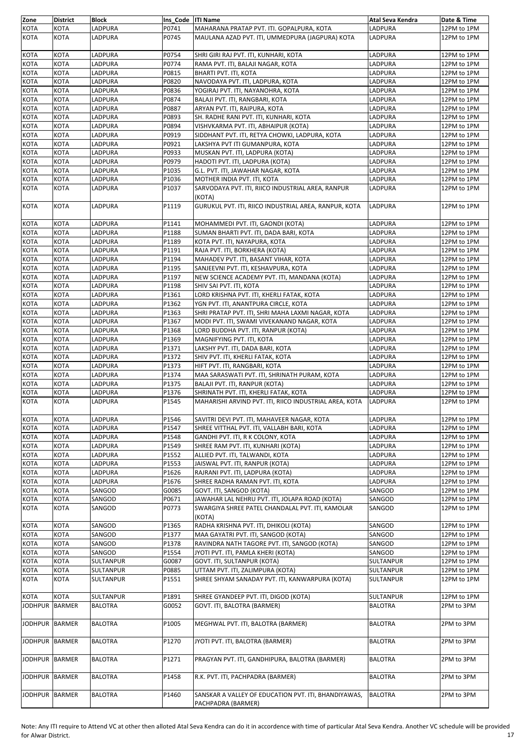| Zone | District | Block | Ins_Code | ITI Name | Atal Seva Kendra | Date & Time |
|---|---|---|---|---|---|---|
| KOTA | KOTA | LADPURA | P0741 | MAHARANA PRATAP PVT. ITI. GOPALPURA, KOTA | LADPURA | 12PM to 1PM |
| KOTA | KOTA | LADPURA | P0745 | MAULANA AZAD PVT. ITI, UMMEDPURA (JAGPURA) KOTA | LADPURA | 12PM to 1PM |
| KOTA | KOTA | LADPURA | P0754 | SHRI GIRI RAJ PVT. ITI, KUNHARI, KOTA | LADPURA | 12PM to 1PM |
| KOTA | KOTA | LADPURA | P0774 | RAMA PVT. ITI, BALAJI NAGAR, KOTA | LADPURA | 12PM to 1PM |
| KOTA | KOTA | LADPURA | P0815 | BHARTI PVT. ITI, KOTA | LADPURA | 12PM to 1PM |
| KOTA | KOTA | LADPURA | P0820 | NAVODAYA PVT. ITI, LADPURA, KOTA | LADPURA | 12PM to 1PM |
| KOTA | KOTA | LADPURA | P0836 | YOGIRAJ PVT. ITI, NAYANOHRA, KOTA | LADPURA | 12PM to 1PM |
| KOTA | KOTA | LADPURA | P0874 | BALAJI PVT. ITI, RANGBARI, KOTA | LADPURA | 12PM to 1PM |
| KOTA | KOTA | LADPURA | P0887 | ARYAN PVT. ITI, RAIPURA, KOTA | LADPURA | 12PM to 1PM |
| KOTA | KOTA | LADPURA | P0893 | SH. RADHE RANI PVT. ITI, KUNHARI, KOTA | LADPURA | 12PM to 1PM |
| KOTA | KOTA | LADPURA | P0894 | VISHVKARMA PVT. ITI, ABHAIPUR (KOTA) | LADPURA | 12PM to 1PM |
| KOTA | KOTA | LADPURA | P0919 | SIDDHANT PVT. ITI, RETYA CHOWKI, LADPURA, KOTA | LADPURA | 12PM to 1PM |
| KOTA | KOTA | LADPURA | P0921 | LAKSHYA PVT ITI GUMANPURA, KOTA | LADPURA | 12PM to 1PM |
| KOTA | KOTA | LADPURA | P0933 | MUSKAN PVT. ITI, LADPURA (KOTA) | LADPURA | 12PM to 1PM |
| KOTA | KOTA | LADPURA | P0979 | HADOTI PVT. ITI, LADPURA (KOTA) | LADPURA | 12PM to 1PM |
| KOTA | KOTA | LADPURA | P1035 | G.L. PVT. ITI, JAWAHAR NAGAR, KOTA | LADPURA | 12PM to 1PM |
| KOTA | KOTA | LADPURA | P1036 | MOTHER INDIA PVT. ITI, KOTA | LADPURA | 12PM to 1PM |
| KOTA | KOTA | LADPURA | P1037 | SARVODAYA PVT. ITI, RIICO INDUSTRIAL AREA, RANPUR (KOTA) | LADPURA | 12PM to 1PM |
| KOTA | KOTA | LADPURA | P1119 | GURUKUL PVT. ITI, RIICO INDUSTRIAL AREA, RANPUR, KOTA | LADPURA | 12PM to 1PM |
| KOTA | KOTA | LADPURA | P1141 | MOHAMMEDI PVT. ITI, GAONDI (KOTA) | LADPURA | 12PM to 1PM |
| KOTA | KOTA | LADPURA | P1188 | SUMAN BHARTI PVT. ITI, DADA BARI, KOTA | LADPURA | 12PM to 1PM |
| KOTA | KOTA | LADPURA | P1189 | KOTA PVT. ITI, NAYAPURA, KOTA | LADPURA | 12PM to 1PM |
| KOTA | KOTA | LADPURA | P1191 | RAJA PVT. ITI, BORKHERA (KOTA) | LADPURA | 12PM to 1PM |
| KOTA | KOTA | LADPURA | P1194 | MAHADEV PVT. ITI, BASANT VIHAR, KOTA | LADPURA | 12PM to 1PM |
| KOTA | KOTA | LADPURA | P1195 | SANJEEVNI PVT. ITI, KESHAVPURA, KOTA | LADPURA | 12PM to 1PM |
| KOTA | KOTA | LADPURA | P1197 | NEW SCIENCE ACADEMY PVT. ITI, MANDANA (KOTA) | LADPURA | 12PM to 1PM |
| KOTA | KOTA | LADPURA | P1198 | SHIV SAI PVT. ITI, KOTA | LADPURA | 12PM to 1PM |
| KOTA | KOTA | LADPURA | P1361 | LORD KRISHNA PVT. ITI, KHERLI FATAK, KOTA | LADPURA | 12PM to 1PM |
| KOTA | KOTA | LADPURA | P1362 | YGN PVT. ITI, ANANTPURA CIRCLE, KOTA | LADPURA | 12PM to 1PM |
| KOTA | KOTA | LADPURA | P1363 | SHRI PRATAP PVT. ITI, SHRI MAHA LAXMI NAGAR, KOTA | LADPURA | 12PM to 1PM |
| KOTA | KOTA | LADPURA | P1367 | MODI PVT. ITI, SWAMI VIVEKANAND NAGAR, KOTA | LADPURA | 12PM to 1PM |
| KOTA | KOTA | LADPURA | P1368 | LORD BUDDHA PVT. ITI, RANPUR (KOTA) | LADPURA | 12PM to 1PM |
| KOTA | KOTA | LADPURA | P1369 | MAGNIFYING PVT. ITI, KOTA | LADPURA | 12PM to 1PM |
| KOTA | KOTA | LADPURA | P1371 | LAKSHY PVT. ITI, DADA BARI, KOTA | LADPURA | 12PM to 1PM |
| KOTA | KOTA | LADPURA | P1372 | SHIV PVT. ITI, KHERLI FATAK, KOTA | LADPURA | 12PM to 1PM |
| KOTA | KOTA | LADPURA | P1373 | HIFT PVT. ITI, RANGBARI, KOTA | LADPURA | 12PM to 1PM |
| KOTA | KOTA | LADPURA | P1374 | MAA SARASWATI PVT. ITI, SHRINATH PURAM, KOTA | LADPURA | 12PM to 1PM |
| KOTA | KOTA | LADPURA | P1375 | BALAJI PVT. ITI, RANPUR (KOTA) | LADPURA | 12PM to 1PM |
| KOTA | KOTA | LADPURA | P1376 | SHRINATH PVT. ITI, KHERLI FATAK, KOTA | LADPURA | 12PM to 1PM |
| KOTA | KOTA | LADPURA | P1545 | MAHARISHI ARVIND PVT. ITI, RIICO INDUSTRIAL AREA, KOTA | LADPURA | 12PM to 1PM |
| KOTA | KOTA | LADPURA | P1546 | SAVITRI DEVI PVT. ITI, MAHAVEER NAGAR, KOTA | LADPURA | 12PM to 1PM |
| KOTA | KOTA | LADPURA | P1547 | SHREE VITTHAL PVT. ITI, VALLABH BARI, KOTA | LADPURA | 12PM to 1PM |
| KOTA | KOTA | LADPURA | P1548 | GANDHI PVT. ITI, R K COLONY, KOTA | LADPURA | 12PM to 1PM |
| KOTA | KOTA | LADPURA | P1549 | SHREE RAM PVT. ITI, KUNHARI (KOTA) | LADPURA | 12PM to 1PM |
| KOTA | KOTA | LADPURA | P1552 | ALLIED PVT. ITI, TALWANDI, KOTA | LADPURA | 12PM to 1PM |
| KOTA | KOTA | LADPURA | P1553 | JAISWAL PVT. ITI, RANPUR (KOTA) | LADPURA | 12PM to 1PM |
| KOTA | KOTA | LADPURA | P1626 | RAJRANI PVT. ITI, LADPURA (KOTA) | LADPURA | 12PM to 1PM |
| KOTA | KOTA | LADPURA | P1676 | SHREE RADHA RAMAN PVT. ITI, KOTA | LADPURA | 12PM to 1PM |
| KOTA | KOTA | SANGOD | G0085 | GOVT. ITI, SANGOD (KOTA) | SANGOD | 12PM to 1PM |
| KOTA | KOTA | SANGOD | P0671 | JAWAHAR LAL NEHRU PVT. ITI, JOLAPA ROAD (KOTA) | SANGOD | 12PM to 1PM |
| KOTA | KOTA | SANGOD | P0773 | SWARGIYA SHREE PATEL CHANDALAL PVT. ITI, KAMOLAR (KOTA) | SANGOD | 12PM to 1PM |
| KOTA | KOTA | SANGOD | P1365 | RADHA KRISHNA PVT. ITI, DHIKOLI (KOTA) | SANGOD | 12PM to 1PM |
| KOTA | KOTA | SANGOD | P1377 | MAA GAYATRI PVT. ITI, SANGOD (KOTA) | SANGOD | 12PM to 1PM |
| KOTA | KOTA | SANGOD | P1378 | RAVINDRA NATH TAGORE PVT. ITI, SANGOD (KOTA) | SANGOD | 12PM to 1PM |
| KOTA | KOTA | SANGOD | P1554 | JYOTI PVT. ITI, PAMLA KHERI (KOTA) | SANGOD | 12PM to 1PM |
| KOTA | KOTA | SULTANPUR | G0087 | GOVT. ITI, SULTANPUR (KOTA) | SULTANPUR | 12PM to 1PM |
| KOTA | KOTA | SULTANPUR | P0885 | UTTAM PVT. ITI, ZALIMPURA (KOTA) | SULTANPUR | 12PM to 1PM |
| KOTA | KOTA | SULTANPUR | P1551 | SHREE SHYAM SANADAY PVT. ITI, KANWARPURA (KOTA) | SULTANPUR | 12PM to 1PM |
| KOTA | KOTA | SULTANPUR | P1891 | SHREE GYANDEEP PVT. ITI, DIGOD (KOTA) | SULTANPUR | 12PM to 1PM |
| JODHPUR | BARMER | BALOTRA | G0052 | GOVT. ITI, BALOTRA (BARMER) | BALOTRA | 2PM to 3PM |
| JODHPUR | BARMER | BALOTRA | P1005 | MEGHWAL PVT. ITI, BALOTRA (BARMER) | BALOTRA | 2PM to 3PM |
| JODHPUR | BARMER | BALOTRA | P1270 | JYOTI PVT. ITI, BALOTRA (BARMER) | BALOTRA | 2PM to 3PM |
| JODHPUR | BARMER | BALOTRA | P1271 | PRAGYAN PVT. ITI, GANDHIPURA, BALOTRA (BARMER) | BALOTRA | 2PM to 3PM |
| JODHPUR | BARMER | BALOTRA | P1458 | R.K. PVT. ITI, PACHPADRA (BARMER) | BALOTRA | 2PM to 3PM |
| JODHPUR | BARMER | BALOTRA | P1460 | SANSKAR A VALLEY OF EDUCATION PVT. ITI, BHANDIYAWAS, PACHPADRA (BARMER) | BALOTRA | 2PM to 3PM |

Note: Any ITI require to Attend VC at other then alloted Atal Seva Kendra can do it in accordence with time of particular Atal Seva Kendra. Another VC schedule will be provided for Alwar District.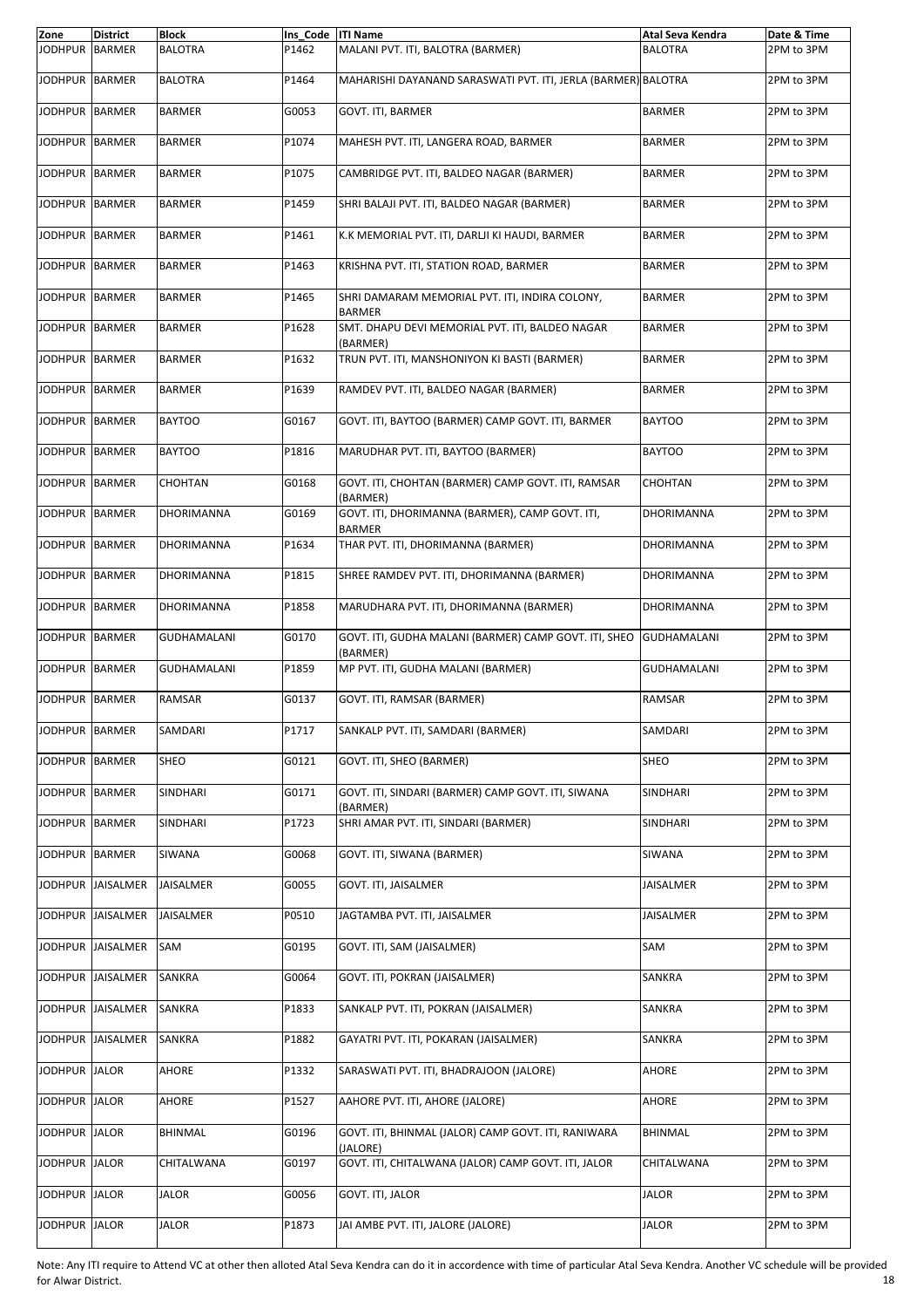| Zone | District | Block | Ins_Code | ITI Name | Atal Seva Kendra | Date & Time |
|---|---|---|---|---|---|---|
| JODHPUR | BARMER | BALOTRA | P1462 | MALANI PVT. ITI, BALOTRA (BARMER) | BALOTRA | 2PM to 3PM |
| JODHPUR | BARMER | BALOTRA | P1464 | MAHARISHI DAYANAND SARASWATI PVT. ITI, JERLA (BARMER) | BALOTRA | 2PM to 3PM |
| JODHPUR | BARMER | BARMER | G0053 | GOVT. ITI, BARMER | BARMER | 2PM to 3PM |
| JODHPUR | BARMER | BARMER | P1074 | MAHESH PVT. ITI, LANGERA ROAD, BARMER | BARMER | 2PM to 3PM |
| JODHPUR | BARMER | BARMER | P1075 | CAMBRIDGE PVT. ITI, BALDEO NAGAR (BARMER) | BARMER | 2PM to 3PM |
| JODHPUR | BARMER | BARMER | P1459 | SHRI BALAJI PVT. ITI, BALDEO NAGAR (BARMER) | BARMER | 2PM to 3PM |
| JODHPUR | BARMER | BARMER | P1461 | K.K MEMORIAL PVT. ITI, DARLJI KI HAUDI, BARMER | BARMER | 2PM to 3PM |
| JODHPUR | BARMER | BARMER | P1463 | KRISHNA PVT. ITI, STATION ROAD, BARMER | BARMER | 2PM to 3PM |
| JODHPUR | BARMER | BARMER | P1465 | SHRI DAMARAM MEMORIAL PVT. ITI, INDIRA COLONY, BARMER | BARMER | 2PM to 3PM |
| JODHPUR | BARMER | BARMER | P1628 | SMT. DHAPU DEVI MEMORIAL PVT. ITI, BALDEO NAGAR (BARMER) | BARMER | 2PM to 3PM |
| JODHPUR | BARMER | BARMER | P1632 | TRUN PVT. ITI, MANSHONIYON KI BASTI (BARMER) | BARMER | 2PM to 3PM |
| JODHPUR | BARMER | BARMER | P1639 | RAMDEV PVT. ITI, BALDEO NAGAR (BARMER) | BARMER | 2PM to 3PM |
| JODHPUR | BARMER | BAYTOO | G0167 | GOVT. ITI, BAYTOO (BARMER) CAMP GOVT. ITI, BARMER | BAYTOO | 2PM to 3PM |
| JODHPUR | BARMER | BAYTOO | P1816 | MARUDHAR PVT. ITI, BAYTOO (BARMER) | BAYTOO | 2PM to 3PM |
| JODHPUR | BARMER | CHOHTAN | G0168 | GOVT. ITI, CHOHTAN (BARMER) CAMP GOVT. ITI, RAMSAR (BARMER) | CHOHTAN | 2PM to 3PM |
| JODHPUR | BARMER | DHORIMANNA | G0169 | GOVT. ITI, DHORIMANNA (BARMER), CAMP GOVT. ITI, BARMER | DHORIMANNA | 2PM to 3PM |
| JODHPUR | BARMER | DHORIMANNA | P1634 | THAR PVT. ITI, DHORIMANNA (BARMER) | DHORIMANNA | 2PM to 3PM |
| JODHPUR | BARMER | DHORIMANNA | P1815 | SHREE RAMDEV PVT. ITI, DHORIMANNA (BARMER) | DHORIMANNA | 2PM to 3PM |
| JODHPUR | BARMER | DHORIMANNA | P1858 | MARUDHARA PVT. ITI, DHORIMANNA (BARMER) | DHORIMANNA | 2PM to 3PM |
| JODHPUR | BARMER | GUDHAMALANI | G0170 | GOVT. ITI, GUDHA MALANI (BARMER) CAMP GOVT. ITI, SHEO (BARMER) | GUDHAMALANI | 2PM to 3PM |
| JODHPUR | BARMER | GUDHAMALANI | P1859 | MP PVT. ITI, GUDHA MALANI (BARMER) | GUDHAMALANI | 2PM to 3PM |
| JODHPUR | BARMER | RAMSAR | G0137 | GOVT. ITI, RAMSAR (BARMER) | RAMSAR | 2PM to 3PM |
| JODHPUR | BARMER | SAMDARI | P1717 | SANKALP PVT. ITI, SAMDARI (BARMER) | SAMDARI | 2PM to 3PM |
| JODHPUR | BARMER | SHEO | G0121 | GOVT. ITI, SHEO (BARMER) | SHEO | 2PM to 3PM |
| JODHPUR | BARMER | SINDHARI | G0171 | GOVT. ITI, SINDARI (BARMER) CAMP GOVT. ITI, SIWANA (BARMER) | SINDHARI | 2PM to 3PM |
| JODHPUR | BARMER | SINDHARI | P1723 | SHRI AMAR PVT. ITI, SINDARI (BARMER) | SINDHARI | 2PM to 3PM |
| JODHPUR | BARMER | SIWANA | G0068 | GOVT. ITI, SIWANA (BARMER) | SIWANA | 2PM to 3PM |
| JODHPUR | JAISALMER | JAISALMER | G0055 | GOVT. ITI, JAISALMER | JAISALMER | 2PM to 3PM |
| JODHPUR | JAISALMER | JAISALMER | P0510 | JAGTAMBA PVT. ITI, JAISALMER | JAISALMER | 2PM to 3PM |
| JODHPUR | JAISALMER | SAM | G0195 | GOVT. ITI, SAM (JAISALMER) | SAM | 2PM to 3PM |
| JODHPUR | JAISALMER | SANKRA | G0064 | GOVT. ITI, POKRAN (JAISALMER) | SANKRA | 2PM to 3PM |
| JODHPUR | JAISALMER | SANKRA | P1833 | SANKALP PVT. ITI, POKRAN (JAISALMER) | SANKRA | 2PM to 3PM |
| JODHPUR | JAISALMER | SANKRA | P1882 | GAYATRI PVT. ITI, POKARAN (JAISALMER) | SANKRA | 2PM to 3PM |
| JODHPUR | JALOR | AHORE | P1332 | SARASWATI PVT. ITI, BHADRAJOON (JALORE) | AHORE | 2PM to 3PM |
| JODHPUR | JALOR | AHORE | P1527 | AAHORE PVT. ITI, AHORE (JALORE) | AHORE | 2PM to 3PM |
| JODHPUR | JALOR | BHINMAL | G0196 | GOVT. ITI, BHINMAL (JALOR) CAMP GOVT. ITI, RANIWARA (JALORE) | BHINMAL | 2PM to 3PM |
| JODHPUR | JALOR | CHITALWANA | G0197 | GOVT. ITI, CHITALWANA (JALOR) CAMP GOVT. ITI, JALOR | CHITALWANA | 2PM to 3PM |
| JODHPUR | JALOR | JALOR | G0056 | GOVT. ITI, JALOR | JALOR | 2PM to 3PM |
| JODHPUR | JALOR | JALOR | P1873 | JAI AMBE PVT. ITI, JALORE (JALORE) | JALOR | 2PM to 3PM |

Note: Any ITI require to Attend VC at other then alloted Atal Seva Kendra can do it in accordance with time of particular Atal Seva Kendra. Another VC schedule will be provided for Alwar District.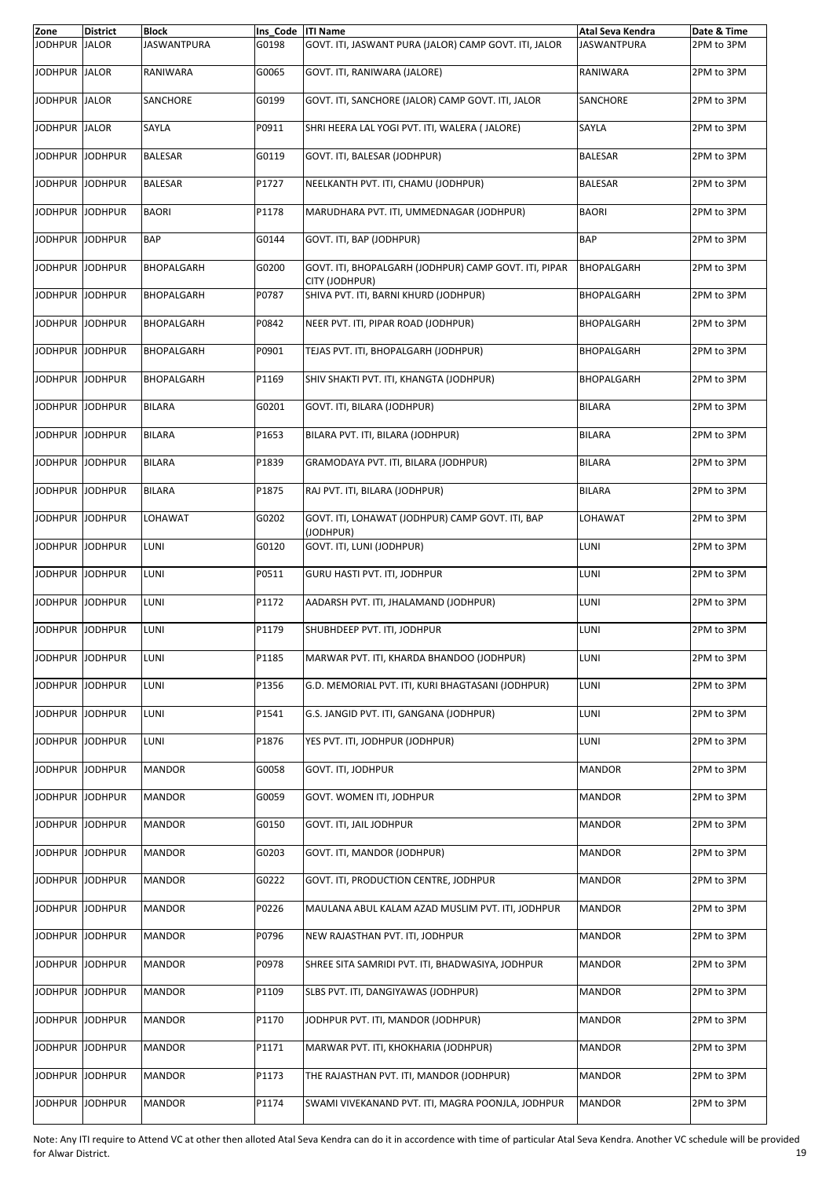| Zone | District | Block | Ins_Code | ITI Name | Atal Seva Kendra | Date & Time |
|---|---|---|---|---|---|---|
| JODHPUR | JALOR | JASWANTPURA | G0198 | GOVT. ITI, JASWANT PURA (JALOR) CAMP GOVT. ITI, JALOR | JASWANTPURA | 2PM to 3PM |
| JODHPUR | JALOR | RANIWARA | G0065 | GOVT. ITI, RANIWARA (JALORE) | RANIWARA | 2PM to 3PM |
| JODHPUR | JALOR | SANCHORE | G0199 | GOVT. ITI, SANCHORE (JALOR) CAMP GOVT. ITI, JALOR | SANCHORE | 2PM to 3PM |
| JODHPUR | JALOR | SAYLA | P0911 | SHRI HEERA LAL YOGI PVT. ITI, WALERA ( JALORE) | SAYLA | 2PM to 3PM |
| JODHPUR | JODHPUR | BALESAR | G0119 | GOVT. ITI, BALESAR (JODHPUR) | BALESAR | 2PM to 3PM |
| JODHPUR | JODHPUR | BALESAR | P1727 | NEELKANTH PVT. ITI, CHAMU (JODHPUR) | BALESAR | 2PM to 3PM |
| JODHPUR | JODHPUR | BAORI | P1178 | MARUDHARA PVT. ITI, UMMEDNAGAR (JODHPUR) | BAORI | 2PM to 3PM |
| JODHPUR | JODHPUR | BAP | G0144 | GOVT. ITI, BAP (JODHPUR) | BAP | 2PM to 3PM |
| JODHPUR | JODHPUR | BHOPALGARH | G0200 | GOVT. ITI, BHOPALGARH (JODHPUR) CAMP GOVT. ITI, PIPAR CITY (JODHPUR) | BHOPALGARH | 2PM to 3PM |
| JODHPUR | JODHPUR | BHOPALGARH | P0787 | SHIVA PVT. ITI, BARNI KHURD (JODHPUR) | BHOPALGARH | 2PM to 3PM |
| JODHPUR | JODHPUR | BHOPALGARH | P0842 | NEER PVT. ITI, PIPAR ROAD (JODHPUR) | BHOPALGARH | 2PM to 3PM |
| JODHPUR | JODHPUR | BHOPALGARH | P0901 | TEJAS PVT. ITI, BHOPALGARH (JODHPUR) | BHOPALGARH | 2PM to 3PM |
| JODHPUR | JODHPUR | BHOPALGARH | P1169 | SHIV SHAKTI PVT. ITI, KHANGTA (JODHPUR) | BHOPALGARH | 2PM to 3PM |
| JODHPUR | JODHPUR | BILARA | G0201 | GOVT. ITI, BILARA (JODHPUR) | BILARA | 2PM to 3PM |
| JODHPUR | JODHPUR | BILARA | P1653 | BILARA PVT. ITI, BILARA (JODHPUR) | BILARA | 2PM to 3PM |
| JODHPUR | JODHPUR | BILARA | P1839 | GRAMODAYA PVT. ITI, BILARA (JODHPUR) | BILARA | 2PM to 3PM |
| JODHPUR | JODHPUR | BILARA | P1875 | RAJ PVT. ITI, BILARA (JODHPUR) | BILARA | 2PM to 3PM |
| JODHPUR | JODHPUR | LOHAWAT | G0202 | GOVT. ITI, LOHAWAT (JODHPUR) CAMP GOVT. ITI, BAP (JODHPUR) | LOHAWAT | 2PM to 3PM |
| JODHPUR | JODHPUR | LUNI | G0120 | GOVT. ITI, LUNI (JODHPUR) | LUNI | 2PM to 3PM |
| JODHPUR | JODHPUR | LUNI | P0511 | GURU HASTI PVT. ITI, JODHPUR | LUNI | 2PM to 3PM |
| JODHPUR | JODHPUR | LUNI | P1172 | AADARSH PVT. ITI, JHALAMAND (JODHPUR) | LUNI | 2PM to 3PM |
| JODHPUR | JODHPUR | LUNI | P1179 | SHUBHDEEP PVT. ITI, JODHPUR | LUNI | 2PM to 3PM |
| JODHPUR | JODHPUR | LUNI | P1185 | MARWAR PVT. ITI, KHARDA BHANDOO (JODHPUR) | LUNI | 2PM to 3PM |
| JODHPUR | JODHPUR | LUNI | P1356 | G.D. MEMORIAL PVT. ITI, KURI BHAGTASANI (JODHPUR) | LUNI | 2PM to 3PM |
| JODHPUR | JODHPUR | LUNI | P1541 | G.S. JANGID PVT. ITI, GANGANA (JODHPUR) | LUNI | 2PM to 3PM |
| JODHPUR | JODHPUR | LUNI | P1876 | YES PVT. ITI, JODHPUR (JODHPUR) | LUNI | 2PM to 3PM |
| JODHPUR | JODHPUR | MANDOR | G0058 | GOVT. ITI, JODHPUR | MANDOR | 2PM to 3PM |
| JODHPUR | JODHPUR | MANDOR | G0059 | GOVT. WOMEN ITI, JODHPUR | MANDOR | 2PM to 3PM |
| JODHPUR | JODHPUR | MANDOR | G0150 | GOVT. ITI, JAIL JODHPUR | MANDOR | 2PM to 3PM |
| JODHPUR | JODHPUR | MANDOR | G0203 | GOVT. ITI, MANDOR (JODHPUR) | MANDOR | 2PM to 3PM |
| JODHPUR | JODHPUR | MANDOR | G0222 | GOVT. ITI, PRODUCTION CENTRE, JODHPUR | MANDOR | 2PM to 3PM |
| JODHPUR | JODHPUR | MANDOR | P0226 | MAULANA ABUL KALAM AZAD MUSLIM PVT. ITI, JODHPUR | MANDOR | 2PM to 3PM |
| JODHPUR | JODHPUR | MANDOR | P0796 | NEW RAJASTHAN PVT. ITI, JODHPUR | MANDOR | 2PM to 3PM |
| JODHPUR | JODHPUR | MANDOR | P0978 | SHREE SITA SAMRIDI PVT. ITI, BHADWASIYA, JODHPUR | MANDOR | 2PM to 3PM |
| JODHPUR | JODHPUR | MANDOR | P1109 | SLBS PVT. ITI, DANGIYAWAS (JODHPUR) | MANDOR | 2PM to 3PM |
| JODHPUR | JODHPUR | MANDOR | P1170 | JODHPUR PVT. ITI, MANDOR (JODHPUR) | MANDOR | 2PM to 3PM |
| JODHPUR | JODHPUR | MANDOR | P1171 | MARWAR PVT. ITI, KHOKHARIA (JODHPUR) | MANDOR | 2PM to 3PM |
| JODHPUR | JODHPUR | MANDOR | P1173 | THE RAJASTHAN PVT. ITI, MANDOR (JODHPUR) | MANDOR | 2PM to 3PM |
| JODHPUR | JODHPUR | MANDOR | P1174 | SWAMI VIVEKANAND PVT. ITI, MAGRA POONJLA, JODHPUR | MANDOR | 2PM to 3PM |

Note: Any ITI require to Attend VC at other then alloted Atal Seva Kendra can do it in accordance with time of particular Atal Seva Kendra. Another VC schedule will be provided for Alwar District.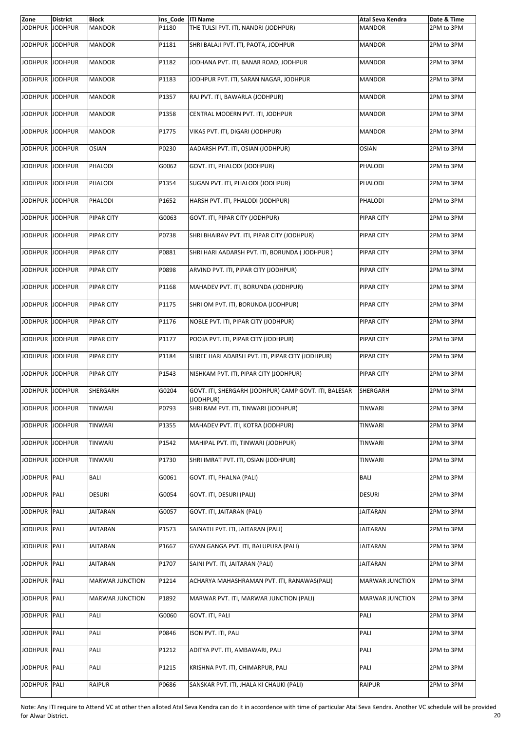| Zone | District | Block | Ins_Code | ITI Name | Atal Seva Kendra | Date & Time |
|---|---|---|---|---|---|---|
| JODHPUR | JODHPUR | MANDOR | P1180 | THE TULSI PVT. ITI, NANDRI (JODHPUR) | MANDOR | 2PM to 3PM |
| JODHPUR | JODHPUR | MANDOR | P1181 | SHRI BALAJI PVT. ITI, PAOTA, JODHPUR | MANDOR | 2PM to 3PM |
| JODHPUR | JODHPUR | MANDOR | P1182 | JODHANA PVT. ITI, BANAR ROAD, JODHPUR | MANDOR | 2PM to 3PM |
| JODHPUR | JODHPUR | MANDOR | P1183 | JODHPUR PVT. ITI, SARAN NAGAR, JODHPUR | MANDOR | 2PM to 3PM |
| JODHPUR | JODHPUR | MANDOR | P1357 | RAJ PVT. ITI, BAWARLA (JODHPUR) | MANDOR | 2PM to 3PM |
| JODHPUR | JODHPUR | MANDOR | P1358 | CENTRAL MODERN PVT. ITI, JODHPUR | MANDOR | 2PM to 3PM |
| JODHPUR | JODHPUR | MANDOR | P1775 | VIKAS PVT. ITI, DIGARI (JODHPUR) | MANDOR | 2PM to 3PM |
| JODHPUR | JODHPUR | OSIAN | P0230 | AADARSH PVT. ITI, OSIAN (JODHPUR) | OSIAN | 2PM to 3PM |
| JODHPUR | JODHPUR | PHALODI | G0062 | GOVT. ITI, PHALODI (JODHPUR) | PHALODI | 2PM to 3PM |
| JODHPUR | JODHPUR | PHALODI | P1354 | SUGAN PVT. ITI, PHALODI (JODHPUR) | PHALODI | 2PM to 3PM |
| JODHPUR | JODHPUR | PHALODI | P1652 | HARSH PVT. ITI, PHALODI (JODHPUR) | PHALODI | 2PM to 3PM |
| JODHPUR | JODHPUR | PIPAR CITY | G0063 | GOVT. ITI, PIPAR CITY (JODHPUR) | PIPAR CITY | 2PM to 3PM |
| JODHPUR | JODHPUR | PIPAR CITY | P0738 | SHRI BHAIRAV PVT. ITI, PIPAR CITY (JODHPUR) | PIPAR CITY | 2PM to 3PM |
| JODHPUR | JODHPUR | PIPAR CITY | P0881 | SHRI HARI AADARSH PVT. ITI, BORUNDA ( JODHPUR ) | PIPAR CITY | 2PM to 3PM |
| JODHPUR | JODHPUR | PIPAR CITY | P0898 | ARVIND PVT. ITI, PIPAR CITY (JODHPUR) | PIPAR CITY | 2PM to 3PM |
| JODHPUR | JODHPUR | PIPAR CITY | P1168 | MAHADEV PVT. ITI, BORUNDA (JODHPUR) | PIPAR CITY | 2PM to 3PM |
| JODHPUR | JODHPUR | PIPAR CITY | P1175 | SHRI OM PVT. ITI, BORUNDA (JODHPUR) | PIPAR CITY | 2PM to 3PM |
| JODHPUR | JODHPUR | PIPAR CITY | P1176 | NOBLE PVT. ITI, PIPAR CITY (JODHPUR) | PIPAR CITY | 2PM to 3PM |
| JODHPUR | JODHPUR | PIPAR CITY | P1177 | POOJA PVT. ITI, PIPAR CITY (JODHPUR) | PIPAR CITY | 2PM to 3PM |
| JODHPUR | JODHPUR | PIPAR CITY | P1184 | SHREE HARI ADARSH PVT. ITI, PIPAR CITY (JODHPUR) | PIPAR CITY | 2PM to 3PM |
| JODHPUR | JODHPUR | PIPAR CITY | P1543 | NISHKAM PVT. ITI, PIPAR CITY (JODHPUR) | PIPAR CITY | 2PM to 3PM |
| JODHPUR | JODHPUR | SHERGARH | G0204 | GOVT. ITI, SHERGARH (JODHPUR) CAMP GOVT. ITI, BALESAR (JODHPUR) | SHERGARH | 2PM to 3PM |
| JODHPUR | JODHPUR | TINWARI | P0793 | SHRI RAM PVT. ITI, TINWARI (JODHPUR) | TINWARI | 2PM to 3PM |
| JODHPUR | JODHPUR | TINWARI | P1355 | MAHADEV PVT. ITI, KOTRA (JODHPUR) | TINWARI | 2PM to 3PM |
| JODHPUR | JODHPUR | TINWARI | P1542 | MAHIPAL PVT. ITI, TINWARI (JODHPUR) | TINWARI | 2PM to 3PM |
| JODHPUR | JODHPUR | TINWARI | P1730 | SHRI IMRAT PVT. ITI, OSIAN (JODHPUR) | TINWARI | 2PM to 3PM |
| JODHPUR | PALI | BALI | G0061 | GOVT. ITI, PHALNA (PALI) | BALI | 2PM to 3PM |
| JODHPUR | PALI | DESURI | G0054 | GOVT. ITI, DESURI (PALI) | DESURI | 2PM to 3PM |
| JODHPUR | PALI | JAITARAN | G0057 | GOVT. ITI, JAITARAN (PALI) | JAITARAN | 2PM to 3PM |
| JODHPUR | PALI | JAITARAN | P1573 | SAINATH PVT. ITI, JAITARAN (PALI) | JAITARAN | 2PM to 3PM |
| JODHPUR | PALI | JAITARAN | P1667 | GYAN GANGA PVT. ITI, BALUPURA (PALI) | JAITARAN | 2PM to 3PM |
| JODHPUR | PALI | JAITARAN | P1707 | SAINI PVT. ITI, JAITARAN (PALI) | JAITARAN | 2PM to 3PM |
| JODHPUR | PALI | MARWAR JUNCTION | P1214 | ACHARYA MAHASHRAMAN PVT. ITI, RANAWAS(PALI) | MARWAR JUNCTION | 2PM to 3PM |
| JODHPUR | PALI | MARWAR JUNCTION | P1892 | MARWAR PVT. ITI, MARWAR JUNCTION (PALI) | MARWAR JUNCTION | 2PM to 3PM |
| JODHPUR | PALI | PALI | G0060 | GOVT. ITI, PALI | PALI | 2PM to 3PM |
| JODHPUR | PALI | PALI | P0846 | ISON PVT. ITI, PALI | PALI | 2PM to 3PM |
| JODHPUR | PALI | PALI | P1212 | ADITYA PVT. ITI, AMBAWARI, PALI | PALI | 2PM to 3PM |
| JODHPUR | PALI | PALI | P1215 | KRISHNA PVT. ITI, CHIMARPUR, PALI | PALI | 2PM to 3PM |
| JODHPUR | PALI | RAIPUR | P0686 | SANSKAR PVT. ITI, JHALA KI CHAUKI (PALI) | RAIPUR | 2PM to 3PM |

Note: Any ITI require to Attend VC at other then alloted Atal Seva Kendra can do it in accordence with time of particular Atal Seva Kendra. Another VC schedule will be provided for Alwar District.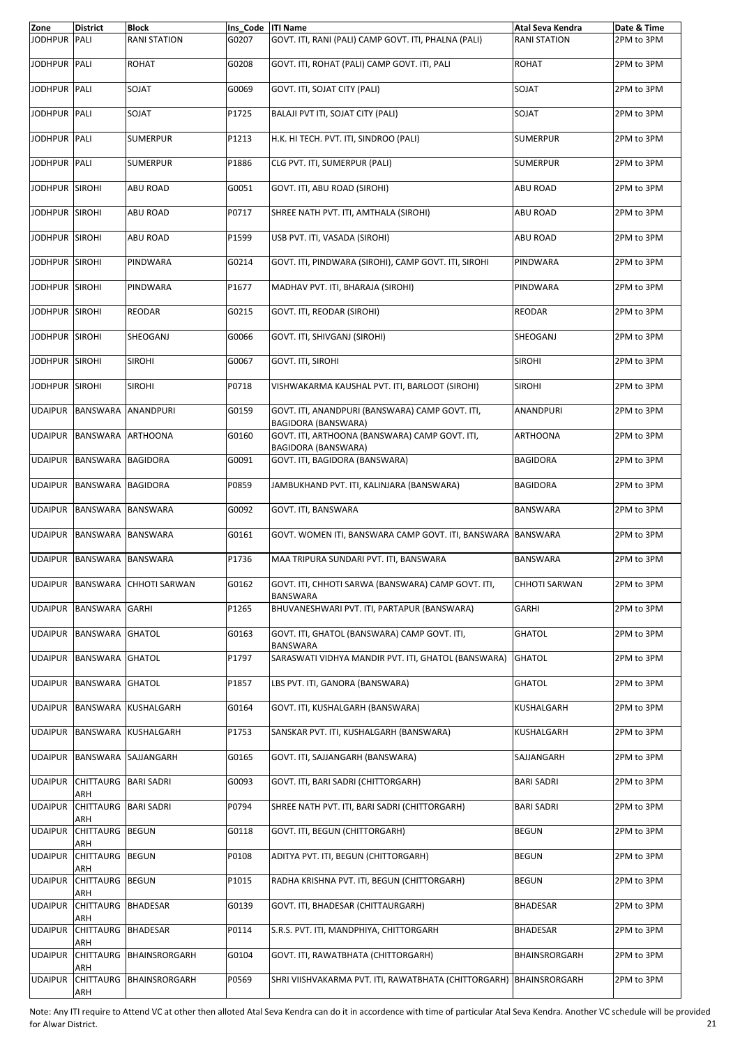| Zone | District | Block | Ins_Code | ITI Name | Atal Seva Kendra | Date & Time |
|---|---|---|---|---|---|---|
| JODHPUR | PALI | RANI STATION | G0207 | GOVT. ITI, RANI (PALI) CAMP GOVT. ITI, PHALNA (PALI) | RANI STATION | 2PM to 3PM |
| JODHPUR | PALI | ROHAT | G0208 | GOVT. ITI, ROHAT (PALI) CAMP GOVT. ITI, PALI | ROHAT | 2PM to 3PM |
| JODHPUR | PALI | SOJAT | G0069 | GOVT. ITI, SOJAT CITY (PALI) | SOJAT | 2PM to 3PM |
| JODHPUR | PALI | SOJAT | P1725 | BALAJI PVT ITI, SOJAT CITY (PALI) | SOJAT | 2PM to 3PM |
| JODHPUR | PALI | SUMERPUR | P1213 | H.K. HI TECH. PVT. ITI, SINDROO (PALI) | SUMERPUR | 2PM to 3PM |
| JODHPUR | PALI | SUMERPUR | P1886 | CLG PVT. ITI, SUMERPUR (PALI) | SUMERPUR | 2PM to 3PM |
| JODHPUR | SIROHI | ABU ROAD | G0051 | GOVT. ITI, ABU ROAD (SIROHI) | ABU ROAD | 2PM to 3PM |
| JODHPUR | SIROHI | ABU ROAD | P0717 | SHREE NATH PVT. ITI, AMTHALA (SIROHI) | ABU ROAD | 2PM to 3PM |
| JODHPUR | SIROHI | ABU ROAD | P1599 | USB PVT. ITI, VASADA (SIROHI) | ABU ROAD | 2PM to 3PM |
| JODHPUR | SIROHI | PINDWARA | G0214 | GOVT. ITI, PINDWARA (SIROHI), CAMP GOVT. ITI, SIROHI | PINDWARA | 2PM to 3PM |
| JODHPUR | SIROHI | PINDWARA | P1677 | MADHAV PVT. ITI, BHARAJA (SIROHI) | PINDWARA | 2PM to 3PM |
| JODHPUR | SIROHI | REODAR | G0215 | GOVT. ITI, REODAR (SIROHI) | REODAR | 2PM to 3PM |
| JODHPUR | SIROHI | SHEOGANJ | G0066 | GOVT. ITI, SHIVGANJ (SIROHI) | SHEOGANJ | 2PM to 3PM |
| JODHPUR | SIROHI | SIROHI | G0067 | GOVT. ITI, SIROHI | SIROHI | 2PM to 3PM |
| JODHPUR | SIROHI | SIROHI | P0718 | VISHWAKARMA KAUSHAL PVT. ITI, BARLOOT (SIROHI) | SIROHI | 2PM to 3PM |
| UDAIPUR | BANSWARA | ANANDPURI | G0159 | GOVT. ITI, ANANDPURI (BANSWARA) CAMP GOVT. ITI, BAGIDORA (BANSWARA) | ANANDPURI | 2PM to 3PM |
| UDAIPUR | BANSWARA | ARTHOONA | G0160 | GOVT. ITI, ARTHOONA (BANSWARA) CAMP GOVT. ITI, BAGIDORA (BANSWARA) | ARTHOONA | 2PM to 3PM |
| UDAIPUR | BANSWARA | BAGIDORA | G0091 | GOVT. ITI, BAGIDORA (BANSWARA) | BAGIDORA | 2PM to 3PM |
| UDAIPUR | BANSWARA | BAGIDORA | P0859 | JAMBUKHAND PVT. ITI, KALINJARA (BANSWARA) | BAGIDORA | 2PM to 3PM |
| UDAIPUR | BANSWARA | BANSWARA | G0092 | GOVT. ITI, BANSWARA | BANSWARA | 2PM to 3PM |
| UDAIPUR | BANSWARA | BANSWARA | G0161 | GOVT. WOMEN ITI, BANSWARA CAMP GOVT. ITI, BANSWARA | BANSWARA | 2PM to 3PM |
| UDAIPUR | BANSWARA | BANSWARA | P1736 | MAA TRIPURA SUNDARI PVT. ITI, BANSWARA | BANSWARA | 2PM to 3PM |
| UDAIPUR | BANSWARA | CHHOTI SARWAN | G0162 | GOVT. ITI, CHHOTI SARWA (BANSWARA) CAMP GOVT. ITI, BANSWARA | CHHOTI SARWAN | 2PM to 3PM |
| UDAIPUR | BANSWARA | GARHI | P1265 | BHUVANESHWARI PVT. ITI, PARTAPUR (BANSWARA) | GARHI | 2PM to 3PM |
| UDAIPUR | BANSWARA | GHATOL | G0163 | GOVT. ITI, GHATOL (BANSWARA) CAMP GOVT. ITI, BANSWARA | GHATOL | 2PM to 3PM |
| UDAIPUR | BANSWARA | GHATOL | P1797 | SARASWATI VIDHYA MANDIR PVT. ITI, GHATOL (BANSWARA) | GHATOL | 2PM to 3PM |
| UDAIPUR | BANSWARA | GHATOL | P1857 | LBS PVT. ITI, GANORA (BANSWARA) | GHATOL | 2PM to 3PM |
| UDAIPUR | BANSWARA | KUSHALGARH | G0164 | GOVT. ITI, KUSHALGARH (BANSWARA) | KUSHALGARH | 2PM to 3PM |
| UDAIPUR | BANSWARA | KUSHALGARH | P1753 | SANSKAR PVT. ITI, KUSHALGARH (BANSWARA) | KUSHALGARH | 2PM to 3PM |
| UDAIPUR | BANSWARA | SAJJANGARH | G0165 | GOVT. ITI, SAJJANGARH (BANSWARA) | SAJJANGARH | 2PM to 3PM |
| UDAIPUR | CHITTAURGARH | BARI SADRI | G0093 | GOVT. ITI, BARI SADRI (CHITTORGARH) | BARI SADRI | 2PM to 3PM |
| UDAIPUR | CHITTAURGARH | BARI SADRI | P0794 | SHREE NATH PVT. ITI, BARI SADRI (CHITTORGARH) | BARI SADRI | 2PM to 3PM |
| UDAIPUR | CHITTAURGARH | BEGUN | G0118 | GOVT. ITI, BEGUN (CHITTORGARH) | BEGUN | 2PM to 3PM |
| UDAIPUR | CHITTAURGARH | BEGUN | P0108 | ADITYA PVT. ITI, BEGUN (CHITTORGARH) | BEGUN | 2PM to 3PM |
| UDAIPUR | CHITTAURGARH | BEGUN | P1015 | RADHA KRISHNA PVT. ITI, BEGUN (CHITTORGARH) | BEGUN | 2PM to 3PM |
| UDAIPUR | CHITTAURGARH | BHADESAR | G0139 | GOVT. ITI, BHADESAR (CHITTAURGARH) | BHADESAR | 2PM to 3PM |
| UDAIPUR | CHITTAURGARH | BHADESAR | P0114 | S.R.S. PVT. ITI, MANDPHIYA, CHITTORGARH | BHADESAR | 2PM to 3PM |
| UDAIPUR | CHITTAURGARH | BHAINSRORGARH | G0104 | GOVT. ITI, RAWATBHATA (CHITTORGARH) | BHAINSRORGARH | 2PM to 3PM |
| UDAIPUR | CHITTAURGARH | BHAINSRORGARH | P0569 | SHRI VIISHVAKARMA PVT. ITI, RAWATBHATA (CHITTORGARH) | BHAINSRORGARH | 2PM to 3PM |

Note: Any ITI require to Attend VC at other then alloted Atal Seva Kendra can do it in accordance with time of particular Atal Seva Kendra. Another VC schedule will be provided for Alwar District.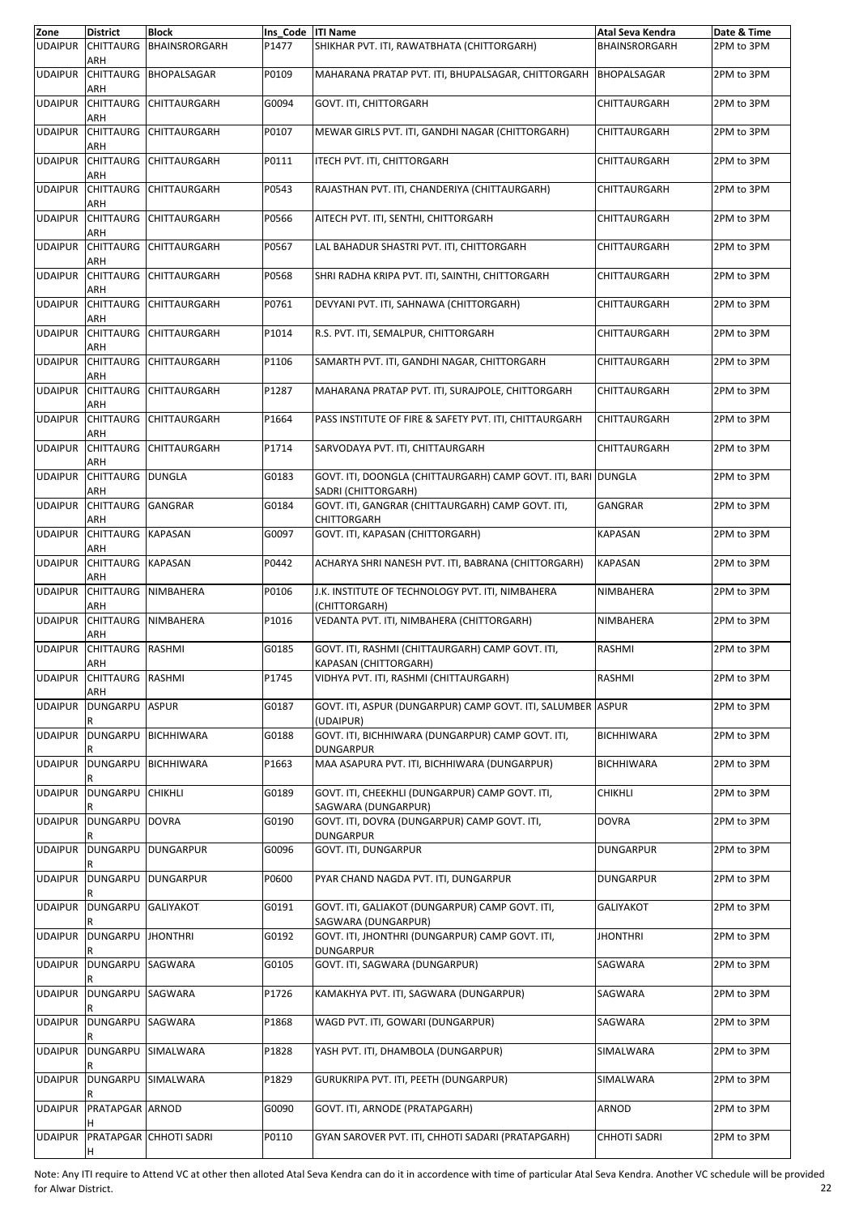| Zone | District | Block | Ins_Code | ITI Name | Atal Seva Kendra | Date & Time |
|---|---|---|---|---|---|---|
| UDAIPUR | CHITTAURGARH | BHAINSRORGARH | P1477 | SHIKHAR PVT. ITI, RAWATBHATA (CHITTORGARH) | BHAINSRORGARH | 2PM to 3PM |
| UDAIPUR | CHITTAURGARH | BHOPALSAGAR | P0109 | MAHARANA PRATAP PVT. ITI, BHUPALSAGAR, CHITTORGARH | BHOPALSAGAR | 2PM to 3PM |
| UDAIPUR | CHITTAURGARH | CHITTAURGARH | G0094 | GOVT. ITI, CHITTORGARH | CHITTAURGARH | 2PM to 3PM |
| UDAIPUR | CHITTAURGARH | CHITTAURGARH | P0107 | MEWAR GIRLS PVT. ITI, GANDHI NAGAR (CHITTORGARH) | CHITTAURGARH | 2PM to 3PM |
| UDAIPUR | CHITTAURGARH | CHITTAURGARH | P0111 | ITECH PVT. ITI, CHITTORGARH | CHITTAURGARH | 2PM to 3PM |
| UDAIPUR | CHITTAURGARH | CHITTAURGARH | P0543 | RAJASTHAN PVT. ITI, CHANDERIYA (CHITTAURGARH) | CHITTAURGARH | 2PM to 3PM |
| UDAIPUR | CHITTAURGARH | CHITTAURGARH | P0566 | AITECH PVT. ITI, SENTHI, CHITTORGARH | CHITTAURGARH | 2PM to 3PM |
| UDAIPUR | CHITTAURGARH | CHITTAURGARH | P0567 | LAL BAHADUR SHASTRI PVT. ITI, CHITTORGARH | CHITTAURGARH | 2PM to 3PM |
| UDAIPUR | CHITTAURGARH | CHITTAURGARH | P0568 | SHRI RADHA KRIPA PVT. ITI, SAINTHI, CHITTORGARH | CHITTAURGARH | 2PM to 3PM |
| UDAIPUR | CHITTAURGARH | CHITTAURGARH | P0761 | DEVYANI PVT. ITI, SAHNAWA (CHITTORGARH) | CHITTAURGARH | 2PM to 3PM |
| UDAIPUR | CHITTAURGARH | CHITTAURGARH | P1014 | R.S. PVT. ITI, SEMALPUR, CHITTORGARH | CHITTAURGARH | 2PM to 3PM |
| UDAIPUR | CHITTAURGARH | CHITTAURGARH | P1106 | SAMARTH PVT. ITI, GANDHI NAGAR, CHITTORGARH | CHITTAURGARH | 2PM to 3PM |
| UDAIPUR | CHITTAURGARH | CHITTAURGARH | P1287 | MAHARANA PRATAP PVT. ITI, SURAJPOLE, CHITTORGARH | CHITTAURGARH | 2PM to 3PM |
| UDAIPUR | CHITTAURGARH | CHITTAURGARH | P1664 | PASS INSTITUTE OF FIRE & SAFETY PVT. ITI, CHITTAURGARH | CHITTAURGARH | 2PM to 3PM |
| UDAIPUR | CHITTAURGARH | CHITTAURGARH | P1714 | SARVODAYA PVT. ITI, CHITTAURGARH | CHITTAURGARH | 2PM to 3PM |
| UDAIPUR | CHITTAURGARH | DUNGLA | G0183 | GOVT. ITI, DOONGLA (CHITTAURGARH) CAMP GOVT. ITI, BARI SADRI (CHITTORGARH) | DUNGLA | 2PM to 3PM |
| UDAIPUR | CHITTAURGARH | GANGRAR | G0184 | GOVT. ITI, GANGRAR (CHITTAURGARH) CAMP GOVT. ITI, CHITTORGARH | GANGRAR | 2PM to 3PM |
| UDAIPUR | CHITTAURGARH | KAPASAN | G0097 | GOVT. ITI, KAPASAN (CHITTORGARH) | KAPASAN | 2PM to 3PM |
| UDAIPUR | CHITTAURGARH | KAPASAN | P0442 | ACHARYA SHRI NANESH PVT. ITI, BABRANA (CHITTORGARH) | KAPASAN | 2PM to 3PM |
| UDAIPUR | CHITTAURGARH | NIMBAHERA | P0106 | J.K. INSTITUTE OF TECHNOLOGY PVT. ITI, NIMBAHERA (CHITTORGARH) | NIMBAHERA | 2PM to 3PM |
| UDAIPUR | CHITTAURGARH | NIMBAHERA | P1016 | VEDANTA PVT. ITI, NIMBAHERA (CHITTORGARH) | NIMBAHERA | 2PM to 3PM |
| UDAIPUR | CHITTAURGARH | RASHMI | G0185 | GOVT. ITI, RASHMI (CHITTAURGARH) CAMP GOVT. ITI, KAPASAN (CHITTORGARH) | RASHMI | 2PM to 3PM |
| UDAIPUR | CHITTAURGARH | RASHMI | P1745 | VIDHYA PVT. ITI, RASHMI (CHITTAURGARH) | RASHMI | 2PM to 3PM |
| UDAIPUR | DUNGARPUR | ASPUR | G0187 | GOVT. ITI, ASPUR (DUNGARPUR) CAMP GOVT. ITI, SALUMBER (UDAIPUR) | ASPUR | 2PM to 3PM |
| UDAIPUR | DUNGARPUR | BICHHIWARA | G0188 | GOVT. ITI, BICHHIWARA (DUNGARPUR) CAMP GOVT. ITI, DUNGARPUR | BICHHIWARA | 2PM to 3PM |
| UDAIPUR | DUNGARPUR | BICHHIWARA | P1663 | MAA ASAPURA PVT. ITI, BICHHIWARA (DUNGARPUR) | BICHHIWARA | 2PM to 3PM |
| UDAIPUR | DUNGARPUR | CHIKHLI | G0189 | GOVT. ITI, CHEEKHLI (DUNGARPUR) CAMP GOVT. ITI, SAGWARA (DUNGARPUR) | CHIKHLI | 2PM to 3PM |
| UDAIPUR | DUNGARPUR | DOVRA | G0190 | GOVT. ITI, DOVRA (DUNGARPUR) CAMP GOVT. ITI, DUNGARPUR | DOVRA | 2PM to 3PM |
| UDAIPUR | DUNGARPUR | DUNGARPUR | G0096 | GOVT. ITI, DUNGARPUR | DUNGARPUR | 2PM to 3PM |
| UDAIPUR | DUNGARPUR | DUNGARPUR | P0600 | PYAR CHAND NAGDA PVT. ITI, DUNGARPUR | DUNGARPUR | 2PM to 3PM |
| UDAIPUR | DUNGARPUR | GALIYAKOT | G0191 | GOVT. ITI, GALIAKOT (DUNGARPUR) CAMP GOVT. ITI, SAGWARA (DUNGARPUR) | GALIYAKOT | 2PM to 3PM |
| UDAIPUR | DUNGARPUR | JHONTHRI | G0192 | GOVT. ITI, JHONTHRI (DUNGARPUR) CAMP GOVT. ITI, DUNGARPUR | JHONTHRI | 2PM to 3PM |
| UDAIPUR | DUNGARPUR | SAGWARA | G0105 | GOVT. ITI, SAGWARA (DUNGARPUR) | SAGWARA | 2PM to 3PM |
| UDAIPUR | DUNGARPUR | SAGWARA | P1726 | KAMAKHYA PVT. ITI, SAGWARA (DUNGARPUR) | SAGWARA | 2PM to 3PM |
| UDAIPUR | DUNGARPUR | SAGWARA | P1868 | WAGD PVT. ITI, GOWARI (DUNGARPUR) | SAGWARA | 2PM to 3PM |
| UDAIPUR | DUNGARPUR | SIMALWARA | P1828 | YASH PVT. ITI, DHAMBOLA (DUNGARPUR) | SIMALWARA | 2PM to 3PM |
| UDAIPUR | DUNGARPUR | SIMALWARA | P1829 | GURUKRIPA PVT. ITI, PEETH (DUNGARPUR) | SIMALWARA | 2PM to 3PM |
| UDAIPUR | PRATAPGARH | ARNOD | G0090 | GOVT. ITI, ARNODE (PRATAPGARH) | ARNOD | 2PM to 3PM |
| UDAIPUR | PRATAPGARH | CHHOTI SADRI | P0110 | GYAN SAROVER PVT. ITI, CHHOTI SADARI (PRATAPGARH) | CHHOTI SADRI | 2PM to 3PM |

Note: Any ITI require to Attend VC at other then alloted Atal Seva Kendra can do it in accordence with time of particular Atal Seva Kendra. Another VC schedule will be provided for Alwar District.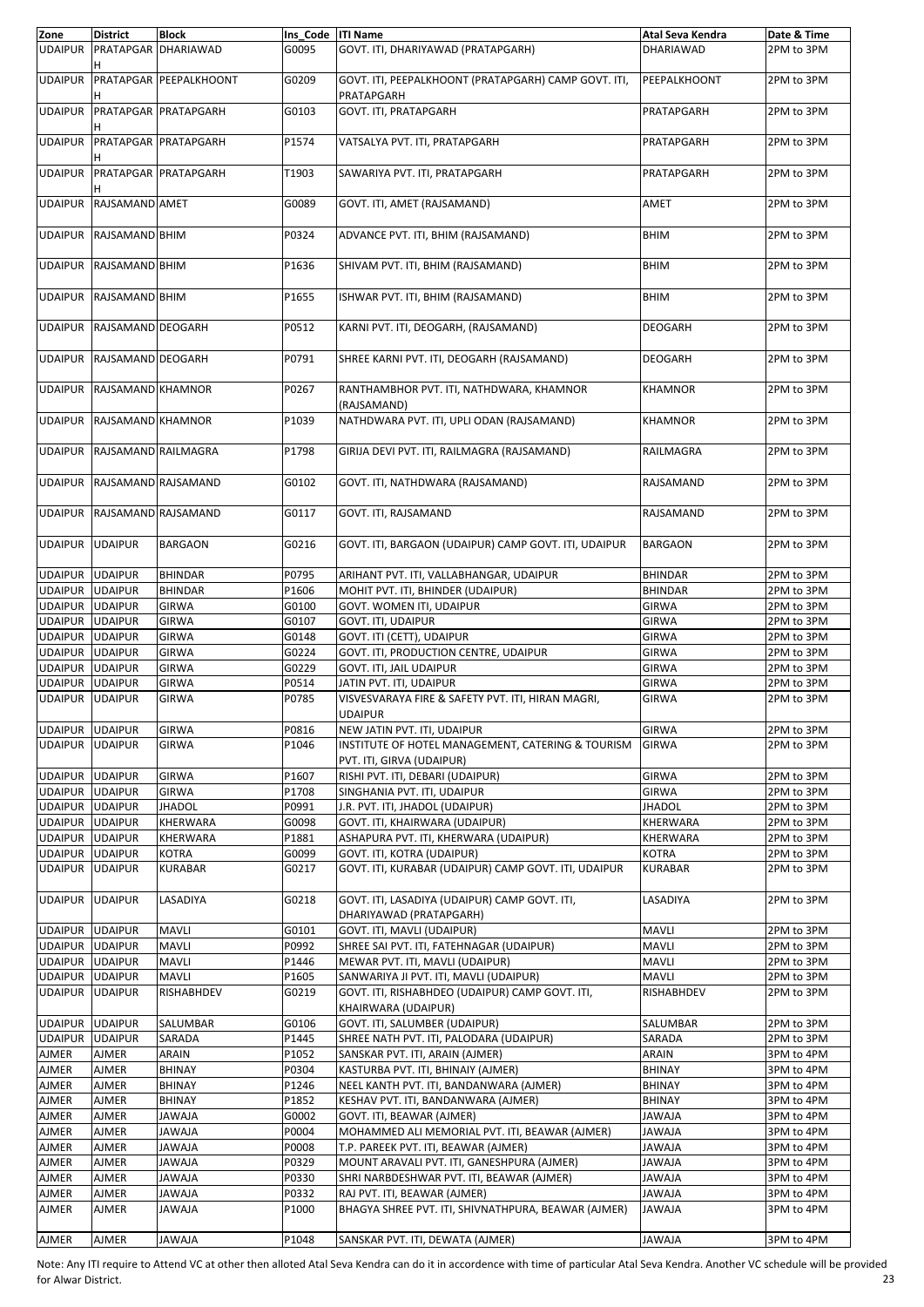| Zone | District | Block | Ins_Code | ITI Name | Atal Seva Kendra | Date & Time |
|---|---|---|---|---|---|---|
| UDAIPUR | PRATAPGARH | DHARIAWAD | G0095 | GOVT. ITI, DHARIYAWAD (PRATAPGARH) | DHARIAWAD | 2PM to 3PM |
| UDAIPUR | PRATAPGARH | PEEPALKHOONT | G0209 | GOVT. ITI, PEEPALKHOONT (PRATAPGARH) CAMP GOVT. ITI, PRATAPGARH | PEEPALKHOONT | 2PM to 3PM |
| UDAIPUR | PRATAPGARH | PRATAPGARH | G0103 | GOVT. ITI, PRATAPGARH | PRATAPGARH | 2PM to 3PM |
| UDAIPUR | PRATAPGARH | PRATAPGARH | P1574 | VATSALYA PVT. ITI, PRATAPGARH | PRATAPGARH | 2PM to 3PM |
| UDAIPUR | PRATAPGARH | PRATAPGARH | T1903 | SAWARIYA PVT. ITI, PRATAPGARH | PRATAPGARH | 2PM to 3PM |
| UDAIPUR | RAJSAMAND | AMET | G0089 | GOVT. ITI, AMET (RAJSAMAND) | AMET | 2PM to 3PM |
| UDAIPUR | RAJSAMAND | BHIM | P0324 | ADVANCE PVT. ITI, BHIM (RAJSAMAND) | BHIM | 2PM to 3PM |
| UDAIPUR | RAJSAMAND | BHIM | P1636 | SHIVAM PVT. ITI, BHIM (RAJSAMAND) | BHIM | 2PM to 3PM |
| UDAIPUR | RAJSAMAND | BHIM | P1655 | ISHWAR PVT. ITI, BHIM (RAJSAMAND) | BHIM | 2PM to 3PM |
| UDAIPUR | RAJSAMAND | DEOGARH | P0512 | KARNI PVT. ITI, DEOGARH, (RAJSAMAND) | DEOGARH | 2PM to 3PM |
| UDAIPUR | RAJSAMAND | DEOGARH | P0791 | SHREE KARNI PVT. ITI, DEOGARH (RAJSAMAND) | DEOGARH | 2PM to 3PM |
| UDAIPUR | RAJSAMAND | KHAMNOR | P0267 | RANTHAMBHOR PVT. ITI, NATHDWARA, KHAMNOR (RAJSAMAND) | KHAMNOR | 2PM to 3PM |
| UDAIPUR | RAJSAMAND | KHAMNOR | P1039 | NATHDWARA PVT. ITI, UPLI ODAN (RAJSAMAND) | KHAMNOR | 2PM to 3PM |
| UDAIPUR | RAJSAMAND | RAILMAGRA | P1798 | GIRIJA DEVI PVT. ITI, RAILMAGRA (RAJSAMAND) | RAILMAGRA | 2PM to 3PM |
| UDAIPUR | RAJSAMAND | RAJSAMAND | G0102 | GOVT. ITI, NATHDWARA (RAJSAMAND) | RAJSAMAND | 2PM to 3PM |
| UDAIPUR | RAJSAMAND | RAJSAMAND | G0117 | GOVT. ITI, RAJSAMAND | RAJSAMAND | 2PM to 3PM |
| UDAIPUR | UDAIPUR | BARGAON | G0216 | GOVT. ITI, BARGAON (UDAIPUR) CAMP GOVT. ITI, UDAIPUR | BARGAON | 2PM to 3PM |
| UDAIPUR | UDAIPUR | BHINDAR | P0795 | ARIHANT PVT. ITI, VALLABHANGAR, UDAIPUR | BHINDAR | 2PM to 3PM |
| UDAIPUR | UDAIPUR | BHINDAR | P1606 | MOHIT PVT. ITI, BHINDER (UDAIPUR) | BHINDAR | 2PM to 3PM |
| UDAIPUR | UDAIPUR | GIRWA | G0100 | GOVT. WOMEN ITI, UDAIPUR | GIRWA | 2PM to 3PM |
| UDAIPUR | UDAIPUR | GIRWA | G0107 | GOVT. ITI, UDAIPUR | GIRWA | 2PM to 3PM |
| UDAIPUR | UDAIPUR | GIRWA | G0148 | GOVT. ITI (CETT), UDAIPUR | GIRWA | 2PM to 3PM |
| UDAIPUR | UDAIPUR | GIRWA | G0224 | GOVT. ITI, PRODUCTION CENTRE, UDAIPUR | GIRWA | 2PM to 3PM |
| UDAIPUR | UDAIPUR | GIRWA | G0229 | GOVT. ITI, JAIL UDAIPUR | GIRWA | 2PM to 3PM |
| UDAIPUR | UDAIPUR | GIRWA | P0514 | JATIN PVT. ITI, UDAIPUR | GIRWA | 2PM to 3PM |
| UDAIPUR | UDAIPUR | GIRWA | P0785 | VISVESVARAYA FIRE & SAFETY PVT. ITI, HIRAN MAGRI, UDAIPUR | GIRWA | 2PM to 3PM |
| UDAIPUR | UDAIPUR | GIRWA | P0816 | NEW JATIN PVT. ITI, UDAIPUR | GIRWA | 2PM to 3PM |
| UDAIPUR | UDAIPUR | GIRWA | P1046 | INSTITUTE OF HOTEL MANAGEMENT, CATERING & TOURISM PVT. ITI, GIRVA (UDAIPUR) | GIRWA | 2PM to 3PM |
| UDAIPUR | UDAIPUR | GIRWA | P1607 | RISHI PVT. ITI, DEBARI (UDAIPUR) | GIRWA | 2PM to 3PM |
| UDAIPUR | UDAIPUR | GIRWA | P1708 | SINGHANIA PVT. ITI, UDAIPUR | GIRWA | 2PM to 3PM |
| UDAIPUR | UDAIPUR | JHADOL | P0991 | J.R. PVT. ITI, JHADOL (UDAIPUR) | JHADOL | 2PM to 3PM |
| UDAIPUR | UDAIPUR | KHERWARA | G0098 | GOVT. ITI, KHAIRWARA (UDAIPUR) | KHERWARA | 2PM to 3PM |
| UDAIPUR | UDAIPUR | KHERWARA | P1881 | ASHAPURA PVT. ITI, KHERWARA (UDAIPUR) | KHERWARA | 2PM to 3PM |
| UDAIPUR | UDAIPUR | KOTRA | G0099 | GOVT. ITI, KOTRA (UDAIPUR) | KOTRA | 2PM to 3PM |
| UDAIPUR | UDAIPUR | KURABAR | G0217 | GOVT. ITI, KURABAR (UDAIPUR) CAMP GOVT. ITI, UDAIPUR | KURABAR | 2PM to 3PM |
| UDAIPUR | UDAIPUR | LASADIYA | G0218 | GOVT. ITI, LASADIYA (UDAIPUR) CAMP GOVT. ITI, DHARIYAWAD (PRATAPGARH) | LASADIYA | 2PM to 3PM |
| UDAIPUR | UDAIPUR | MAVLI | G0101 | GOVT. ITI, MAVLI (UDAIPUR) | MAVLI | 2PM to 3PM |
| UDAIPUR | UDAIPUR | MAVLI | P0992 | SHREE SAI PVT. ITI, FATEHNAGAR (UDAIPUR) | MAVLI | 2PM to 3PM |
| UDAIPUR | UDAIPUR | MAVLI | P1446 | MEWAR PVT. ITI, MAVLI (UDAIPUR) | MAVLI | 2PM to 3PM |
| UDAIPUR | UDAIPUR | MAVLI | P1605 | SANWARIYA JI PVT. ITI, MAVLI (UDAIPUR) | MAVLI | 2PM to 3PM |
| UDAIPUR | UDAIPUR | RISHABHDEV | G0219 | GOVT. ITI, RISHABHDEO (UDAIPUR) CAMP GOVT. ITI, KHAIRWARA (UDAIPUR) | RISHABHDEV | 2PM to 3PM |
| UDAIPUR | UDAIPUR | SALUMBAR | G0106 | GOVT. ITI, SALUMBER (UDAIPUR) | SALUMBAR | 2PM to 3PM |
| UDAIPUR | UDAIPUR | SARADA | P1445 | SHREE NATH PVT. ITI, PALODARA (UDAIPUR) | SARADA | 2PM to 3PM |
| AJMER | AJMER | ARAIN | P1052 | SANSKAR PVT. ITI, ARAIN (AJMER) | ARAIN | 3PM to 4PM |
| AJMER | AJMER | BHINAY | P0304 | KASTURBA PVT. ITI, BHINAIY (AJMER) | BHINAY | 3PM to 4PM |
| AJMER | AJMER | BHINAY | P1246 | NEEL KANTH PVT. ITI, BANDANWARA (AJMER) | BHINAY | 3PM to 4PM |
| AJMER | AJMER | BHINAY | P1852 | KESHAV PVT. ITI, BANDANWARA (AJMER) | BHINAY | 3PM to 4PM |
| AJMER | AJMER | JAWAJA | G0002 | GOVT. ITI, BEAWAR (AJMER) | JAWAJA | 3PM to 4PM |
| AJMER | AJMER | JAWAJA | P0004 | MOHAMMED ALI MEMORIAL PVT. ITI, BEAWAR (AJMER) | JAWAJA | 3PM to 4PM |
| AJMER | AJMER | JAWAJA | P0008 | T.P. PAREEK PVT. ITI, BEAWAR (AJMER) | JAWAJA | 3PM to 4PM |
| AJMER | AJMER | JAWAJA | P0329 | MOUNT ARAVALI PVT. ITI, GANESHPURA (AJMER) | JAWAJA | 3PM to 4PM |
| AJMER | AJMER | JAWAJA | P0330 | SHRI NARBDESHWAR PVT. ITI, BEAWAR (AJMER) | JAWAJA | 3PM to 4PM |
| AJMER | AJMER | JAWAJA | P0332 | RAJ PVT. ITI, BEAWAR (AJMER) | JAWAJA | 3PM to 4PM |
| AJMER | AJMER | JAWAJA | P1000 | BHAGYA SHREE PVT. ITI, SHIVNATHPURA, BEAWAR (AJMER) | JAWAJA | 3PM to 4PM |
| AJMER | AJMER | JAWAJA | P1048 | SANSKAR PVT. ITI, DEWATA (AJMER) | JAWAJA | 3PM to 4PM |

Note: Any ITI require to Attend VC at other then alloted Atal Seva Kendra can do it in accordence with time of particular Atal Seva Kendra. Another VC schedule will be provided for Alwar District.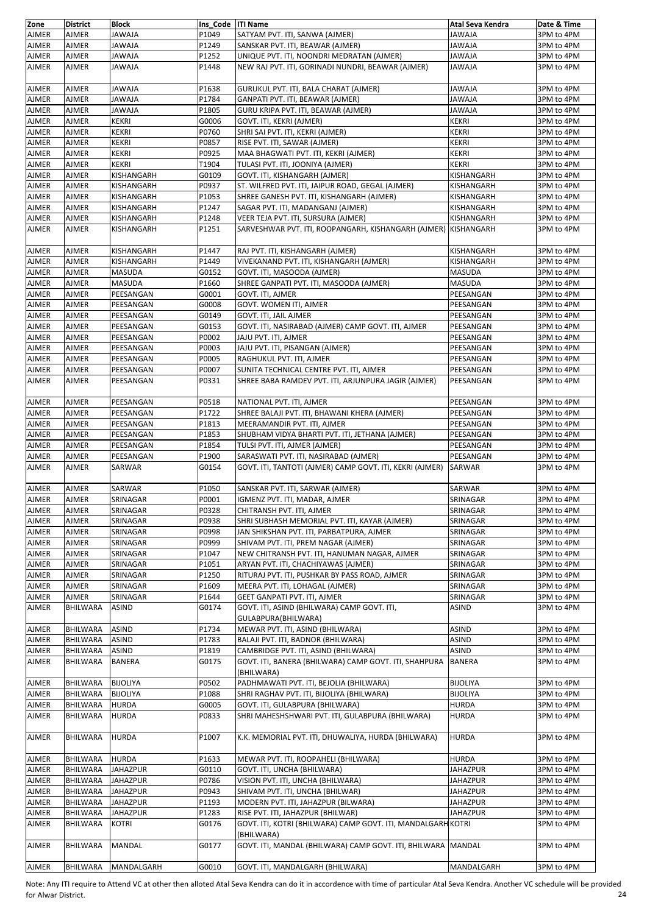| Zone | District | Block | Ins_Code | ITI Name | Atal Seva Kendra | Date & Time |
|---|---|---|---|---|---|---|
| AJMER | AJMER | JAWAJA | P1049 | SATYAM PVT. ITI, SANWA (AJMER) | JAWAJA | 3PM to 4PM |
| AJMER | AJMER | JAWAJA | P1249 | SANSKAR PVT. ITI, BEAWAR (AJMER) | JAWAJA | 3PM to 4PM |
| AJMER | AJMER | JAWAJA | P1252 | UNIQUE PVT. ITI, NOONDRI MEDRATAN (AJMER) | JAWAJA | 3PM to 4PM |
| AJMER | AJMER | JAWAJA | P1448 | NEW RAJ PVT. ITI, GORINADI NUNDRI, BEAWAR (AJMER) | JAWAJA | 3PM to 4PM |
| AJMER | AJMER | JAWAJA | P1638 | GURUKUL PVT. ITI, BALA CHARAT (AJMER) | JAWAJA | 3PM to 4PM |
| AJMER | AJMER | JAWAJA | P1784 | GANPATI PVT. ITI, BEAWAR (AJMER) | JAWAJA | 3PM to 4PM |
| AJMER | AJMER | JAWAJA | P1805 | GURU KRIPA PVT. ITI, BEAWAR (AJMER) | JAWAJA | 3PM to 4PM |
| AJMER | AJMER | KEKRI | G0006 | GOVT. ITI, KEKRI (AJMER) | KEKRI | 3PM to 4PM |
| AJMER | AJMER | KEKRI | P0760 | SHRI SAI PVT. ITI, KEKRI (AJMER) | KEKRI | 3PM to 4PM |
| AJMER | AJMER | KEKRI | P0857 | RISE PVT. ITI, SAWAR (AJMER) | KEKRI | 3PM to 4PM |
| AJMER | AJMER | KEKRI | P0925 | MAA BHAGWATI PVT. ITI, KEKRI (AJMER) | KEKRI | 3PM to 4PM |
| AJMER | AJMER | KEKRI | T1904 | TULASI PVT. ITI, JOONIYA (AJMER) | KEKRI | 3PM to 4PM |
| AJMER | AJMER | KISHANGARH | G0109 | GOVT. ITI, KISHANGARH (AJMER) | KISHANGARH | 3PM to 4PM |
| AJMER | AJMER | KISHANGARH | P0937 | ST. WILFRED PVT. ITI, JAIPUR ROAD, GEGAL (AJMER) | KISHANGARH | 3PM to 4PM |
| AJMER | AJMER | KISHANGARH | P1053 | SHREE GANESH PVT. ITI, KISHANGARH (AJMER) | KISHANGARH | 3PM to 4PM |
| AJMER | AJMER | KISHANGARH | P1247 | SAGAR PVT. ITI, MADANGANJ (AJMER) | KISHANGARH | 3PM to 4PM |
| AJMER | AJMER | KISHANGARH | P1248 | VEER TEJA PVT. ITI, SURSURA (AJMER) | KISHANGARH | 3PM to 4PM |
| AJMER | AJMER | KISHANGARH | P1251 | SARVESHWAR PVT. ITI, ROOPANGARH, KISHANGARH (AJMER) | KISHANGARH | 3PM to 4PM |
| AJMER | AJMER | KISHANGARH | P1447 | RAJ PVT. ITI, KISHANGARH (AJMER) | KISHANGARH | 3PM to 4PM |
| AJMER | AJMER | KISHANGARH | P1449 | VIVEKANAND PVT. ITI, KISHANGARH (AJMER) | KISHANGARH | 3PM to 4PM |
| AJMER | AJMER | MASUDA | G0152 | GOVT. ITI, MASOODA (AJMER) | MASUDA | 3PM to 4PM |
| AJMER | AJMER | MASUDA | P1660 | SHREE GANPATI PVT. ITI, MASOODA (AJMER) | MASUDA | 3PM to 4PM |
| AJMER | AJMER | PEESANGAN | G0001 | GOVT. ITI, AJMER | PEESANGAN | 3PM to 4PM |
| AJMER | AJMER | PEESANGAN | G0008 | GOVT. WOMEN ITI, AJMER | PEESANGAN | 3PM to 4PM |
| AJMER | AJMER | PEESANGAN | G0149 | GOVT. ITI, JAIL AJMER | PEESANGAN | 3PM to 4PM |
| AJMER | AJMER | PEESANGAN | G0153 | GOVT. ITI, NASIRABAD (AJMER) CAMP GOVT. ITI, AJMER | PEESANGAN | 3PM to 4PM |
| AJMER | AJMER | PEESANGAN | P0002 | JAJU PVT. ITI, AJMER | PEESANGAN | 3PM to 4PM |
| AJMER | AJMER | PEESANGAN | P0003 | JAJU PVT. ITI, PISANGAN (AJMER) | PEESANGAN | 3PM to 4PM |
| AJMER | AJMER | PEESANGAN | P0005 | RAGHUKUL PVT. ITI, AJMER | PEESANGAN | 3PM to 4PM |
| AJMER | AJMER | PEESANGAN | P0007 | SUNITA TECHNICAL CENTRE PVT. ITI, AJMER | PEESANGAN | 3PM to 4PM |
| AJMER | AJMER | PEESANGAN | P0331 | SHREE BABA RAMDEV PVT. ITI, ARJUNPURA JAGIR (AJMER) | PEESANGAN | 3PM to 4PM |
| AJMER | AJMER | PEESANGAN | P0518 | NATIONAL PVT. ITI, AJMER | PEESANGAN | 3PM to 4PM |
| AJMER | AJMER | PEESANGAN | P1722 | SHREE BALAJI PVT. ITI, BHAWANI KHERA (AJMER) | PEESANGAN | 3PM to 4PM |
| AJMER | AJMER | PEESANGAN | P1813 | MEERAMANDIR PVT. ITI, AJMER | PEESANGAN | 3PM to 4PM |
| AJMER | AJMER | PEESANGAN | P1853 | SHUBHAM VIDYA BHARTI PVT. ITI, JETHANA (AJMER) | PEESANGAN | 3PM to 4PM |
| AJMER | AJMER | PEESANGAN | P1854 | TULSI PVT. ITI, AJMER (AJMER) | PEESANGAN | 3PM to 4PM |
| AJMER | AJMER | PEESANGAN | P1900 | SARASWATI PVT. ITI, NASIRABAD (AJMER) | PEESANGAN | 3PM to 4PM |
| AJMER | AJMER | SARWAR | G0154 | GOVT. ITI, TANTOTI (AJMER) CAMP GOVT. ITI, KEKRI (AJMER) | SARWAR | 3PM to 4PM |
| AJMER | AJMER | SARWAR | P1050 | SANSKAR PVT. ITI, SARWAR (AJMER) | SARWAR | 3PM to 4PM |
| AJMER | AJMER | SRINAGAR | P0001 | IGMENZ PVT. ITI, MADAR, AJMER | SRINAGAR | 3PM to 4PM |
| AJMER | AJMER | SRINAGAR | P0328 | CHITRANSH PVT. ITI, AJMER | SRINAGAR | 3PM to 4PM |
| AJMER | AJMER | SRINAGAR | P0938 | SHRI SUBHASH MEMORIAL PVT. ITI, KAYAR (AJMER) | SRINAGAR | 3PM to 4PM |
| AJMER | AJMER | SRINAGAR | P0998 | JAN SHIKSHAN PVT. ITI, PARBATPURA, AJMER | SRINAGAR | 3PM to 4PM |
| AJMER | AJMER | SRINAGAR | P0999 | SHIVAM PVT. ITI, PREM NAGAR (AJMER) | SRINAGAR | 3PM to 4PM |
| AJMER | AJMER | SRINAGAR | P1047 | NEW CHITRANSH PVT. ITI, HANUMAN NAGAR, AJMER | SRINAGAR | 3PM to 4PM |
| AJMER | AJMER | SRINAGAR | P1051 | ARYAN PVT. ITI, CHACHIYAWAS (AJMER) | SRINAGAR | 3PM to 4PM |
| AJMER | AJMER | SRINAGAR | P1250 | RITURAJ PVT. ITI, PUSHKAR BY PASS ROAD, AJMER | SRINAGAR | 3PM to 4PM |
| AJMER | AJMER | SRINAGAR | P1609 | MEERA PVT. ITI, LOHAGAL (AJMER) | SRINAGAR | 3PM to 4PM |
| AJMER | AJMER | SRINAGAR | P1644 | GEET GANPATI PVT. ITI, AJMER | SRINAGAR | 3PM to 4PM |
| AJMER | BHILWARA | ASIND | G0174 | GOVT. ITI, ASIND (BHILWARA) CAMP GOVT. ITI, GULABPURA(BHILWARA) | ASIND | 3PM to 4PM |
| AJMER | BHILWARA | ASIND | P1734 | MEWAR PVT. ITI, ASIND (BHILWARA) | ASIND | 3PM to 4PM |
| AJMER | BHILWARA | ASIND | P1783 | BALAJI PVT. ITI, BADNOR (BHILWARA) | ASIND | 3PM to 4PM |
| AJMER | BHILWARA | ASIND | P1819 | CAMBRIDGE PVT. ITI, ASIND (BHILWARA) | ASIND | 3PM to 4PM |
| AJMER | BHILWARA | BANERA | G0175 | GOVT. ITI, BANERA (BHILWARA) CAMP GOVT. ITI, SHAHPURA (BHILWARA) | BANERA | 3PM to 4PM |
| AJMER | BHILWARA | BIJOLIYA | P0502 | PADHMAWATI PVT. ITI, BEJOLIA (BHILWARA) | BIJOLIYA | 3PM to 4PM |
| AJMER | BHILWARA | BIJOLIYA | P1088 | SHRI RAGHAV PVT. ITI, BIJOLIYA (BHILWARA) | BIJOLIYA | 3PM to 4PM |
| AJMER | BHILWARA | HURDA | G0005 | GOVT. ITI, GULABPURA (BHILWARA) | HURDA | 3PM to 4PM |
| AJMER | BHILWARA | HURDA | P0833 | SHRI MAHESHSHWARI PVT. ITI, GULABPURA (BHILWARA) | HURDA | 3PM to 4PM |
| AJMER | BHILWARA | HURDA | P1007 | K.K. MEMORIAL PVT. ITI, DHUWALIYA, HURDA (BHILWARA) | HURDA | 3PM to 4PM |
| AJMER | BHILWARA | HURDA | P1633 | MEWAR PVT. ITI, ROOPAHELI (BHILWARA) | HURDA | 3PM to 4PM |
| AJMER | BHILWARA | JAHAZPUR | G0110 | GOVT. ITI, UNCHA (BHILWARA) | JAHAZPUR | 3PM to 4PM |
| AJMER | BHILWARA | JAHAZPUR | P0786 | VISION PVT. ITI, UNCHA (BHILWARA) | JAHAZPUR | 3PM to 4PM |
| AJMER | BHILWARA | JAHAZPUR | P0943 | SHIVAM PVT. ITI, UNCHA (BHILWAR) | JAHAZPUR | 3PM to 4PM |
| AJMER | BHILWARA | JAHAZPUR | P1193 | MODERN PVT. ITI, JAHAZPUR (BILWARA) | JAHAZPUR | 3PM to 4PM |
| AJMER | BHILWARA | JAHAZPUR | P1283 | RISE PVT. ITI, JAHAZPUR (BHILWAR) | JAHAZPUR | 3PM to 4PM |
| AJMER | BHILWARA | KOTRI | G0176 | GOVT. ITI, KOTRI (BHILWARA) CAMP GOVT. ITI, MANDALGARH (BHILWARA) | KOTRI | 3PM to 4PM |
| AJMER | BHILWARA | MANDAL | G0177 | GOVT. ITI, MANDAL (BHILWARA) CAMP GOVT. ITI, BHILWARA | MANDAL | 3PM to 4PM |
| AJMER | BHILWARA | MANDALGARH | G0010 | GOVT. ITI, MANDALGARH (BHILWARA) | MANDALGARH | 3PM to 4PM |

Note: Any ITI require to Attend VC at other then alloted Atal Seva Kendra can do it in accordence with time of particular Atal Seva Kendra. Another VC schedule will be provided for Alwar District.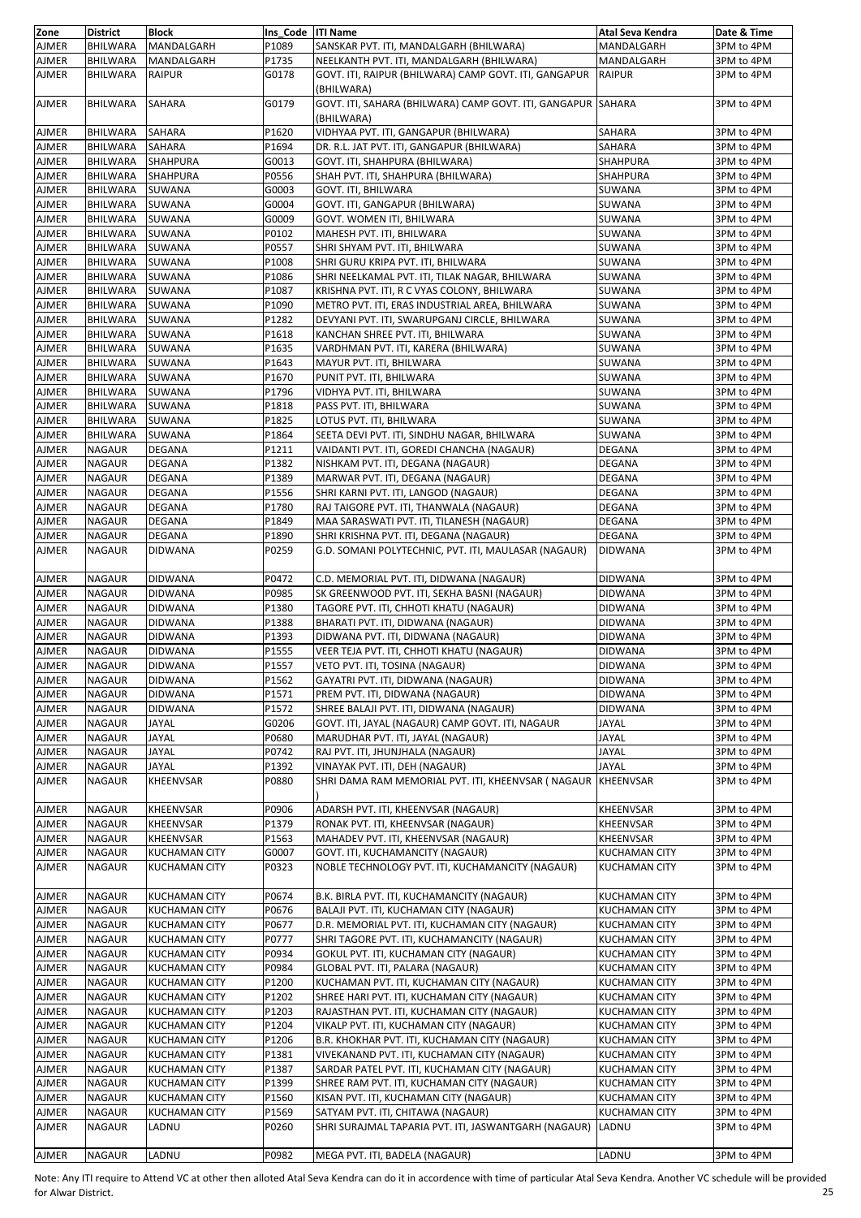| Zone | District | Block | Ins_Code | ITI Name | Atal Seva Kendra | Date & Time |
|---|---|---|---|---|---|---|
| AJMER | BHILWARA | MANDALGARH | P1089 | SANSKAR PVT. ITI, MANDALGARH (BHILWARA) | MANDALGARH | 3PM to 4PM |
| AJMER | BHILWARA | MANDALGARH | P1735 | NEELKANTH PVT. ITI, MANDALGARH (BHILWARA) | MANDALGARH | 3PM to 4PM |
| AJMER | BHILWARA | RAIPUR | G0178 | GOVT. ITI, RAIPUR (BHILWARA) CAMP GOVT. ITI, GANGAPUR (BHILWARA) | RAIPUR | 3PM to 4PM |
| AJMER | BHILWARA | SAHARA | G0179 | GOVT. ITI, SAHARA (BHILWARA) CAMP GOVT. ITI, GANGAPUR (BHILWARA) | SAHARA | 3PM to 4PM |
| AJMER | BHILWARA | SAHARA | P1620 | VIDHYAA PVT. ITI, GANGAPUR (BHILWARA) | SAHARA | 3PM to 4PM |
| AJMER | BHILWARA | SAHARA | P1694 | DR. R.L. JAT PVT. ITI, GANGAPUR (BHILWARA) | SAHARA | 3PM to 4PM |
| AJMER | BHILWARA | SHAHPURA | G0013 | GOVT. ITI, SHAHPURA (BHILWARA) | SHAHPURA | 3PM to 4PM |
| AJMER | BHILWARA | SHAHPURA | P0556 | SHAH PVT. ITI, SHAHPURA (BHILWARA) | SHAHPURA | 3PM to 4PM |
| AJMER | BHILWARA | SUWANA | G0003 | GOVT. ITI, BHILWARA | SUWANA | 3PM to 4PM |
| AJMER | BHILWARA | SUWANA | G0004 | GOVT. ITI, GANGAPUR (BHILWARA) | SUWANA | 3PM to 4PM |
| AJMER | BHILWARA | SUWANA | G0009 | GOVT. WOMEN ITI, BHILWARA | SUWANA | 3PM to 4PM |
| AJMER | BHILWARA | SUWANA | P0102 | MAHESH PVT. ITI, BHILWARA | SUWANA | 3PM to 4PM |
| AJMER | BHILWARA | SUWANA | P0557 | SHRI SHYAM PVT. ITI, BHILWARA | SUWANA | 3PM to 4PM |
| AJMER | BHILWARA | SUWANA | P1008 | SHRI GURU KRIPA PVT. ITI, BHILWARA | SUWANA | 3PM to 4PM |
| AJMER | BHILWARA | SUWANA | P1086 | SHRI NEELKAMAL PVT. ITI, TILAK NAGAR, BHILWARA | SUWANA | 3PM to 4PM |
| AJMER | BHILWARA | SUWANA | P1087 | KRISHNA PVT. ITI, R C VYAS COLONY, BHILWARA | SUWANA | 3PM to 4PM |
| AJMER | BHILWARA | SUWANA | P1090 | METRO PVT. ITI, ERAS INDUSTRIAL AREA, BHILWARA | SUWANA | 3PM to 4PM |
| AJMER | BHILWARA | SUWANA | P1282 | DEVYANI PVT. ITI, SWARUPGANJ CIRCLE, BHILWARA | SUWANA | 3PM to 4PM |
| AJMER | BHILWARA | SUWANA | P1618 | KANCHAN SHREE PVT. ITI, BHILWARA | SUWANA | 3PM to 4PM |
| AJMER | BHILWARA | SUWANA | P1635 | VARDHMAN PVT. ITI, KARERA (BHILWARA) | SUWANA | 3PM to 4PM |
| AJMER | BHILWARA | SUWANA | P1643 | MAYUR PVT. ITI, BHILWARA | SUWANA | 3PM to 4PM |
| AJMER | BHILWARA | SUWANA | P1670 | PUNIT PVT. ITI, BHILWARA | SUWANA | 3PM to 4PM |
| AJMER | BHILWARA | SUWANA | P1796 | VIDHYA PVT. ITI, BHILWARA | SUWANA | 3PM to 4PM |
| AJMER | BHILWARA | SUWANA | P1818 | PASS PVT. ITI, BHILWARA | SUWANA | 3PM to 4PM |
| AJMER | BHILWARA | SUWANA | P1825 | LOTUS PVT. ITI, BHILWARA | SUWANA | 3PM to 4PM |
| AJMER | BHILWARA | SUWANA | P1864 | SEETA DEVI PVT. ITI, SINDHU NAGAR, BHILWARA | SUWANA | 3PM to 4PM |
| AJMER | NAGAUR | DEGANA | P1211 | VAIDANTI PVT. ITI, GOREDI CHANCHA (NAGAUR) | DEGANA | 3PM to 4PM |
| AJMER | NAGAUR | DEGANA | P1382 | NISHKAM PVT. ITI, DEGANA (NAGAUR) | DEGANA | 3PM to 4PM |
| AJMER | NAGAUR | DEGANA | P1389 | MARWAR PVT. ITI, DEGANA (NAGAUR) | DEGANA | 3PM to 4PM |
| AJMER | NAGAUR | DEGANA | P1556 | SHRI KARNI PVT. ITI, LANGOD (NAGAUR) | DEGANA | 3PM to 4PM |
| AJMER | NAGAUR | DEGANA | P1780 | RAJ TAIGORE PVT. ITI, THANWALA (NAGAUR) | DEGANA | 3PM to 4PM |
| AJMER | NAGAUR | DEGANA | P1849 | MAA SARASWATI PVT. ITI, TILANESH (NAGAUR) | DEGANA | 3PM to 4PM |
| AJMER | NAGAUR | DEGANA | P1890 | SHRI KRISHNA PVT. ITI, DEGANA (NAGAUR) | DEGANA | 3PM to 4PM |
| AJMER | NAGAUR | DIDWANA | P0259 | G.D. SOMANI POLYTECHNIC, PVT. ITI, MAULASAR (NAGAUR) | DIDWANA | 3PM to 4PM |
| AJMER | NAGAUR | DIDWANA | P0472 | C.D. MEMORIAL PVT. ITI, DIDWANA (NAGAUR) | DIDWANA | 3PM to 4PM |
| AJMER | NAGAUR | DIDWANA | P0985 | SK GREENWOOD PVT. ITI, SEKHA BASNI (NAGAUR) | DIDWANA | 3PM to 4PM |
| AJMER | NAGAUR | DIDWANA | P1380 | TAGORE PVT. ITI, CHHOTI KHATU (NAGAUR) | DIDWANA | 3PM to 4PM |
| AJMER | NAGAUR | DIDWANA | P1388 | BHARATI PVT. ITI, DIDWANA (NAGAUR) | DIDWANA | 3PM to 4PM |
| AJMER | NAGAUR | DIDWANA | P1393 | DIDWANA PVT. ITI, DIDWANA (NAGAUR) | DIDWANA | 3PM to 4PM |
| AJMER | NAGAUR | DIDWANA | P1555 | VEER TEJA PVT. ITI, CHHOTI KHATU (NAGAUR) | DIDWANA | 3PM to 4PM |
| AJMER | NAGAUR | DIDWANA | P1557 | VETO PVT. ITI, TOSINA (NAGAUR) | DIDWANA | 3PM to 4PM |
| AJMER | NAGAUR | DIDWANA | P1562 | GAYATRI PVT. ITI, DIDWANA (NAGAUR) | DIDWANA | 3PM to 4PM |
| AJMER | NAGAUR | DIDWANA | P1571 | PREM PVT. ITI, DIDWANA (NAGAUR) | DIDWANA | 3PM to 4PM |
| AJMER | NAGAUR | DIDWANA | P1572 | SHREE BALAJI PVT. ITI, DIDWANA (NAGAUR) | DIDWANA | 3PM to 4PM |
| AJMER | NAGAUR | JAYAL | G0206 | GOVT. ITI, JAYAL (NAGAUR) CAMP GOVT. ITI, NAGAUR | JAYAL | 3PM to 4PM |
| AJMER | NAGAUR | JAYAL | P0680 | MARUDHAR PVT. ITI, JAYAL (NAGAUR) | JAYAL | 3PM to 4PM |
| AJMER | NAGAUR | JAYAL | P0742 | RAJ PVT. ITI, JHUNJHALA (NAGAUR) | JAYAL | 3PM to 4PM |
| AJMER | NAGAUR | JAYAL | P1392 | VINAYAK PVT. ITI, DEH (NAGAUR) | JAYAL | 3PM to 4PM |
| AJMER | NAGAUR | KHEENVSAR | P0880 | SHRI DAMA RAM MEMORIAL PVT. ITI, KHEENVSAR ( NAGAUR ) | KHEENVSAR | 3PM to 4PM |
| AJMER | NAGAUR | KHEENVSAR | P0906 | ADARSH PVT. ITI, KHEENVSAR (NAGAUR) | KHEENVSAR | 3PM to 4PM |
| AJMER | NAGAUR | KHEENVSAR | P1379 | RONAK PVT. ITI, KHEENVSAR (NAGAUR) | KHEENVSAR | 3PM to 4PM |
| AJMER | NAGAUR | KHEENVSAR | P1563 | MAHADEV PVT. ITI, KHEENVSAR (NAGAUR) | KHEENVSAR | 3PM to 4PM |
| AJMER | NAGAUR | KUCHAMAN CITY | G0007 | GOVT. ITI, KUCHAMANCITY (NAGAUR) | KUCHAMAN CITY | 3PM to 4PM |
| AJMER | NAGAUR | KUCHAMAN CITY | P0323 | NOBLE TECHNOLOGY PVT. ITI, KUCHAMANCITY (NAGAUR) | KUCHAMAN CITY | 3PM to 4PM |
| AJMER | NAGAUR | KUCHAMAN CITY | P0674 | B.K. BIRLA PVT. ITI, KUCHAMANCITY (NAGAUR) | KUCHAMAN CITY | 3PM to 4PM |
| AJMER | NAGAUR | KUCHAMAN CITY | P0676 | BALAJI PVT. ITI, KUCHAMAN CITY (NAGAUR) | KUCHAMAN CITY | 3PM to 4PM |
| AJMER | NAGAUR | KUCHAMAN CITY | P0677 | D.R. MEMORIAL PVT. ITI, KUCHAMAN CITY (NAGAUR) | KUCHAMAN CITY | 3PM to 4PM |
| AJMER | NAGAUR | KUCHAMAN CITY | P0777 | SHRI TAGORE PVT. ITI, KUCHAMANCITY (NAGAUR) | KUCHAMAN CITY | 3PM to 4PM |
| AJMER | NAGAUR | KUCHAMAN CITY | P0934 | GOKUL PVT. ITI, KUCHAMAN CITY (NAGAUR) | KUCHAMAN CITY | 3PM to 4PM |
| AJMER | NAGAUR | KUCHAMAN CITY | P0984 | GLOBAL PVT. ITI, PALARA (NAGAUR) | KUCHAMAN CITY | 3PM to 4PM |
| AJMER | NAGAUR | KUCHAMAN CITY | P1200 | KUCHAMAN PVT. ITI, KUCHAMAN CITY (NAGAUR) | KUCHAMAN CITY | 3PM to 4PM |
| AJMER | NAGAUR | KUCHAMAN CITY | P1202 | SHREE HARI PVT. ITI, KUCHAMAN CITY (NAGAUR) | KUCHAMAN CITY | 3PM to 4PM |
| AJMER | NAGAUR | KUCHAMAN CITY | P1203 | RAJASTHAN PVT. ITI, KUCHAMAN CITY (NAGAUR) | KUCHAMAN CITY | 3PM to 4PM |
| AJMER | NAGAUR | KUCHAMAN CITY | P1204 | VIKALP PVT. ITI, KUCHAMAN CITY (NAGAUR) | KUCHAMAN CITY | 3PM to 4PM |
| AJMER | NAGAUR | KUCHAMAN CITY | P1206 | B.R. KHOKHAR PVT. ITI, KUCHAMAN CITY (NAGAUR) | KUCHAMAN CITY | 3PM to 4PM |
| AJMER | NAGAUR | KUCHAMAN CITY | P1381 | VIVEKANAND PVT. ITI, KUCHAMAN CITY (NAGAUR) | KUCHAMAN CITY | 3PM to 4PM |
| AJMER | NAGAUR | KUCHAMAN CITY | P1387 | SARDAR PATEL PVT. ITI, KUCHAMAN CITY (NAGAUR) | KUCHAMAN CITY | 3PM to 4PM |
| AJMER | NAGAUR | KUCHAMAN CITY | P1399 | SHREE RAM PVT. ITI, KUCHAMAN CITY (NAGAUR) | KUCHAMAN CITY | 3PM to 4PM |
| AJMER | NAGAUR | KUCHAMAN CITY | P1560 | KISAN PVT. ITI, KUCHAMAN CITY (NAGAUR) | KUCHAMAN CITY | 3PM to 4PM |
| AJMER | NAGAUR | KUCHAMAN CITY | P1569 | SATYAM PVT. ITI, CHITAWA (NAGAUR) | KUCHAMAN CITY | 3PM to 4PM |
| AJMER | NAGAUR | LADNU | P0260 | SHRI SURAJMAL TAPARIA PVT. ITI, JASWANTGARH (NAGAUR) | LADNU | 3PM to 4PM |
| AJMER | NAGAUR | LADNU | P0982 | MEGA PVT. ITI, BADELA (NAGAUR) | LADNU | 3PM to 4PM |

Note: Any ITI require to Attend VC at other then alloted Atal Seva Kendra can do it in accordance with time of particular Atal Seva Kendra. Another VC schedule will be provided for Alwar District.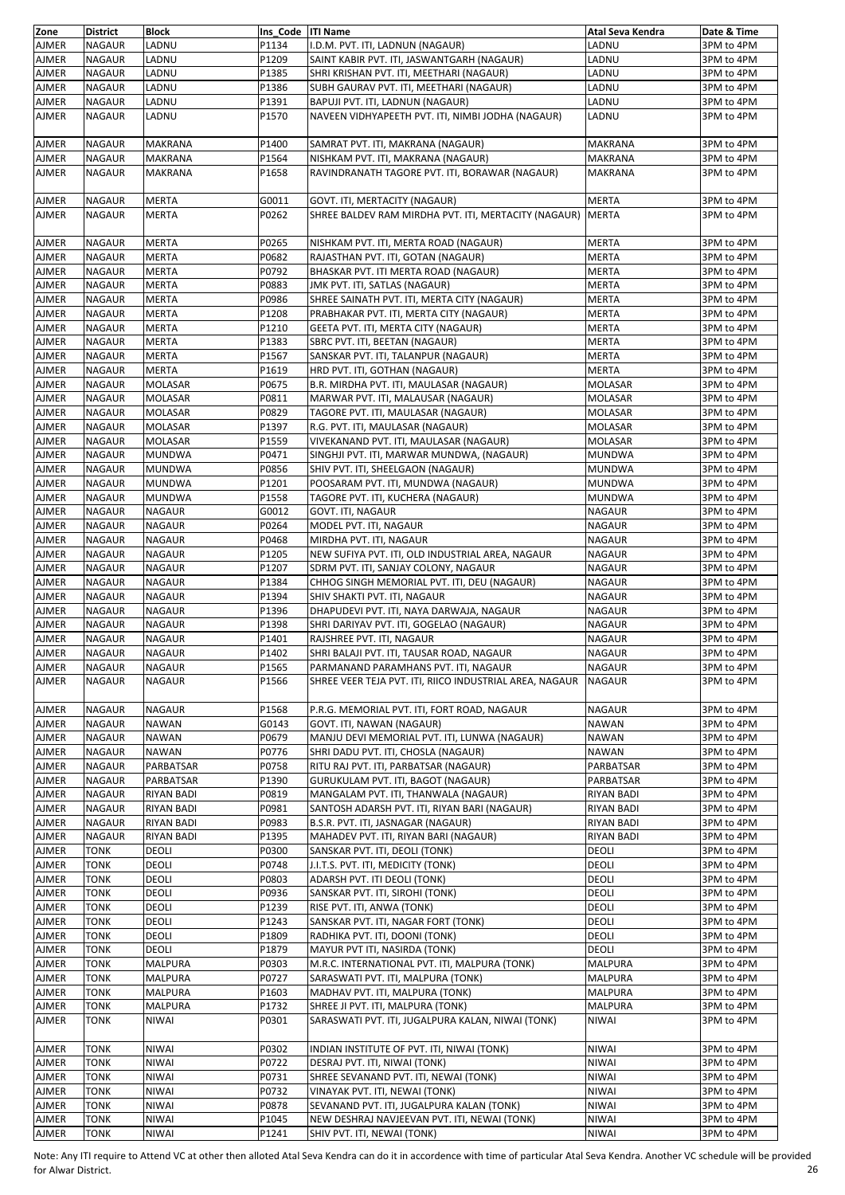| Zone | District | Block | Ins_Code | ITI Name | Atal Seva Kendra | Date & Time |
|---|---|---|---|---|---|---|
| AJMER | NAGAUR | LADNU | P1134 | I.D.M. PVT. ITI, LADNUN (NAGAUR) | LADNU | 3PM to 4PM |
| AJMER | NAGAUR | LADNU | P1209 | SAINT KABIR PVT. ITI, JASWANTGARH (NAGAUR) | LADNU | 3PM to 4PM |
| AJMER | NAGAUR | LADNU | P1385 | SHRI KRISHAN PVT. ITI, MEETHARI (NAGAUR) | LADNU | 3PM to 4PM |
| AJMER | NAGAUR | LADNU | P1386 | SUBH GAURAV PVT. ITI, MEETHARI (NAGAUR) | LADNU | 3PM to 4PM |
| AJMER | NAGAUR | LADNU | P1391 | BAPUJI PVT. ITI, LADNUN (NAGAUR) | LADNU | 3PM to 4PM |
| AJMER | NAGAUR | LADNU | P1570 | NAVEEN VIDHYAPEETH PVT. ITI, NIMBI JODHA (NAGAUR) | LADNU | 3PM to 4PM |
| AJMER | NAGAUR | MAKRANA | P1400 | SAMRAT PVT. ITI, MAKRANA (NAGAUR) | MAKRANA | 3PM to 4PM |
| AJMER | NAGAUR | MAKRANA | P1564 | NISHKAM PVT. ITI, MAKRANA (NAGAUR) | MAKRANA | 3PM to 4PM |
| AJMER | NAGAUR | MAKRANA | P1658 | RAVINDRANATH TAGORE PVT. ITI, BORAWAR (NAGAUR) | MAKRANA | 3PM to 4PM |
| AJMER | NAGAUR | MERTA | G0011 | GOVT. ITI, MERTACITY (NAGAUR) | MERTA | 3PM to 4PM |
| AJMER | NAGAUR | MERTA | P0262 | SHREE BALDEV RAM MIRDHA PVT. ITI, MERTACITY (NAGAUR) | MERTA | 3PM to 4PM |
| AJMER | NAGAUR | MERTA | P0265 | NISHKAM PVT. ITI, MERTA ROAD (NAGAUR) | MERTA | 3PM to 4PM |
| AJMER | NAGAUR | MERTA | P0682 | RAJASTHAN PVT. ITI, GOTAN (NAGAUR) | MERTA | 3PM to 4PM |
| AJMER | NAGAUR | MERTA | P0792 | BHASKAR PVT. ITI MERTA ROAD (NAGAUR) | MERTA | 3PM to 4PM |
| AJMER | NAGAUR | MERTA | P0883 | JMK PVT. ITI, SATLAS (NAGAUR) | MERTA | 3PM to 4PM |
| AJMER | NAGAUR | MERTA | P0986 | SHREE SAINATH PVT. ITI, MERTA CITY (NAGAUR) | MERTA | 3PM to 4PM |
| AJMER | NAGAUR | MERTA | P1208 | PRABHAKAR PVT. ITI, MERTA CITY (NAGAUR) | MERTA | 3PM to 4PM |
| AJMER | NAGAUR | MERTA | P1210 | GEETA PVT. ITI, MERTA CITY (NAGAUR) | MERTA | 3PM to 4PM |
| AJMER | NAGAUR | MERTA | P1383 | SBRC PVT. ITI, BEETAN (NAGAUR) | MERTA | 3PM to 4PM |
| AJMER | NAGAUR | MERTA | P1567 | SANSKAR PVT. ITI, TALANPUR (NAGAUR) | MERTA | 3PM to 4PM |
| AJMER | NAGAUR | MERTA | P1619 | HRD PVT. ITI, GOTHAN (NAGAUR) | MERTA | 3PM to 4PM |
| AJMER | NAGAUR | MOLASAR | P0675 | B.R. MIRDHA PVT. ITI, MAULASAR (NAGAUR) | MOLASAR | 3PM to 4PM |
| AJMER | NAGAUR | MOLASAR | P0811 | MARWAR PVT. ITI, MALAUSAR (NAGAUR) | MOLASAR | 3PM to 4PM |
| AJMER | NAGAUR | MOLASAR | P0829 | TAGORE PVT. ITI, MAULASAR (NAGAUR) | MOLASAR | 3PM to 4PM |
| AJMER | NAGAUR | MOLASAR | P1397 | R.G. PVT. ITI, MAULASAR (NAGAUR) | MOLASAR | 3PM to 4PM |
| AJMER | NAGAUR | MOLASAR | P1559 | VIVEKANAND PVT. ITI, MAULASAR (NAGAUR) | MOLASAR | 3PM to 4PM |
| AJMER | NAGAUR | MUNDWA | P0471 | SINGHJI PVT. ITI, MARWAR MUNDWA, (NAGAUR) | MUNDWA | 3PM to 4PM |
| AJMER | NAGAUR | MUNDWA | P0856 | SHIV PVT. ITI, SHEELGAON (NAGAUR) | MUNDWA | 3PM to 4PM |
| AJMER | NAGAUR | MUNDWA | P1201 | POOSARAM PVT. ITI, MUNDWA (NAGAUR) | MUNDWA | 3PM to 4PM |
| AJMER | NAGAUR | MUNDWA | P1558 | TAGORE PVT. ITI, KUCHERA (NAGAUR) | MUNDWA | 3PM to 4PM |
| AJMER | NAGAUR | NAGAUR | G0012 | GOVT. ITI, NAGAUR | NAGAUR | 3PM to 4PM |
| AJMER | NAGAUR | NAGAUR | P0264 | MODEL PVT. ITI, NAGAUR | NAGAUR | 3PM to 4PM |
| AJMER | NAGAUR | NAGAUR | P0468 | MIRDHA PVT. ITI, NAGAUR | NAGAUR | 3PM to 4PM |
| AJMER | NAGAUR | NAGAUR | P1205 | NEW SUFIYA PVT. ITI, OLD INDUSTRIAL AREA, NAGAUR | NAGAUR | 3PM to 4PM |
| AJMER | NAGAUR | NAGAUR | P1207 | SDRM PVT. ITI, SANJAY COLONY, NAGAUR | NAGAUR | 3PM to 4PM |
| AJMER | NAGAUR | NAGAUR | P1384 | CHHOG SINGH MEMORIAL PVT. ITI, DEU (NAGAUR) | NAGAUR | 3PM to 4PM |
| AJMER | NAGAUR | NAGAUR | P1394 | SHIV SHAKTI PVT. ITI, NAGAUR | NAGAUR | 3PM to 4PM |
| AJMER | NAGAUR | NAGAUR | P1396 | DHAPUDEVI PVT. ITI, NAYA DARWAJA, NAGAUR | NAGAUR | 3PM to 4PM |
| AJMER | NAGAUR | NAGAUR | P1398 | SHRI DARIYAV PVT. ITI, GOGELAO (NAGAUR) | NAGAUR | 3PM to 4PM |
| AJMER | NAGAUR | NAGAUR | P1401 | RAJSHREE PVT. ITI, NAGAUR | NAGAUR | 3PM to 4PM |
| AJMER | NAGAUR | NAGAUR | P1402 | SHRI BALAJI PVT. ITI, TAUSAR ROAD, NAGAUR | NAGAUR | 3PM to 4PM |
| AJMER | NAGAUR | NAGAUR | P1565 | PARMANAND PARAMHANS PVT. ITI, NAGAUR | NAGAUR | 3PM to 4PM |
| AJMER | NAGAUR | NAGAUR | P1566 | SHREE VEER TEJA PVT. ITI, RIICO INDUSTRIAL AREA, NAGAUR | NAGAUR | 3PM to 4PM |
| AJMER | NAGAUR | NAGAUR | P1568 | P.R.G. MEMORIAL PVT. ITI, FORT ROAD, NAGAUR | NAGAUR | 3PM to 4PM |
| AJMER | NAGAUR | NAWAN | G0143 | GOVT. ITI, NAWAN (NAGAUR) | NAWAN | 3PM to 4PM |
| AJMER | NAGAUR | NAWAN | P0679 | MANJU DEVI MEMORIAL PVT. ITI, LUNWA (NAGAUR) | NAWAN | 3PM to 4PM |
| AJMER | NAGAUR | NAWAN | P0776 | SHRI DADU PVT. ITI, CHOSLA (NAGAUR) | NAWAN | 3PM to 4PM |
| AJMER | NAGAUR | PARBATSAR | P0758 | RITU RAJ PVT. ITI, PARBATSAR (NAGAUR) | PARBATSAR | 3PM to 4PM |
| AJMER | NAGAUR | PARBATSAR | P1390 | GURUKULAM PVT. ITI, BAGOT (NAGAUR) | PARBATSAR | 3PM to 4PM |
| AJMER | NAGAUR | RIYAN BADI | P0819 | MANGALAM PVT. ITI, THANWALA (NAGAUR) | RIYAN BADI | 3PM to 4PM |
| AJMER | NAGAUR | RIYAN BADI | P0981 | SANTOSH ADARSH PVT. ITI, RIYAN BARI (NAGAUR) | RIYAN BADI | 3PM to 4PM |
| AJMER | NAGAUR | RIYAN BADI | P0983 | B.S.R. PVT. ITI, JASNAGAR (NAGAUR) | RIYAN BADI | 3PM to 4PM |
| AJMER | NAGAUR | RIYAN BADI | P1395 | MAHADEV PVT. ITI, RIYAN BARI (NAGAUR) | RIYAN BADI | 3PM to 4PM |
| AJMER | TONK | DEOLI | P0300 | SANSKAR PVT. ITI, DEOLI (TONK) | DEOLI | 3PM to 4PM |
| AJMER | TONK | DEOLI | P0748 | J.I.T.S. PVT. ITI, MEDICITY (TONK) | DEOLI | 3PM to 4PM |
| AJMER | TONK | DEOLI | P0803 | ADARSH PVT. ITI DEOLI (TONK) | DEOLI | 3PM to 4PM |
| AJMER | TONK | DEOLI | P0936 | SANSKAR PVT. ITI, SIROHI (TONK) | DEOLI | 3PM to 4PM |
| AJMER | TONK | DEOLI | P1239 | RISE PVT. ITI, ANWA (TONK) | DEOLI | 3PM to 4PM |
| AJMER | TONK | DEOLI | P1243 | SANSKAR PVT. ITI, NAGAR FORT (TONK) | DEOLI | 3PM to 4PM |
| AJMER | TONK | DEOLI | P1809 | RADHIKA PVT. ITI, DOONI (TONK) | DEOLI | 3PM to 4PM |
| AJMER | TONK | DEOLI | P1879 | MAYUR PVT ITI, NASIRDA (TONK) | DEOLI | 3PM to 4PM |
| AJMER | TONK | MALPURA | P0303 | M.R.C. INTERNATIONAL PVT. ITI, MALPURA (TONK) | MALPURA | 3PM to 4PM |
| AJMER | TONK | MALPURA | P0727 | SARASWATI PVT. ITI, MALPURA (TONK) | MALPURA | 3PM to 4PM |
| AJMER | TONK | MALPURA | P1603 | MADHAV PVT. ITI, MALPURA (TONK) | MALPURA | 3PM to 4PM |
| AJMER | TONK | MALPURA | P1732 | SHREE JI PVT. ITI, MALPURA (TONK) | MALPURA | 3PM to 4PM |
| AJMER | TONK | NIWAI | P0301 | SARASWATI PVT. ITI, JUGALPURA KALAN, NIWAI (TONK) | NIWAI | 3PM to 4PM |
| AJMER | TONK | NIWAI | P0302 | INDIAN INSTITUTE OF PVT. ITI, NIWAI (TONK) | NIWAI | 3PM to 4PM |
| AJMER | TONK | NIWAI | P0722 | DESRAJ PVT. ITI, NIWAI (TONK) | NIWAI | 3PM to 4PM |
| AJMER | TONK | NIWAI | P0731 | SHREE SEVANAND PVT. ITI, NEWAI (TONK) | NIWAI | 3PM to 4PM |
| AJMER | TONK | NIWAI | P0732 | VINAYAK PVT. ITI, NEWAI (TONK) | NIWAI | 3PM to 4PM |
| AJMER | TONK | NIWAI | P0878 | SEVANAND PVT. ITI, JUGALPURA KALAN (TONK) | NIWAI | 3PM to 4PM |
| AJMER | TONK | NIWAI | P1045 | NEW DESHRAJ NAVJEEVAN PVT. ITI, NEWAI (TONK) | NIWAI | 3PM to 4PM |
| AJMER | TONK | NIWAI | P1241 | SHIV PVT. ITI, NEWAI (TONK) | NIWAI | 3PM to 4PM |

Note: Any ITI require to Attend VC at other then alloted Atal Seva Kendra can do it in accordance with time of particular Atal Seva Kendra. Another VC schedule will be provided for Alwar District.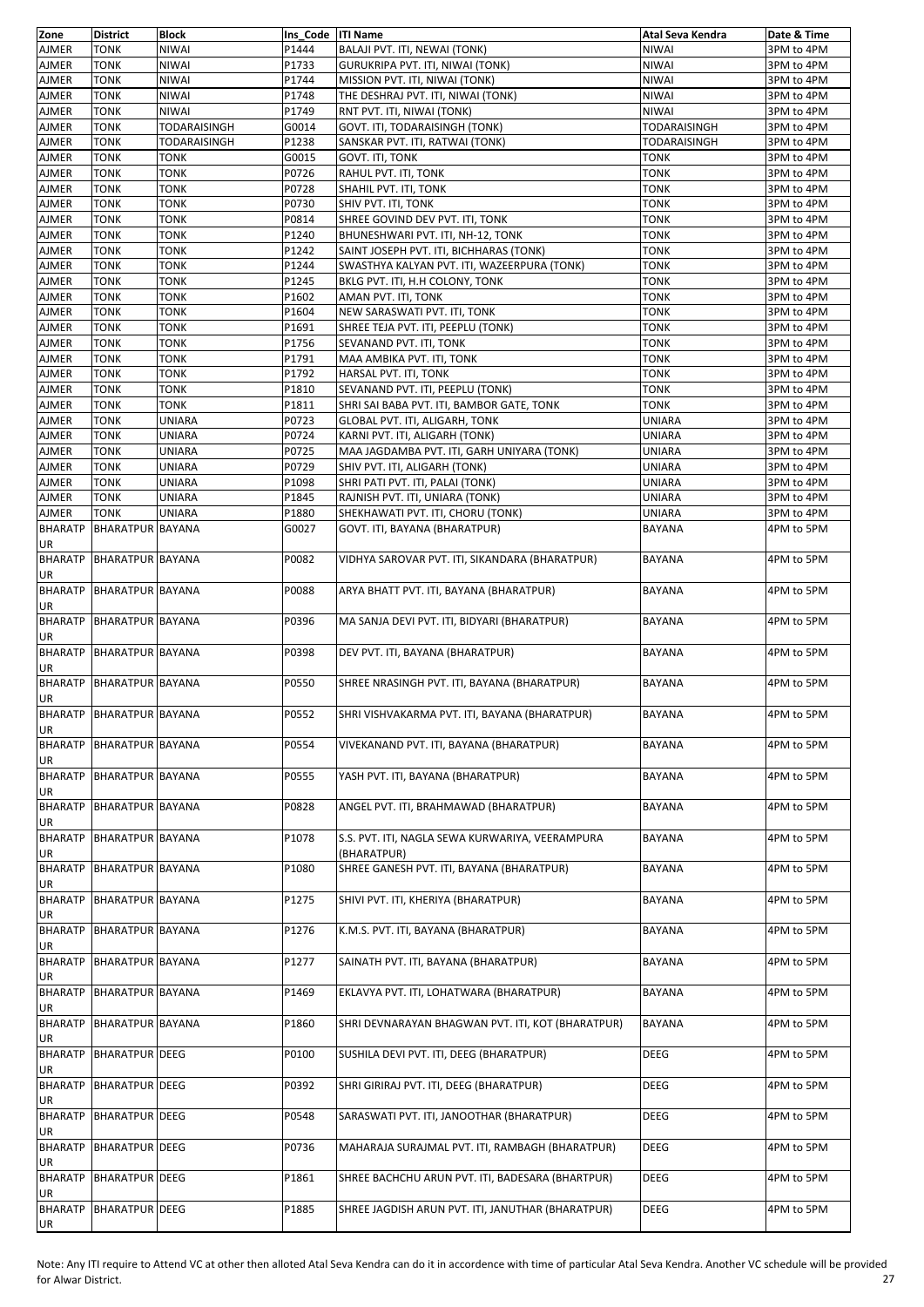| Zone | District | Block | Ins_Code | ITI Name | Atal Seva Kendra | Date & Time |
|---|---|---|---|---|---|---|
| AJMER | TONK | NIWAI | P1444 | BALAJI PVT. ITI, NEWAI (TONK) | NIWAI | 3PM to 4PM |
| AJMER | TONK | NIWAI | P1733 | GURUKRIPA PVT. ITI, NIWAI (TONK) | NIWAI | 3PM to 4PM |
| AJMER | TONK | NIWAI | P1744 | MISSION PVT. ITI, NIWAI (TONK) | NIWAI | 3PM to 4PM |
| AJMER | TONK | NIWAI | P1748 | THE DESHRAJ PVT. ITI, NIWAI (TONK) | NIWAI | 3PM to 4PM |
| AJMER | TONK | NIWAI | P1749 | RNT PVT. ITI, NIWAI (TONK) | NIWAI | 3PM to 4PM |
| AJMER | TONK | TODARAISINGH | G0014 | GOVT. ITI, TODARAISINGH (TONK) | TODARAISINGH | 3PM to 4PM |
| AJMER | TONK | TODARAISINGH | P1238 | SANSKAR PVT. ITI, RATWAI (TONK) | TODARAISINGH | 3PM to 4PM |
| AJMER | TONK | TONK | G0015 | GOVT. ITI, TONK | TONK | 3PM to 4PM |
| AJMER | TONK | TONK | P0726 | RAHUL PVT. ITI, TONK | TONK | 3PM to 4PM |
| AJMER | TONK | TONK | P0728 | SHAHIL PVT. ITI, TONK | TONK | 3PM to 4PM |
| AJMER | TONK | TONK | P0730 | SHIV PVT. ITI, TONK | TONK | 3PM to 4PM |
| AJMER | TONK | TONK | P0814 | SHREE GOVIND DEV PVT. ITI, TONK | TONK | 3PM to 4PM |
| AJMER | TONK | TONK | P1240 | BHUNESHWARI PVT. ITI, NH-12, TONK | TONK | 3PM to 4PM |
| AJMER | TONK | TONK | P1242 | SAINT JOSEPH PVT. ITI, BICHHARAS (TONK) | TONK | 3PM to 4PM |
| AJMER | TONK | TONK | P1244 | SWASTHYA KALYAN PVT. ITI, WAZEERPURA (TONK) | TONK | 3PM to 4PM |
| AJMER | TONK | TONK | P1245 | BKLG PVT. ITI, H.H COLONY, TONK | TONK | 3PM to 4PM |
| AJMER | TONK | TONK | P1602 | AMAN PVT. ITI, TONK | TONK | 3PM to 4PM |
| AJMER | TONK | TONK | P1604 | NEW SARASWATI PVT. ITI, TONK | TONK | 3PM to 4PM |
| AJMER | TONK | TONK | P1691 | SHREE TEJA PVT. ITI, PEEPLU (TONK) | TONK | 3PM to 4PM |
| AJMER | TONK | TONK | P1756 | SEVANAND PVT. ITI, TONK | TONK | 3PM to 4PM |
| AJMER | TONK | TONK | P1791 | MAA AMBIKA PVT. ITI, TONK | TONK | 3PM to 4PM |
| AJMER | TONK | TONK | P1792 | HARSAL PVT. ITI, TONK | TONK | 3PM to 4PM |
| AJMER | TONK | TONK | P1810 | SEVANAND PVT. ITI, PEEPLU (TONK) | TONK | 3PM to 4PM |
| AJMER | TONK | TONK | P1811 | SHRI SAI BABA PVT. ITI, BAMBOR GATE, TONK | TONK | 3PM to 4PM |
| AJMER | TONK | UNIARA | P0723 | GLOBAL PVT. ITI, ALIGARH, TONK | UNIARA | 3PM to 4PM |
| AJMER | TONK | UNIARA | P0724 | KARNI PVT. ITI, ALIGARH (TONK) | UNIARA | 3PM to 4PM |
| AJMER | TONK | UNIARA | P0725 | MAA JAGDAMBA PVT. ITI, GARH UNIYARA (TONK) | UNIARA | 3PM to 4PM |
| AJMER | TONK | UNIARA | P0729 | SHIV PVT. ITI, ALIGARH (TONK) | UNIARA | 3PM to 4PM |
| AJMER | TONK | UNIARA | P1098 | SHRI PATI PVT. ITI, PALAI (TONK) | UNIARA | 3PM to 4PM |
| AJMER | TONK | UNIARA | P1845 | RAJNISH PVT. ITI, UNIARA (TONK) | UNIARA | 3PM to 4PM |
| AJMER | TONK | UNIARA | P1880 | SHEKHAWATI PVT. ITI, CHORU (TONK) | UNIARA | 3PM to 4PM |
| BHARATPUR | BHARATPUR | BAYANA | G0027 | GOVT. ITI, BAYANA (BHARATPUR) | BAYANA | 4PM to 5PM |
| BHARATPUR | BHARATPUR | BAYANA | P0082 | VIDHYA SAROVAR PVT. ITI, SIKANDARA (BHARATPUR) | BAYANA | 4PM to 5PM |
| BHARATPUR | BHARATPUR | BAYANA | P0088 | ARYA BHATT PVT. ITI, BAYANA (BHARATPUR) | BAYANA | 4PM to 5PM |
| BHARATPUR | BHARATPUR | BAYANA | P0396 | MA SANJA DEVI PVT. ITI, BIDYARI (BHARATPUR) | BAYANA | 4PM to 5PM |
| BHARATPUR | BHARATPUR | BAYANA | P0398 | DEV PVT. ITI, BAYANA (BHARATPUR) | BAYANA | 4PM to 5PM |
| BHARATPUR | BHARATPUR | BAYANA | P0550 | SHREE NRASINGH PVT. ITI, BAYANA (BHARATPUR) | BAYANA | 4PM to 5PM |
| BHARATPUR | BHARATPUR | BAYANA | P0552 | SHRI VISHVAKARMA PVT. ITI, BAYANA (BHARATPUR) | BAYANA | 4PM to 5PM |
| BHARATPUR | BHARATPUR | BAYANA | P0554 | VIVEKANAND PVT. ITI, BAYANA (BHARATPUR) | BAYANA | 4PM to 5PM |
| BHARATPUR | BHARATPUR | BAYANA | P0555 | YASH PVT. ITI, BAYANA (BHARATPUR) | BAYANA | 4PM to 5PM |
| BHARATPUR | BHARATPUR | BAYANA | P0828 | ANGEL PVT. ITI, BRAHMAWAD (BHARATPUR) | BAYANA | 4PM to 5PM |
| BHARATPUR | BHARATPUR | BAYANA | P1078 | S.S. PVT. ITI, NAGLA SEWA KURWARIYA, VEERAMPURA (BHARATPUR) | BAYANA | 4PM to 5PM |
| BHARATPUR | BHARATPUR | BAYANA | P1080 | SHREE GANESH PVT. ITI, BAYANA (BHARATPUR) | BAYANA | 4PM to 5PM |
| BHARATPUR | BHARATPUR | BAYANA | P1275 | SHIVI PVT. ITI, KHERIYA (BHARATPUR) | BAYANA | 4PM to 5PM |
| BHARATPUR | BHARATPUR | BAYANA | P1276 | K.M.S. PVT. ITI, BAYANA (BHARATPUR) | BAYANA | 4PM to 5PM |
| BHARATPUR | BHARATPUR | BAYANA | P1277 | SAINATH PVT. ITI, BAYANA (BHARATPUR) | BAYANA | 4PM to 5PM |
| BHARATPUR | BHARATPUR | BAYANA | P1469 | EKLAVYA PVT. ITI, LOHATWARA (BHARATPUR) | BAYANA | 4PM to 5PM |
| BHARATPUR | BHARATPUR | BAYANA | P1860 | SHRI DEVNARAYAN BHAGWAN PVT. ITI, KOT (BHARATPUR) | BAYANA | 4PM to 5PM |
| BHARATPUR | BHARATPUR | DEEG | P0100 | SUSHILA DEVI PVT. ITI, DEEG (BHARATPUR) | DEEG | 4PM to 5PM |
| BHARATPUR | BHARATPUR | DEEG | P0392 | SHRI GIRIRAJ PVT. ITI, DEEG (BHARATPUR) | DEEG | 4PM to 5PM |
| BHARATPUR | BHARATPUR | DEEG | P0548 | SARASWATI PVT. ITI, JANOOTHAR (BHARATPUR) | DEEG | 4PM to 5PM |
| BHARATPUR | BHARATPUR | DEEG | P0736 | MAHARAJA SURAJMAL PVT. ITI, RAMBAGH (BHARATPUR) | DEEG | 4PM to 5PM |
| BHARATPUR | BHARATPUR | DEEG | P1861 | SHREE BACHCHU ARUN PVT. ITI, BADESARA (BHARTPUR) | DEEG | 4PM to 5PM |
| BHARATPUR | BHARATPUR | DEEG | P1885 | SHREE JAGDISH ARUN PVT. ITI, JANUTHAR (BHARATPUR) | DEEG | 4PM to 5PM |

Note: Any ITI require to Attend VC at other then alloted Atal Seva Kendra can do it in accordence with time of particular Atal Seva Kendra. Another VC schedule will be provided for Alwar District.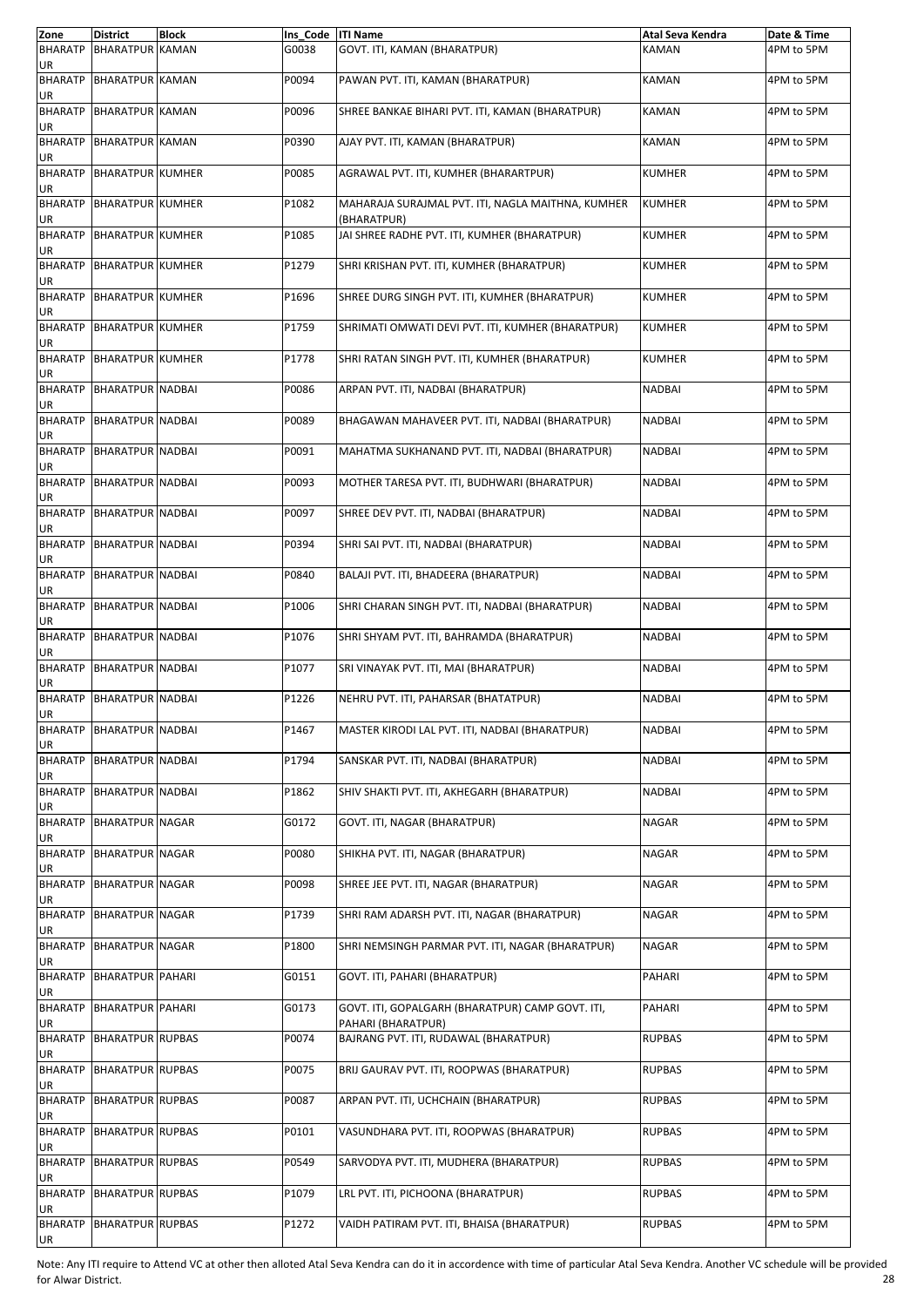| Zone | District | Block | Ins_Code | ITI Name | Atal Seva Kendra | Date & Time |
|---|---|---|---|---|---|---|
| BHARATPUR | BHARATPUR | KAMAN | G0038 | GOVT. ITI, KAMAN (BHARATPUR) | KAMAN | 4PM to 5PM |
| BHARATPUR | BHARATPUR | KAMAN | P0094 | PAWAN PVT. ITI, KAMAN (BHARATPUR) | KAMAN | 4PM to 5PM |
| BHARATPUR | BHARATPUR | KAMAN | P0096 | SHREE BANKAE BIHARI PVT. ITI, KAMAN (BHARATPUR) | KAMAN | 4PM to 5PM |
| BHARATPUR | BHARATPUR | KAMAN | P0390 | AJAY PVT. ITI, KAMAN (BHARATPUR) | KAMAN | 4PM to 5PM |
| BHARATPUR | BHARATPUR | KUMHER | P0085 | AGRAWAL PVT. ITI, KUMHER (BHARARTPUR) | KUMHER | 4PM to 5PM |
| BHARATPUR | BHARATPUR | KUMHER | P1082 | MAHARAJA SURAJMAL PVT. ITI, NAGLA MAITHNA, KUMHER (BHARATPUR) | KUMHER | 4PM to 5PM |
| BHARATPUR | BHARATPUR | KUMHER | P1085 | JAI SHREE RADHE PVT. ITI, KUMHER (BHARATPUR) | KUMHER | 4PM to 5PM |
| BHARATPUR | BHARATPUR | KUMHER | P1279 | SHRI KRISHAN PVT. ITI, KUMHER (BHARATPUR) | KUMHER | 4PM to 5PM |
| BHARATPUR | BHARATPUR | KUMHER | P1696 | SHREE DURG SINGH PVT. ITI, KUMHER (BHARATPUR) | KUMHER | 4PM to 5PM |
| BHARATPUR | BHARATPUR | KUMHER | P1759 | SHRIMATI OMWATI DEVI PVT. ITI, KUMHER (BHARATPUR) | KUMHER | 4PM to 5PM |
| BHARATPUR | BHARATPUR | KUMHER | P1778 | SHRI RATAN SINGH PVT. ITI, KUMHER (BHARATPUR) | KUMHER | 4PM to 5PM |
| BHARATPUR | BHARATPUR | NADBAI | P0086 | ARPAN PVT. ITI, NADBAI (BHARATPUR) | NADBAI | 4PM to 5PM |
| BHARATPUR | BHARATPUR | NADBAI | P0089 | BHAGAWAN MAHAVEER PVT. ITI, NADBAI (BHARATPUR) | NADBAI | 4PM to 5PM |
| BHARATPUR | BHARATPUR | NADBAI | P0091 | MAHATMA SUKHANAND PVT. ITI, NADBAI (BHARATPUR) | NADBAI | 4PM to 5PM |
| BHARATPUR | BHARATPUR | NADBAI | P0093 | MOTHER TARESA PVT. ITI, BUDHWARI (BHARATPUR) | NADBAI | 4PM to 5PM |
| BHARATPUR | BHARATPUR | NADBAI | P0097 | SHREE DEV PVT. ITI, NADBAI (BHARATPUR) | NADBAI | 4PM to 5PM |
| BHARATPUR | BHARATPUR | NADBAI | P0394 | SHRI SAI PVT. ITI, NADBAI (BHARATPUR) | NADBAI | 4PM to 5PM |
| BHARATPUR | BHARATPUR | NADBAI | P0840 | BALAJI PVT. ITI, BHADEERA (BHARATPUR) | NADBAI | 4PM to 5PM |
| BHARATPUR | BHARATPUR | NADBAI | P1006 | SHRI CHARAN SINGH PVT. ITI, NADBAI (BHARATPUR) | NADBAI | 4PM to 5PM |
| BHARATPUR | BHARATPUR | NADBAI | P1076 | SHRI SHYAM PVT. ITI, BAHRAMDA (BHARATPUR) | NADBAI | 4PM to 5PM |
| BHARATPUR | BHARATPUR | NADBAI | P1077 | SRI VINAYAK PVT. ITI, MAI (BHARATPUR) | NADBAI | 4PM to 5PM |
| BHARATPUR | BHARATPUR | NADBAI | P1226 | NEHRU PVT. ITI, PAHARSAR (BHATATPUR) | NADBAI | 4PM to 5PM |
| BHARATPUR | BHARATPUR | NADBAI | P1467 | MASTER KIRODI LAL PVT. ITI, NADBAI (BHARATPUR) | NADBAI | 4PM to 5PM |
| BHARATPUR | BHARATPUR | NADBAI | P1794 | SANSKAR PVT. ITI, NADBAI (BHARATPUR) | NADBAI | 4PM to 5PM |
| BHARATPUR | BHARATPUR | NADBAI | P1862 | SHIV SHAKTI PVT. ITI, AKHEGARH (BHARATPUR) | NADBAI | 4PM to 5PM |
| BHARATPUR | BHARATPUR | NAGAR | G0172 | GOVT. ITI, NAGAR (BHARATPUR) | NAGAR | 4PM to 5PM |
| BHARATPUR | BHARATPUR | NAGAR | P0080 | SHIKHA PVT. ITI, NAGAR (BHARATPUR) | NAGAR | 4PM to 5PM |
| BHARATPUR | BHARATPUR | NAGAR | P0098 | SHREE JEE PVT. ITI, NAGAR (BHARATPUR) | NAGAR | 4PM to 5PM |
| BHARATPUR | BHARATPUR | NAGAR | P1739 | SHRI RAM ADARSH PVT. ITI, NAGAR (BHARATPUR) | NAGAR | 4PM to 5PM |
| BHARATPUR | BHARATPUR | NAGAR | P1800 | SHRI NEMSINGH PARMAR PVT. ITI, NAGAR (BHARATPUR) | NAGAR | 4PM to 5PM |
| BHARATPUR | BHARATPUR | PAHARI | G0151 | GOVT. ITI, PAHARI (BHARATPUR) | PAHARI | 4PM to 5PM |
| BHARATPUR | BHARATPUR | PAHARI | G0173 | GOVT. ITI, GOPALGARH (BHARATPUR) CAMP GOVT. ITI, PAHARI (BHARATPUR) | PAHARI | 4PM to 5PM |
| BHARATPUR | BHARATPUR | RUPBAS | P0074 | BAJRANG PVT. ITI, RUDAWAL (BHARATPUR) | RUPBAS | 4PM to 5PM |
| BHARATPUR | BHARATPUR | RUPBAS | P0075 | BRIJ GAURAV PVT. ITI, ROOPWAS (BHARATPUR) | RUPBAS | 4PM to 5PM |
| BHARATPUR | BHARATPUR | RUPBAS | P0087 | ARPAN PVT. ITI, UCHCHAIN (BHARATPUR) | RUPBAS | 4PM to 5PM |
| BHARATPUR | BHARATPUR | RUPBAS | P0101 | VASUNDHARA PVT. ITI, ROOPWAS (BHARATPUR) | RUPBAS | 4PM to 5PM |
| BHARATPUR | BHARATPUR | RUPBAS | P0549 | SARVODYA PVT. ITI, MUDHERA (BHARATPUR) | RUPBAS | 4PM to 5PM |
| BHARATPUR | BHARATPUR | RUPBAS | P1079 | LRL PVT. ITI, PICHOONA (BHARATPUR) | RUPBAS | 4PM to 5PM |
| BHARATPUR | BHARATPUR | RUPBAS | P1272 | VAIDH PATIRAM PVT. ITI, BHAISA (BHARATPUR) | RUPBAS | 4PM to 5PM |

Note: Any ITI require to Attend VC at other then alloted Atal Seva Kendra can do it in accordance with time of particular Atal Seva Kendra. Another VC schedule will be provided for Alwar District.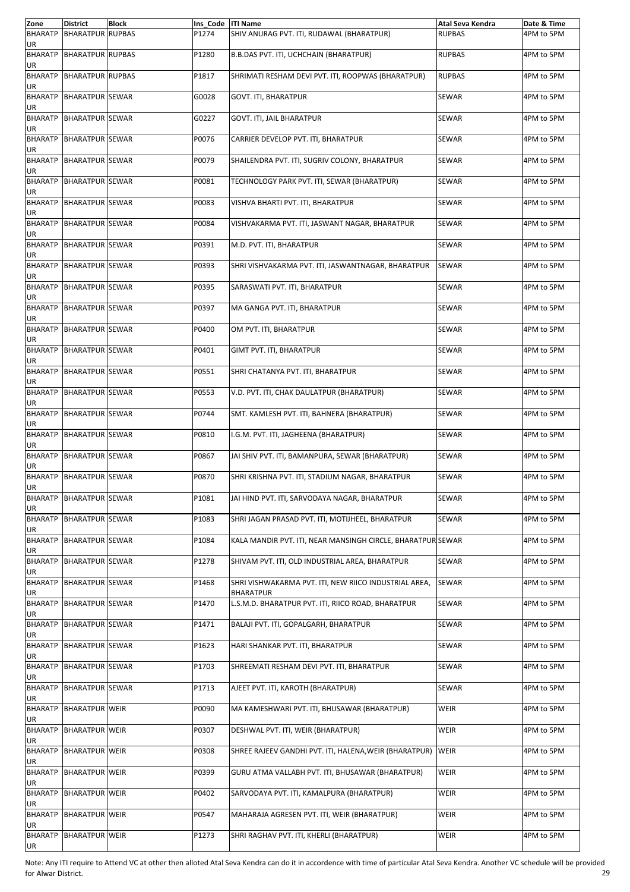| Zone | District | Block | Ins_Code | ITI Name | Atal Seva Kendra | Date & Time |
|---|---|---|---|---|---|---|
| BHARATPUR | BHARATPUR | RUPBAS | P1274 | SHIV ANURAG PVT. ITI, RUDAWAL (BHARATPUR) | RUPBAS | 4PM to 5PM |
| BHARATPUR | BHARATPUR | RUPBAS | P1280 | B.B.DAS PVT. ITI, UCHCHAIN (BHARATPUR) | RUPBAS | 4PM to 5PM |
| BHARATPUR | BHARATPUR | RUPBAS | P1817 | SHRIMATI RESHAM DEVI PVT. ITI, ROOPWAS (BHARATPUR) | RUPBAS | 4PM to 5PM |
| BHARATPUR | BHARATPUR | SEWAR | G0028 | GOVT. ITI, BHARATPUR | SEWAR | 4PM to 5PM |
| BHARATPUR | BHARATPUR | SEWAR | G0227 | GOVT. ITI, JAIL BHARATPUR | SEWAR | 4PM to 5PM |
| BHARATPUR | BHARATPUR | SEWAR | P0076 | CARRIER DEVELOP PVT. ITI, BHARATPUR | SEWAR | 4PM to 5PM |
| BHARATPUR | BHARATPUR | SEWAR | P0079 | SHAILENDRA PVT. ITI, SUGRIV COLONY, BHARATPUR | SEWAR | 4PM to 5PM |
| BHARATPUR | BHARATPUR | SEWAR | P0081 | TECHNOLOGY PARK PVT. ITI, SEWAR (BHARATPUR) | SEWAR | 4PM to 5PM |
| BHARATPUR | BHARATPUR | SEWAR | P0083 | VISHVA BHARTI PVT. ITI, BHARATPUR | SEWAR | 4PM to 5PM |
| BHARATPUR | BHARATPUR | SEWAR | P0084 | VISHVAKARMA PVT. ITI, JASWANT NAGAR, BHARATPUR | SEWAR | 4PM to 5PM |
| BHARATPUR | BHARATPUR | SEWAR | P0391 | M.D. PVT. ITI, BHARATPUR | SEWAR | 4PM to 5PM |
| BHARATPUR | BHARATPUR | SEWAR | P0393 | SHRI VISHVAKARMA PVT. ITI, JASWANTNAGAR, BHARATPUR | SEWAR | 4PM to 5PM |
| BHARATPUR | BHARATPUR | SEWAR | P0395 | SARASWATI PVT. ITI, BHARATPUR | SEWAR | 4PM to 5PM |
| BHARATPUR | BHARATPUR | SEWAR | P0397 | MA GANGA PVT. ITI, BHARATPUR | SEWAR | 4PM to 5PM |
| BHARATPUR | BHARATPUR | SEWAR | P0400 | OM PVT. ITI, BHARATPUR | SEWAR | 4PM to 5PM |
| BHARATPUR | BHARATPUR | SEWAR | P0401 | GIMT PVT. ITI, BHARATPUR | SEWAR | 4PM to 5PM |
| BHARATPUR | BHARATPUR | SEWAR | P0551 | SHRI CHATANYA PVT. ITI, BHARATPUR | SEWAR | 4PM to 5PM |
| BHARATPUR | BHARATPUR | SEWAR | P0553 | V.D. PVT. ITI, CHAK DAULATPUR (BHARATPUR) | SEWAR | 4PM to 5PM |
| BHARATPUR | BHARATPUR | SEWAR | P0744 | SMT. KAMLESH PVT. ITI, BAHNERA (BHARATPUR) | SEWAR | 4PM to 5PM |
| BHARATPUR | BHARATPUR | SEWAR | P0810 | I.G.M. PVT. ITI, JAGHEENA (BHARATPUR) | SEWAR | 4PM to 5PM |
| BHARATPUR | BHARATPUR | SEWAR | P0867 | JAI SHIV PVT. ITI, BAMANPURA, SEWAR (BHARATPUR) | SEWAR | 4PM to 5PM |
| BHARATPUR | BHARATPUR | SEWAR | P0870 | SHRI KRISHNA PVT. ITI, STADIUM NAGAR, BHARATPUR | SEWAR | 4PM to 5PM |
| BHARATPUR | BHARATPUR | SEWAR | P1081 | JAI HIND PVT. ITI, SARVODAYA NAGAR, BHARATPUR | SEWAR | 4PM to 5PM |
| BHARATPUR | BHARATPUR | SEWAR | P1083 | SHRI JAGAN PRASAD PVT. ITI, MOTIJHEEL, BHARATPUR | SEWAR | 4PM to 5PM |
| BHARATPUR | BHARATPUR | SEWAR | P1084 | KALA MANDIR PVT. ITI, NEAR MANSINGH CIRCLE, BHARATPUR | SEWAR | 4PM to 5PM |
| BHARATPUR | BHARATPUR | SEWAR | P1278 | SHIVAM PVT. ITI, OLD INDUSTRIAL AREA, BHARATPUR | SEWAR | 4PM to 5PM |
| BHARATPUR | BHARATPUR | SEWAR | P1468 | SHRI VISHWAKARMA PVT. ITI, NEW RIICO INDUSTRIAL AREA, BHARATPUR | SEWAR | 4PM to 5PM |
| BHARATPUR | BHARATPUR | SEWAR | P1470 | L.S.M.D. BHARATPUR PVT. ITI, RIICO ROAD, BHARATPUR | SEWAR | 4PM to 5PM |
| BHARATPUR | BHARATPUR | SEWAR | P1471 | BALAJI PVT. ITI, GOPALGARH, BHARATPUR | SEWAR | 4PM to 5PM |
| BHARATPUR | BHARATPUR | SEWAR | P1623 | HARI SHANKAR PVT. ITI, BHARATPUR | SEWAR | 4PM to 5PM |
| BHARATPUR | BHARATPUR | SEWAR | P1703 | SHREEMATI RESHAM DEVI PVT. ITI, BHARATPUR | SEWAR | 4PM to 5PM |
| BHARATPUR | BHARATPUR | SEWAR | P1713 | AJEET PVT. ITI, KAROTH (BHARATPUR) | SEWAR | 4PM to 5PM |
| BHARATPUR | BHARATPUR | WEIR | P0090 | MA KAMESHWARI PVT. ITI, BHUSAWAR (BHARATPUR) | WEIR | 4PM to 5PM |
| BHARATPUR | BHARATPUR | WEIR | P0307 | DESHWAL PVT. ITI, WEIR (BHARATPUR) | WEIR | 4PM to 5PM |
| BHARATPUR | BHARATPUR | WEIR | P0308 | SHREE RAJEEV GANDHI PVT. ITI, HALENA,WEIR (BHARATPUR) | WEIR | 4PM to 5PM |
| BHARATPUR | BHARATPUR | WEIR | P0399 | GURU ATMA VALLABH PVT. ITI, BHUSAWAR (BHARATPUR) | WEIR | 4PM to 5PM |
| BHARATPUR | BHARATPUR | WEIR | P0402 | SARVODAYA PVT. ITI, KAMALPURA (BHARATPUR) | WEIR | 4PM to 5PM |
| BHARATPUR | BHARATPUR | WEIR | P0547 | MAHARAJA AGRESEN PVT. ITI, WEIR (BHARATPUR) | WEIR | 4PM to 5PM |
| BHARATPUR | BHARATPUR | WEIR | P1273 | SHRI RAGHAV PVT. ITI, KHERLI (BHARATPUR) | WEIR | 4PM to 5PM |

Note: Any ITI require to Attend VC at other then alloted Atal Seva Kendra can do it in accordance with time of particular Atal Seva Kendra. Another VC schedule will be provided for Alwar District.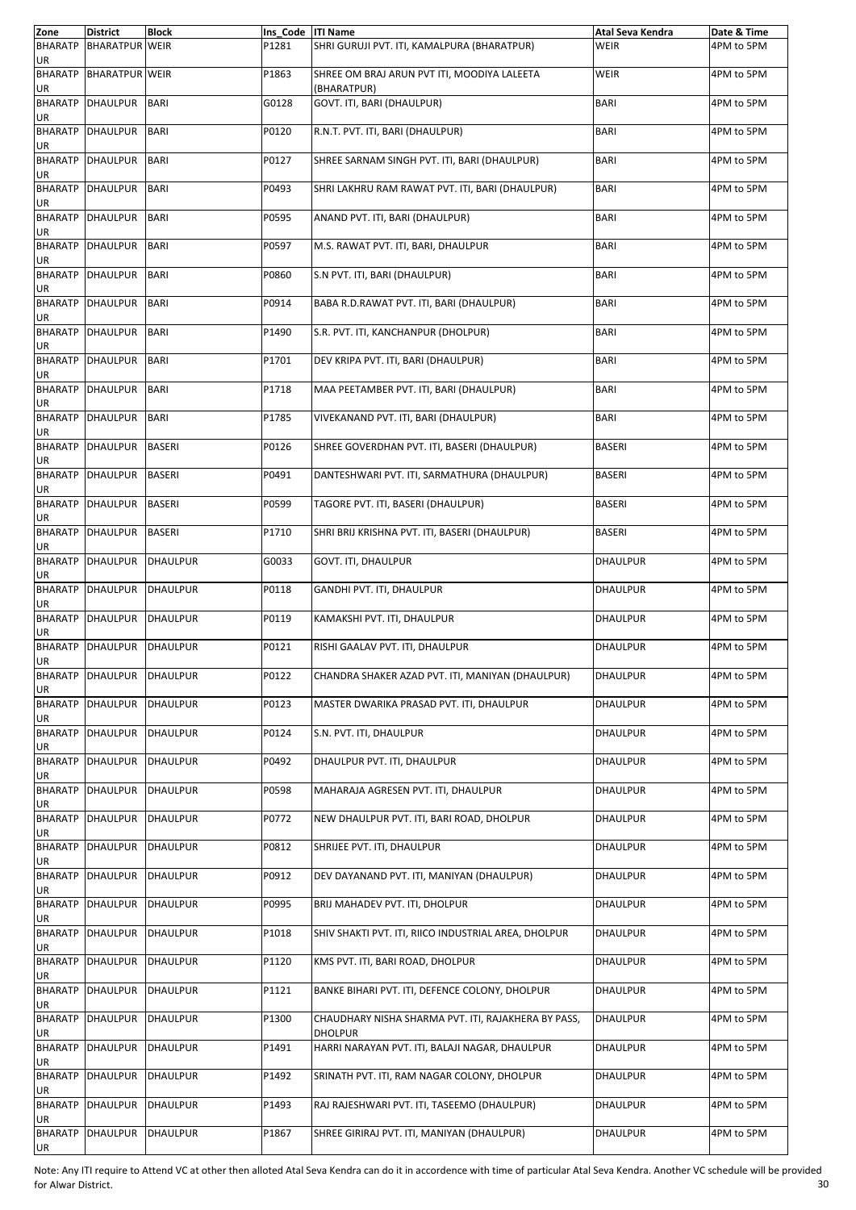| Zone | District | Block | Ins_Code | ITI Name | Atal Seva Kendra | Date & Time |
|---|---|---|---|---|---|---|
| BHARATPUR | BHARATPUR | WEIR | P1281 | SHRI GURUJI PVT. ITI, KAMALPURA (BHARATPUR) | WEIR | 4PM to 5PM |
| BHARATPUR | BHARATPUR | WEIR | P1863 | SHREE OM BRAJ ARUN PVT ITI, MOODIYA LALEETA (BHARATPUR) | WEIR | 4PM to 5PM |
| BHARATPUR | DHAULPUR | BARI | G0128 | GOVT. ITI, BARI (DHAULPUR) | BARI | 4PM to 5PM |
| BHARATPUR | DHAULPUR | BARI | P0120 | R.N.T. PVT. ITI, BARI (DHAULPUR) | BARI | 4PM to 5PM |
| BHARATPUR | DHAULPUR | BARI | P0127 | SHREE SARNAM SINGH PVT. ITI, BARI (DHAULPUR) | BARI | 4PM to 5PM |
| BHARATPUR | DHAULPUR | BARI | P0493 | SHRI LAKHRU RAM RAWAT PVT. ITI, BARI (DHAULPUR) | BARI | 4PM to 5PM |
| BHARATPUR | DHAULPUR | BARI | P0595 | ANAND PVT. ITI, BARI (DHAULPUR) | BARI | 4PM to 5PM |
| BHARATPUR | DHAULPUR | BARI | P0597 | M.S. RAWAT PVT. ITI, BARI, DHAULPUR | BARI | 4PM to 5PM |
| BHARATPUR | DHAULPUR | BARI | P0860 | S.N PVT. ITI, BARI (DHAULPUR) | BARI | 4PM to 5PM |
| BHARATPUR | DHAULPUR | BARI | P0914 | BABA R.D.RAWAT PVT. ITI, BARI (DHAULPUR) | BARI | 4PM to 5PM |
| BHARATPUR | DHAULPUR | BARI | P1490 | S.R. PVT. ITI, KANCHANPUR (DHOLPUR) | BARI | 4PM to 5PM |
| BHARATPUR | DHAULPUR | BARI | P1701 | DEV KRIPA PVT. ITI, BARI (DHAULPUR) | BARI | 4PM to 5PM |
| BHARATPUR | DHAULPUR | BARI | P1718 | MAA PEETAMBER PVT. ITI, BARI (DHAULPUR) | BARI | 4PM to 5PM |
| BHARATPUR | DHAULPUR | BARI | P1785 | VIVEKANAND PVT. ITI, BARI (DHAULPUR) | BARI | 4PM to 5PM |
| BHARATPUR | DHAULPUR | BASERI | P0126 | SHREE GOVERDHAN PVT. ITI, BASERI (DHAULPUR) | BASERI | 4PM to 5PM |
| BHARATPUR | DHAULPUR | BASERI | P0491 | DANTESHWARI PVT. ITI, SARMATHURA (DHAULPUR) | BASERI | 4PM to 5PM |
| BHARATPUR | DHAULPUR | BASERI | P0599 | TAGORE PVT. ITI, BASERI (DHAULPUR) | BASERI | 4PM to 5PM |
| BHARATPUR | DHAULPUR | BASERI | P1710 | SHRI BRIJ KRISHNA PVT. ITI, BASERI (DHAULPUR) | BASERI | 4PM to 5PM |
| BHARATPUR | DHAULPUR | DHAULPUR | G0033 | GOVT. ITI, DHAULPUR | DHAULPUR | 4PM to 5PM |
| BHARATPUR | DHAULPUR | DHAULPUR | P0118 | GANDHI PVT. ITI, DHAULPUR | DHAULPUR | 4PM to 5PM |
| BHARATPUR | DHAULPUR | DHAULPUR | P0119 | KAMAKSHI PVT. ITI, DHAULPUR | DHAULPUR | 4PM to 5PM |
| BHARATPUR | DHAULPUR | DHAULPUR | P0121 | RISHI GAALAV PVT. ITI, DHAULPUR | DHAULPUR | 4PM to 5PM |
| BHARATPUR | DHAULPUR | DHAULPUR | P0122 | CHANDRA SHAKER AZAD PVT. ITI, MANIYAN (DHAULPUR) | DHAULPUR | 4PM to 5PM |
| BHARATPUR | DHAULPUR | DHAULPUR | P0123 | MASTER DWARIKA PRASAD PVT. ITI, DHAULPUR | DHAULPUR | 4PM to 5PM |
| BHARATPUR | DHAULPUR | DHAULPUR | P0124 | S.N. PVT. ITI, DHAULPUR | DHAULPUR | 4PM to 5PM |
| BHARATPUR | DHAULPUR | DHAULPUR | P0492 | DHAULPUR PVT. ITI, DHAULPUR | DHAULPUR | 4PM to 5PM |
| BHARATPUR | DHAULPUR | DHAULPUR | P0598 | MAHARAJA AGRESEN PVT. ITI, DHAULPUR | DHAULPUR | 4PM to 5PM |
| BHARATPUR | DHAULPUR | DHAULPUR | P0772 | NEW DHAULPUR PVT. ITI, BARI ROAD, DHOLPUR | DHAULPUR | 4PM to 5PM |
| BHARATPUR | DHAULPUR | DHAULPUR | P0812 | SHRIJEE PVT. ITI, DHAULPUR | DHAULPUR | 4PM to 5PM |
| BHARATPUR | DHAULPUR | DHAULPUR | P0912 | DEV DAYANAND PVT. ITI, MANIYAN (DHAULPUR) | DHAULPUR | 4PM to 5PM |
| BHARATPUR | DHAULPUR | DHAULPUR | P0995 | BRIJ MAHADEV PVT. ITI, DHOLPUR | DHAULPUR | 4PM to 5PM |
| BHARATPUR | DHAULPUR | DHAULPUR | P1018 | SHIV SHAKTI PVT. ITI, RIICO INDUSTRIAL AREA, DHOLPUR | DHAULPUR | 4PM to 5PM |
| BHARATPUR | DHAULPUR | DHAULPUR | P1120 | KMS PVT. ITI, BARI ROAD, DHOLPUR | DHAULPUR | 4PM to 5PM |
| BHARATPUR | DHAULPUR | DHAULPUR | P1121 | BANKE BIHARI PVT. ITI, DEFENCE COLONY, DHOLPUR | DHAULPUR | 4PM to 5PM |
| BHARATPUR | DHAULPUR | DHAULPUR | P1300 | CHAUDHARY NISHA SHARMA PVT. ITI, RAJAKHERA BY PASS, DHOLPUR | DHAULPUR | 4PM to 5PM |
| BHARATPUR | DHAULPUR | DHAULPUR | P1491 | HARRI NARAYAN PVT. ITI, BALAJI NAGAR, DHAULPUR | DHAULPUR | 4PM to 5PM |
| BHARATPUR | DHAULPUR | DHAULPUR | P1492 | SRINATH PVT. ITI, RAM NAGAR COLONY, DHOLPUR | DHAULPUR | 4PM to 5PM |
| BHARATPUR | DHAULPUR | DHAULPUR | P1493 | RAJ RAJESHWARI PVT. ITI, TASEEMO (DHAULPUR) | DHAULPUR | 4PM to 5PM |
| BHARATPUR | DHAULPUR | DHAULPUR | P1867 | SHREE GIRIRAJ PVT. ITI, MANIYAN (DHAULPUR) | DHAULPUR | 4PM to 5PM |

Note: Any ITI require to Attend VC at other then alloted Atal Seva Kendra can do it in accordence with time of particular Atal Seva Kendra. Another VC schedule will be provided for Alwar District.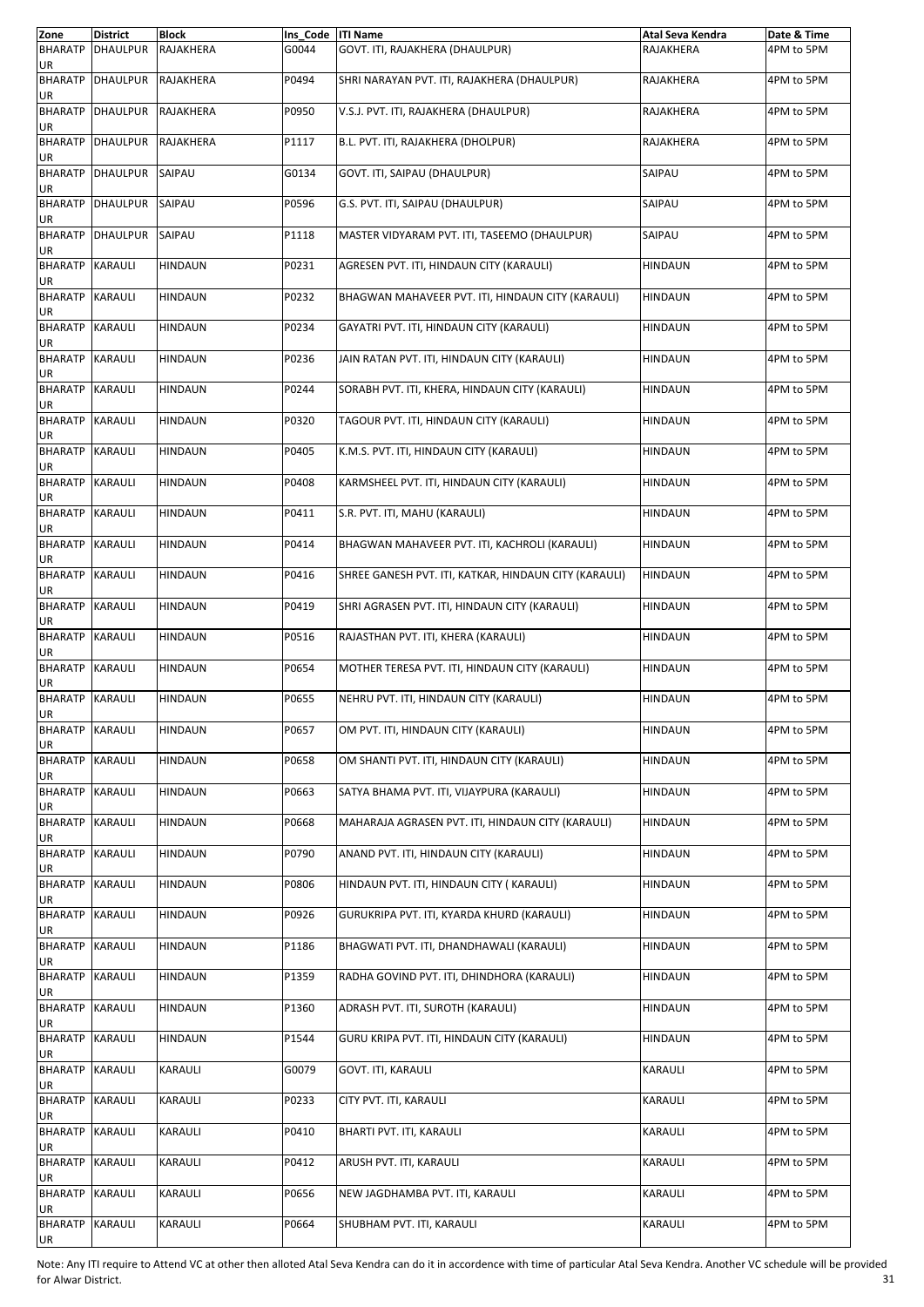| Zone | District | Block | Ins_Code | ITI Name | Atal Seva Kendra | Date & Time |
|---|---|---|---|---|---|---|
| BHARATPUR | DHAULPUR | RAJAKHERA | G0044 | GOVT. ITI, RAJAKHERA (DHAULPUR) | RAJAKHERA | 4PM to 5PM |
| BHARATPUR | DHAULPUR | RAJAKHERA | P0494 | SHRI NARAYAN PVT. ITI, RAJAKHERA (DHAULPUR) | RAJAKHERA | 4PM to 5PM |
| BHARATPUR | DHAULPUR | RAJAKHERA | P0950 | V.S.J. PVT. ITI, RAJAKHERA (DHAULPUR) | RAJAKHERA | 4PM to 5PM |
| BHARATPUR | DHAULPUR | RAJAKHERA | P1117 | B.L. PVT. ITI, RAJAKHERA (DHOLPUR) | RAJAKHERA | 4PM to 5PM |
| BHARATPUR | DHAULPUR | SAIPAU | G0134 | GOVT. ITI, SAIPAU (DHAULPUR) | SAIPAU | 4PM to 5PM |
| BHARATPUR | DHAULPUR | SAIPAU | P0596 | G.S. PVT. ITI, SAIPAU (DHAULPUR) | SAIPAU | 4PM to 5PM |
| BHARATPUR | DHAULPUR | SAIPAU | P1118 | MASTER VIDYARAM PVT. ITI, TASEEMO (DHAULPUR) | SAIPAU | 4PM to 5PM |
| BHARATPUR | KARAULI | HINDAUN | P0231 | AGRESEN PVT. ITI, HINDAUN CITY (KARAULI) | HINDAUN | 4PM to 5PM |
| BHARATPUR | KARAULI | HINDAUN | P0232 | BHAGWAN MAHAVEER PVT. ITI, HINDAUN CITY (KARAULI) | HINDAUN | 4PM to 5PM |
| BHARATPUR | KARAULI | HINDAUN | P0234 | GAYATRI PVT. ITI, HINDAUN CITY (KARAULI) | HINDAUN | 4PM to 5PM |
| BHARATPUR | KARAULI | HINDAUN | P0236 | JAIN RATAN PVT. ITI, HINDAUN CITY (KARAULI) | HINDAUN | 4PM to 5PM |
| BHARATPUR | KARAULI | HINDAUN | P0244 | SORABH PVT. ITI, KHERA, HINDAUN CITY (KARAULI) | HINDAUN | 4PM to 5PM |
| BHARATPUR | KARAULI | HINDAUN | P0320 | TAGOUR PVT. ITI, HINDAUN CITY (KARAULI) | HINDAUN | 4PM to 5PM |
| BHARATPUR | KARAULI | HINDAUN | P0405 | K.M.S. PVT. ITI, HINDAUN CITY (KARAULI) | HINDAUN | 4PM to 5PM |
| BHARATPUR | KARAULI | HINDAUN | P0408 | KARMSHEEL PVT. ITI, HINDAUN CITY (KARAULI) | HINDAUN | 4PM to 5PM |
| BHARATPUR | KARAULI | HINDAUN | P0411 | S.R. PVT. ITI, MAHU (KARAULI) | HINDAUN | 4PM to 5PM |
| BHARATPUR | KARAULI | HINDAUN | P0414 | BHAGWAN MAHAVEER PVT. ITI, KACHROLI (KARAULI) | HINDAUN | 4PM to 5PM |
| BHARATPUR | KARAULI | HINDAUN | P0416 | SHREE GANESH PVT. ITI, KATKAR, HINDAUN CITY (KARAULI) | HINDAUN | 4PM to 5PM |
| BHARATPUR | KARAULI | HINDAUN | P0419 | SHRI AGRASEN PVT. ITI, HINDAUN CITY (KARAULI) | HINDAUN | 4PM to 5PM |
| BHARATPUR | KARAULI | HINDAUN | P0516 | RAJASTHAN PVT. ITI, KHERA (KARAULI) | HINDAUN | 4PM to 5PM |
| BHARATPUR | KARAULI | HINDAUN | P0654 | MOTHER TERESA PVT. ITI, HINDAUN CITY (KARAULI) | HINDAUN | 4PM to 5PM |
| BHARATPUR | KARAULI | HINDAUN | P0655 | NEHRU PVT. ITI, HINDAUN CITY (KARAULI) | HINDAUN | 4PM to 5PM |
| BHARATPUR | KARAULI | HINDAUN | P0657 | OM PVT. ITI, HINDAUN CITY (KARAULI) | HINDAUN | 4PM to 5PM |
| BHARATPUR | KARAULI | HINDAUN | P0658 | OM SHANTI PVT. ITI, HINDAUN CITY (KARAULI) | HINDAUN | 4PM to 5PM |
| BHARATPUR | KARAULI | HINDAUN | P0663 | SATYA BHAMA PVT. ITI, VIJAYPURA (KARAULI) | HINDAUN | 4PM to 5PM |
| BHARATPUR | KARAULI | HINDAUN | P0668 | MAHARAJA AGRASEN PVT. ITI, HINDAUN CITY (KARAULI) | HINDAUN | 4PM to 5PM |
| BHARATPUR | KARAULI | HINDAUN | P0790 | ANAND PVT. ITI, HINDAUN CITY (KARAULI) | HINDAUN | 4PM to 5PM |
| BHARATPUR | KARAULI | HINDAUN | P0806 | HINDAUN PVT. ITI, HINDAUN CITY ( KARAULI) | HINDAUN | 4PM to 5PM |
| BHARATPUR | KARAULI | HINDAUN | P0926 | GURUKRIPA PVT. ITI, KYARDA KHURD (KARAULI) | HINDAUN | 4PM to 5PM |
| BHARATPUR | KARAULI | HINDAUN | P1186 | BHAGWATI PVT. ITI, DHANDHAWALI (KARAULI) | HINDAUN | 4PM to 5PM |
| BHARATPUR | KARAULI | HINDAUN | P1359 | RADHA GOVIND PVT. ITI, DHINDHORA (KARAULI) | HINDAUN | 4PM to 5PM |
| BHARATPUR | KARAULI | HINDAUN | P1360 | ADRASH PVT. ITI, SUROTH (KARAULI) | HINDAUN | 4PM to 5PM |
| BHARATPUR | KARAULI | HINDAUN | P1544 | GURU KRIPA PVT. ITI, HINDAUN CITY (KARAULI) | HINDAUN | 4PM to 5PM |
| BHARATPUR | KARAULI | KARAULI | G0079 | GOVT. ITI, KARAULI | KARAULI | 4PM to 5PM |
| BHARATPUR | KARAULI | KARAULI | P0233 | CITY PVT. ITI, KARAULI | KARAULI | 4PM to 5PM |
| BHARATPUR | KARAULI | KARAULI | P0410 | BHARTI PVT. ITI, KARAULI | KARAULI | 4PM to 5PM |
| BHARATPUR | KARAULI | KARAULI | P0412 | ARUSH PVT. ITI, KARAULI | KARAULI | 4PM to 5PM |
| BHARATPUR | KARAULI | KARAULI | P0656 | NEW JAGDHAMBA PVT. ITI, KARAULI | KARAULI | 4PM to 5PM |
| BHARATPUR | KARAULI | KARAULI | P0664 | SHUBHAM PVT. ITI, KARAULI | KARAULI | 4PM to 5PM |

Note: Any ITI require to Attend VC at other then alloted Atal Seva Kendra can do it in accordance with time of particular Atal Seva Kendra. Another VC schedule will be provided for Alwar District.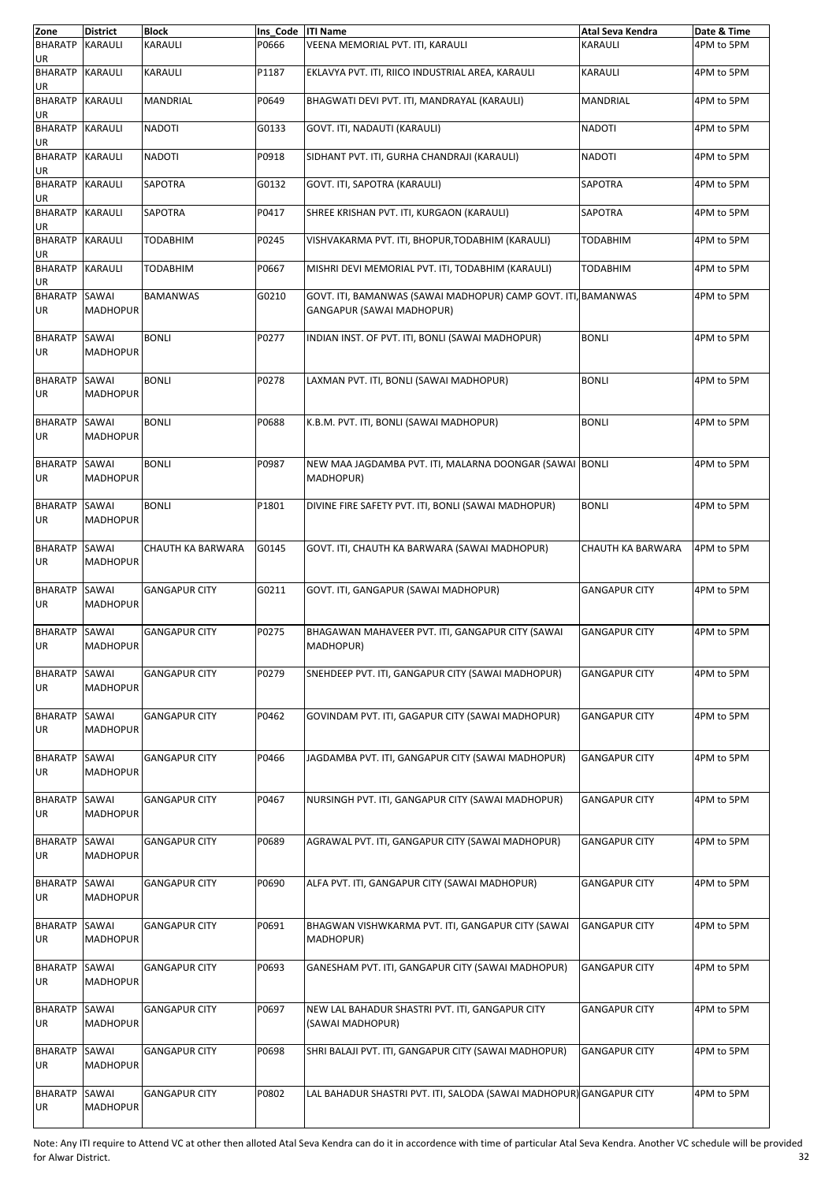| Zone | District | Block | Ins_Code | ITI Name | Atal Seva Kendra | Date & Time |
|---|---|---|---|---|---|---|
| BHARATPUR | KARAULI | KARAULI | P0666 | VEENA MEMORIAL PVT. ITI, KARAULI | KARAULI | 4PM to 5PM |
| BHARATPUR | KARAULI | KARAULI | P1187 | EKLAVYA PVT. ITI, RIICO INDUSTRIAL AREA, KARAULI | KARAULI | 4PM to 5PM |
| BHARATPUR | KARAULI | MANDRIAL | P0649 | BHAGWATI DEVI PVT. ITI, MANDRAYAL (KARAULI) | MANDRIAL | 4PM to 5PM |
| BHARATPUR | KARAULI | NADOTI | G0133 | GOVT. ITI, NADAUTI (KARAULI) | NADOTI | 4PM to 5PM |
| BHARATPUR | KARAULI | NADOTI | P0918 | SIDHANT PVT. ITI, GURHA CHANDRAJI (KARAULI) | NADOTI | 4PM to 5PM |
| BHARATPUR | KARAULI | SAPOTRA | G0132 | GOVT. ITI, SAPOTRA (KARAULI) | SAPOTRA | 4PM to 5PM |
| BHARATPUR | KARAULI | SAPOTRA | P0417 | SHREE KRISHAN PVT. ITI, KURGAON (KARAULI) | SAPOTRA | 4PM to 5PM |
| BHARATPUR | KARAULI | TODABHIM | P0245 | VISHVAKARMA PVT. ITI, BHOPUR,TODABHIM (KARAULI) | TODABHIM | 4PM to 5PM |
| BHARATPUR | KARAULI | TODABHIM | P0667 | MISHRI DEVI MEMORIAL PVT. ITI, TODABHIM (KARAULI) | TODABHIM | 4PM to 5PM |
| BHARATPUR | SAWAI MADHOPUR | BAMANWAS | G0210 | GOVT. ITI, BAMANWAS (SAWAI MADHOPUR) CAMP GOVT. ITI, GANGAPUR (SAWAI MADHOPUR) | BAMANWAS | 4PM to 5PM |
| BHARATPUR | SAWAI MADHOPUR | BONLI | P0277 | INDIAN INST. OF PVT. ITI, BONLI (SAWAI MADHOPUR) | BONLI | 4PM to 5PM |
| BHARATPUR | SAWAI MADHOPUR | BONLI | P0278 | LAXMAN PVT. ITI, BONLI (SAWAI MADHOPUR) | BONLI | 4PM to 5PM |
| BHARATPUR | SAWAI MADHOPUR | BONLI | P0688 | K.B.M. PVT. ITI, BONLI (SAWAI MADHOPUR) | BONLI | 4PM to 5PM |
| BHARATPUR | SAWAI MADHOPUR | BONLI | P0987 | NEW MAA JAGDAMBA PVT. ITI, MALARNA DOONGAR (SAWAI MADHOPUR) | BONLI | 4PM to 5PM |
| BHARATPUR | SAWAI MADHOPUR | BONLI | P1801 | DIVINE FIRE SAFETY PVT. ITI, BONLI (SAWAI MADHOPUR) | BONLI | 4PM to 5PM |
| BHARATPUR | SAWAI MADHOPUR | CHAUTH KA BARWARA | G0145 | GOVT. ITI, CHAUTH KA BARWARA (SAWAI MADHOPUR) | CHAUTH KA BARWARA | 4PM to 5PM |
| BHARATPUR | SAWAI MADHOPUR | GANGAPUR CITY | G0211 | GOVT. ITI, GANGAPUR (SAWAI MADHOPUR) | GANGAPUR CITY | 4PM to 5PM |
| BHARATPUR | SAWAI MADHOPUR | GANGAPUR CITY | P0275 | BHAGAWAN MAHAVEER PVT. ITI, GANGAPUR CITY (SAWAI MADHOPUR) | GANGAPUR CITY | 4PM to 5PM |
| BHARATPUR | SAWAI MADHOPUR | GANGAPUR CITY | P0279 | SNEHDEEP PVT. ITI, GANGAPUR CITY (SAWAI MADHOPUR) | GANGAPUR CITY | 4PM to 5PM |
| BHARATPUR | SAWAI MADHOPUR | GANGAPUR CITY | P0462 | GOVINDAM PVT. ITI, GAGAPUR CITY (SAWAI MADHOPUR) | GANGAPUR CITY | 4PM to 5PM |
| BHARATPUR | SAWAI MADHOPUR | GANGAPUR CITY | P0466 | JAGDAMBA PVT. ITI, GANGAPUR CITY (SAWAI MADHOPUR) | GANGAPUR CITY | 4PM to 5PM |
| BHARATPUR | SAWAI MADHOPUR | GANGAPUR CITY | P0467 | NURSINGH PVT. ITI, GANGAPUR CITY (SAWAI MADHOPUR) | GANGAPUR CITY | 4PM to 5PM |
| BHARATPUR | SAWAI MADHOPUR | GANGAPUR CITY | P0689 | AGRAWAL PVT. ITI, GANGAPUR CITY (SAWAI MADHOPUR) | GANGAPUR CITY | 4PM to 5PM |
| BHARATPUR | SAWAI MADHOPUR | GANGAPUR CITY | P0690 | ALFA PVT. ITI, GANGAPUR CITY (SAWAI MADHOPUR) | GANGAPUR CITY | 4PM to 5PM |
| BHARATPUR | SAWAI MADHOPUR | GANGAPUR CITY | P0691 | BHAGWAN VISHWKARMA PVT. ITI, GANGAPUR CITY (SAWAI MADHOPUR) | GANGAPUR CITY | 4PM to 5PM |
| BHARATPUR | SAWAI MADHOPUR | GANGAPUR CITY | P0693 | GANESHAM PVT. ITI, GANGAPUR CITY (SAWAI MADHOPUR) | GANGAPUR CITY | 4PM to 5PM |
| BHARATPUR | SAWAI MADHOPUR | GANGAPUR CITY | P0697 | NEW LAL BAHADUR SHASTRI PVT. ITI, GANGAPUR CITY (SAWAI MADHOPUR) | GANGAPUR CITY | 4PM to 5PM |
| BHARATPUR | SAWAI MADHOPUR | GANGAPUR CITY | P0698 | SHRI BALAJI PVT. ITI, GANGAPUR CITY (SAWAI MADHOPUR) | GANGAPUR CITY | 4PM to 5PM |
| BHARATPUR | SAWAI MADHOPUR | GANGAPUR CITY | P0802 | LAL BAHADUR SHASTRI PVT. ITI, SALODA (SAWAI MADHOPUR) | GANGAPUR CITY | 4PM to 5PM |

Note: Any ITI require to Attend VC at other then alloted Atal Seva Kendra can do it in accordence with time of particular Atal Seva Kendra. Another VC schedule will be provided for Alwar District.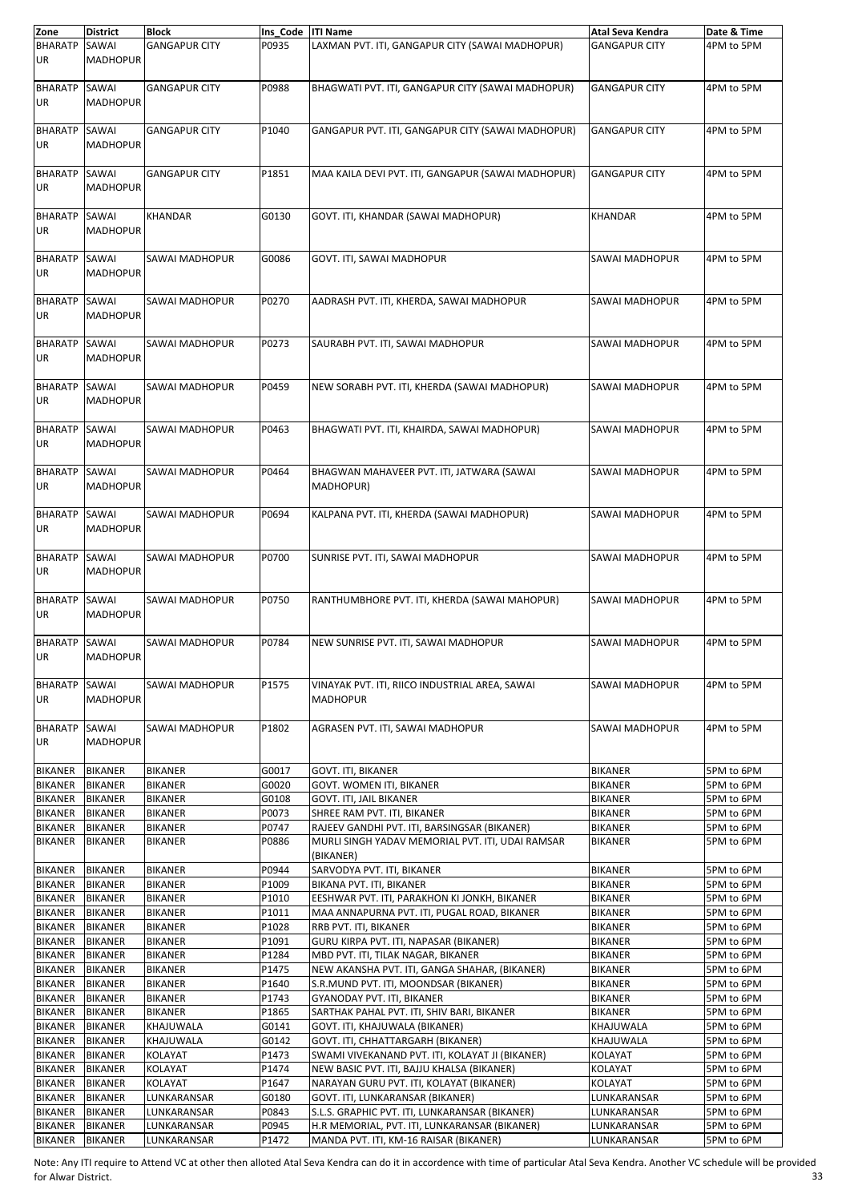| Zone | District | Block | Ins_Code | ITI Name | Atal Seva Kendra | Date & Time |
|---|---|---|---|---|---|---|
| BHARATPUR | SAWAI MADHOPUR | GANGAPUR CITY | P0935 | LAXMAN PVT. ITI, GANGAPUR CITY (SAWAI MADHOPUR) | GANGAPUR CITY | 4PM to 5PM |
| BHARATPUR | SAWAI MADHOPUR | GANGAPUR CITY | P0988 | BHAGWATI PVT. ITI, GANGAPUR CITY (SAWAI MADHOPUR) | GANGAPUR CITY | 4PM to 5PM |
| BHARATPUR | SAWAI MADHOPUR | GANGAPUR CITY | P1040 | GANGAPUR PVT. ITI, GANGAPUR CITY (SAWAI MADHOPUR) | GANGAPUR CITY | 4PM to 5PM |
| BHARATPUR | SAWAI MADHOPUR | GANGAPUR CITY | P1851 | MAA KAILA DEVI PVT. ITI, GANGAPUR (SAWAI MADHOPUR) | GANGAPUR CITY | 4PM to 5PM |
| BHARATPUR | SAWAI MADHOPUR | KHANDAR | G0130 | GOVT. ITI, KHANDAR (SAWAI MADHOPUR) | KHANDAR | 4PM to 5PM |
| BHARATPUR | SAWAI MADHOPUR | SAWAI MADHOPUR | G0086 | GOVT. ITI, SAWAI MADHOPUR | SAWAI MADHOPUR | 4PM to 5PM |
| BHARATPUR | SAWAI MADHOPUR | SAWAI MADHOPUR | P0270 | AADRASH PVT. ITI, KHERDA, SAWAI MADHOPUR | SAWAI MADHOPUR | 4PM to 5PM |
| BHARATPUR | SAWAI MADHOPUR | SAWAI MADHOPUR | P0273 | SAURABH PVT. ITI, SAWAI MADHOPUR | SAWAI MADHOPUR | 4PM to 5PM |
| BHARATPUR | SAWAI MADHOPUR | SAWAI MADHOPUR | P0459 | NEW SORABH PVT. ITI, KHERDA (SAWAI MADHOPUR) | SAWAI MADHOPUR | 4PM to 5PM |
| BHARATPUR | SAWAI MADHOPUR | SAWAI MADHOPUR | P0463 | BHAGWATI PVT. ITI, KHAIRDA, SAWAI MADHOPUR) | SAWAI MADHOPUR | 4PM to 5PM |
| BHARATPUR | SAWAI MADHOPUR | SAWAI MADHOPUR | P0464 | BHAGWAN MAHAVEER PVT. ITI, JATWARA (SAWAI MADHOPUR) | SAWAI MADHOPUR | 4PM to 5PM |
| BHARATPUR | SAWAI MADHOPUR | SAWAI MADHOPUR | P0694 | KALPANA PVT. ITI, KHERDA (SAWAI MADHOPUR) | SAWAI MADHOPUR | 4PM to 5PM |
| BHARATPUR | SAWAI MADHOPUR | SAWAI MADHOPUR | P0700 | SUNRISE PVT. ITI, SAWAI MADHOPUR | SAWAI MADHOPUR | 4PM to 5PM |
| BHARATPUR | SAWAI MADHOPUR | SAWAI MADHOPUR | P0750 | RANTHUMBHORE PVT. ITI, KHERDA (SAWAI MAHOPUR) | SAWAI MADHOPUR | 4PM to 5PM |
| BHARATPUR | SAWAI MADHOPUR | SAWAI MADHOPUR | P0784 | NEW SUNRISE PVT. ITI, SAWAI MADHOPUR | SAWAI MADHOPUR | 4PM to 5PM |
| BHARATPUR | SAWAI MADHOPUR | SAWAI MADHOPUR | P1575 | VINAYAK PVT. ITI, RIICO INDUSTRIAL AREA, SAWAI MADHOPUR | SAWAI MADHOPUR | 4PM to 5PM |
| BHARATPUR | SAWAI MADHOPUR | SAWAI MADHOPUR | P1802 | AGRASEN PVT. ITI, SAWAI MADHOPUR | SAWAI MADHOPUR | 4PM to 5PM |
| BIKANER | BIKANER | BIKANER | G0017 | GOVT. ITI, BIKANER | BIKANER | 5PM to 6PM |
| BIKANER | BIKANER | BIKANER | G0020 | GOVT. WOMEN ITI, BIKANER | BIKANER | 5PM to 6PM |
| BIKANER | BIKANER | BIKANER | G0108 | GOVT. ITI, JAIL BIKANER | BIKANER | 5PM to 6PM |
| BIKANER | BIKANER | BIKANER | P0073 | SHREE RAM PVT. ITI, BIKANER | BIKANER | 5PM to 6PM |
| BIKANER | BIKANER | BIKANER | P0747 | RAJEEV GANDHI PVT. ITI, BARSINGSAR (BIKANER) | BIKANER | 5PM to 6PM |
| BIKANER | BIKANER | BIKANER | P0886 | MURLI SINGH YADAV MEMORIAL PVT. ITI, UDAI RAMSAR (BIKANER) | BIKANER | 5PM to 6PM |
| BIKANER | BIKANER | BIKANER | P0944 | SARVODYA PVT. ITI, BIKANER | BIKANER | 5PM to 6PM |
| BIKANER | BIKANER | BIKANER | P1009 | BIKANA PVT. ITI, BIKANER | BIKANER | 5PM to 6PM |
| BIKANER | BIKANER | BIKANER | P1010 | EESHWAR PVT. ITI, PARAKHON KI JONKH, BIKANER | BIKANER | 5PM to 6PM |
| BIKANER | BIKANER | BIKANER | P1011 | MAA ANNAPURNA PVT. ITI, PUGAL ROAD, BIKANER | BIKANER | 5PM to 6PM |
| BIKANER | BIKANER | BIKANER | P1028 | RRB PVT. ITI, BIKANER | BIKANER | 5PM to 6PM |
| BIKANER | BIKANER | BIKANER | P1091 | GURU KIRPA PVT. ITI, NAPASAR (BIKANER) | BIKANER | 5PM to 6PM |
| BIKANER | BIKANER | BIKANER | P1284 | MBD PVT. ITI, TILAK NAGAR, BIKANER | BIKANER | 5PM to 6PM |
| BIKANER | BIKANER | BIKANER | P1475 | NEW AKANSHA PVT. ITI, GANGA SHAHAR, (BIKANER) | BIKANER | 5PM to 6PM |
| BIKANER | BIKANER | BIKANER | P1640 | S.R.MUND PVT. ITI, MOONDSAR (BIKANER) | BIKANER | 5PM to 6PM |
| BIKANER | BIKANER | BIKANER | P1743 | GYANODAY PVT. ITI, BIKANER | BIKANER | 5PM to 6PM |
| BIKANER | BIKANER | BIKANER | P1865 | SARTHAK PAHAL PVT. ITI, SHIV BARI, BIKANER | BIKANER | 5PM to 6PM |
| BIKANER | BIKANER | KHAJUWALA | G0141 | GOVT. ITI, KHAJUWALA (BIKANER) | KHAJUWALA | 5PM to 6PM |
| BIKANER | BIKANER | KHAJUWALA | G0142 | GOVT. ITI, CHHATTARGARH (BIKANER) | KHAJUWALA | 5PM to 6PM |
| BIKANER | BIKANER | KOLAYAT | P1473 | SWAMI VIVEKANAND PVT. ITI, KOLAYAT JI (BIKANER) | KOLAYAT | 5PM to 6PM |
| BIKANER | BIKANER | KOLAYAT | P1474 | NEW BASIC PVT. ITI, BAJJU KHALSA (BIKANER) | KOLAYAT | 5PM to 6PM |
| BIKANER | BIKANER | KOLAYAT | P1647 | NARAYAN GURU PVT. ITI, KOLAYAT (BIKANER) | KOLAYAT | 5PM to 6PM |
| BIKANER | BIKANER | LUNKARANSAR | G0180 | GOVT. ITI, LUNKARANSAR (BIKANER) | LUNKARANSAR | 5PM to 6PM |
| BIKANER | BIKANER | LUNKARANSAR | P0843 | S.L.S. GRAPHIC PVT. ITI, LUNKARANSAR (BIKANER) | LUNKARANSAR | 5PM to 6PM |
| BIKANER | BIKANER | LUNKARANSAR | P0945 | H.R MEMORIAL, PVT. ITI, LUNKARANSAR (BIKANER) | LUNKARANSAR | 5PM to 6PM |
| BIKANER | BIKANER | LUNKARANSAR | P1472 | MANDA PVT. ITI, KM-16 RAISAR (BIKANER) | LUNKARANSAR | 5PM to 6PM |

Note: Any ITI require to Attend VC at other then alloted Atal Seva Kendra can do it in accordance with time of particular Atal Seva Kendra. Another VC schedule will be provided for Alwar District.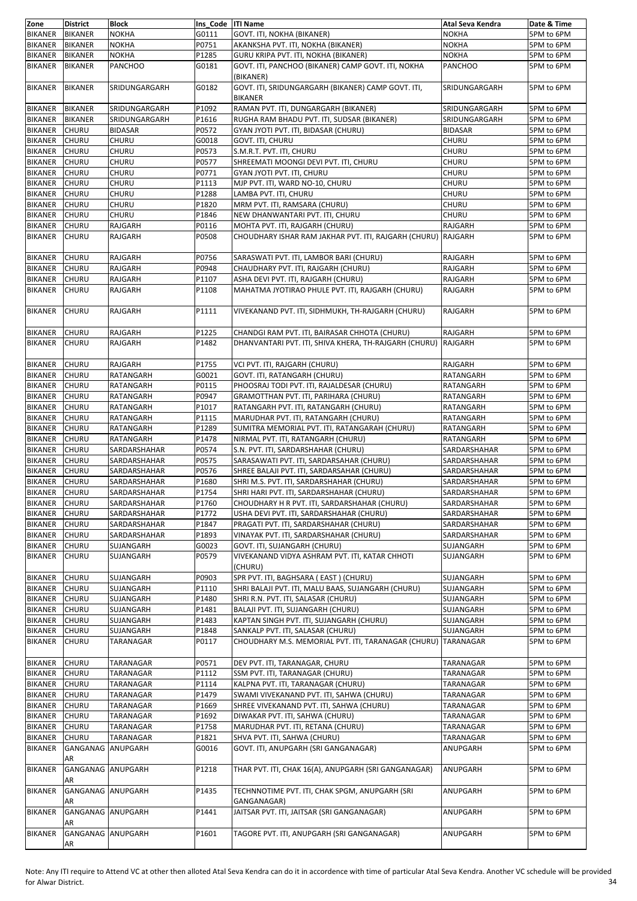| Zone | District | Block | Ins_Code | ITI Name | Atal Seva Kendra | Date & Time |
|---|---|---|---|---|---|---|
| BIKANER | BIKANER | NOKHA | G0111 | GOVT. ITI, NOKHA (BIKANER) | NOKHA | 5PM to 6PM |
| BIKANER | BIKANER | NOKHA | P0751 | AKANKSHA PVT. ITI, NOKHA (BIKANER) | NOKHA | 5PM to 6PM |
| BIKANER | BIKANER | NOKHA | P1285 | GURU KRIPA PVT. ITI, NOKHA (BIKANER) | NOKHA | 5PM to 6PM |
| BIKANER | BIKANER | PANCHOO | G0181 | GOVT. ITI, PANCHOO (BIKANER) CAMP GOVT. ITI, NOKHA (BIKANER) | PANCHOO | 5PM to 6PM |
| BIKANER | BIKANER | SRIDUNGARGARH | G0182 | GOVT. ITI, SRIDUNGARGARH (BIKANER) CAMP GOVT. ITI, BIKANER | SRIDUNGARGARH | 5PM to 6PM |
| BIKANER | BIKANER | SRIDUNGARGARH | P1092 | RAMAN PVT. ITI, DUNGARGARH (BIKANER) | SRIDUNGARGARH | 5PM to 6PM |
| BIKANER | BIKANER | SRIDUNGARGARH | P1616 | RUGHA RAM BHADU PVT. ITI, SUDSAR (BIKANER) | SRIDUNGARGARH | 5PM to 6PM |
| BIKANER | CHURU | BIDASAR | P0572 | GYAN JYOTI PVT. ITI, BIDASAR (CHURU) | BIDASAR | 5PM to 6PM |
| BIKANER | CHURU | CHURU | G0018 | GOVT. ITI, CHURU | CHURU | 5PM to 6PM |
| BIKANER | CHURU | CHURU | P0573 | S.M.R.T. PVT. ITI, CHURU | CHURU | 5PM to 6PM |
| BIKANER | CHURU | CHURU | P0577 | SHREEMATI MOONGI DEVI PVT. ITI, CHURU | CHURU | 5PM to 6PM |
| BIKANER | CHURU | CHURU | P0771 | GYAN JYOTI PVT. ITI, CHURU | CHURU | 5PM to 6PM |
| BIKANER | CHURU | CHURU | P1113 | MJP PVT. ITI, WARD NO-10, CHURU | CHURU | 5PM to 6PM |
| BIKANER | CHURU | CHURU | P1288 | LAMBA PVT. ITI, CHURU | CHURU | 5PM to 6PM |
| BIKANER | CHURU | CHURU | P1820 | MRM PVT. ITI, RAMSARA (CHURU) | CHURU | 5PM to 6PM |
| BIKANER | CHURU | CHURU | P1846 | NEW DHANWANTARI PVT. ITI, CHURU | CHURU | 5PM to 6PM |
| BIKANER | CHURU | RAJGARH | P0116 | MOHTA PVT. ITI, RAJGARH (CHURU) | RAJGARH | 5PM to 6PM |
| BIKANER | CHURU | RAJGARH | P0508 | CHOUDHARY ISHAR RAM JAKHAR PVT. ITI, RAJGARH (CHURU) | RAJGARH | 5PM to 6PM |
| BIKANER | CHURU | RAJGARH | P0756 | SARASWATI PVT. ITI, LAMBOR BARI (CHURU) | RAJGARH | 5PM to 6PM |
| BIKANER | CHURU | RAJGARH | P0948 | CHAUDHARY PVT. ITI, RAJGARH (CHURU) | RAJGARH | 5PM to 6PM |
| BIKANER | CHURU | RAJGARH | P1107 | ASHA DEVI PVT. ITI, RAJGARH (CHURU) | RAJGARH | 5PM to 6PM |
| BIKANER | CHURU | RAJGARH | P1108 | MAHATMA JYOTIRAO PHULE PVT. ITI, RAJGARH (CHURU) | RAJGARH | 5PM to 6PM |
| BIKANER | CHURU | RAJGARH | P1111 | VIVEKANAND PVT. ITI, SIDHMUKH, TH-RAJGARH (CHURU) | RAJGARH | 5PM to 6PM |
| BIKANER | CHURU | RAJGARH | P1225 | CHANDGI RAM PVT. ITI, BAIRASAR CHHOTA (CHURU) | RAJGARH | 5PM to 6PM |
| BIKANER | CHURU | RAJGARH | P1482 | DHANVANTARI PVT. ITI, SHIVA KHERA, TH-RAJGARH (CHURU) | RAJGARH | 5PM to 6PM |
| BIKANER | CHURU | RAJGARH | P1755 | VCI PVT. ITI, RAJGARH (CHURU) | RAJGARH | 5PM to 6PM |
| BIKANER | CHURU | RATANGARH | G0021 | GOVT. ITI, RATANGARH (CHURU) | RATANGARH | 5PM to 6PM |
| BIKANER | CHURU | RATANGARH | P0115 | PHOOSRAJ TODI PVT. ITI, RAJALDESAR (CHURU) | RATANGARH | 5PM to 6PM |
| BIKANER | CHURU | RATANGARH | P0947 | GRAMOTTHAN PVT. ITI, PARIHARA (CHURU) | RATANGARH | 5PM to 6PM |
| BIKANER | CHURU | RATANGARH | P1017 | RATANGARH PVT. ITI, RATANGARH (CHURU) | RATANGARH | 5PM to 6PM |
| BIKANER | CHURU | RATANGARH | P1115 | MARUDHAR PVT. ITI, RATANGARH (CHURU) | RATANGARH | 5PM to 6PM |
| BIKANER | CHURU | RATANGARH | P1289 | SUMITRA MEMORIAL PVT. ITI, RATANGARAH (CHURU) | RATANGARH | 5PM to 6PM |
| BIKANER | CHURU | RATANGARH | P1478 | NIRMAL PVT. ITI, RATANGARH (CHURU) | RATANGARH | 5PM to 6PM |
| BIKANER | CHURU | SARDARSHAHAR | P0574 | S.N. PVT. ITI, SARDARSHAHAR (CHURU) | SARDARSHAHAR | 5PM to 6PM |
| BIKANER | CHURU | SARDARSHAHAR | P0575 | SARASAWATI PVT. ITI, SARDARSAHAR (CHURU) | SARDARSHAHAR | 5PM to 6PM |
| BIKANER | CHURU | SARDARSHAHAR | P0576 | SHREE BALAJI PVT. ITI, SARDARSAHAR (CHURU) | SARDARSHAHAR | 5PM to 6PM |
| BIKANER | CHURU | SARDARSHAHAR | P1680 | SHRI M.S. PVT. ITI, SARDARSHAHAR (CHURU) | SARDARSHAHAR | 5PM to 6PM |
| BIKANER | CHURU | SARDARSHAHAR | P1754 | SHRI HARI PVT. ITI, SARDARSHAHAR (CHURU) | SARDARSHAHAR | 5PM to 6PM |
| BIKANER | CHURU | SARDARSHAHAR | P1760 | CHOUDHARY H R PVT. ITI, SARDARSHAHAR (CHURU) | SARDARSHAHAR | 5PM to 6PM |
| BIKANER | CHURU | SARDARSHAHAR | P1772 | USHA DEVI PVT. ITI, SARDARSHAHAR (CHURU) | SARDARSHAHAR | 5PM to 6PM |
| BIKANER | CHURU | SARDARSHAHAR | P1847 | PRAGATI PVT. ITI, SARDARSHAHAR (CHURU) | SARDARSHAHAR | 5PM to 6PM |
| BIKANER | CHURU | SARDARSHAHAR | P1893 | VINAYAK PVT. ITI, SARDARSHAHAR (CHURU) | SARDARSHAHAR | 5PM to 6PM |
| BIKANER | CHURU | SUJANGARH | G0023 | GOVT. ITI, SUJANGARH (CHURU) | SUJANGARH | 5PM to 6PM |
| BIKANER | CHURU | SUJANGARH | P0579 | VIVEKANAND VIDYA ASHRAM PVT. ITI, KATAR CHHOTI (CHURU) | SUJANGARH | 5PM to 6PM |
| BIKANER | CHURU | SUJANGARH | P0903 | SPR PVT. ITI, BAGHSARA ( EAST ) (CHURU) | SUJANGARH | 5PM to 6PM |
| BIKANER | CHURU | SUJANGARH | P1110 | SHRI BALAJI PVT. ITI, MALU BAAS, SUJANGARH (CHURU) | SUJANGARH | 5PM to 6PM |
| BIKANER | CHURU | SUJANGARH | P1480 | SHRI R.N. PVT. ITI, SALASAR (CHURU) | SUJANGARH | 5PM to 6PM |
| BIKANER | CHURU | SUJANGARH | P1481 | BALAJI PVT. ITI, SUJANGARH (CHURU) | SUJANGARH | 5PM to 6PM |
| BIKANER | CHURU | SUJANGARH | P1483 | KAPTAN SINGH PVT. ITI, SUJANGARH (CHURU) | SUJANGARH | 5PM to 6PM |
| BIKANER | CHURU | SUJANGARH | P1848 | SANKALP PVT. ITI, SALASAR (CHURU) | SUJANGARH | 5PM to 6PM |
| BIKANER | CHURU | TARANAGAR | P0117 | CHOUDHARY M.S. MEMORIAL PVT. ITI, TARANAGAR (CHURU) | TARANAGAR | 5PM to 6PM |
| BIKANER | CHURU | TARANAGAR | P0571 | DEV PVT. ITI, TARANAGAR, CHURU | TARANAGAR | 5PM to 6PM |
| BIKANER | CHURU | TARANAGAR | P1112 | SSM PVT. ITI, TARANAGAR (CHURU) | TARANAGAR | 5PM to 6PM |
| BIKANER | CHURU | TARANAGAR | P1114 | KALPNA PVT. ITI, TARANAGAR (CHURU) | TARANAGAR | 5PM to 6PM |
| BIKANER | CHURU | TARANAGAR | P1479 | SWAMI VIVEKANAND PVT. ITI, SAHWA (CHURU) | TARANAGAR | 5PM to 6PM |
| BIKANER | CHURU | TARANAGAR | P1669 | SHREE VIVEKANAND PVT. ITI, SAHWA (CHURU) | TARANAGAR | 5PM to 6PM |
| BIKANER | CHURU | TARANAGAR | P1692 | DIWAKAR PVT. ITI, SAHWA (CHURU) | TARANAGAR | 5PM to 6PM |
| BIKANER | CHURU | TARANAGAR | P1758 | MARUDHAR PVT. ITI, RETANA (CHURU) | TARANAGAR | 5PM to 6PM |
| BIKANER | CHURU | TARANAGAR | P1821 | SHVA PVT. ITI, SAHWA (CHURU) | TARANAGAR | 5PM to 6PM |
| BIKANER | GANGANAGAR | ANUPGARH | G0016 | GOVT. ITI, ANUPGARH (SRI GANGANAGAR) | ANUPGARH | 5PM to 6PM |
| BIKANER | GANGANAGAR | ANUPGARH | P1218 | THAR PVT. ITI, CHAK 16(A), ANUPGARH (SRI GANGANAGAR) | ANUPGARH | 5PM to 6PM |
| BIKANER | GANGANAGAR | ANUPGARH | P1435 | TECHNNOTIME PVT. ITI, CHAK SPGM, ANUPGARH (SRI GANGANAGAR) | ANUPGARH | 5PM to 6PM |
| BIKANER | GANGANAGAR | ANUPGARH | P1441 | JAITSAR PVT. ITI, JAITSAR (SRI GANGANAGAR) | ANUPGARH | 5PM to 6PM |
| BIKANER | GANGANAGAR | ANUPGARH | P1601 | TAGORE PVT. ITI, ANUPGARH (SRI GANGANAGAR) | ANUPGARH | 5PM to 6PM |

Note: Any ITI require to Attend VC at other then alloted Atal Seva Kendra can do it in accordence with time of particular Atal Seva Kendra. Another VC schedule will be provided for Alwar District.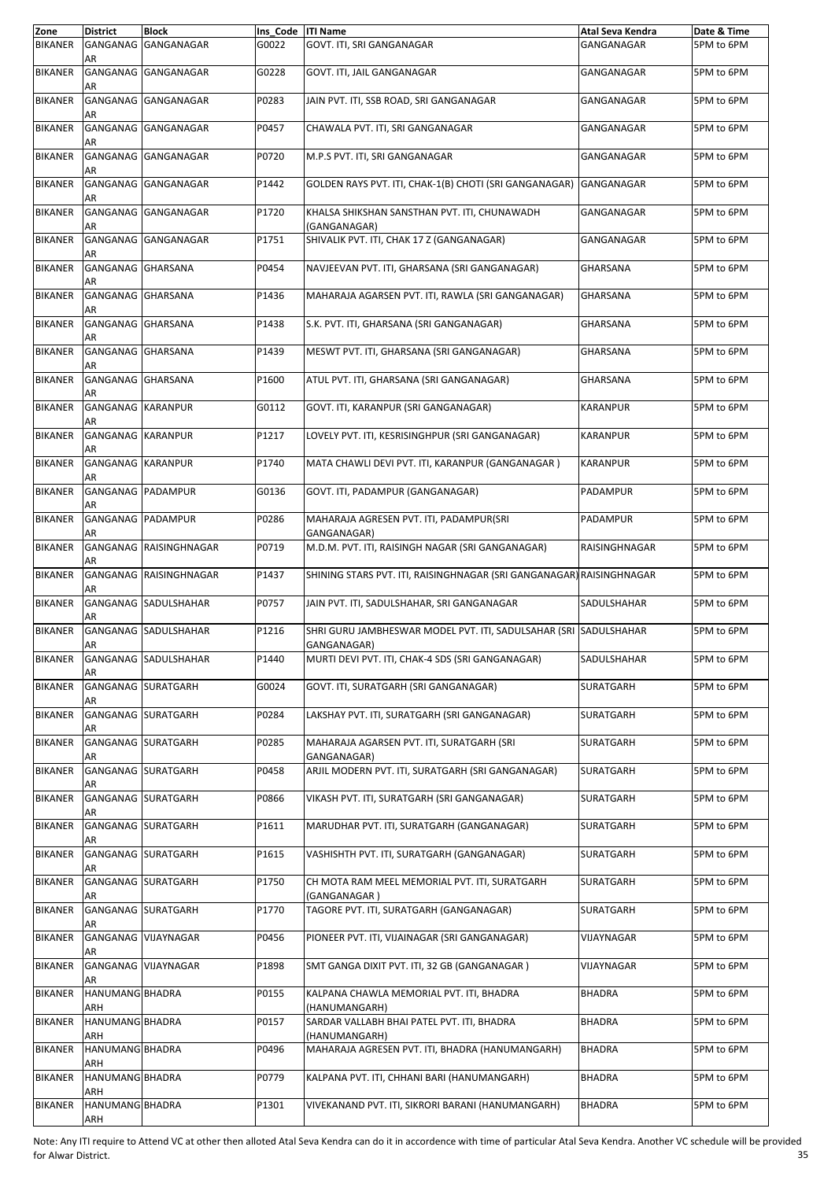| Zone | District | Block | Ins_Code | ITI Name | Atal Seva Kendra | Date & Time |
|---|---|---|---|---|---|---|
| BIKANER | GANGANAGAR | GANGANAGAR | G0022 | GOVT. ITI, SRI GANGANAGAR | GANGANAGAR | 5PM to 6PM |
| BIKANER | GANGANAGAR | GANGANAGAR | G0228 | GOVT. ITI, JAIL GANGANAGAR | GANGANAGAR | 5PM to 6PM |
| BIKANER | GANGANAGAR | GANGANAGAR | P0283 | JAIN PVT. ITI, SSB ROAD, SRI GANGANAGAR | GANGANAGAR | 5PM to 6PM |
| BIKANER | GANGANAGAR | GANGANAGAR | P0457 | CHAWALA PVT. ITI, SRI GANGANAGAR | GANGANAGAR | 5PM to 6PM |
| BIKANER | GANGANAGAR | GANGANAGAR | P0720 | M.P.S PVT. ITI, SRI GANGANAGAR | GANGANAGAR | 5PM to 6PM |
| BIKANER | GANGANAGAR | GANGANAGAR | P1442 | GOLDEN RAYS PVT. ITI, CHAK-1(B) CHOTI (SRI GANGANAGAR) | GANGANAGAR | 5PM to 6PM |
| BIKANER | GANGANAGAR | GANGANAGAR | P1720 | KHALSA SHIKSHAN SANSTHAN PVT. ITI, CHUNAWADH (GANGANAGAR) | GANGANAGAR | 5PM to 6PM |
| BIKANER | GANGANAGAR | GANGANAGAR | P1751 | SHIVALIK PVT. ITI, CHAK 17 Z (GANGANAGAR) | GANGANAGAR | 5PM to 6PM |
| BIKANER | GANGANAGAR | GHARSANA | P0454 | NAVJEEVAN PVT. ITI, GHARSANA (SRI GANGANAGAR) | GHARSANA | 5PM to 6PM |
| BIKANER | GANGANAGAR | GHARSANA | P1436 | MAHARAJA AGARSEN PVT. ITI, RAWLA (SRI GANGANAGAR) | GHARSANA | 5PM to 6PM |
| BIKANER | GANGANAGAR | GHARSANA | P1438 | S.K. PVT. ITI, GHARSANA (SRI GANGANAGAR) | GHARSANA | 5PM to 6PM |
| BIKANER | GANGANAGAR | GHARSANA | P1439 | MESWT PVT. ITI, GHARSANA (SRI GANGANAGAR) | GHARSANA | 5PM to 6PM |
| BIKANER | GANGANAGAR | GHARSANA | P1600 | ATUL PVT. ITI, GHARSANA (SRI GANGANAGAR) | GHARSANA | 5PM to 6PM |
| BIKANER | GANGANAGAR | KARANPUR | G0112 | GOVT. ITI, KARANPUR (SRI GANGANAGAR) | KARANPUR | 5PM to 6PM |
| BIKANER | GANGANAGAR | KARANPUR | P1217 | LOVELY PVT. ITI, KESRISINGHPUR (SRI GANGANAGAR) | KARANPUR | 5PM to 6PM |
| BIKANER | GANGANAGAR | KARANPUR | P1740 | MATA CHAWLI DEVI PVT. ITI, KARANPUR (GANGANAGAR ) | KARANPUR | 5PM to 6PM |
| BIKANER | GANGANAGAR | PADAMPUR | G0136 | GOVT. ITI, PADAMPUR (GANGANAGAR) | PADAMPUR | 5PM to 6PM |
| BIKANER | GANGANAGAR | PADAMPUR | P0286 | MAHARAJA AGRESEN PVT. ITI, PADAMPUR(SRI GANGANAGAR) | PADAMPUR | 5PM to 6PM |
| BIKANER | GANGANAGAR | RAISINGHNAGAR | P0719 | M.D.M. PVT. ITI, RAISINGH NAGAR (SRI GANGANAGAR) | RAISINGHNAGAR | 5PM to 6PM |
| BIKANER | GANGANAGAR | RAISINGHNAGAR | P1437 | SHINING STARS PVT. ITI, RAISINGHNAGAR (SRI GANGANAGAR) | RAISINGHNAGAR | 5PM to 6PM |
| BIKANER | GANGANAGAR | SADULSHAHAR | P0757 | JAIN PVT. ITI, SADULSHAHAR, SRI GANGANAGAR | SADULSHAHAR | 5PM to 6PM |
| BIKANER | GANGANAGAR | SADULSHAHAR | P1216 | SHRI GURU JAMBHESWAR MODEL PVT. ITI, SADULSAHAR (SRI GANGANAGAR) | SADULSHAHAR | 5PM to 6PM |
| BIKANER | GANGANAGAR | SADULSHAHAR | P1440 | MURTI DEVI PVT. ITI, CHAK-4 SDS (SRI GANGANAGAR) | SADULSHAHAR | 5PM to 6PM |
| BIKANER | GANGANAGAR | SURATGARH | G0024 | GOVT. ITI, SURATGARH (SRI GANGANAGAR) | SURATGARH | 5PM to 6PM |
| BIKANER | GANGANAGAR | SURATGARH | P0284 | LAKSHAY PVT. ITI, SURATGARH (SRI GANGANAGAR) | SURATGARH | 5PM to 6PM |
| BIKANER | GANGANAGAR | SURATGARH | P0285 | MAHARAJA AGARSEN PVT. ITI, SURATGARH (SRI GANGANAGAR) | SURATGARH | 5PM to 6PM |
| BIKANER | GANGANAGAR | SURATGARH | P0458 | ARJIL MODERN PVT. ITI, SURATGARH (SRI GANGANAGAR) | SURATGARH | 5PM to 6PM |
| BIKANER | GANGANAGAR | SURATGARH | P0866 | VIKASH PVT. ITI, SURATGARH (SRI GANGANAGAR) | SURATGARH | 5PM to 6PM |
| BIKANER | GANGANAGAR | SURATGARH | P1611 | MARUDHAR PVT. ITI, SURATGARH (GANGANAGAR) | SURATGARH | 5PM to 6PM |
| BIKANER | GANGANAGAR | SURATGARH | P1615 | VASHISHTH PVT. ITI, SURATGARH (GANGANAGAR) | SURATGARH | 5PM to 6PM |
| BIKANER | GANGANAGAR | SURATGARH | P1750 | CH MOTA RAM MEEL MEMORIAL PVT. ITI, SURATGARH (GANGANAGAR ) | SURATGARH | 5PM to 6PM |
| BIKANER | GANGANAGAR | SURATGARH | P1770 | TAGORE PVT. ITI, SURATGARH (GANGANAGAR) | SURATGARH | 5PM to 6PM |
| BIKANER | GANGANAGAR | VIJAYNAGAR | P0456 | PIONEER PVT. ITI, VIJAINAGAR (SRI GANGANAGAR) | VIJAYNAGAR | 5PM to 6PM |
| BIKANER | GANGANAGAR | VIJAYNAGAR | P1898 | SMT GANGA DIXIT PVT. ITI, 32 GB (GANGANAGAR ) | VIJAYNAGAR | 5PM to 6PM |
| BIKANER | HANUMANGARH | BHADRA | P0155 | KALPANA CHAWLA MEMORIAL PVT. ITI, BHADRA (HANUMANGARH) | BHADRA | 5PM to 6PM |
| BIKANER | HANUMANGARH | BHADRA | P0157 | SARDAR VALLABH BHAI PATEL PVT. ITI, BHADRA (HANUMANGARH) | BHADRA | 5PM to 6PM |
| BIKANER | HANUMANGARH | BHADRA | P0496 | MAHARAJA AGRESEN PVT. ITI, BHADRA (HANUMANGARH) | BHADRA | 5PM to 6PM |
| BIKANER | HANUMANGARH | BHADRA | P0779 | KALPANA PVT. ITI, CHHANI BARI (HANUMANGARH) | BHADRA | 5PM to 6PM |
| BIKANER | HANUMANGARH | BHADRA | P1301 | VIVEKANAND PVT. ITI, SIKRORI BARANI (HANUMANGARH) | BHADRA | 5PM to 6PM |

Note: Any ITI require to Attend VC at other then alloted Atal Seva Kendra can do it in accordence with time of particular Atal Seva Kendra. Another VC schedule will be provided for Alwar District.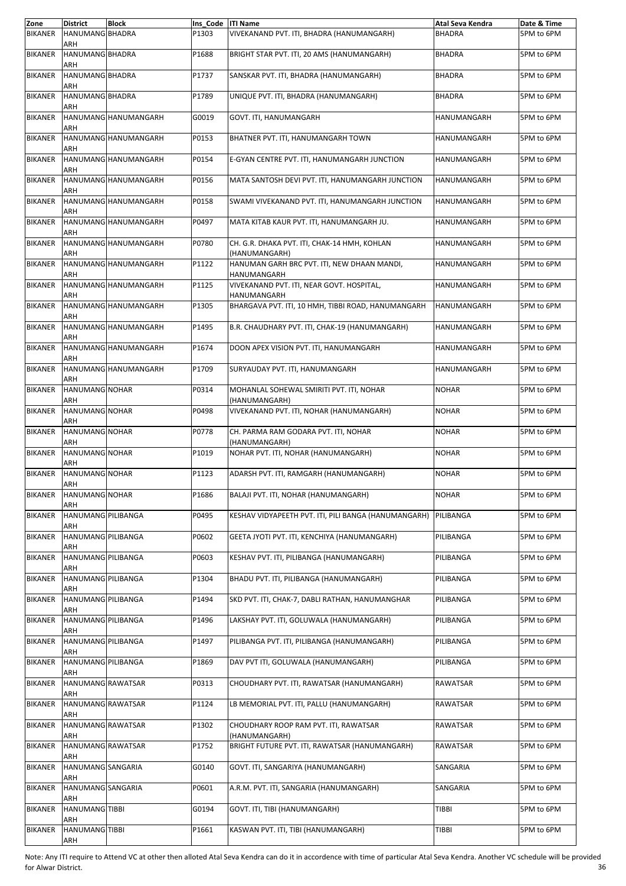| Zone | District | Block | Ins_Code | ITI Name | Atal Seva Kendra | Date & Time |
|---|---|---|---|---|---|---|
| BIKANER | HANUMANGARH | BHADRA | P1303 | VIVEKANAND PVT. ITI, BHADRA (HANUMANGARH) | BHADRA | 5PM to 6PM |
| BIKANER | HANUMANGARH | BHADRA | P1688 | BRIGHT STAR PVT. ITI, 20 AMS (HANUMANGARH) | BHADRA | 5PM to 6PM |
| BIKANER | HANUMANGARH | BHADRA | P1737 | SANSKAR PVT. ITI, BHADRA (HANUMANGARH) | BHADRA | 5PM to 6PM |
| BIKANER | HANUMANGARH | BHADRA | P1789 | UNIQUE PVT. ITI, BHADRA (HANUMANGARH) | BHADRA | 5PM to 6PM |
| BIKANER | HANUMANGARH | HANUMANGARH | G0019 | GOVT. ITI, HANUMANGARH | HANUMANGARH | 5PM to 6PM |
| BIKANER | HANUMANGARH | HANUMANGARH | P0153 | BHATNER PVT. ITI, HANUMANGARH TOWN | HANUMANGARH | 5PM to 6PM |
| BIKANER | HANUMANGARH | HANUMANGARH | P0154 | E-GYAN CENTRE PVT. ITI, HANUMANGARH JUNCTION | HANUMANGARH | 5PM to 6PM |
| BIKANER | HANUMANGARH | HANUMANGARH | P0156 | MATA SANTOSH DEVI PVT. ITI, HANUMANGARH JUNCTION | HANUMANGARH | 5PM to 6PM |
| BIKANER | HANUMANGARH | HANUMANGARH | P0158 | SWAMI VIVEKANAND PVT. ITI, HANUMANGARH JUNCTION | HANUMANGARH | 5PM to 6PM |
| BIKANER | HANUMANGARH | HANUMANGARH | P0497 | MATA KITAB KAUR PVT. ITI, HANUMANGARH JU. | HANUMANGARH | 5PM to 6PM |
| BIKANER | HANUMANGARH | HANUMANGARH | P0780 | CH. G.R. DHAKA PVT. ITI, CHAK-14 HMH, KOHLAN (HANUMANGARH) | HANUMANGARH | 5PM to 6PM |
| BIKANER | HANUMANGARH | HANUMANGARH | P1122 | HANUMAN GARH BRC PVT. ITI, NEW DHAAN MANDI, HANUMANGARH | HANUMANGARH | 5PM to 6PM |
| BIKANER | HANUMANGARH | HANUMANGARH | P1125 | VIVEKANAND PVT. ITI, NEAR GOVT. HOSPITAL, HANUMANGARH | HANUMANGARH | 5PM to 6PM |
| BIKANER | HANUMANGARH | HANUMANGARH | P1305 | BHARGAVA PVT. ITI, 10 HMH, TIBBI ROAD, HANUMANGARH | HANUMANGARH | 5PM to 6PM |
| BIKANER | HANUMANGARH | HANUMANGARH | P1495 | B.R. CHAUDHARY PVT. ITI, CHAK-19 (HANUMANGARH) | HANUMANGARH | 5PM to 6PM |
| BIKANER | HANUMANGARH | HANUMANGARH | P1674 | DOON APEX VISION PVT. ITI, HANUMANGARH | HANUMANGARH | 5PM to 6PM |
| BIKANER | HANUMANGARH | HANUMANGARH | P1709 | SURYAUDAY PVT. ITI, HANUMANGARH | HANUMANGARH | 5PM to 6PM |
| BIKANER | HANUMANGARH | NOHAR | P0314 | MOHANLAL SOHEWAL SMIRITI PVT. ITI, NOHAR (HANUMANGARH) | NOHAR | 5PM to 6PM |
| BIKANER | HANUMANGARH | NOHAR | P0498 | VIVEKANAND PVT. ITI, NOHAR (HANUMANGARH) | NOHAR | 5PM to 6PM |
| BIKANER | HANUMANGARH | NOHAR | P0778 | CH. PARMA RAM GODARA PVT. ITI, NOHAR (HANUMANGARH) | NOHAR | 5PM to 6PM |
| BIKANER | HANUMANGARH | NOHAR | P1019 | NOHAR PVT. ITI, NOHAR (HANUMANGARH) | NOHAR | 5PM to 6PM |
| BIKANER | HANUMANGARH | NOHAR | P1123 | ADARSH PVT. ITI, RAMGARH (HANUMANGARH) | NOHAR | 5PM to 6PM |
| BIKANER | HANUMANGARH | NOHAR | P1686 | BALAJI PVT. ITI, NOHAR (HANUMANGARH) | NOHAR | 5PM to 6PM |
| BIKANER | HANUMANGARH | PILIBANGA | P0495 | KESHAV VIDYAPEETH PVT. ITI, PILI BANGA (HANUMANGARH) | PILIBANGA | 5PM to 6PM |
| BIKANER | HANUMANGARH | PILIBANGA | P0602 | GEETA JYOTI PVT. ITI, KENCHIYA (HANUMANGARH) | PILIBANGA | 5PM to 6PM |
| BIKANER | HANUMANGARH | PILIBANGA | P0603 | KESHAV PVT. ITI, PILIBANGA (HANUMANGARH) | PILIBANGA | 5PM to 6PM |
| BIKANER | HANUMANGARH | PILIBANGA | P1304 | BHADU PVT. ITI, PILIBANGA (HANUMANGARH) | PILIBANGA | 5PM to 6PM |
| BIKANER | HANUMANGARH | PILIBANGA | P1494 | SKD PVT. ITI, CHAK-7, DABLI RATHAN, HANUMANGHAR | PILIBANGA | 5PM to 6PM |
| BIKANER | HANUMANGARH | PILIBANGA | P1496 | LAKSHAY PVT. ITI, GOLUWALA (HANUMANGARH) | PILIBANGA | 5PM to 6PM |
| BIKANER | HANUMANGARH | PILIBANGA | P1497 | PILIBANGA PVT. ITI, PILIBANGA (HANUMANGARH) | PILIBANGA | 5PM to 6PM |
| BIKANER | HANUMANGARH | PILIBANGA | P1869 | DAV PVT ITI, GOLUWALA (HANUMANGARH) | PILIBANGA | 5PM to 6PM |
| BIKANER | HANUMANGARH | RAWATSAR | P0313 | CHOUDHARY PVT. ITI, RAWATSAR (HANUMANGARH) | RAWATSAR | 5PM to 6PM |
| BIKANER | HANUMANGARH | RAWATSAR | P1124 | LB MEMORIAL PVT. ITI, PALLU (HANUMANGARH) | RAWATSAR | 5PM to 6PM |
| BIKANER | HANUMANGARH | RAWATSAR | P1302 | CHOUDHARY ROOP RAM PVT. ITI, RAWATSAR (HANUMANGARH) | RAWATSAR | 5PM to 6PM |
| BIKANER | HANUMANGARH | RAWATSAR | P1752 | BRIGHT FUTURE PVT. ITI, RAWATSAR (HANUMANGARH) | RAWATSAR | 5PM to 6PM |
| BIKANER | HANUMANGARH | SANGARIA | G0140 | GOVT. ITI, SANGARIYA (HANUMANGARH) | SANGARIA | 5PM to 6PM |
| BIKANER | HANUMANGARH | SANGARIA | P0601 | A.R.M. PVT. ITI, SANGARIA (HANUMANGARH) | SANGARIA | 5PM to 6PM |
| BIKANER | HANUMANGARH | TIBBI | G0194 | GOVT. ITI, TIBI (HANUMANGARH) | TIBBI | 5PM to 6PM |
| BIKANER | HANUMANGARH | TIBBI | P1661 | KASWAN PVT. ITI, TIBI (HANUMANGARH) | TIBBI | 5PM to 6PM |

Note: Any ITI require to Attend VC at other then alloted Atal Seva Kendra can do it in accordence with time of particular Atal Seva Kendra. Another VC schedule will be provided for Alwar District.